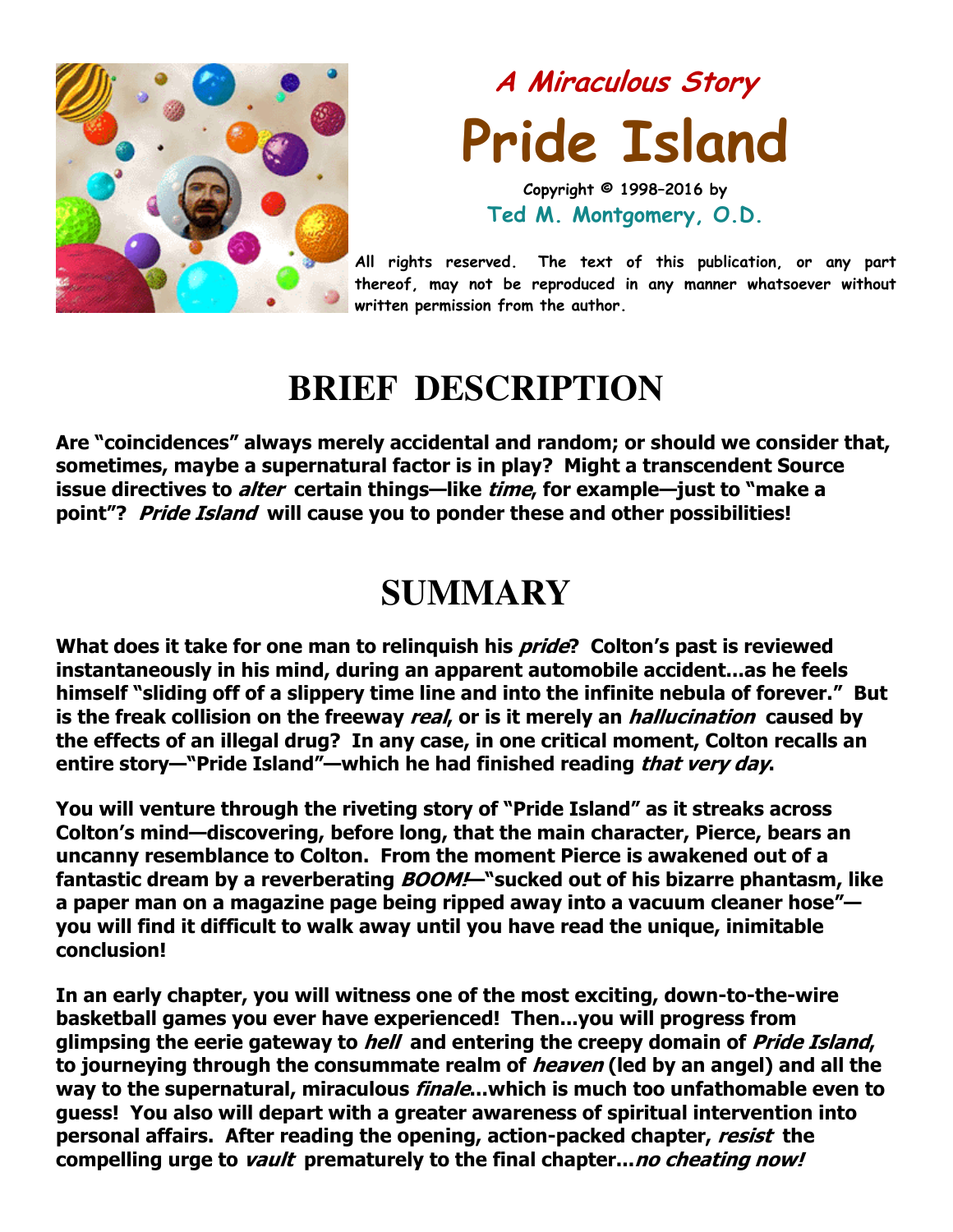*A Miraculous Story*

# Pride Island

Copyright © 1998–2016 by

Ted M. Montgomery, O.D.

All rights reserved. The text of this publication, or any part thereof, may not be reproduced in any manner whatsoever without written permission from the author.

## BRIEF DESCRIPTION

**Are "coincidences" always merely accidental and random; or should we consider that, sometimes, maybe a supernatural factor is in play? Might a transcendent Source issue directives to *alter* certain things—like *time*, for example—just to "make a point"? *Pride Island* will cause you to ponder these and other possibilities!**

## SUMMARY

**What does it take for one man to relinquish his *pride*? Colton's past is reviewed instantaneously in his mind, during an apparent automobile accident...as he feels himself "sliding off of a slippery time line and into the infinite nebula of forever." But is the freak collision on the freeway *real*, or is it merely an *hallucination* caused by the effects of an illegal drug? In any case, in one critical moment, Colton recalls an entire story—"Pride Island"—which he had finished reading *that very day*.**

**You will venture through the riveting story of "Pride Island" as it streaks across Colton's mind—discovering, before long, that the main character, Pierce, bears an uncanny resemblance to Colton. From the moment Pierce is awakened out of a fantastic dream by a reverberating *BOOM!*—"sucked out of his bizarre phantasm, like a paper man on a magazine page being ripped away into a vacuum cleaner hose"—you will find it difficult to walk away until you have read the unique, inimitable conclusion!**

**In an early chapter, you will witness one of the most exciting, down-to-the-wire basketball games you ever have experienced! Then...you will progress from glimpsing the eerie gateway to *hell* and entering the creepy domain of *Pride Island*, to journeying through the consummate realm of *heaven* (led by an angel) and all the way to the supernatural, miraculous *finale*...which is much too unfathomable even to guess! You also will depart with a greater awareness of spiritual intervention into personal affairs. After reading the opening, action-packed chapter, *resist* the compelling urge to *vault* prematurely to the final chapter...*no cheating now!***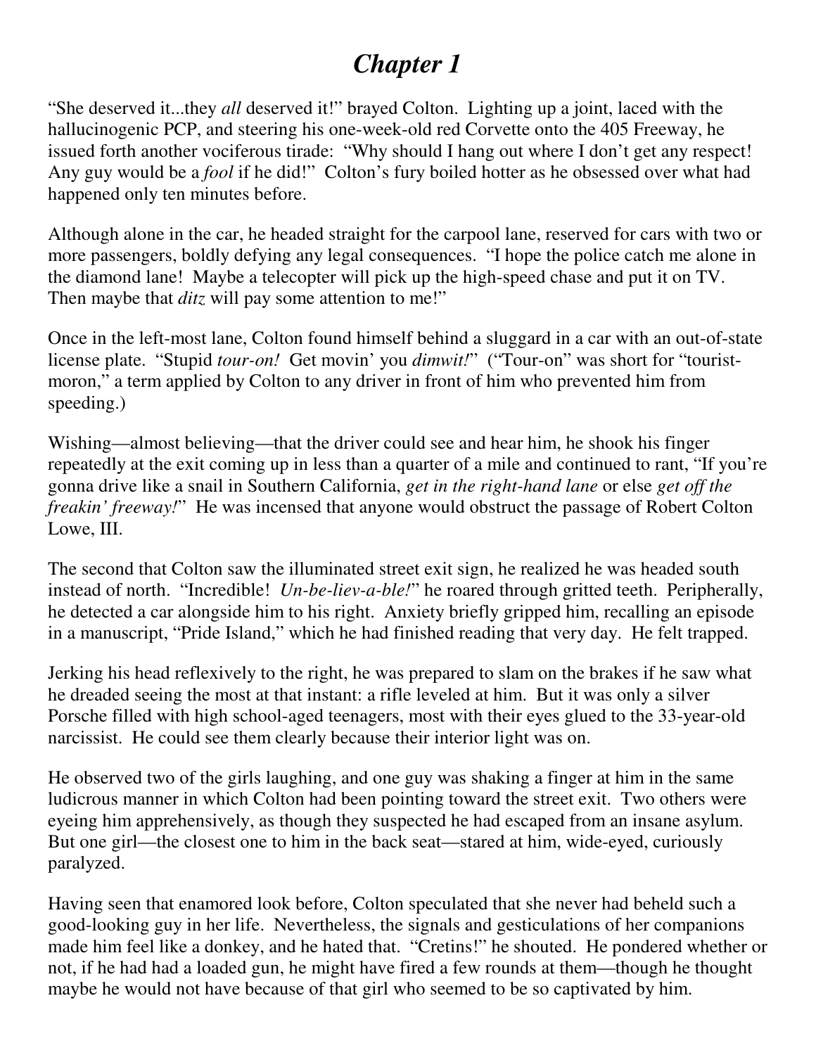# *Chapter 1*

"She deserved it...they *all* deserved it!" brayed Colton. Lighting up a joint, laced with the hallucinogenic PCP, and steering his one-week-old red Corvette onto the 405 Freeway, he issued forth another vociferous tirade: "Why should I hang out where I don't get any respect! Any guy would be a *fool* if he did!" Colton's fury boiled hotter as he obsessed over what had happened only ten minutes before.

Although alone in the car, he headed straight for the carpool lane, reserved for cars with two or more passengers, boldly defying any legal consequences. "I hope the police catch me alone in the diamond lane! Maybe a telecopter will pick up the high-speed chase and put it on TV. Then maybe that *ditz* will pay some attention to me!"

Once in the left-most lane, Colton found himself behind a sluggard in a car with an out-of-state license plate. "Stupid *tour-on!* Get movin' you *dimwit!*" ("Tour-on" was short for "tourist-moron," a term applied by Colton to any driver in front of him who prevented him from speeding.)

Wishing—almost believing—that the driver could see and hear him, he shook his finger repeatedly at the exit coming up in less than a quarter of a mile and continued to rant, "If you're gonna drive like a snail in Southern California, *get in the right-hand lane* or else *get off the freakin' freeway!*" He was incensed that anyone would obstruct the passage of Robert Colton Lowe, III.

The second that Colton saw the illuminated street exit sign, he realized he was headed south instead of north. "Incredible! *Un-be-liev-a-ble!*" he roared through gritted teeth. Peripherally, he detected a car alongside him to his right. Anxiety briefly gripped him, recalling an episode in a manuscript, "Pride Island," which he had finished reading that very day. He felt trapped.

Jerking his head reflexively to the right, he was prepared to slam on the brakes if he saw what he dreaded seeing the most at that instant: a rifle leveled at him. But it was only a silver Porsche filled with high school-aged teenagers, most with their eyes glued to the 33-year-old narcissist. He could see them clearly because their interior light was on.

He observed two of the girls laughing, and one guy was shaking a finger at him in the same ludicrous manner in which Colton had been pointing toward the street exit. Two others were eyeing him apprehensively, as though they suspected he had escaped from an insane asylum. But one girl—the closest one to him in the back seat—stared at him, wide-eyed, curiously paralyzed.

Having seen that enamored look before, Colton speculated that she never had beheld such a good-looking guy in her life. Nevertheless, the signals and gesticulations of her companions made him feel like a donkey, and he hated that. "Cretins!" he shouted. He pondered whether or not, if he had had a loaded gun, he might have fired a few rounds at them—though he thought maybe he would not have because of that girl who seemed to be so captivated by him.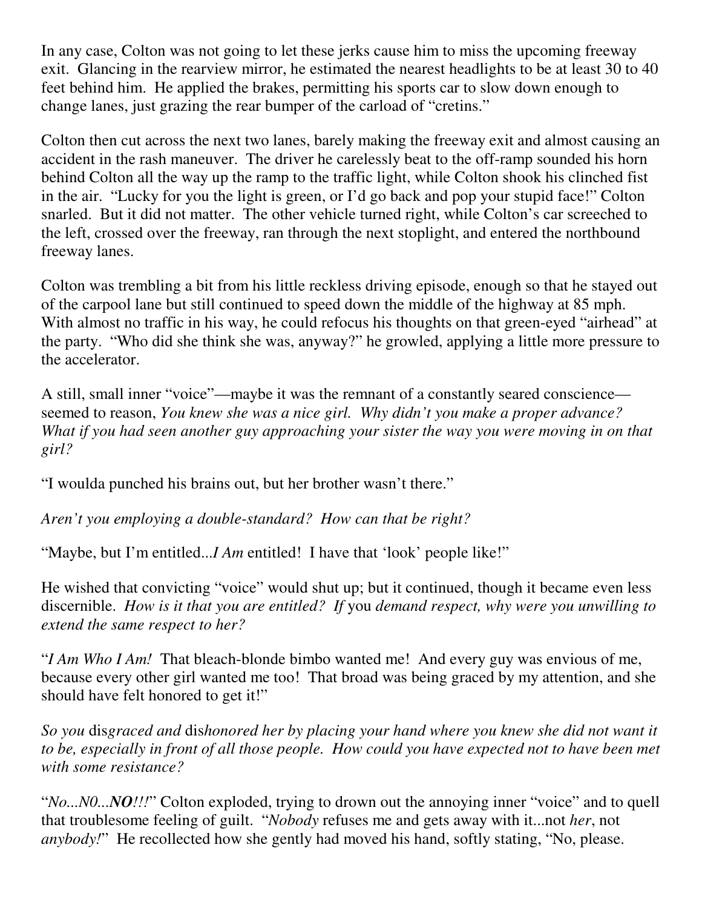In any case, Colton was not going to let these jerks cause him to miss the upcoming freeway exit. Glancing in the rearview mirror, he estimated the nearest headlights to be at least 30 to 40 feet behind him. He applied the brakes, permitting his sports car to slow down enough to change lanes, just grazing the rear bumper of the carload of "cretins."

Colton then cut across the next two lanes, barely making the freeway exit and almost causing an accident in the rash maneuver. The driver he carelessly beat to the off-ramp sounded his horn behind Colton all the way up the ramp to the traffic light, while Colton shook his clinched fist in the air. "Lucky for you the light is green, or I'd go back and pop your stupid face!" Colton snarled. But it did not matter. The other vehicle turned right, while Colton's car screeched to the left, crossed over the freeway, ran through the next stoplight, and entered the northbound freeway lanes.

Colton was trembling a bit from his little reckless driving episode, enough so that he stayed out of the carpool lane but still continued to speed down the middle of the highway at 85 mph. With almost no traffic in his way, he could refocus his thoughts on that green-eyed "airhead" at the party. "Who did she think she was, anyway?" he growled, applying a little more pressure to the accelerator.

A still, small inner "voice"—maybe it was the remnant of a constantly seared conscience—seemed to reason, *You knew she was a nice girl. Why didn't you make a proper advance? What if you had seen another guy approaching your sister the way you were moving in on that girl?*

"I woulda punched his brains out, but her brother wasn't there."

*Aren't you employing a double-standard? How can that be right?*

"Maybe, but I'm entitled...*I Am* entitled! I have that 'look' people like!"

He wished that convicting "voice" would shut up; but it continued, though it became even less discernible. *How is it that you are entitled? If* you *demand respect, why were you unwilling to extend the same respect to her?*

"*I Am Who I Am!* That bleach-blonde bimbo wanted me! And every guy was envious of me, because every other girl wanted me too! That broad was being graced by my attention, and she should have felt honored to get it!"

*So you* dis*graced and* dis*honored her by placing your hand where you knew she did not want it to be, especially in front of all those people. How could you have expected not to have been met with some resistance?*

"*No...N0...**NO**!!!*" Colton exploded, trying to drown out the annoying inner "voice" and to quell that troublesome feeling of guilt. "*Nobody* refuses me and gets away with it...not *her*, not *anybody!*" He recollected how she gently had moved his hand, softly stating, "No, please.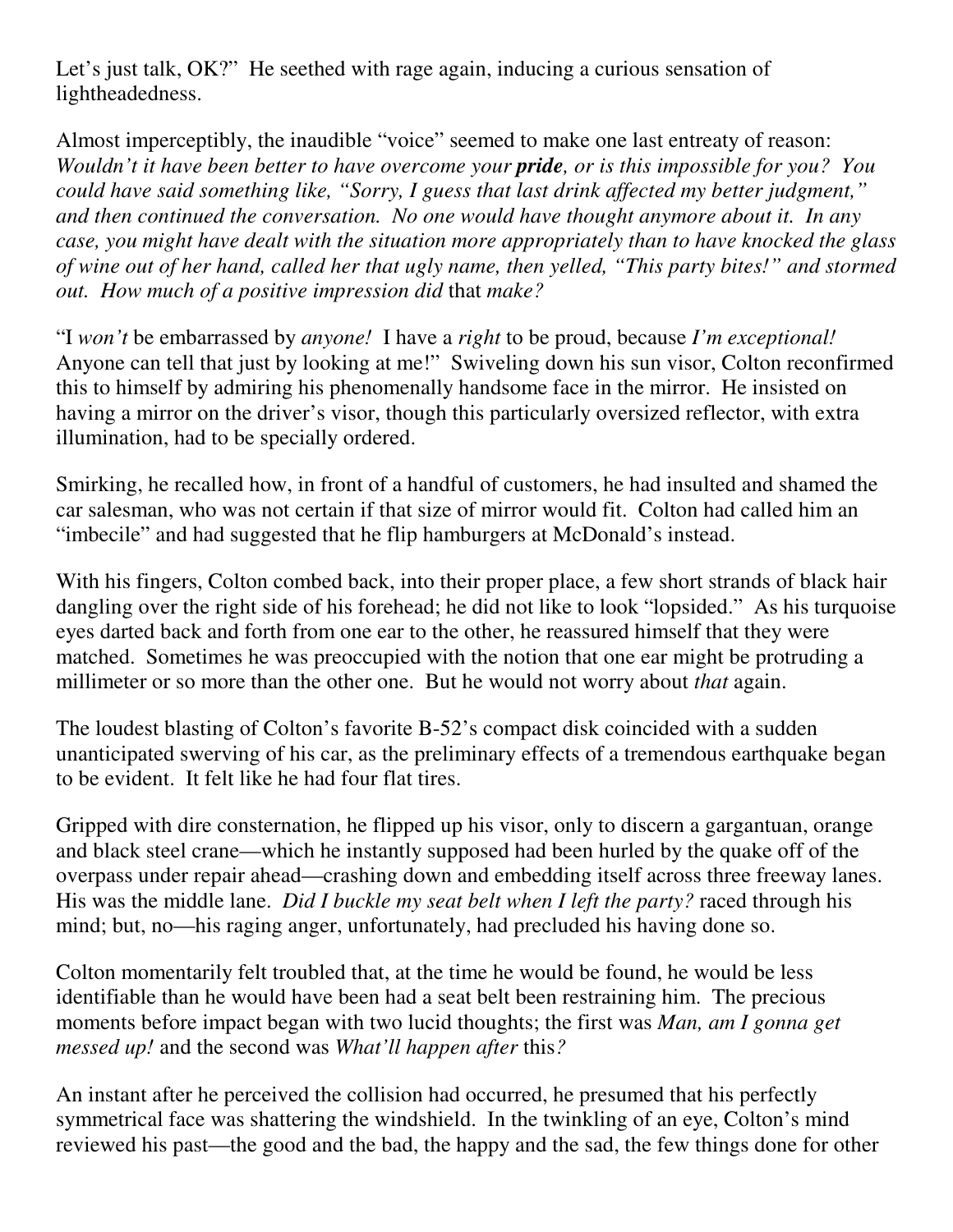Let's just talk, OK?" He seethed with rage again, inducing a curious sensation of lightheadedness.

Almost imperceptibly, the inaudible "voice" seemed to make one last entreaty of reason: *Wouldn't it have been better to have overcome your **pride**, or is this impossible for you? You could have said something like, "Sorry, I guess that last drink affected my better judgment," and then continued the conversation. No one would have thought anymore about it. In any case, you might have dealt with the situation more appropriately than to have knocked the glass of wine out of her hand, called her that ugly name, then yelled, "This party bites!" and stormed out. How much of a positive impression did* that *make?*

"I *won't* be embarrassed by *anyone!* I have a *right* to be proud, because *I'm exceptional!* Anyone can tell that just by looking at me!" Swiveling down his sun visor, Colton reconfirmed this to himself by admiring his phenomenally handsome face in the mirror. He insisted on having a mirror on the driver's visor, though this particularly oversized reflector, with extra illumination, had to be specially ordered.

Smirking, he recalled how, in front of a handful of customers, he had insulted and shamed the car salesman, who was not certain if that size of mirror would fit. Colton had called him an "imbecile" and had suggested that he flip hamburgers at McDonald's instead.

With his fingers, Colton combed back, into their proper place, a few short strands of black hair dangling over the right side of his forehead; he did not like to look "lopsided." As his turquoise eyes darted back and forth from one ear to the other, he reassured himself that they were matched. Sometimes he was preoccupied with the notion that one ear might be protruding a millimeter or so more than the other one. But he would not worry about *that* again.

The loudest blasting of Colton's favorite B-52's compact disk coincided with a sudden unanticipated swerving of his car, as the preliminary effects of a tremendous earthquake began to be evident. It felt like he had four flat tires.

Gripped with dire consternation, he flipped up his visor, only to discern a gargantuan, orange and black steel crane—which he instantly supposed had been hurled by the quake off of the overpass under repair ahead—crashing down and embedding itself across three freeway lanes. His was the middle lane. *Did I buckle my seat belt when I left the party?* raced through his mind; but, no—his raging anger, unfortunately, had precluded his having done so.

Colton momentarily felt troubled that, at the time he would be found, he would be less identifiable than he would have been had a seat belt been restraining him. The precious moments before impact began with two lucid thoughts; the first was *Man, am I gonna get messed up!* and the second was *What'll happen after* this*?*

An instant after he perceived the collision had occurred, he presumed that his perfectly symmetrical face was shattering the windshield. In the twinkling of an eye, Colton's mind reviewed his past—the good and the bad, the happy and the sad, the few things done for other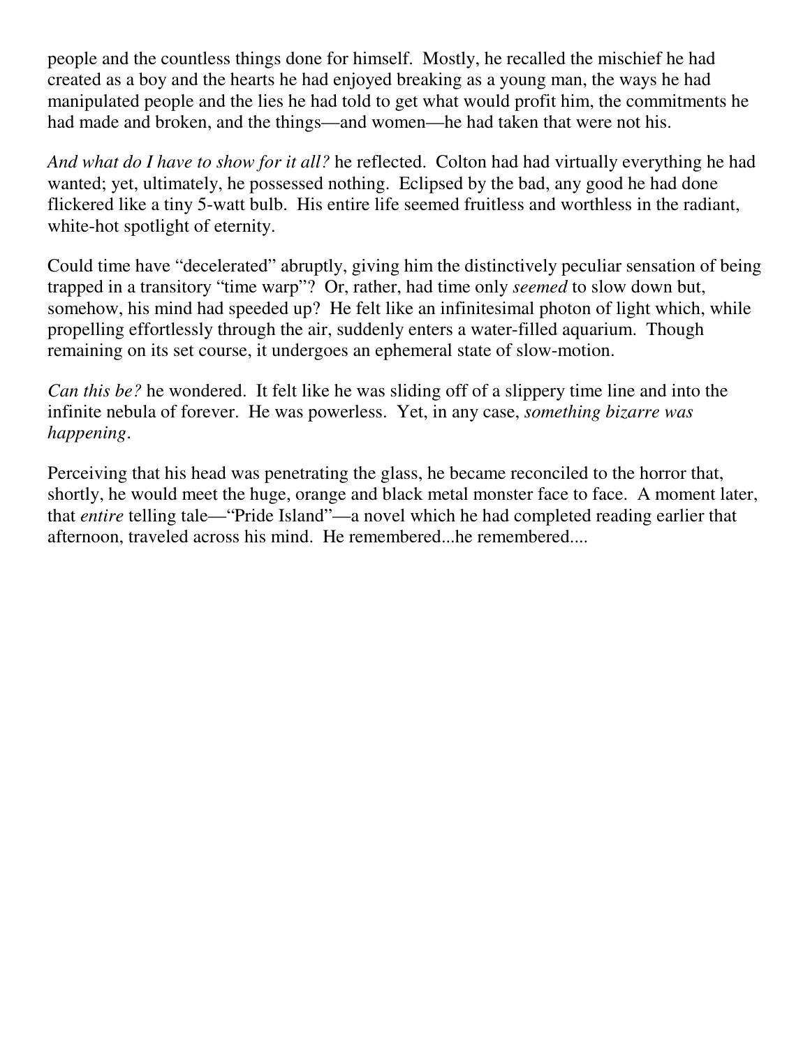people and the countless things done for himself. Mostly, he recalled the mischief he had created as a boy and the hearts he had enjoyed breaking as a young man, the ways he had manipulated people and the lies he had told to get what would profit him, the commitments he had made and broken, and the things—and women—he had taken that were not his.

*And what do I have to show for it all?* he reflected. Colton had had virtually everything he had wanted; yet, ultimately, he possessed nothing. Eclipsed by the bad, any good he had done flickered like a tiny 5-watt bulb. His entire life seemed fruitless and worthless in the radiant, white-hot spotlight of eternity.

Could time have "decelerated" abruptly, giving him the distinctively peculiar sensation of being trapped in a transitory "time warp"? Or, rather, had time only *seemed* to slow down but, somehow, his mind had speeded up? He felt like an infinitesimal photon of light which, while propelling effortlessly through the air, suddenly enters a water-filled aquarium. Though remaining on its set course, it undergoes an ephemeral state of slow-motion.

*Can this be?* he wondered. It felt like he was sliding off of a slippery time line and into the infinite nebula of forever. He was powerless. Yet, in any case, *something bizarre was happening*.

Perceiving that his head was penetrating the glass, he became reconciled to the horror that, shortly, he would meet the huge, orange and black metal monster face to face. A moment later, that *entire* telling tale—"Pride Island"—a novel which he had completed reading earlier that afternoon, traveled across his mind. He remembered...he remembered....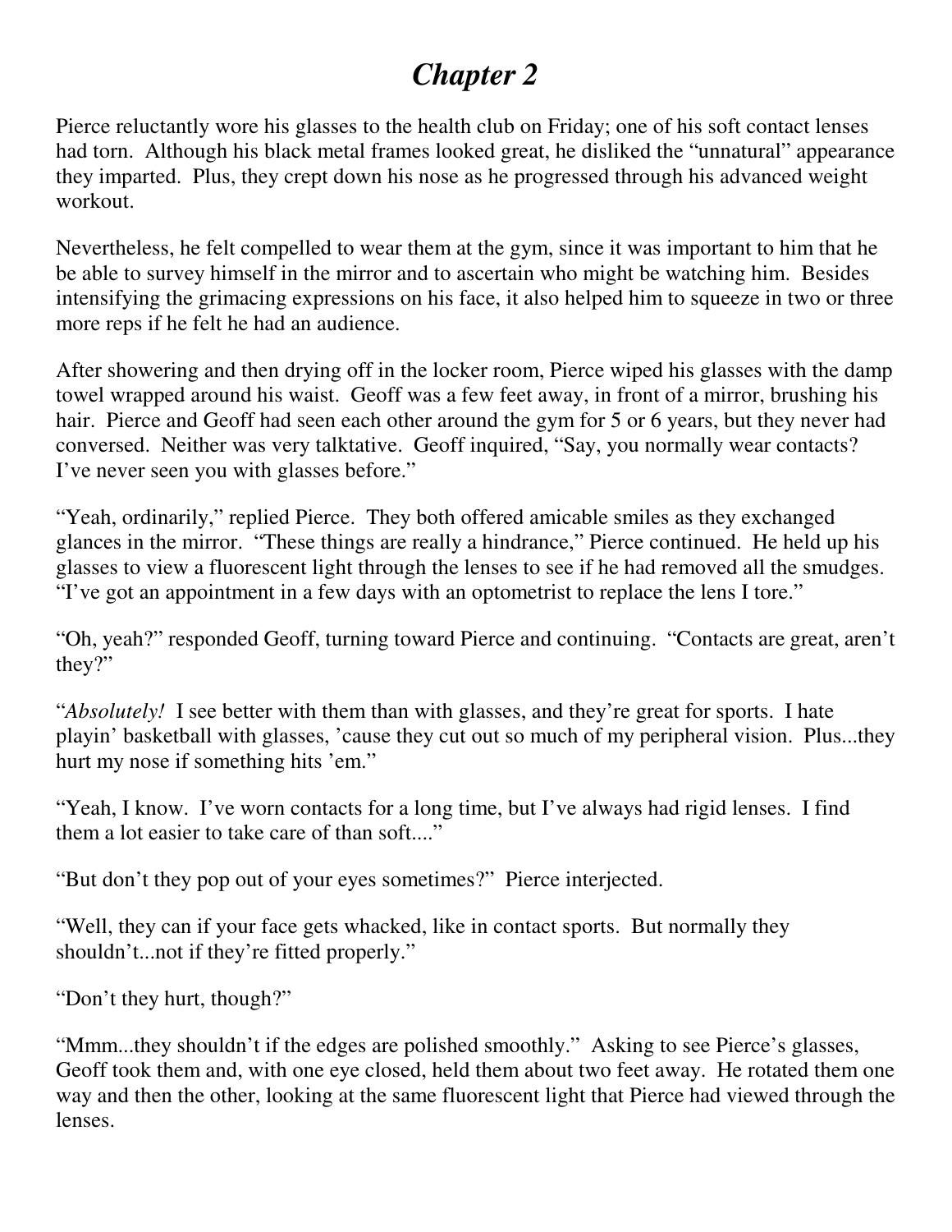# *Chapter 2*

Pierce reluctantly wore his glasses to the health club on Friday; one of his soft contact lenses had torn. Although his black metal frames looked great, he disliked the "unnatural" appearance they imparted. Plus, they crept down his nose as he progressed through his advanced weight workout.

Nevertheless, he felt compelled to wear them at the gym, since it was important to him that he be able to survey himself in the mirror and to ascertain who might be watching him. Besides intensifying the grimacing expressions on his face, it also helped him to squeeze in two or three more reps if he felt he had an audience.

After showering and then drying off in the locker room, Pierce wiped his glasses with the damp towel wrapped around his waist. Geoff was a few feet away, in front of a mirror, brushing his hair. Pierce and Geoff had seen each other around the gym for 5 or 6 years, but they never had conversed. Neither was very talktative. Geoff inquired, "Say, you normally wear contacts? I've never seen you with glasses before."

"Yeah, ordinarily," replied Pierce. They both offered amicable smiles as they exchanged glances in the mirror. "These things are really a hindrance," Pierce continued. He held up his glasses to view a fluorescent light through the lenses to see if he had removed all the smudges. "I've got an appointment in a few days with an optometrist to replace the lens I tore."

"Oh, yeah?" responded Geoff, turning toward Pierce and continuing. "Contacts are great, aren't they?"

"*Absolutely!* I see better with them than with glasses, and they're great for sports. I hate playin' basketball with glasses, 'cause they cut out so much of my peripheral vision. Plus...they hurt my nose if something hits 'em."

"Yeah, I know. I've worn contacts for a long time, but I've always had rigid lenses. I find them a lot easier to take care of than soft...."

"But don't they pop out of your eyes sometimes?" Pierce interjected.

"Well, they can if your face gets whacked, like in contact sports. But normally they shouldn't...not if they're fitted properly."

"Don't they hurt, though?"

"Mmm...they shouldn't if the edges are polished smoothly." Asking to see Pierce's glasses, Geoff took them and, with one eye closed, held them about two feet away. He rotated them one way and then the other, looking at the same fluorescent light that Pierce had viewed through the lenses.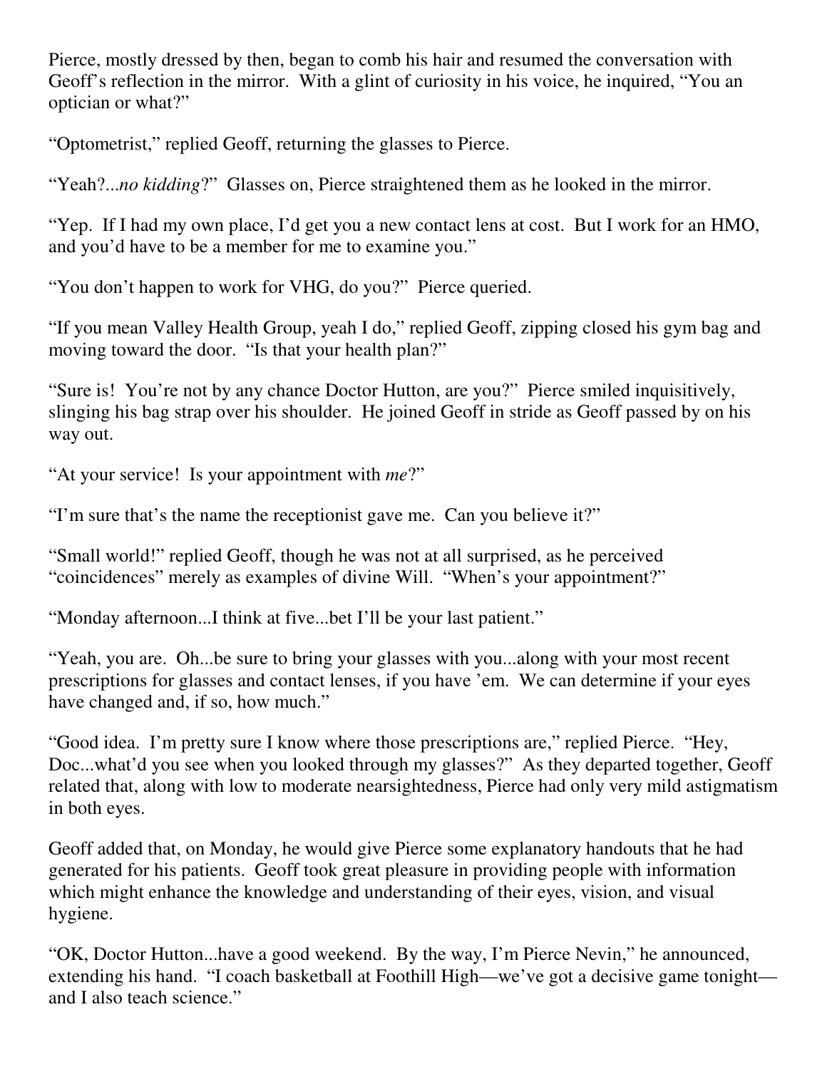Pierce, mostly dressed by then, began to comb his hair and resumed the conversation with Geoff's reflection in the mirror. With a glint of curiosity in his voice, he inquired, "You an optician or what?"

"Optometrist," replied Geoff, returning the glasses to Pierce.

"Yeah?...*no kidding*?" Glasses on, Pierce straightened them as he looked in the mirror.

"Yep. If I had my own place, I'd get you a new contact lens at cost. But I work for an HMO, and you'd have to be a member for me to examine you."

"You don't happen to work for VHG, do you?" Pierce queried.

"If you mean Valley Health Group, yeah I do," replied Geoff, zipping closed his gym bag and moving toward the door. "Is that your health plan?"

"Sure is! You're not by any chance Doctor Hutton, are you?" Pierce smiled inquisitively, slinging his bag strap over his shoulder. He joined Geoff in stride as Geoff passed by on his way out.

"At your service! Is your appointment with *me*?"

"I'm sure that's the name the receptionist gave me. Can you believe it?"

"Small world!" replied Geoff, though he was not at all surprised, as he perceived "coincidences" merely as examples of divine Will. "When's your appointment?"

"Monday afternoon...I think at five...bet I'll be your last patient."

"Yeah, you are. Oh...be sure to bring your glasses with you...along with your most recent prescriptions for glasses and contact lenses, if you have 'em. We can determine if your eyes have changed and, if so, how much."

"Good idea. I'm pretty sure I know where those prescriptions are," replied Pierce. "Hey, Doc...what'd you see when you looked through my glasses?" As they departed together, Geoff related that, along with low to moderate nearsightedness, Pierce had only very mild astigmatism in both eyes.

Geoff added that, on Monday, he would give Pierce some explanatory handouts that he had generated for his patients. Geoff took great pleasure in providing people with information which might enhance the knowledge and understanding of their eyes, vision, and visual hygiene.

"OK, Doctor Hutton...have a good weekend. By the way, I'm Pierce Nevin," he announced, extending his hand. "I coach basketball at Foothill High—we've got a decisive game tonight—and I also teach science."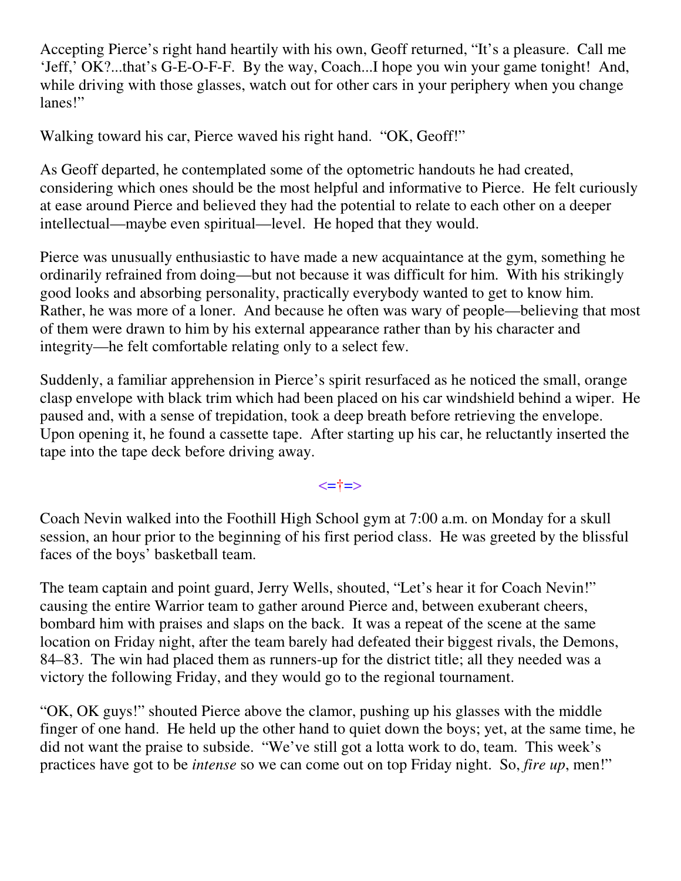Accepting Pierce's right hand heartily with his own, Geoff returned, "It's a pleasure. Call me 'Jeff,' OK?...that's G-E-O-F-F. By the way, Coach...I hope you win your game tonight! And, while driving with those glasses, watch out for other cars in your periphery when you change lanes!"

Walking toward his car, Pierce waved his right hand. "OK, Geoff!"

As Geoff departed, he contemplated some of the optometric handouts he had created, considering which ones should be the most helpful and informative to Pierce. He felt curiously at ease around Pierce and believed they had the potential to relate to each other on a deeper intellectual—maybe even spiritual—level. He hoped that they would.

Pierce was unusually enthusiastic to have made a new acquaintance at the gym, something he ordinarily refrained from doing—but not because it was difficult for him. With his strikingly good looks and absorbing personality, practically everybody wanted to get to know him. Rather, he was more of a loner. And because he often was wary of people—believing that most of them were drawn to him by his external appearance rather than by his character and integrity—he felt comfortable relating only to a select few.

Suddenly, a familiar apprehension in Pierce's spirit resurfaced as he noticed the small, orange clasp envelope with black trim which had been placed on his car windshield behind a wiper. He paused and, with a sense of trepidation, took a deep breath before retrieving the envelope. Upon opening it, he found a cassette tape. After starting up his car, he reluctantly inserted the tape into the tape deck before driving away.

<=†=>

Coach Nevin walked into the Foothill High School gym at 7:00 a.m. on Monday for a skull session, an hour prior to the beginning of his first period class. He was greeted by the blissful faces of the boys' basketball team.

The team captain and point guard, Jerry Wells, shouted, "Let's hear it for Coach Nevin!" causing the entire Warrior team to gather around Pierce and, between exuberant cheers, bombard him with praises and slaps on the back. It was a repeat of the scene at the same location on Friday night, after the team barely had defeated their biggest rivals, the Demons, 84–83. The win had placed them as runners-up for the district title; all they needed was a victory the following Friday, and they would go to the regional tournament.

"OK, OK guys!" shouted Pierce above the clamor, pushing up his glasses with the middle finger of one hand. He held up the other hand to quiet down the boys; yet, at the same time, he did not want the praise to subside. "We've still got a lotta work to do, team. This week's practices have got to be *intense* so we can come out on top Friday night. So, *fire up*, men!"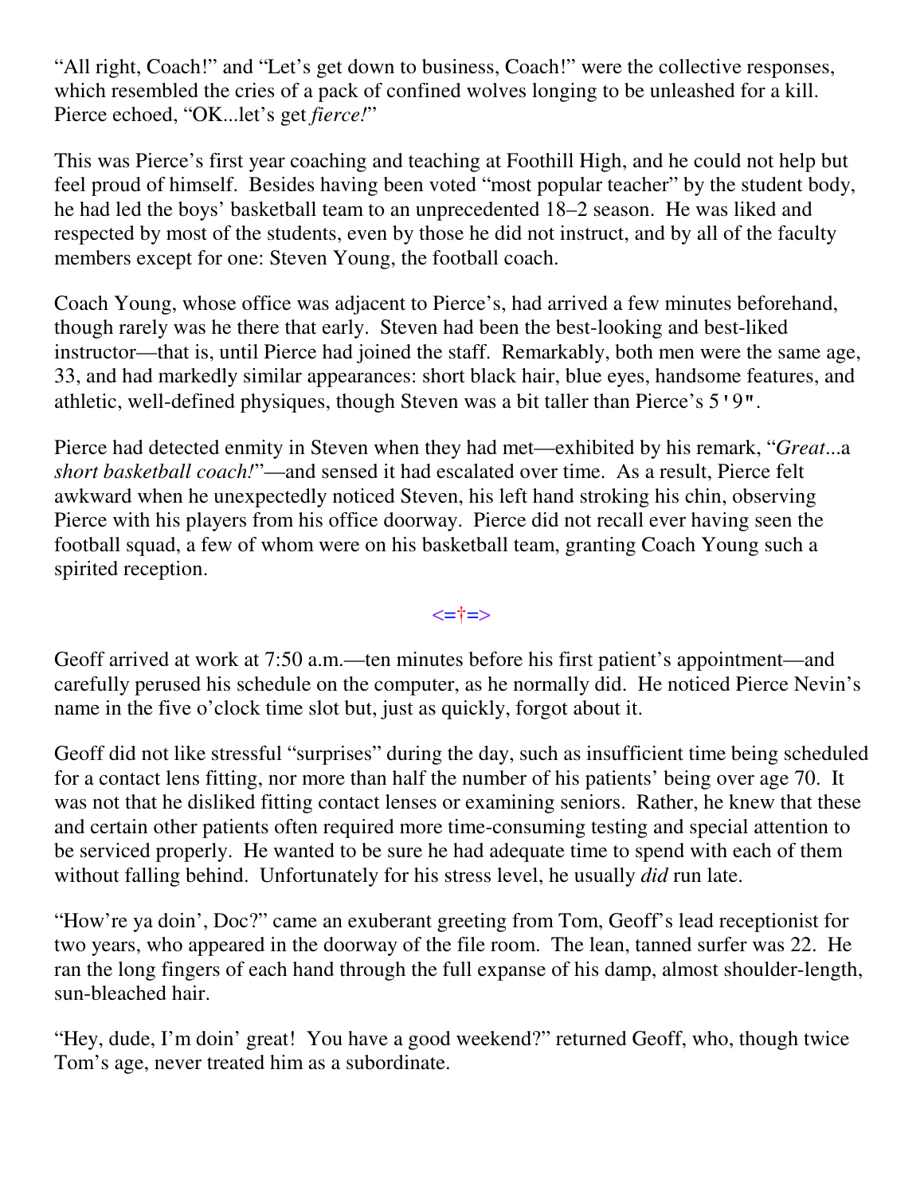"All right, Coach!" and "Let's get down to business, Coach!" were the collective responses, which resembled the cries of a pack of confined wolves longing to be unleashed for a kill. Pierce echoed, "OK...let's get *fierce!*"

This was Pierce's first year coaching and teaching at Foothill High, and he could not help but feel proud of himself. Besides having been voted "most popular teacher" by the student body, he had led the boys' basketball team to an unprecedented 18–2 season. He was liked and respected by most of the students, even by those he did not instruct, and by all of the faculty members except for one: Steven Young, the football coach.

Coach Young, whose office was adjacent to Pierce's, had arrived a few minutes beforehand, though rarely was he there that early. Steven had been the best-looking and best-liked instructor—that is, until Pierce had joined the staff. Remarkably, both men were the same age, 33, and had markedly similar appearances: short black hair, blue eyes, handsome features, and athletic, well-defined physiques, though Steven was a bit taller than Pierce's 5'9".

Pierce had detected enmity in Steven when they had met—exhibited by his remark, "*Great*...a *short basketball coach!*"—and sensed it had escalated over time. As a result, Pierce felt awkward when he unexpectedly noticed Steven, his left hand stroking his chin, observing Pierce with his players from his office doorway. Pierce did not recall ever having seen the football squad, a few of whom were on his basketball team, granting Coach Young such a spirited reception.

<=†=>

Geoff arrived at work at 7:50 a.m.—ten minutes before his first patient's appointment—and carefully perused his schedule on the computer, as he normally did. He noticed Pierce Nevin's name in the five o'clock time slot but, just as quickly, forgot about it.

Geoff did not like stressful "surprises" during the day, such as insufficient time being scheduled for a contact lens fitting, nor more than half the number of his patients' being over age 70. It was not that he disliked fitting contact lenses or examining seniors. Rather, he knew that these and certain other patients often required more time-consuming testing and special attention to be serviced properly. He wanted to be sure he had adequate time to spend with each of them without falling behind. Unfortunately for his stress level, he usually *did* run late.

"How're ya doin', Doc?" came an exuberant greeting from Tom, Geoff's lead receptionist for two years, who appeared in the doorway of the file room. The lean, tanned surfer was 22. He ran the long fingers of each hand through the full expanse of his damp, almost shoulder-length, sun-bleached hair.

"Hey, dude, I'm doin' great! You have a good weekend?" returned Geoff, who, though twice Tom's age, never treated him as a subordinate.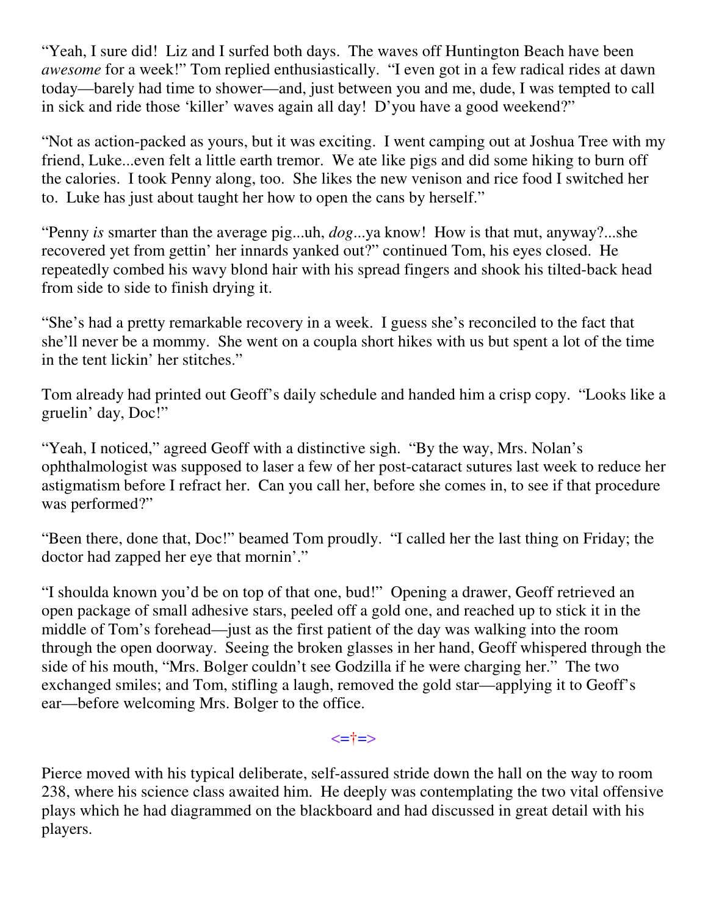"Yeah, I sure did! Liz and I surfed both days. The waves off Huntington Beach have been *awesome* for a week!" Tom replied enthusiastically. "I even got in a few radical rides at dawn today—barely had time to shower—and, just between you and me, dude, I was tempted to call in sick and ride those 'killer' waves again all day! D'you have a good weekend?"

"Not as action-packed as yours, but it was exciting. I went camping out at Joshua Tree with my friend, Luke...even felt a little earth tremor. We ate like pigs and did some hiking to burn off the calories. I took Penny along, too. She likes the new venison and rice food I switched her to. Luke has just about taught her how to open the cans by herself."

"Penny *is* smarter than the average pig...uh, *dog*...ya know! How is that mut, anyway?...she recovered yet from gettin' her innards yanked out?" continued Tom, his eyes closed. He repeatedly combed his wavy blond hair with his spread fingers and shook his tilted-back head from side to side to finish drying it.

"She's had a pretty remarkable recovery in a week. I guess she's reconciled to the fact that she'll never be a mommy. She went on a coupla short hikes with us but spent a lot of the time in the tent lickin' her stitches."

Tom already had printed out Geoff's daily schedule and handed him a crisp copy. "Looks like a gruelin' day, Doc!"

"Yeah, I noticed," agreed Geoff with a distinctive sigh. "By the way, Mrs. Nolan's ophthalmologist was supposed to laser a few of her post-cataract sutures last week to reduce her astigmatism before I refract her. Can you call her, before she comes in, to see if that procedure was performed?"

"Been there, done that, Doc!" beamed Tom proudly. "I called her the last thing on Friday; the doctor had zapped her eye that mornin'."

"I shoulda known you'd be on top of that one, bud!" Opening a drawer, Geoff retrieved an open package of small adhesive stars, peeled off a gold one, and reached up to stick it in the middle of Tom's forehead—just as the first patient of the day was walking into the room through the open doorway. Seeing the broken glasses in her hand, Geoff whispered through the side of his mouth, "Mrs. Bolger couldn't see Godzilla if he were charging her." The two exchanged smiles; and Tom, stifling a laugh, removed the gold star—applying it to Geoff's ear—before welcoming Mrs. Bolger to the office.

<=†=>

Pierce moved with his typical deliberate, self-assured stride down the hall on the way to room 238, where his science class awaited him. He deeply was contemplating the two vital offensive plays which he had diagrammed on the blackboard and had discussed in great detail with his players.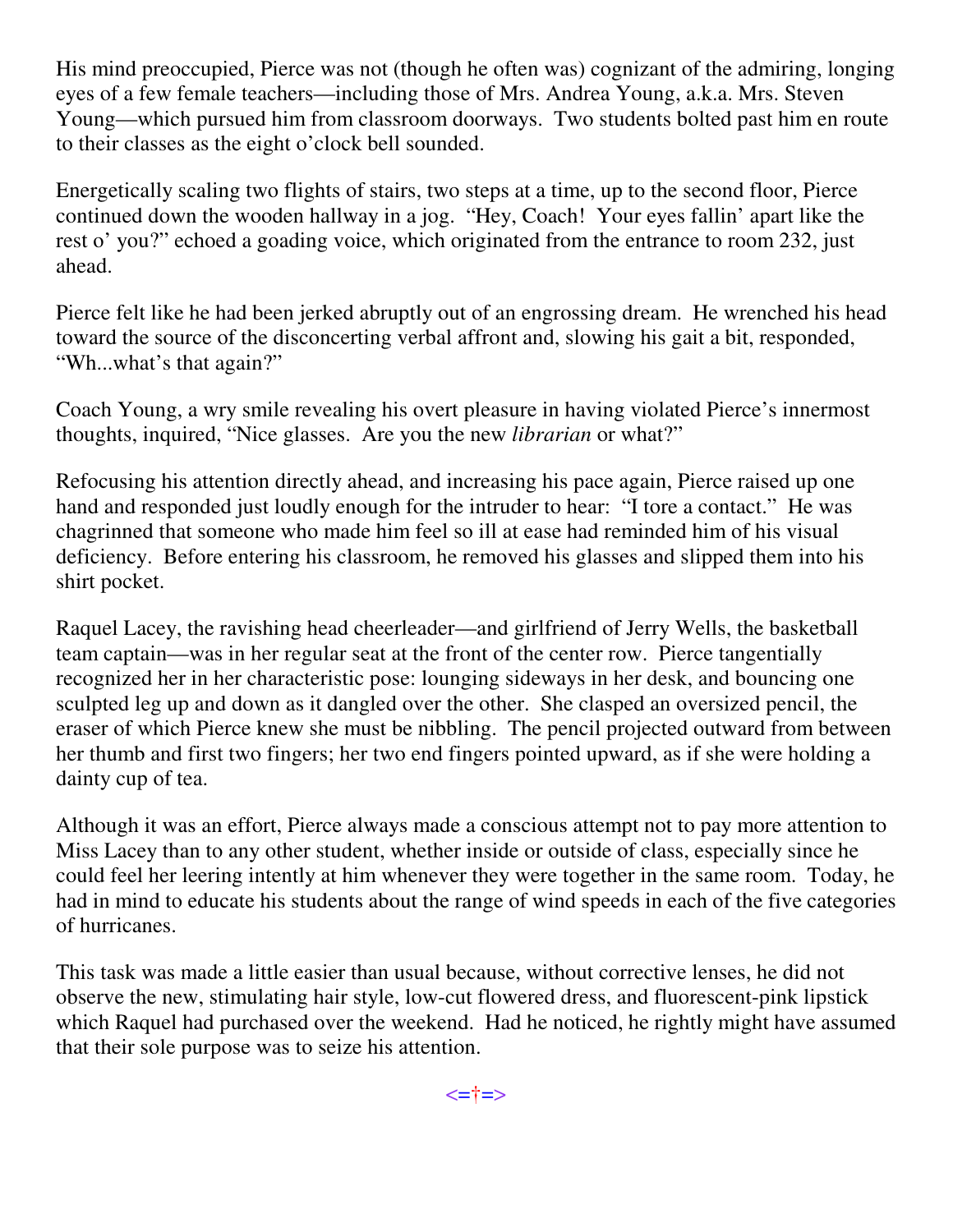His mind preoccupied, Pierce was not (though he often was) cognizant of the admiring, longing eyes of a few female teachers—including those of Mrs. Andrea Young, a.k.a. Mrs. Steven Young—which pursued him from classroom doorways. Two students bolted past him en route to their classes as the eight o'clock bell sounded.

Energetically scaling two flights of stairs, two steps at a time, up to the second floor, Pierce continued down the wooden hallway in a jog. "Hey, Coach! Your eyes fallin' apart like the rest o' you?" echoed a goading voice, which originated from the entrance to room 232, just ahead.

Pierce felt like he had been jerked abruptly out of an engrossing dream. He wrenched his head toward the source of the disconcerting verbal affront and, slowing his gait a bit, responded, "Wh...what's that again?"

Coach Young, a wry smile revealing his overt pleasure in having violated Pierce's innermost thoughts, inquired, "Nice glasses. Are you the new *librarian* or what?"

Refocusing his attention directly ahead, and increasing his pace again, Pierce raised up one hand and responded just loudly enough for the intruder to hear: "I tore a contact." He was chagrinned that someone who made him feel so ill at ease had reminded him of his visual deficiency. Before entering his classroom, he removed his glasses and slipped them into his shirt pocket.

Raquel Lacey, the ravishing head cheerleader—and girlfriend of Jerry Wells, the basketball team captain—was in her regular seat at the front of the center row. Pierce tangentially recognized her in her characteristic pose: lounging sideways in her desk, and bouncing one sculpted leg up and down as it dangled over the other. She clasped an oversized pencil, the eraser of which Pierce knew she must be nibbling. The pencil projected outward from between her thumb and first two fingers; her two end fingers pointed upward, as if she were holding a dainty cup of tea.

Although it was an effort, Pierce always made a conscious attempt not to pay more attention to Miss Lacey than to any other student, whether inside or outside of class, especially since he could feel her leering intently at him whenever they were together in the same room. Today, he had in mind to educate his students about the range of wind speeds in each of the five categories of hurricanes.

This task was made a little easier than usual because, without corrective lenses, he did not observe the new, stimulating hair style, low-cut flowered dress, and fluorescent-pink lipstick which Raquel had purchased over the weekend. Had he noticed, he rightly might have assumed that their sole purpose was to seize his attention.

<=†=>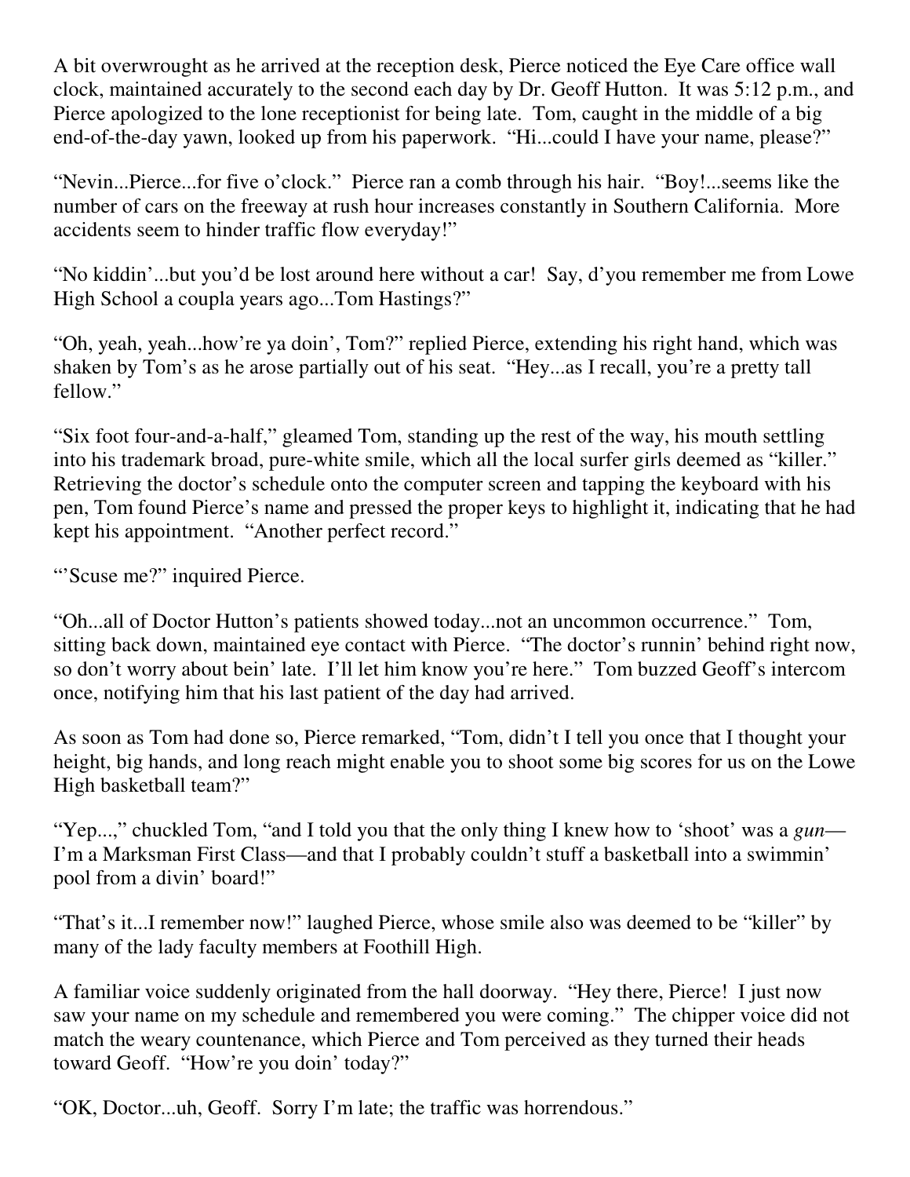A bit overwrought as he arrived at the reception desk, Pierce noticed the Eye Care office wall clock, maintained accurately to the second each day by Dr. Geoff Hutton. It was 5:12 p.m., and Pierce apologized to the lone receptionist for being late. Tom, caught in the middle of a big end-of-the-day yawn, looked up from his paperwork. "Hi...could I have your name, please?"

"Nevin...Pierce...for five o'clock." Pierce ran a comb through his hair. "Boy!...seems like the number of cars on the freeway at rush hour increases constantly in Southern California. More accidents seem to hinder traffic flow everyday!"

"No kiddin'...but you'd be lost around here without a car! Say, d'you remember me from Lowe High School a coupla years ago...Tom Hastings?"

"Oh, yeah, yeah...how're ya doin', Tom?" replied Pierce, extending his right hand, which was shaken by Tom's as he arose partially out of his seat. "Hey...as I recall, you're a pretty tall fellow."

"Six foot four-and-a-half," gleamed Tom, standing up the rest of the way, his mouth settling into his trademark broad, pure-white smile, which all the local surfer girls deemed as "killer." Retrieving the doctor's schedule onto the computer screen and tapping the keyboard with his pen, Tom found Pierce's name and pressed the proper keys to highlight it, indicating that he had kept his appointment. "Another perfect record."

"'Scuse me?" inquired Pierce.

"Oh...all of Doctor Hutton's patients showed today...not an uncommon occurrence." Tom, sitting back down, maintained eye contact with Pierce. "The doctor's runnin' behind right now, so don't worry about bein' late. I'll let him know you're here." Tom buzzed Geoff's intercom once, notifying him that his last patient of the day had arrived.

As soon as Tom had done so, Pierce remarked, "Tom, didn't I tell you once that I thought your height, big hands, and long reach might enable you to shoot some big scores for us on the Lowe High basketball team?"

"Yep...," chuckled Tom, "and I told you that the only thing I knew how to 'shoot' was a *gun*—I'm a Marksman First Class—and that I probably couldn't stuff a basketball into a swimmin' pool from a divin' board!"

"That's it...I remember now!" laughed Pierce, whose smile also was deemed to be "killer" by many of the lady faculty members at Foothill High.

A familiar voice suddenly originated from the hall doorway. "Hey there, Pierce! I just now saw your name on my schedule and remembered you were coming." The chipper voice did not match the weary countenance, which Pierce and Tom perceived as they turned their heads toward Geoff. "How're you doin' today?"

"OK, Doctor...uh, Geoff. Sorry I'm late; the traffic was horrendous."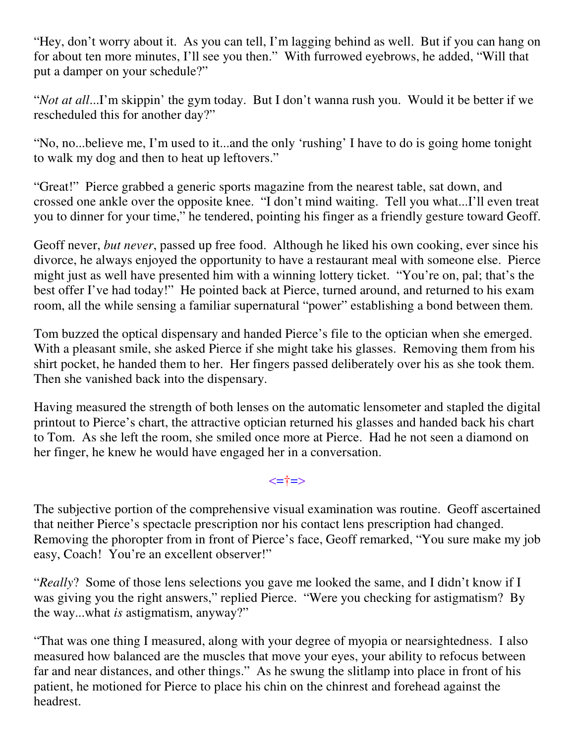"Hey, don't worry about it. As you can tell, I'm lagging behind as well. But if you can hang on for about ten more minutes, I'll see you then." With furrowed eyebrows, he added, "Will that put a damper on your schedule?"

"*Not at all*...I'm skippin' the gym today. But I don't wanna rush you. Would it be better if we rescheduled this for another day?"

"No, no...believe me, I'm used to it...and the only 'rushing' I have to do is going home tonight to walk my dog and then to heat up leftovers."

"Great!" Pierce grabbed a generic sports magazine from the nearest table, sat down, and crossed one ankle over the opposite knee. "I don't mind waiting. Tell you what...I'll even treat you to dinner for your time," he tendered, pointing his finger as a friendly gesture toward Geoff.

Geoff never, *but never*, passed up free food. Although he liked his own cooking, ever since his divorce, he always enjoyed the opportunity to have a restaurant meal with someone else. Pierce might just as well have presented him with a winning lottery ticket. "You're on, pal; that's the best offer I've had today!" He pointed back at Pierce, turned around, and returned to his exam room, all the while sensing a familiar supernatural "power" establishing a bond between them.

Tom buzzed the optical dispensary and handed Pierce's file to the optician when she emerged. With a pleasant smile, she asked Pierce if she might take his glasses. Removing them from his shirt pocket, he handed them to her. Her fingers passed deliberately over his as she took them. Then she vanished back into the dispensary.

Having measured the strength of both lenses on the automatic lensometer and stapled the digital printout to Pierce's chart, the attractive optician returned his glasses and handed back his chart to Tom. As she left the room, she smiled once more at Pierce. Had he not seen a diamond on her finger, he knew he would have engaged her in a conversation.

<=†=>

The subjective portion of the comprehensive visual examination was routine. Geoff ascertained that neither Pierce's spectacle prescription nor his contact lens prescription had changed. Removing the phoropter from in front of Pierce's face, Geoff remarked, "You sure make my job easy, Coach! You're an excellent observer!"

"*Really*? Some of those lens selections you gave me looked the same, and I didn't know if I was giving you the right answers," replied Pierce. "Were you checking for astigmatism? By the way...what *is* astigmatism, anyway?"

"That was one thing I measured, along with your degree of myopia or nearsightedness. I also measured how balanced are the muscles that move your eyes, your ability to refocus between far and near distances, and other things." As he swung the slitlamp into place in front of his patient, he motioned for Pierce to place his chin on the chinrest and forehead against the headrest.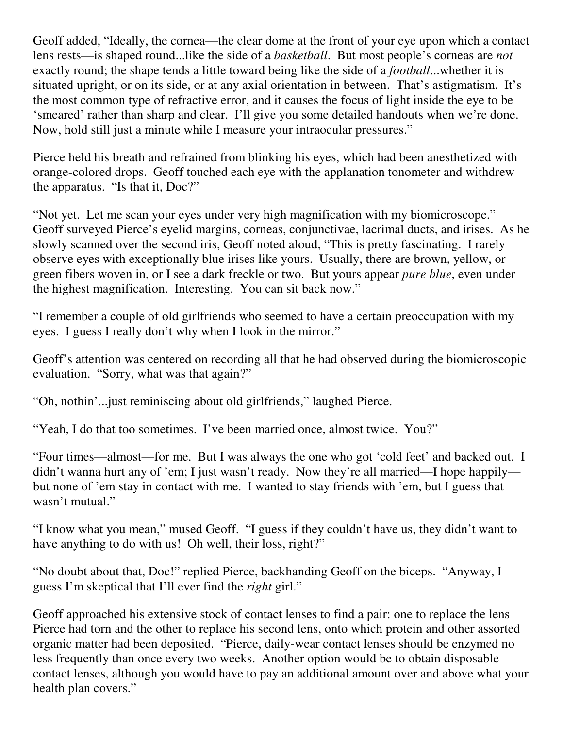Geoff added, "Ideally, the cornea—the clear dome at the front of your eye upon which a contact lens rests—is shaped round...like the side of a *basketball*. But most people's corneas are *not* exactly round; the shape tends a little toward being like the side of a *football*...whether it is situated upright, or on its side, or at any axial orientation in between. That's astigmatism. It's the most common type of refractive error, and it causes the focus of light inside the eye to be 'smeared' rather than sharp and clear. I'll give you some detailed handouts when we're done. Now, hold still just a minute while I measure your intraocular pressures."

Pierce held his breath and refrained from blinking his eyes, which had been anesthetized with orange-colored drops. Geoff touched each eye with the applanation tonometer and withdrew the apparatus. "Is that it, Doc?"

"Not yet. Let me scan your eyes under very high magnification with my biomicroscope." Geoff surveyed Pierce's eyelid margins, corneas, conjunctivae, lacrimal ducts, and irises. As he slowly scanned over the second iris, Geoff noted aloud, "This is pretty fascinating. I rarely observe eyes with exceptionally blue irises like yours. Usually, there are brown, yellow, or green fibers woven in, or I see a dark freckle or two. But yours appear *pure blue*, even under the highest magnification. Interesting. You can sit back now."

"I remember a couple of old girlfriends who seemed to have a certain preoccupation with my eyes. I guess I really don't why when I look in the mirror."

Geoff's attention was centered on recording all that he had observed during the biomicroscopic evaluation. "Sorry, what was that again?"

"Oh, nothin'...just reminiscing about old girlfriends," laughed Pierce.

"Yeah, I do that too sometimes. I've been married once, almost twice. You?"

"Four times—almost—for me. But I was always the one who got 'cold feet' and backed out. I didn't wanna hurt any of 'em; I just wasn't ready. Now they're all married—I hope happily—but none of 'em stay in contact with me. I wanted to stay friends with 'em, but I guess that wasn't mutual."

"I know what you mean," mused Geoff. "I guess if they couldn't have us, they didn't want to have anything to do with us! Oh well, their loss, right?"

"No doubt about that, Doc!" replied Pierce, backhanding Geoff on the biceps. "Anyway, I guess I'm skeptical that I'll ever find the *right* girl."

Geoff approached his extensive stock of contact lenses to find a pair: one to replace the lens Pierce had torn and the other to replace his second lens, onto which protein and other assorted organic matter had been deposited. "Pierce, daily-wear contact lenses should be enzymed no less frequently than once every two weeks. Another option would be to obtain disposable contact lenses, although you would have to pay an additional amount over and above what your health plan covers."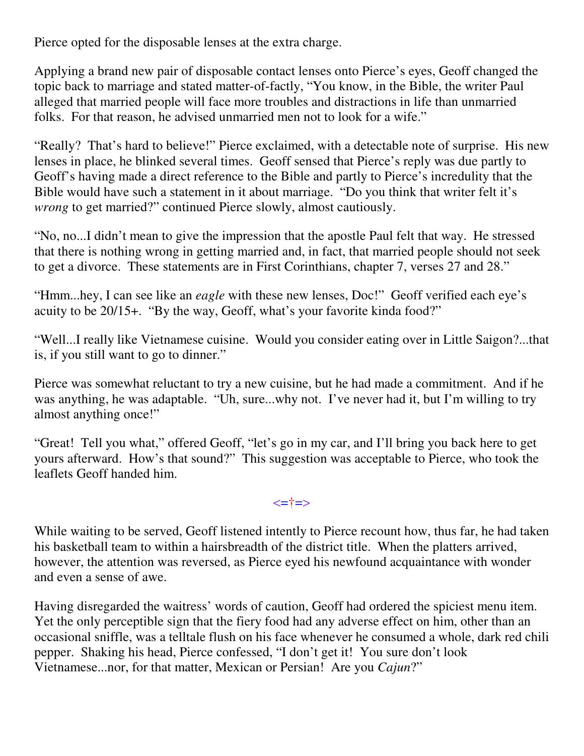Pierce opted for the disposable lenses at the extra charge.

Applying a brand new pair of disposable contact lenses onto Pierce's eyes, Geoff changed the topic back to marriage and stated matter-of-factly, "You know, in the Bible, the writer Paul alleged that married people will face more troubles and distractions in life than unmarried folks. For that reason, he advised unmarried men not to look for a wife."

"Really? That's hard to believe!" Pierce exclaimed, with a detectable note of surprise. His new lenses in place, he blinked several times. Geoff sensed that Pierce's reply was due partly to Geoff's having made a direct reference to the Bible and partly to Pierce's incredulity that the Bible would have such a statement in it about marriage. "Do you think that writer felt it's *wrong* to get married?" continued Pierce slowly, almost cautiously.

"No, no...I didn't mean to give the impression that the apostle Paul felt that way. He stressed that there is nothing wrong in getting married and, in fact, that married people should not seek to get a divorce. These statements are in First Corinthians, chapter 7, verses 27 and 28."

"Hmm...hey, I can see like an *eagle* with these new lenses, Doc!" Geoff verified each eye's acuity to be 20/15+. "By the way, Geoff, what's your favorite kinda food?"

"Well...I really like Vietnamese cuisine. Would you consider eating over in Little Saigon?...that is, if you still want to go to dinner."

Pierce was somewhat reluctant to try a new cuisine, but he had made a commitment. And if he was anything, he was adaptable. "Uh, sure...why not. I've never had it, but I'm willing to try almost anything once!"

"Great! Tell you what," offered Geoff, "let's go in my car, and I'll bring you back here to get yours afterward. How's that sound?" This suggestion was acceptable to Pierce, who took the leaflets Geoff handed him.

<=†=>

While waiting to be served, Geoff listened intently to Pierce recount how, thus far, he had taken his basketball team to within a hairsbreadth of the district title. When the platters arrived, however, the attention was reversed, as Pierce eyed his newfound acquaintance with wonder and even a sense of awe.

Having disregarded the waitress' words of caution, Geoff had ordered the spiciest menu item. Yet the only perceptible sign that the fiery food had any adverse effect on him, other than an occasional sniffle, was a telltale flush on his face whenever he consumed a whole, dark red chili pepper. Shaking his head, Pierce confessed, "I don't get it! You sure don't look Vietnamese...nor, for that matter, Mexican or Persian! Are you *Cajun*?"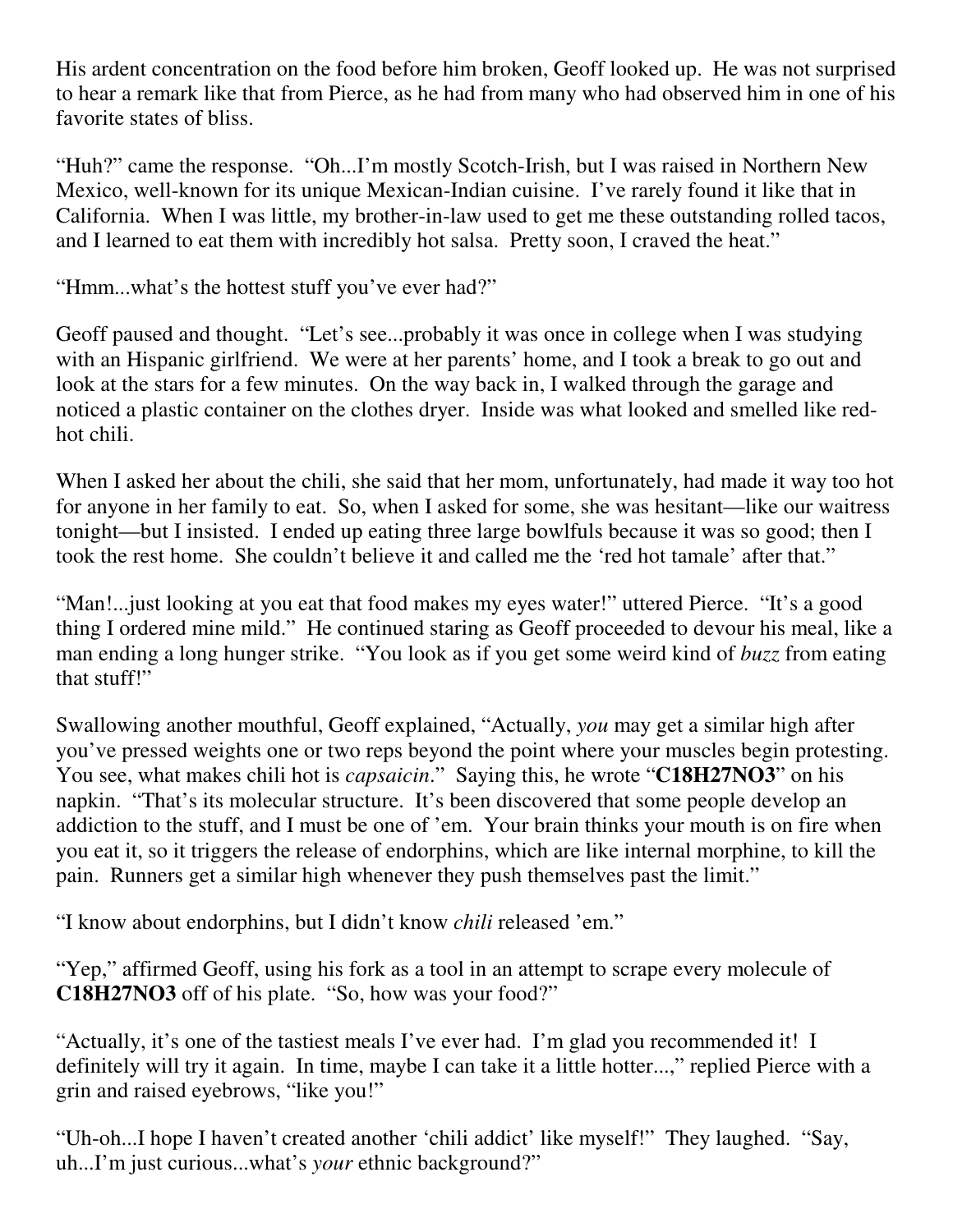His ardent concentration on the food before him broken, Geoff looked up. He was not surprised to hear a remark like that from Pierce, as he had from many who had observed him in one of his favorite states of bliss.

"Huh?" came the response. "Oh...I'm mostly Scotch-Irish, but I was raised in Northern New Mexico, well-known for its unique Mexican-Indian cuisine. I've rarely found it like that in California. When I was little, my brother-in-law used to get me these outstanding rolled tacos, and I learned to eat them with incredibly hot salsa. Pretty soon, I craved the heat."

"Hmm...what's the hottest stuff you've ever had?"

Geoff paused and thought. "Let's see...probably it was once in college when I was studying with an Hispanic girlfriend. We were at her parents' home, and I took a break to go out and look at the stars for a few minutes. On the way back in, I walked through the garage and noticed a plastic container on the clothes dryer. Inside was what looked and smelled like red-hot chili.

When I asked her about the chili, she said that her mom, unfortunately, had made it way too hot for anyone in her family to eat. So, when I asked for some, she was hesitant—like our waitress tonight—but I insisted. I ended up eating three large bowlfuls because it was so good; then I took the rest home. She couldn't believe it and called me the 'red hot tamale' after that."

"Man!...just looking at you eat that food makes my eyes water!" uttered Pierce. "It's a good thing I ordered mine mild." He continued staring as Geoff proceeded to devour his meal, like a man ending a long hunger strike. "You look as if you get some weird kind of *buzz* from eating that stuff!"

Swallowing another mouthful, Geoff explained, "Actually, *you* may get a similar high after you've pressed weights one or two reps beyond the point where your muscles begin protesting. You see, what makes chili hot is *capsaicin*." Saying this, he wrote "**$C_{18}H_{27}NO_3$**" on his napkin. "That's its molecular structure. It's been discovered that some people develop an addiction to the stuff, and I must be one of 'em. Your brain thinks your mouth is on fire when you eat it, so it triggers the release of endorphins, which are like internal morphine, to kill the pain. Runners get a similar high whenever they push themselves past the limit."

"I know about endorphins, but I didn't know *chili* released 'em."

"Yep," affirmed Geoff, using his fork as a tool in an attempt to scrape every molecule of **$C_{18}H_{27}NO_3$** off of his plate. "So, how was your food?"

"Actually, it's one of the tastiest meals I've ever had. I'm glad you recommended it! I definitely will try it again. In time, maybe I can take it a little hotter...," replied Pierce with a grin and raised eyebrows, "like you!"

"Uh-oh...I hope I haven't created another 'chili addict' like myself!" They laughed. "Say, uh...I'm just curious...what's *your* ethnic background?"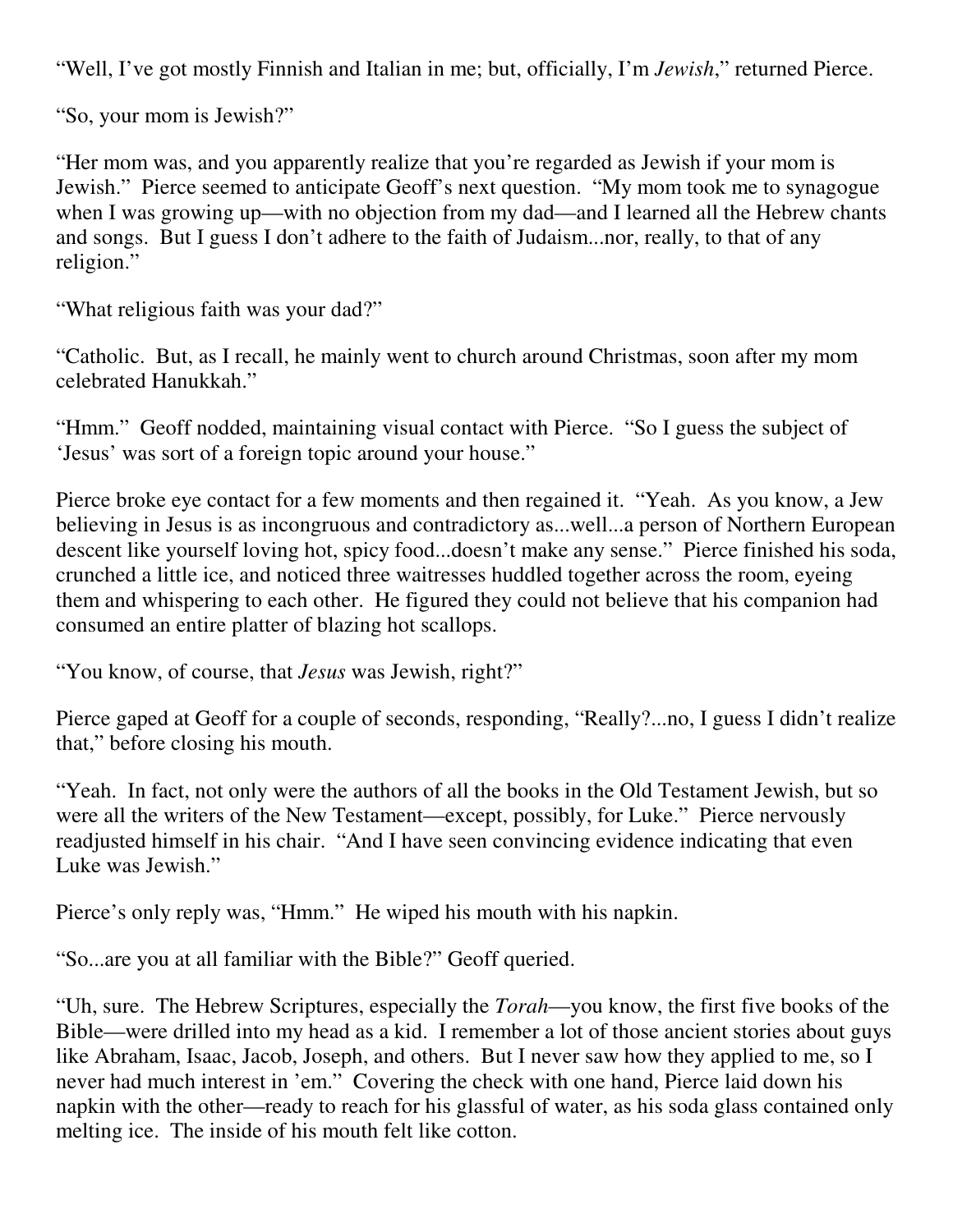"Well, I've got mostly Finnish and Italian in me; but, officially, I'm *Jewish*," returned Pierce.

"So, your mom is Jewish?"

"Her mom was, and you apparently realize that you're regarded as Jewish if your mom is Jewish." Pierce seemed to anticipate Geoff's next question. "My mom took me to synagogue when I was growing up—with no objection from my dad—and I learned all the Hebrew chants and songs. But I guess I don't adhere to the faith of Judaism...nor, really, to that of any religion."

"What religious faith was your dad?"

"Catholic. But, as I recall, he mainly went to church around Christmas, soon after my mom celebrated Hanukkah."

"Hmm." Geoff nodded, maintaining visual contact with Pierce. "So I guess the subject of 'Jesus' was sort of a foreign topic around your house."

Pierce broke eye contact for a few moments and then regained it. "Yeah. As you know, a Jew believing in Jesus is as incongruous and contradictory as...well...a person of Northern European descent like yourself loving hot, spicy food...doesn't make any sense." Pierce finished his soda, crunched a little ice, and noticed three waitresses huddled together across the room, eyeing them and whispering to each other. He figured they could not believe that his companion had consumed an entire platter of blazing hot scallops.

"You know, of course, that *Jesus* was Jewish, right?"

Pierce gaped at Geoff for a couple of seconds, responding, "Really?...no, I guess I didn't realize that," before closing his mouth.

"Yeah. In fact, not only were the authors of all the books in the Old Testament Jewish, but so were all the writers of the New Testament—except, possibly, for Luke." Pierce nervously readjusted himself in his chair. "And I have seen convincing evidence indicating that even Luke was Jewish."

Pierce's only reply was, "Hmm." He wiped his mouth with his napkin.

"So...are you at all familiar with the Bible?" Geoff queried.

"Uh, sure. The Hebrew Scriptures, especially the *Torah*—you know, the first five books of the Bible—were drilled into my head as a kid. I remember a lot of those ancient stories about guys like Abraham, Isaac, Jacob, Joseph, and others. But I never saw how they applied to me, so I never had much interest in 'em." Covering the check with one hand, Pierce laid down his napkin with the other—ready to reach for his glassful of water, as his soda glass contained only melting ice. The inside of his mouth felt like cotton.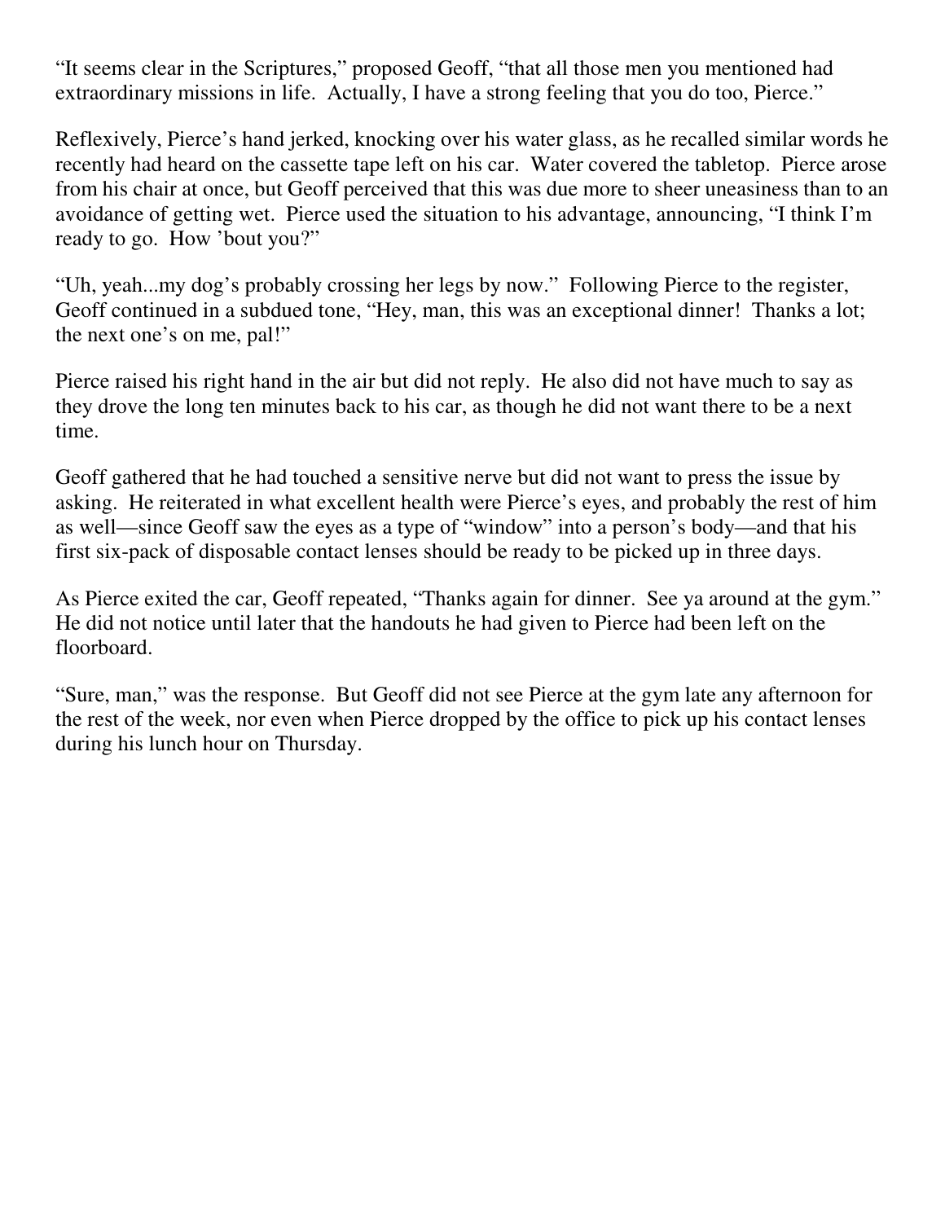"It seems clear in the Scriptures," proposed Geoff, "that all those men you mentioned had extraordinary missions in life. Actually, I have a strong feeling that you do too, Pierce."

Reflexively, Pierce's hand jerked, knocking over his water glass, as he recalled similar words he recently had heard on the cassette tape left on his car. Water covered the tabletop. Pierce arose from his chair at once, but Geoff perceived that this was due more to sheer uneasiness than to an avoidance of getting wet. Pierce used the situation to his advantage, announcing, "I think I'm ready to go. How 'bout you?"

"Uh, yeah...my dog's probably crossing her legs by now." Following Pierce to the register, Geoff continued in a subdued tone, "Hey, man, this was an exceptional dinner! Thanks a lot; the next one's on me, pal!"

Pierce raised his right hand in the air but did not reply. He also did not have much to say as they drove the long ten minutes back to his car, as though he did not want there to be a next time.

Geoff gathered that he had touched a sensitive nerve but did not want to press the issue by asking. He reiterated in what excellent health were Pierce's eyes, and probably the rest of him as well—since Geoff saw the eyes as a type of "window" into a person's body—and that his first six-pack of disposable contact lenses should be ready to be picked up in three days.

As Pierce exited the car, Geoff repeated, "Thanks again for dinner. See ya around at the gym." He did not notice until later that the handouts he had given to Pierce had been left on the floorboard.

"Sure, man," was the response. But Geoff did not see Pierce at the gym late any afternoon for the rest of the week, nor even when Pierce dropped by the office to pick up his contact lenses during his lunch hour on Thursday.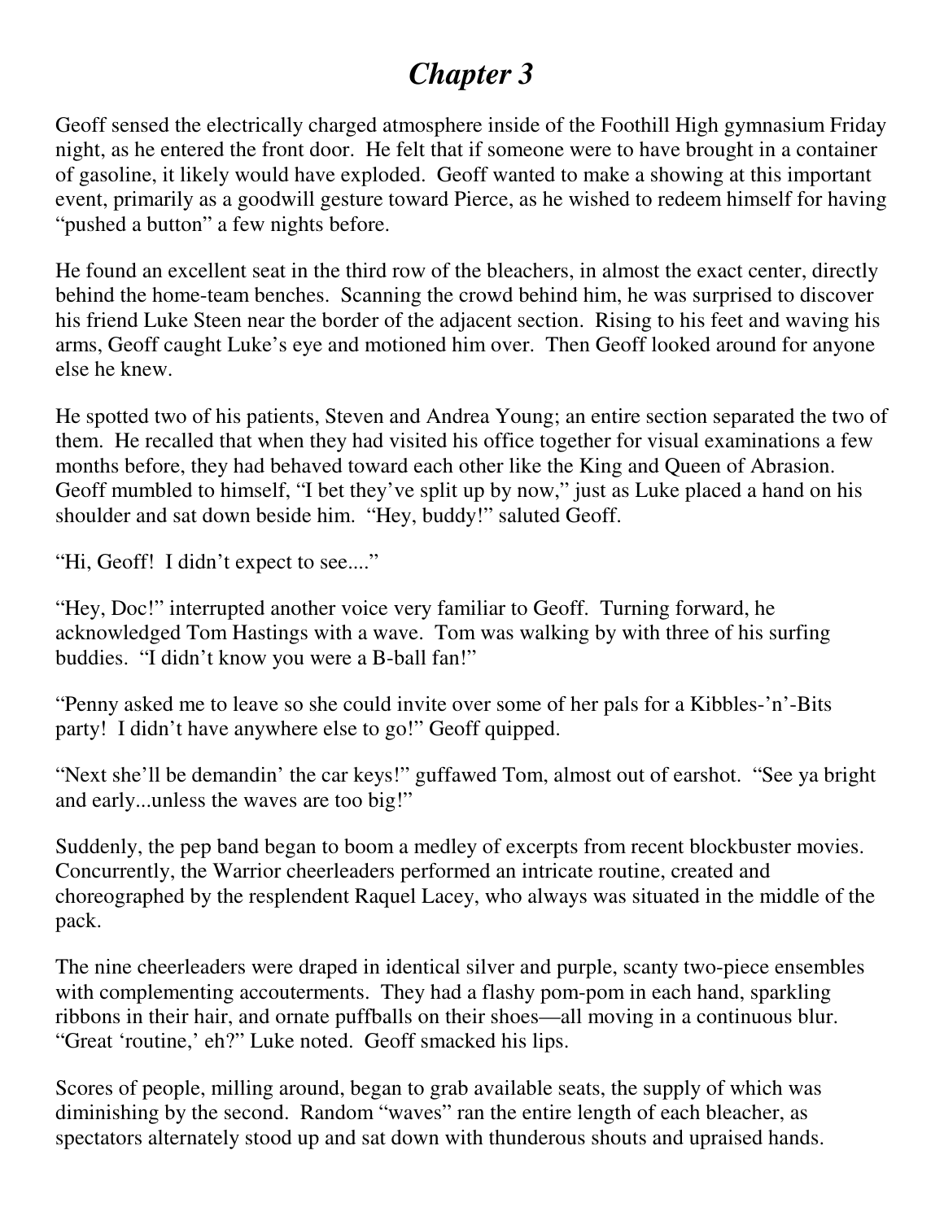# *Chapter 3*

Geoff sensed the electrically charged atmosphere inside of the Foothill High gymnasium Friday night, as he entered the front door. He felt that if someone were to have brought in a container of gasoline, it likely would have exploded. Geoff wanted to make a showing at this important event, primarily as a goodwill gesture toward Pierce, as he wished to redeem himself for having "pushed a button" a few nights before.

He found an excellent seat in the third row of the bleachers, in almost the exact center, directly behind the home-team benches. Scanning the crowd behind him, he was surprised to discover his friend Luke Steen near the border of the adjacent section. Rising to his feet and waving his arms, Geoff caught Luke's eye and motioned him over. Then Geoff looked around for anyone else he knew.

He spotted two of his patients, Steven and Andrea Young; an entire section separated the two of them. He recalled that when they had visited his office together for visual examinations a few months before, they had behaved toward each other like the King and Queen of Abrasion. Geoff mumbled to himself, "I bet they've split up by now," just as Luke placed a hand on his shoulder and sat down beside him. "Hey, buddy!" saluted Geoff.

"Hi, Geoff! I didn't expect to see...."

"Hey, Doc!" interrupted another voice very familiar to Geoff. Turning forward, he acknowledged Tom Hastings with a wave. Tom was walking by with three of his surfing buddies. "I didn't know you were a B-ball fan!"

"Penny asked me to leave so she could invite over some of her pals for a Kibbles-'n'-Bits party! I didn't have anywhere else to go!" Geoff quipped.

"Next she'll be demandin' the car keys!" guffawed Tom, almost out of earshot. "See ya bright and early...unless the waves are too big!"

Suddenly, the pep band began to boom a medley of excerpts from recent blockbuster movies. Concurrently, the Warrior cheerleaders performed an intricate routine, created and choreographed by the resplendent Raquel Lacey, who always was situated in the middle of the pack.

The nine cheerleaders were draped in identical silver and purple, scanty two-piece ensembles with complementing accouterments. They had a flashy pom-pom in each hand, sparkling ribbons in their hair, and ornate puffballs on their shoes—all moving in a continuous blur. "Great 'routine,' eh?" Luke noted. Geoff smacked his lips.

Scores of people, milling around, began to grab available seats, the supply of which was diminishing by the second. Random "waves" ran the entire length of each bleacher, as spectators alternately stood up and sat down with thunderous shouts and upraised hands.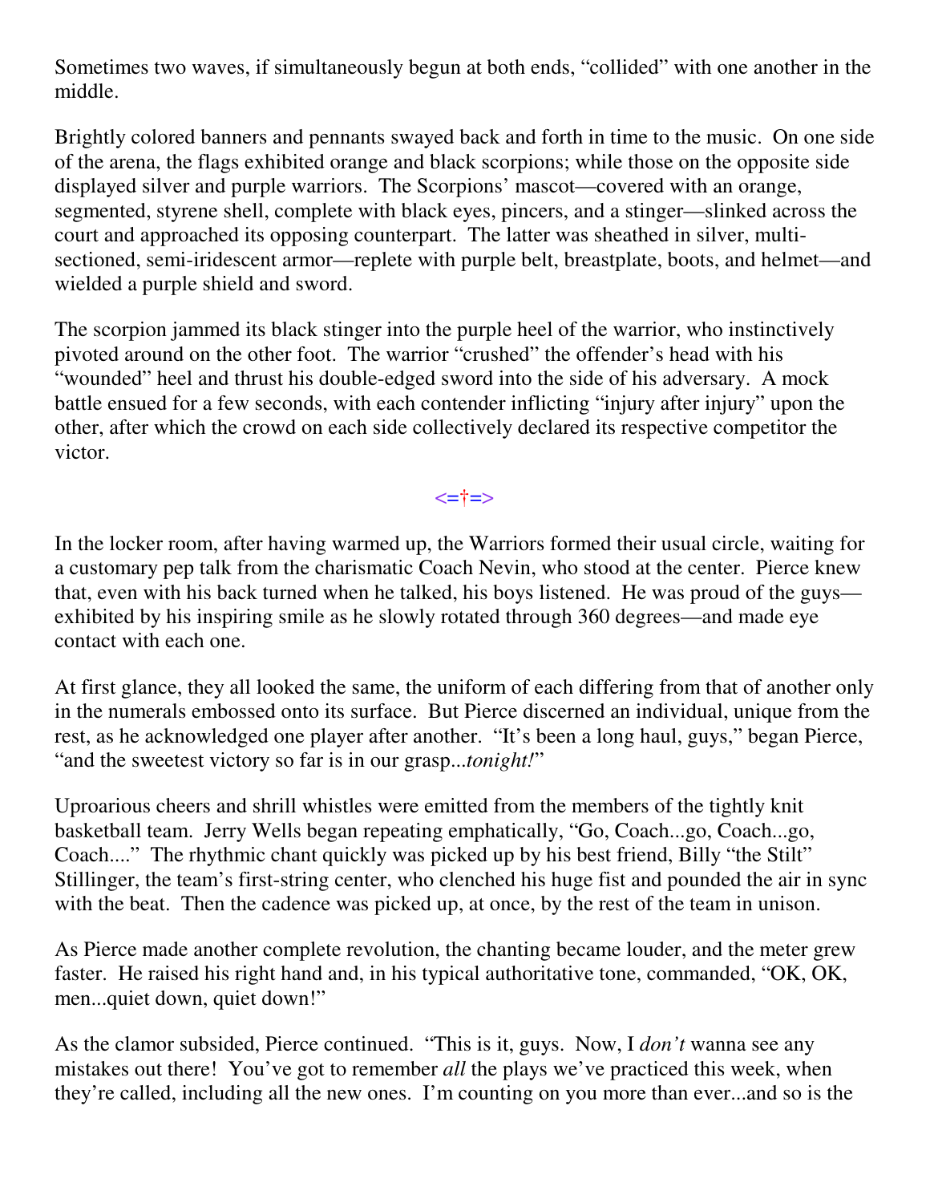Sometimes two waves, if simultaneously begun at both ends, "collided" with one another in the middle.

Brightly colored banners and pennants swayed back and forth in time to the music. On one side of the arena, the flags exhibited orange and black scorpions; while those on the opposite side displayed silver and purple warriors. The Scorpions' mascot—covered with an orange, segmented, styrene shell, complete with black eyes, pincers, and a stinger—slinked across the court and approached its opposing counterpart. The latter was sheathed in silver, multi-sectioned, semi-iridescent armor—replete with purple belt, breastplate, boots, and helmet—and wielded a purple shield and sword.

The scorpion jammed its black stinger into the purple heel of the warrior, who instinctively pivoted around on the other foot. The warrior "crushed" the offender's head with his "wounded" heel and thrust his double-edged sword into the side of his adversary. A mock battle ensued for a few seconds, with each contender inflicting "injury after injury" upon the other, after which the crowd on each side collectively declared its respective competitor the victor.

<=†=>

In the locker room, after having warmed up, the Warriors formed their usual circle, waiting for a customary pep talk from the charismatic Coach Nevin, who stood at the center. Pierce knew that, even with his back turned when he talked, his boys listened. He was proud of the guys—exhibited by his inspiring smile as he slowly rotated through 360 degrees—and made eye contact with each one.

At first glance, they all looked the same, the uniform of each differing from that of another only in the numerals embossed onto its surface. But Pierce discerned an individual, unique from the rest, as he acknowledged one player after another. "It's been a long haul, guys," began Pierce, "and the sweetest victory so far is in our grasp...*tonight!*"

Uproarious cheers and shrill whistles were emitted from the members of the tightly knit basketball team. Jerry Wells began repeating emphatically, "Go, Coach...go, Coach...go, Coach...." The rhythmic chant quickly was picked up by his best friend, Billy "the Stilt" Stillinger, the team's first-string center, who clenched his huge fist and pounded the air in sync with the beat. Then the cadence was picked up, at once, by the rest of the team in unison.

As Pierce made another complete revolution, the chanting became louder, and the meter grew faster. He raised his right hand and, in his typical authoritative tone, commanded, "OK, OK, men...quiet down, quiet down!"

As the clamor subsided, Pierce continued. "This is it, guys. Now, I *don't* wanna see any mistakes out there! You've got to remember *all* the plays we've practiced this week, when they're called, including all the new ones. I'm counting on you more than ever...and so is the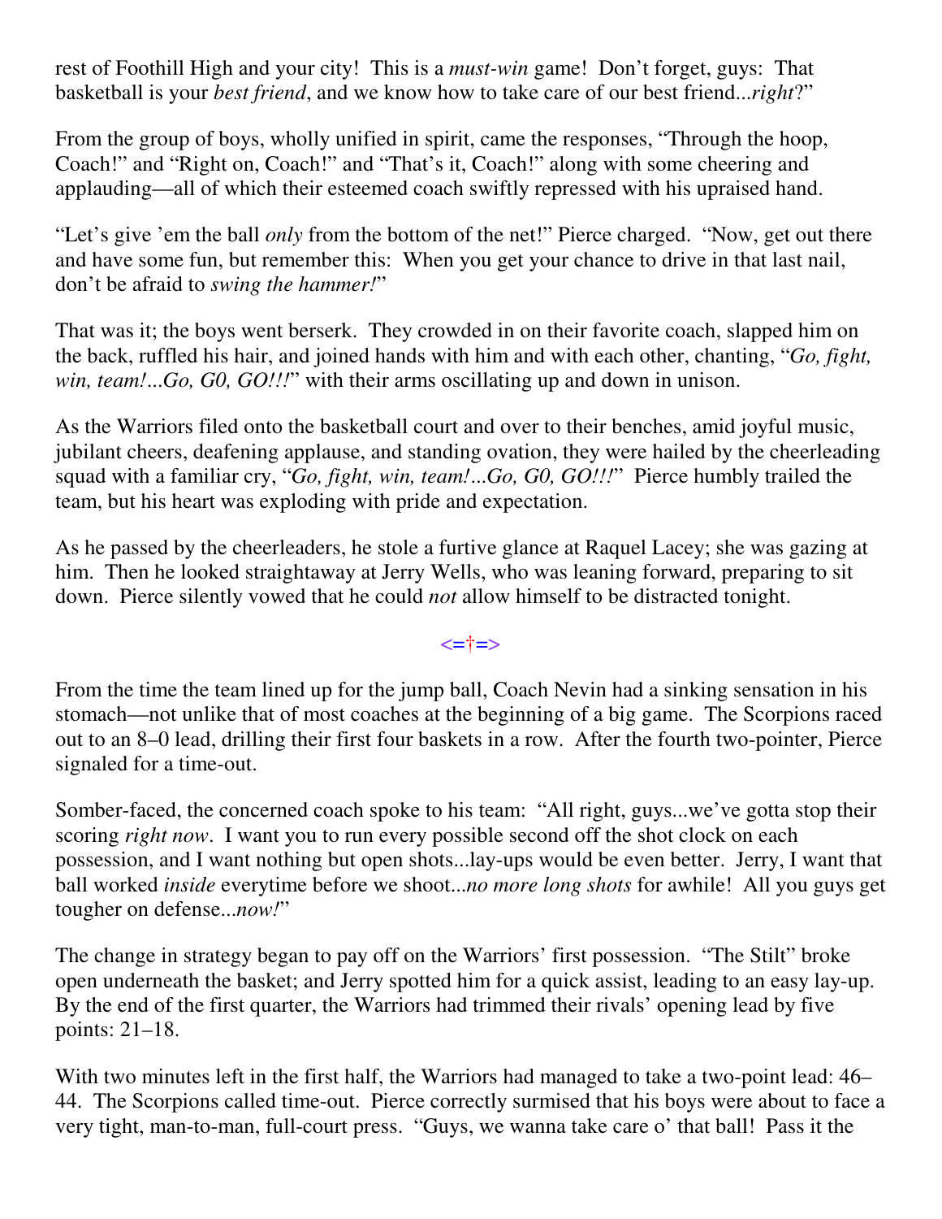rest of Foothill High and your city! This is a *must-win* game! Don't forget, guys: That basketball is your *best friend*, and we know how to take care of our best friend...*right*?"

From the group of boys, wholly unified in spirit, came the responses, "Through the hoop, Coach!" and "Right on, Coach!" and "That's it, Coach!" along with some cheering and applauding—all of which their esteemed coach swiftly repressed with his upraised hand.

"Let's give 'em the ball *only* from the bottom of the net!" Pierce charged. "Now, get out there and have some fun, but remember this: When you get your chance to drive in that last nail, don't be afraid to *swing the hammer!*"

That was it; the boys went berserk. They crowded in on their favorite coach, slapped him on the back, ruffled his hair, and joined hands with him and with each other, chanting, "*Go, fight, win, team!...Go, G0, GO!!!*" with their arms oscillating up and down in unison.

As the Warriors filed onto the basketball court and over to their benches, amid joyful music, jubilant cheers, deafening applause, and standing ovation, they were hailed by the cheerleading squad with a familiar cry, "*Go, fight, win, team!...Go, G0, GO!!!*" Pierce humbly trailed the team, but his heart was exploding with pride and expectation.

As he passed by the cheerleaders, he stole a furtive glance at Raquel Lacey; she was gazing at him. Then he looked straightaway at Jerry Wells, who was leaning forward, preparing to sit down. Pierce silently vowed that he could *not* allow himself to be distracted tonight.

<=†=>

From the time the team lined up for the jump ball, Coach Nevin had a sinking sensation in his stomach—not unlike that of most coaches at the beginning of a big game. The Scorpions raced out to an 8–0 lead, drilling their first four baskets in a row. After the fourth two-pointer, Pierce signaled for a time-out.

Somber-faced, the concerned coach spoke to his team: "All right, guys...we've gotta stop their scoring *right now*. I want you to run every possible second off the shot clock on each possession, and I want nothing but open shots...lay-ups would be even better. Jerry, I want that ball worked *inside* everytime before we shoot...*no more long shots* for awhile! All you guys get tougher on defense...*now!*"

The change in strategy began to pay off on the Warriors' first possession. "The Stilt" broke open underneath the basket; and Jerry spotted him for a quick assist, leading to an easy lay-up. By the end of the first quarter, the Warriors had trimmed their rivals' opening lead by five points: 21–18.

With two minutes left in the first half, the Warriors had managed to take a two-point lead: 46–44. The Scorpions called time-out. Pierce correctly surmised that his boys were about to face a very tight, man-to-man, full-court press. "Guys, we wanna take care o' that ball! Pass it the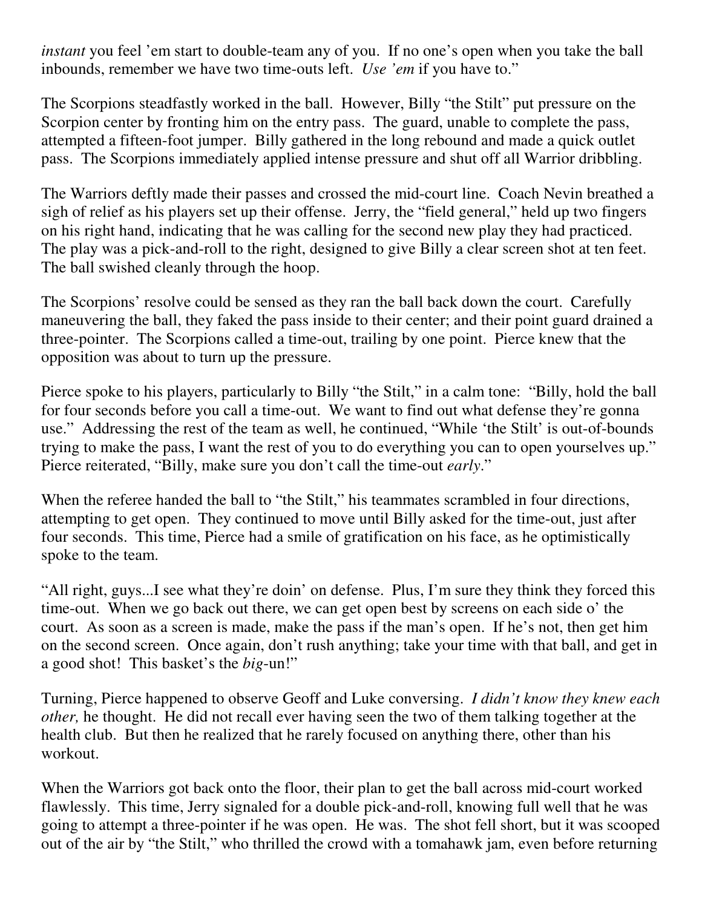*instant* you feel 'em start to double-team any of you. If no one's open when you take the ball inbounds, remember we have two time-outs left. *Use 'em* if you have to."

The Scorpions steadfastly worked in the ball. However, Billy "the Stilt" put pressure on the Scorpion center by fronting him on the entry pass. The guard, unable to complete the pass, attempted a fifteen-foot jumper. Billy gathered in the long rebound and made a quick outlet pass. The Scorpions immediately applied intense pressure and shut off all Warrior dribbling.

The Warriors deftly made their passes and crossed the mid-court line. Coach Nevin breathed a sigh of relief as his players set up their offense. Jerry, the "field general," held up two fingers on his right hand, indicating that he was calling for the second new play they had practiced. The play was a pick-and-roll to the right, designed to give Billy a clear screen shot at ten feet. The ball swished cleanly through the hoop.

The Scorpions' resolve could be sensed as they ran the ball back down the court. Carefully maneuvering the ball, they faked the pass inside to their center; and their point guard drained a three-pointer. The Scorpions called a time-out, trailing by one point. Pierce knew that the opposition was about to turn up the pressure.

Pierce spoke to his players, particularly to Billy "the Stilt," in a calm tone: "Billy, hold the ball for four seconds before you call a time-out. We want to find out what defense they're gonna use." Addressing the rest of the team as well, he continued, "While 'the Stilt' is out-of-bounds trying to make the pass, I want the rest of you to do everything you can to open yourselves up." Pierce reiterated, "Billy, make sure you don't call the time-out *early*."

When the referee handed the ball to "the Stilt," his teammates scrambled in four directions, attempting to get open. They continued to move until Billy asked for the time-out, just after four seconds. This time, Pierce had a smile of gratification on his face, as he optimistically spoke to the team.

"All right, guys...I see what they're doin' on defense. Plus, I'm sure they think they forced this time-out. When we go back out there, we can get open best by screens on each side o' the court. As soon as a screen is made, make the pass if the man's open. If he's not, then get him on the second screen. Once again, don't rush anything; take your time with that ball, and get in a good shot! This basket's the *big*-un!"

Turning, Pierce happened to observe Geoff and Luke conversing. *I didn't know they knew each other,* he thought. He did not recall ever having seen the two of them talking together at the health club. But then he realized that he rarely focused on anything there, other than his workout.

When the Warriors got back onto the floor, their plan to get the ball across mid-court worked flawlessly. This time, Jerry signaled for a double pick-and-roll, knowing full well that he was going to attempt a three-pointer if he was open. He was. The shot fell short, but it was scooped out of the air by "the Stilt," who thrilled the crowd with a tomahawk jam, even before returning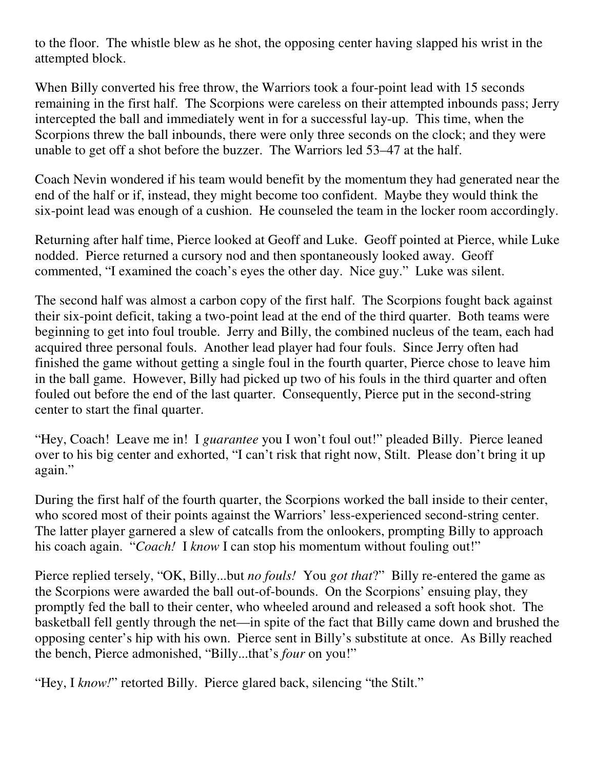to the floor. The whistle blew as he shot, the opposing center having slapped his wrist in the attempted block.

When Billy converted his free throw, the Warriors took a four-point lead with 15 seconds remaining in the first half. The Scorpions were careless on their attempted inbounds pass; Jerry intercepted the ball and immediately went in for a successful lay-up. This time, when the Scorpions threw the ball inbounds, there were only three seconds on the clock; and they were unable to get off a shot before the buzzer. The Warriors led 53–47 at the half.

Coach Nevin wondered if his team would benefit by the momentum they had generated near the end of the half or if, instead, they might become too confident. Maybe they would think the six-point lead was enough of a cushion. He counseled the team in the locker room accordingly.

Returning after half time, Pierce looked at Geoff and Luke. Geoff pointed at Pierce, while Luke nodded. Pierce returned a cursory nod and then spontaneously looked away. Geoff commented, "I examined the coach's eyes the other day. Nice guy." Luke was silent.

The second half was almost a carbon copy of the first half. The Scorpions fought back against their six-point deficit, taking a two-point lead at the end of the third quarter. Both teams were beginning to get into foul trouble. Jerry and Billy, the combined nucleus of the team, each had acquired three personal fouls. Another lead player had four fouls. Since Jerry often had finished the game without getting a single foul in the fourth quarter, Pierce chose to leave him in the ball game. However, Billy had picked up two of his fouls in the third quarter and often fouled out before the end of the last quarter. Consequently, Pierce put in the second-string center to start the final quarter.

"Hey, Coach! Leave me in! I *guarantee* you I won't foul out!" pleaded Billy. Pierce leaned over to his big center and exhorted, "I can't risk that right now, Stilt. Please don't bring it up again."

During the first half of the fourth quarter, the Scorpions worked the ball inside to their center, who scored most of their points against the Warriors' less-experienced second-string center. The latter player garnered a slew of catcalls from the onlookers, prompting Billy to approach his coach again. "*Coach!* I *know* I can stop his momentum without fouling out!"

Pierce replied tersely, "OK, Billy...but *no fouls!* You *got that*?" Billy re-entered the game as the Scorpions were awarded the ball out-of-bounds. On the Scorpions' ensuing play, they promptly fed the ball to their center, who wheeled around and released a soft hook shot. The basketball fell gently through the net—in spite of the fact that Billy came down and brushed the opposing center's hip with his own. Pierce sent in Billy's substitute at once. As Billy reached the bench, Pierce admonished, "Billy...that's *four* on you!"

"Hey, I *know!*" retorted Billy. Pierce glared back, silencing "the Stilt."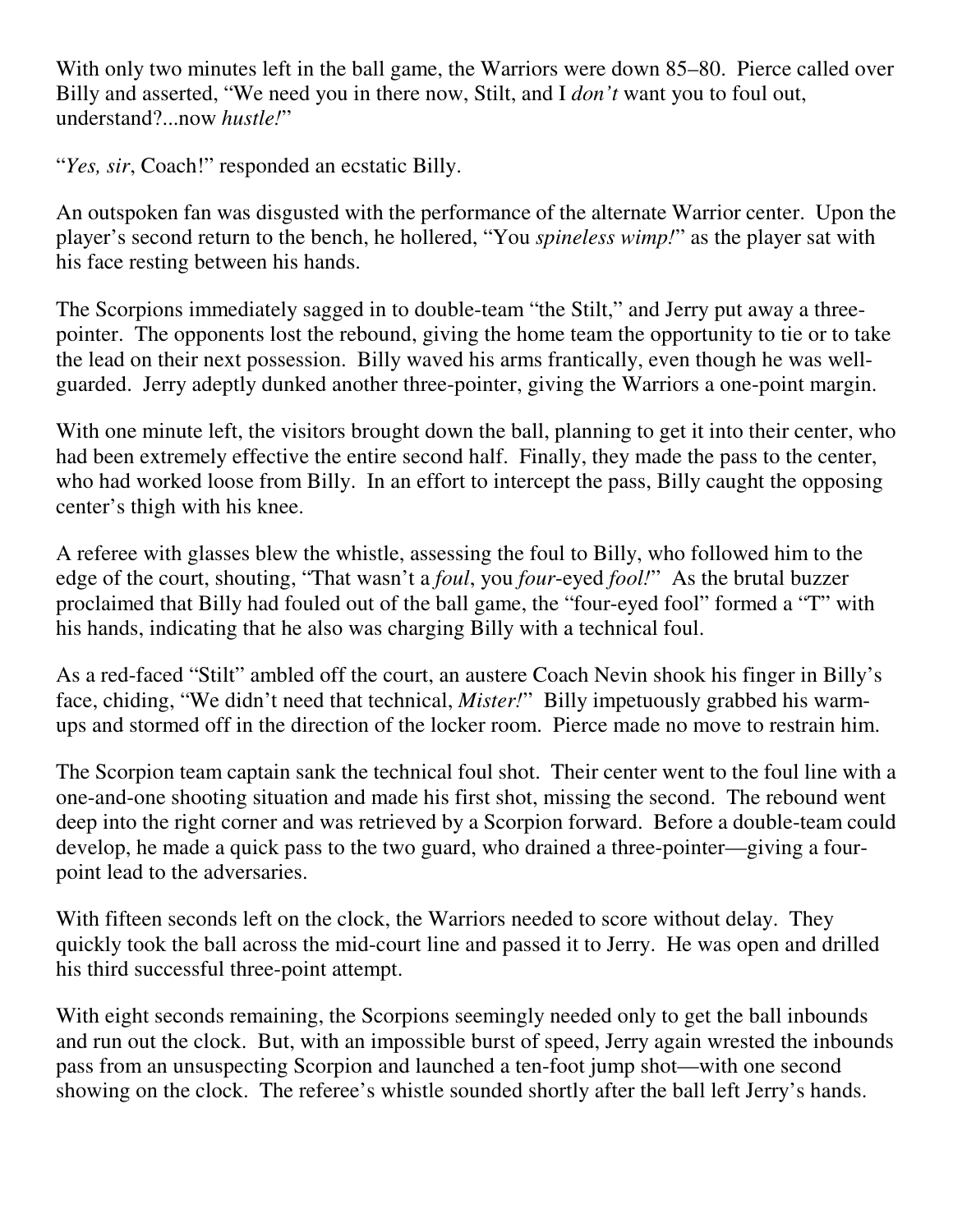With only two minutes left in the ball game, the Warriors were down 85–80. Pierce called over Billy and asserted, "We need you in there now, Stilt, and I *don't* want you to foul out, understand?...now *hustle!*"

"*Yes, sir*, Coach!" responded an ecstatic Billy.

An outspoken fan was disgusted with the performance of the alternate Warrior center. Upon the player's second return to the bench, he hollered, "You *spineless wimp!*" as the player sat with his face resting between his hands.

The Scorpions immediately sagged in to double-team "the Stilt," and Jerry put away a three-pointer. The opponents lost the rebound, giving the home team the opportunity to tie or to take the lead on their next possession. Billy waved his arms frantically, even though he was well-guarded. Jerry adeptly dunked another three-pointer, giving the Warriors a one-point margin.

With one minute left, the visitors brought down the ball, planning to get it into their center, who had been extremely effective the entire second half. Finally, they made the pass to the center, who had worked loose from Billy. In an effort to intercept the pass, Billy caught the opposing center's thigh with his knee.

A referee with glasses blew the whistle, assessing the foul to Billy, who followed him to the edge of the court, shouting, "That wasn't a *foul*, you *four*-eyed *fool!*" As the brutal buzzer proclaimed that Billy had fouled out of the ball game, the "four-eyed fool" formed a "T" with his hands, indicating that he also was charging Billy with a technical foul.

As a red-faced "Stilt" ambled off the court, an austere Coach Nevin shook his finger in Billy's face, chiding, "We didn't need that technical, *Mister!*" Billy impetuously grabbed his warm-ups and stormed off in the direction of the locker room. Pierce made no move to restrain him.

The Scorpion team captain sank the technical foul shot. Their center went to the foul line with a one-and-one shooting situation and made his first shot, missing the second. The rebound went deep into the right corner and was retrieved by a Scorpion forward. Before a double-team could develop, he made a quick pass to the two guard, who drained a three-pointer—giving a four-point lead to the adversaries.

With fifteen seconds left on the clock, the Warriors needed to score without delay. They quickly took the ball across the mid-court line and passed it to Jerry. He was open and drilled his third successful three-point attempt.

With eight seconds remaining, the Scorpions seemingly needed only to get the ball inbounds and run out the clock. But, with an impossible burst of speed, Jerry again wrested the inbounds pass from an unsuspecting Scorpion and launched a ten-foot jump shot—with one second showing on the clock. The referee's whistle sounded shortly after the ball left Jerry's hands.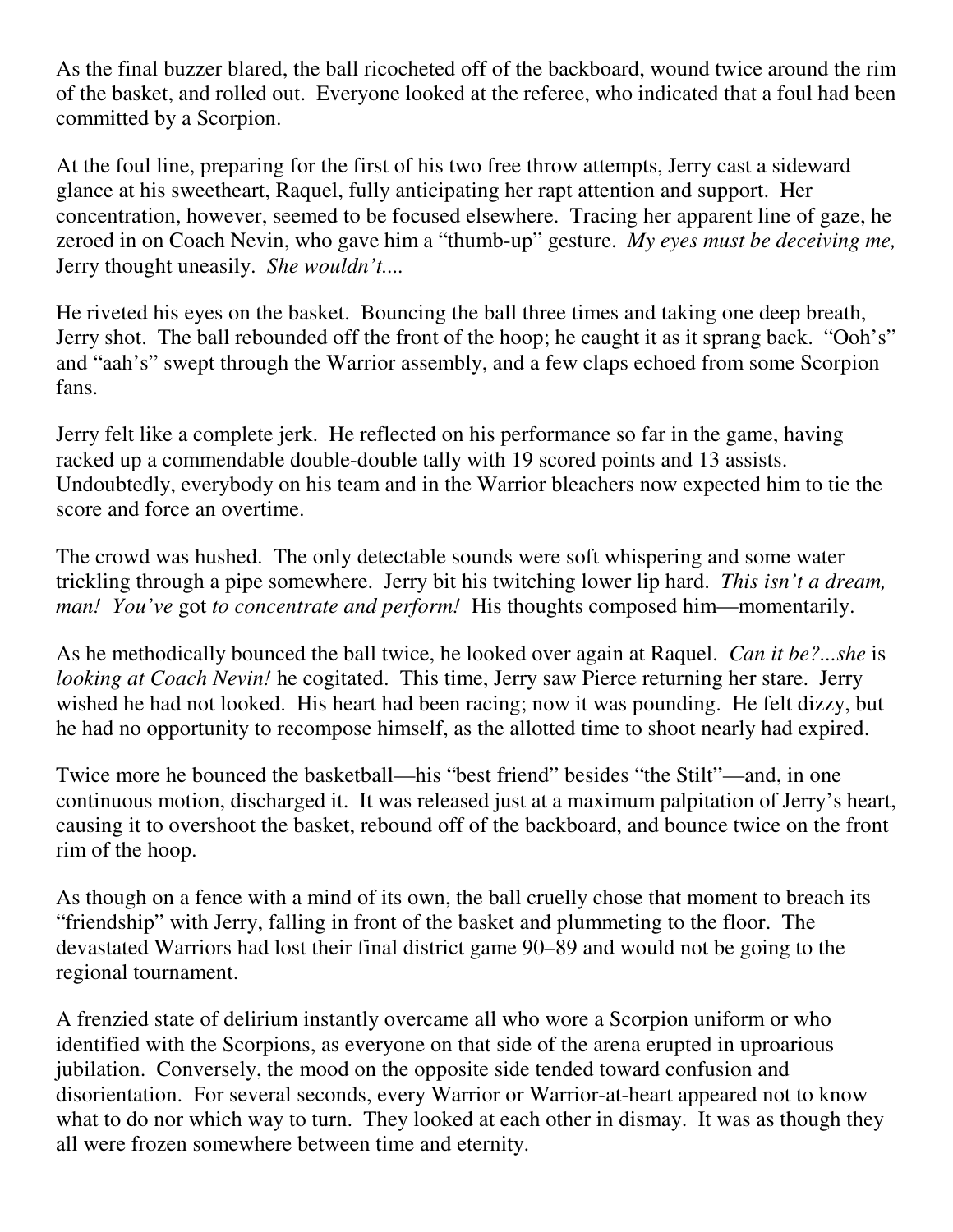As the final buzzer blared, the ball ricocheted off of the backboard, wound twice around the rim of the basket, and rolled out. Everyone looked at the referee, who indicated that a foul had been committed by a Scorpion.

At the foul line, preparing for the first of his two free throw attempts, Jerry cast a sideward glance at his sweetheart, Raquel, fully anticipating her rapt attention and support. Her concentration, however, seemed to be focused elsewhere. Tracing her apparent line of gaze, he zeroed in on Coach Nevin, who gave him a "thumb-up" gesture. *My eyes must be deceiving me,* Jerry thought uneasily. *She wouldn't....*

He riveted his eyes on the basket. Bouncing the ball three times and taking one deep breath, Jerry shot. The ball rebounded off the front of the hoop; he caught it as it sprang back. "Ooh's" and "aah's" swept through the Warrior assembly, and a few claps echoed from some Scorpion fans.

Jerry felt like a complete jerk. He reflected on his performance so far in the game, having racked up a commendable double-double tally with 19 scored points and 13 assists. Undoubtedly, everybody on his team and in the Warrior bleachers now expected him to tie the score and force an overtime.

The crowd was hushed. The only detectable sounds were soft whispering and some water trickling through a pipe somewhere. Jerry bit his twitching lower lip hard. *This isn't a dream, man! You've* got *to concentrate and perform!* His thoughts composed him—momentarily.

As he methodically bounced the ball twice, he looked over again at Raquel. *Can it be?...she* is *looking at Coach Nevin!* he cogitated. This time, Jerry saw Pierce returning her stare. Jerry wished he had not looked. His heart had been racing; now it was pounding. He felt dizzy, but he had no opportunity to recompose himself, as the allotted time to shoot nearly had expired.

Twice more he bounced the basketball—his "best friend" besides "the Stilt"—and, in one continuous motion, discharged it. It was released just at a maximum palpitation of Jerry's heart, causing it to overshoot the basket, rebound off of the backboard, and bounce twice on the front rim of the hoop.

As though on a fence with a mind of its own, the ball cruelly chose that moment to breach its "friendship" with Jerry, falling in front of the basket and plummeting to the floor. The devastated Warriors had lost their final district game 90–89 and would not be going to the regional tournament.

A frenzied state of delirium instantly overcame all who wore a Scorpion uniform or who identified with the Scorpions, as everyone on that side of the arena erupted in uproarious jubilation. Conversely, the mood on the opposite side tended toward confusion and disorientation. For several seconds, every Warrior or Warrior-at-heart appeared not to know what to do nor which way to turn. They looked at each other in dismay. It was as though they all were frozen somewhere between time and eternity.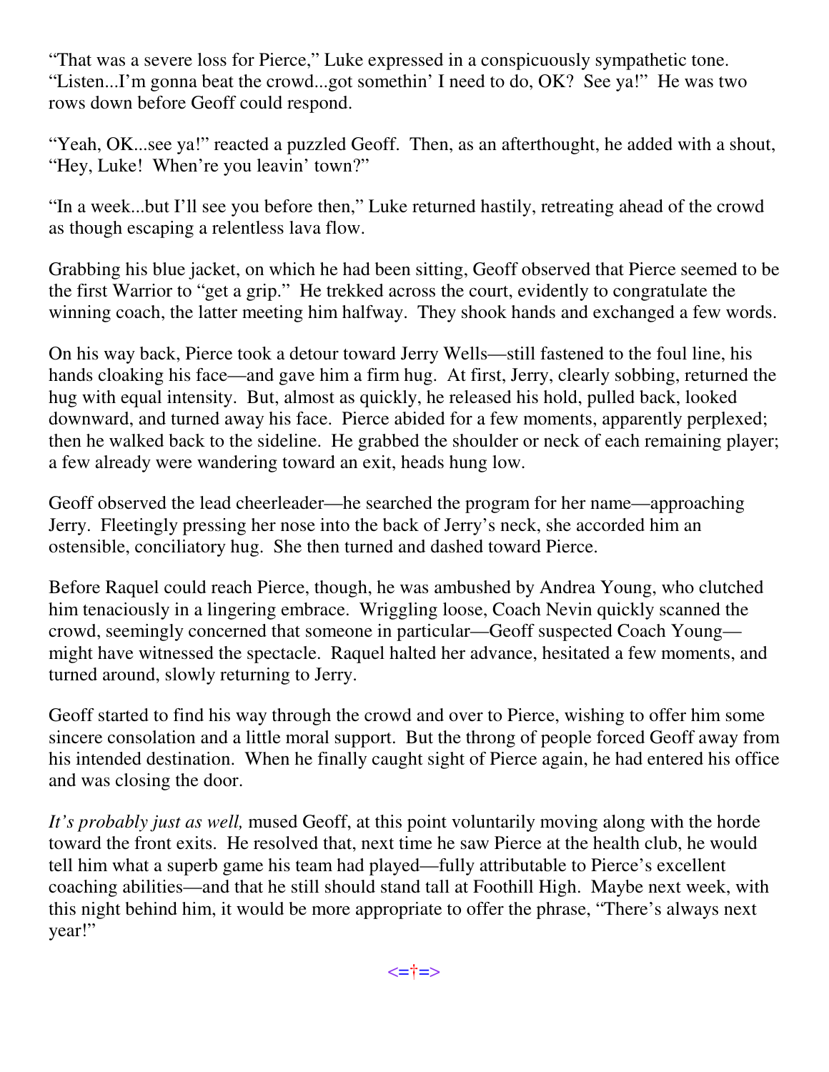"That was a severe loss for Pierce," Luke expressed in a conspicuously sympathetic tone. "Listen...I'm gonna beat the crowd...got somethin' I need to do, OK? See ya!" He was two rows down before Geoff could respond.

"Yeah, OK...see ya!" reacted a puzzled Geoff. Then, as an afterthought, he added with a shout, "Hey, Luke! When're you leavin' town?"

"In a week...but I'll see you before then," Luke returned hastily, retreating ahead of the crowd as though escaping a relentless lava flow.

Grabbing his blue jacket, on which he had been sitting, Geoff observed that Pierce seemed to be the first Warrior to "get a grip." He trekked across the court, evidently to congratulate the winning coach, the latter meeting him halfway. They shook hands and exchanged a few words.

On his way back, Pierce took a detour toward Jerry Wells—still fastened to the foul line, his hands cloaking his face—and gave him a firm hug. At first, Jerry, clearly sobbing, returned the hug with equal intensity. But, almost as quickly, he released his hold, pulled back, looked downward, and turned away his face. Pierce abided for a few moments, apparently perplexed; then he walked back to the sideline. He grabbed the shoulder or neck of each remaining player; a few already were wandering toward an exit, heads hung low.

Geoff observed the lead cheerleader—he searched the program for her name—approaching Jerry. Fleetingly pressing her nose into the back of Jerry's neck, she accorded him an ostensible, conciliatory hug. She then turned and dashed toward Pierce.

Before Raquel could reach Pierce, though, he was ambushed by Andrea Young, who clutched him tenaciously in a lingering embrace. Wriggling loose, Coach Nevin quickly scanned the crowd, seemingly concerned that someone in particular—Geoff suspected Coach Young—might have witnessed the spectacle. Raquel halted her advance, hesitated a few moments, and turned around, slowly returning to Jerry.

Geoff started to find his way through the crowd and over to Pierce, wishing to offer him some sincere consolation and a little moral support. But the throng of people forced Geoff away from his intended destination. When he finally caught sight of Pierce again, he had entered his office and was closing the door.

*It's probably just as well,* mused Geoff, at this point voluntarily moving along with the horde toward the front exits. He resolved that, next time he saw Pierce at the health club, he would tell him what a superb game his team had played—fully attributable to Pierce's excellent coaching abilities—and that he still should stand tall at Foothill High. Maybe next week, with this night behind him, it would be more appropriate to offer the phrase, "There's always next year!"

<=†=>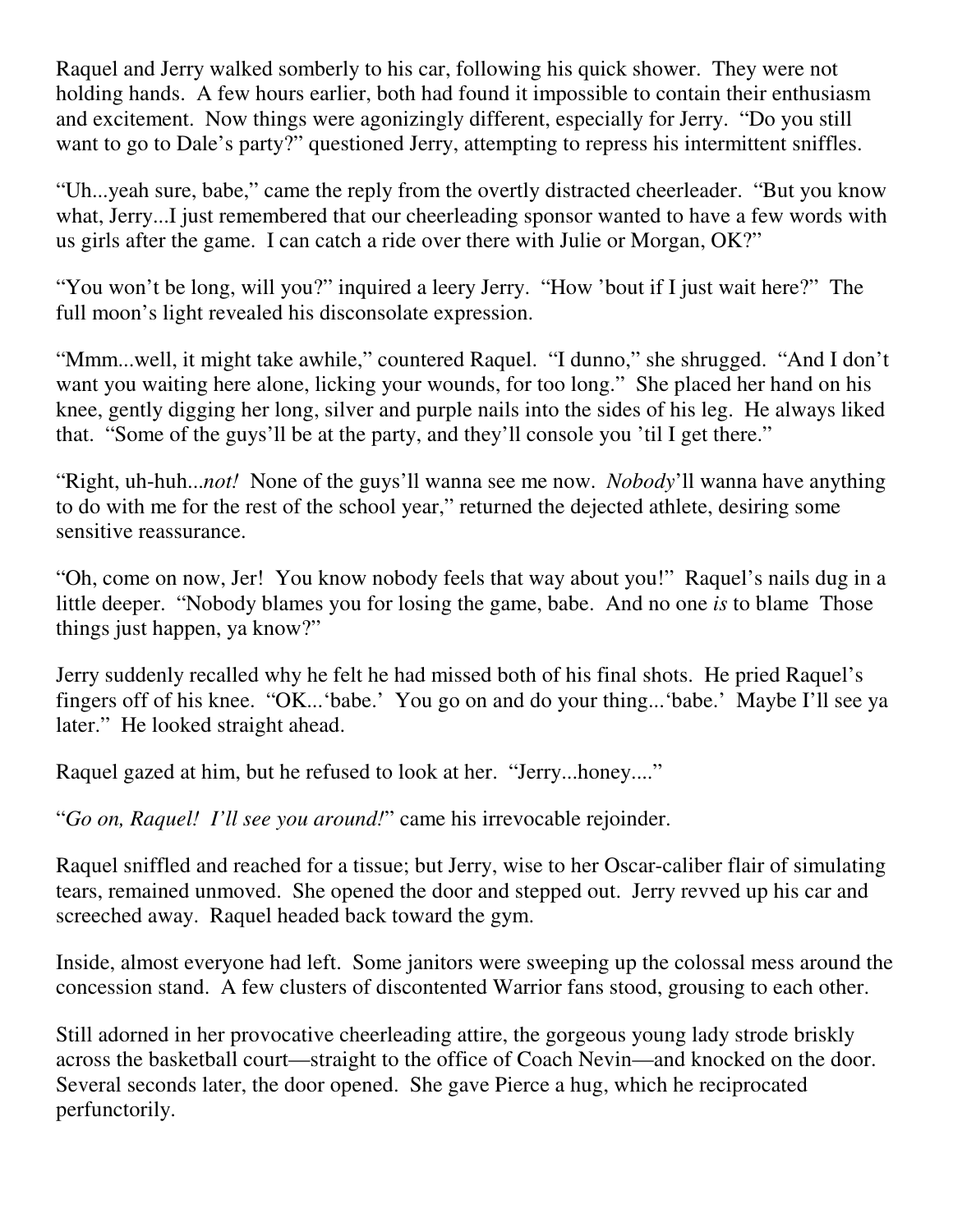Raquel and Jerry walked somberly to his car, following his quick shower. They were not holding hands. A few hours earlier, both had found it impossible to contain their enthusiasm and excitement. Now things were agonizingly different, especially for Jerry. "Do you still want to go to Dale's party?" questioned Jerry, attempting to repress his intermittent sniffles.

"Uh...yeah sure, babe," came the reply from the overtly distracted cheerleader. "But you know what, Jerry...I just remembered that our cheerleading sponsor wanted to have a few words with us girls after the game. I can catch a ride over there with Julie or Morgan, OK?"

"You won't be long, will you?" inquired a leery Jerry. "How 'bout if I just wait here?" The full moon's light revealed his disconsolate expression.

"Mmm...well, it might take awhile," countered Raquel. "I dunno," she shrugged. "And I don't want you waiting here alone, licking your wounds, for too long." She placed her hand on his knee, gently digging her long, silver and purple nails into the sides of his leg. He always liked that. "Some of the guys'll be at the party, and they'll console you 'til I get there."

"Right, uh-huh...*not!* None of the guys'll wanna see me now. *Nobody*'ll wanna have anything to do with me for the rest of the school year," returned the dejected athlete, desiring some sensitive reassurance.

"Oh, come on now, Jer! You know nobody feels that way about you!" Raquel's nails dug in a little deeper. "Nobody blames you for losing the game, babe. And no one *is* to blame Those things just happen, ya know?"

Jerry suddenly recalled why he felt he had missed both of his final shots. He pried Raquel's fingers off of his knee. "OK...'babe.' You go on and do your thing...'babe.' Maybe I'll see ya later." He looked straight ahead.

Raquel gazed at him, but he refused to look at her. "Jerry...honey...."

"*Go on, Raquel! I'll see you around!*" came his irrevocable rejoinder.

Raquel sniffled and reached for a tissue; but Jerry, wise to her Oscar-caliber flair of simulating tears, remained unmoved. She opened the door and stepped out. Jerry revved up his car and screeched away. Raquel headed back toward the gym.

Inside, almost everyone had left. Some janitors were sweeping up the colossal mess around the concession stand. A few clusters of discontented Warrior fans stood, grousing to each other.

Still adorned in her provocative cheerleading attire, the gorgeous young lady strode briskly across the basketball court—straight to the office of Coach Nevin—and knocked on the door. Several seconds later, the door opened. She gave Pierce a hug, which he reciprocated perfunctorily.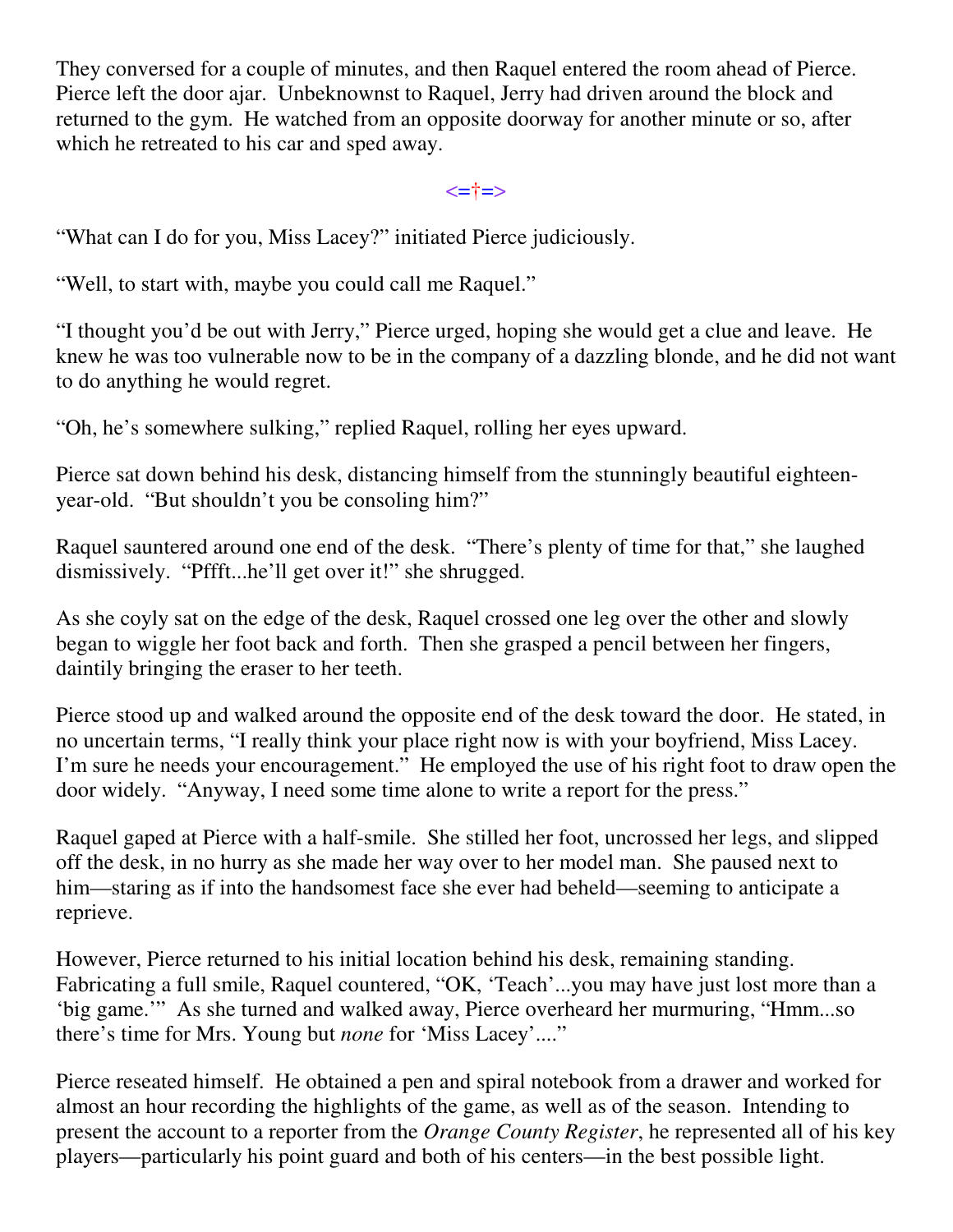They conversed for a couple of minutes, and then Raquel entered the room ahead of Pierce. Pierce left the door ajar. Unbeknownst to Raquel, Jerry had driven around the block and returned to the gym. He watched from an opposite doorway for another minute or so, after which he retreated to his car and sped away.

<=†=>

"What can I do for you, Miss Lacey?" initiated Pierce judiciously.

"Well, to start with, maybe you could call me Raquel."

"I thought you'd be out with Jerry," Pierce urged, hoping she would get a clue and leave. He knew he was too vulnerable now to be in the company of a dazzling blonde, and he did not want to do anything he would regret.

"Oh, he's somewhere sulking," replied Raquel, rolling her eyes upward.

Pierce sat down behind his desk, distancing himself from the stunningly beautiful eighteen-year-old. "But shouldn't you be consoling him?"

Raquel sauntered around one end of the desk. "There's plenty of time for that," she laughed dismissively. "Pffft...he'll get over it!" she shrugged.

As she coyly sat on the edge of the desk, Raquel crossed one leg over the other and slowly began to wiggle her foot back and forth. Then she grasped a pencil between her fingers, daintily bringing the eraser to her teeth.

Pierce stood up and walked around the opposite end of the desk toward the door. He stated, in no uncertain terms, "I really think your place right now is with your boyfriend, Miss Lacey. I'm sure he needs your encouragement." He employed the use of his right foot to draw open the door widely. "Anyway, I need some time alone to write a report for the press."

Raquel gaped at Pierce with a half-smile. She stilled her foot, uncrossed her legs, and slipped off the desk, in no hurry as she made her way over to her model man. She paused next to him—staring as if into the handsomest face she ever had beheld—seeming to anticipate a reprieve.

However, Pierce returned to his initial location behind his desk, remaining standing. Fabricating a full smile, Raquel countered, "OK, 'Teach'...you may have just lost more than a 'big game.'" As she turned and walked away, Pierce overheard her murmuring, "Hmm...so there's time for Mrs. Young but *none* for 'Miss Lacey'...."

Pierce reseated himself. He obtained a pen and spiral notebook from a drawer and worked for almost an hour recording the highlights of the game, as well as of the season. Intending to present the account to a reporter from the *Orange County Register*, he represented all of his key players—particularly his point guard and both of his centers—in the best possible light.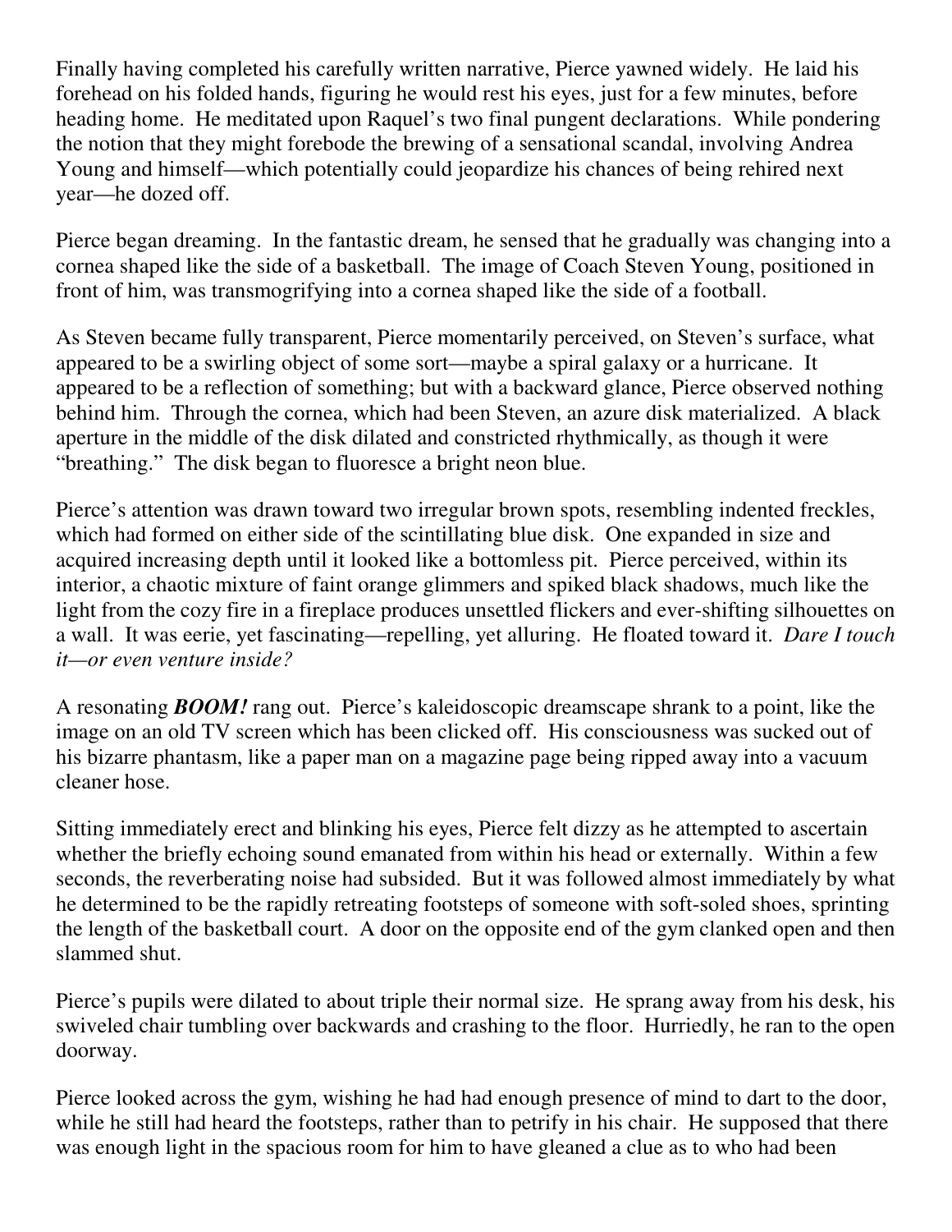Finally having completed his carefully written narrative, Pierce yawned widely. He laid his forehead on his folded hands, figuring he would rest his eyes, just for a few minutes, before heading home. He meditated upon Raquel's two final pungent declarations. While pondering the notion that they might forebode the brewing of a sensational scandal, involving Andrea Young and himself—which potentially could jeopardize his chances of being rehired next year—he dozed off.

Pierce began dreaming. In the fantastic dream, he sensed that he gradually was changing into a cornea shaped like the side of a basketball. The image of Coach Steven Young, positioned in front of him, was transmogrifying into a cornea shaped like the side of a football.

As Steven became fully transparent, Pierce momentarily perceived, on Steven's surface, what appeared to be a swirling object of some sort—maybe a spiral galaxy or a hurricane. It appeared to be a reflection of something; but with a backward glance, Pierce observed nothing behind him. Through the cornea, which had been Steven, an azure disk materialized. A black aperture in the middle of the disk dilated and constricted rhythmically, as though it were "breathing." The disk began to fluoresce a bright neon blue.

Pierce's attention was drawn toward two irregular brown spots, resembling indented freckles, which had formed on either side of the scintillating blue disk. One expanded in size and acquired increasing depth until it looked like a bottomless pit. Pierce perceived, within its interior, a chaotic mixture of faint orange glimmers and spiked black shadows, much like the light from the cozy fire in a fireplace produces unsettled flickers and ever-shifting silhouettes on a wall. It was eerie, yet fascinating—repelling, yet alluring. He floated toward it. *Dare I touch it—or even venture inside?*

A resonating ***BOOM!*** rang out. Pierce's kaleidoscopic dreamscape shrank to a point, like the image on an old TV screen which has been clicked off. His consciousness was sucked out of his bizarre phantasm, like a paper man on a magazine page being ripped away into a vacuum cleaner hose.

Sitting immediately erect and blinking his eyes, Pierce felt dizzy as he attempted to ascertain whether the briefly echoing sound emanated from within his head or externally. Within a few seconds, the reverberating noise had subsided. But it was followed almost immediately by what he determined to be the rapidly retreating footsteps of someone with soft-soled shoes, sprinting the length of the basketball court. A door on the opposite end of the gym clanked open and then slammed shut.

Pierce's pupils were dilated to about triple their normal size. He sprang away from his desk, his swiveled chair tumbling over backwards and crashing to the floor. Hurriedly, he ran to the open doorway.

Pierce looked across the gym, wishing he had had enough presence of mind to dart to the door, while he still had heard the footsteps, rather than to petrify in his chair. He supposed that there was enough light in the spacious room for him to have gleaned a clue as to who had been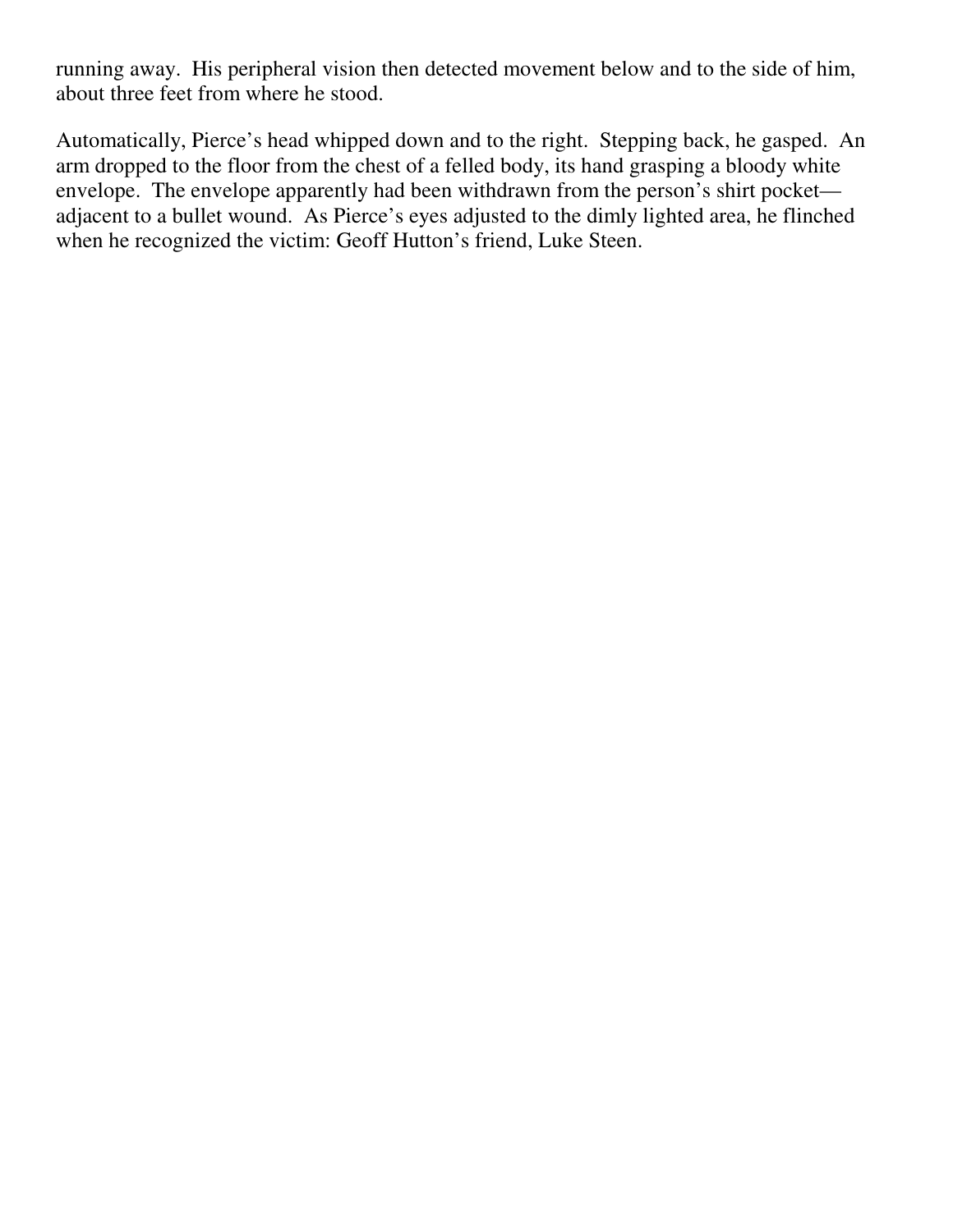running away. His peripheral vision then detected movement below and to the side of him, about three feet from where he stood.

Automatically, Pierce's head whipped down and to the right. Stepping back, he gasped. An arm dropped to the floor from the chest of a felled body, its hand grasping a bloody white envelope. The envelope apparently had been withdrawn from the person's shirt pocket—adjacent to a bullet wound. As Pierce's eyes adjusted to the dimly lighted area, he flinched when he recognized the victim: Geoff Hutton's friend, Luke Steen.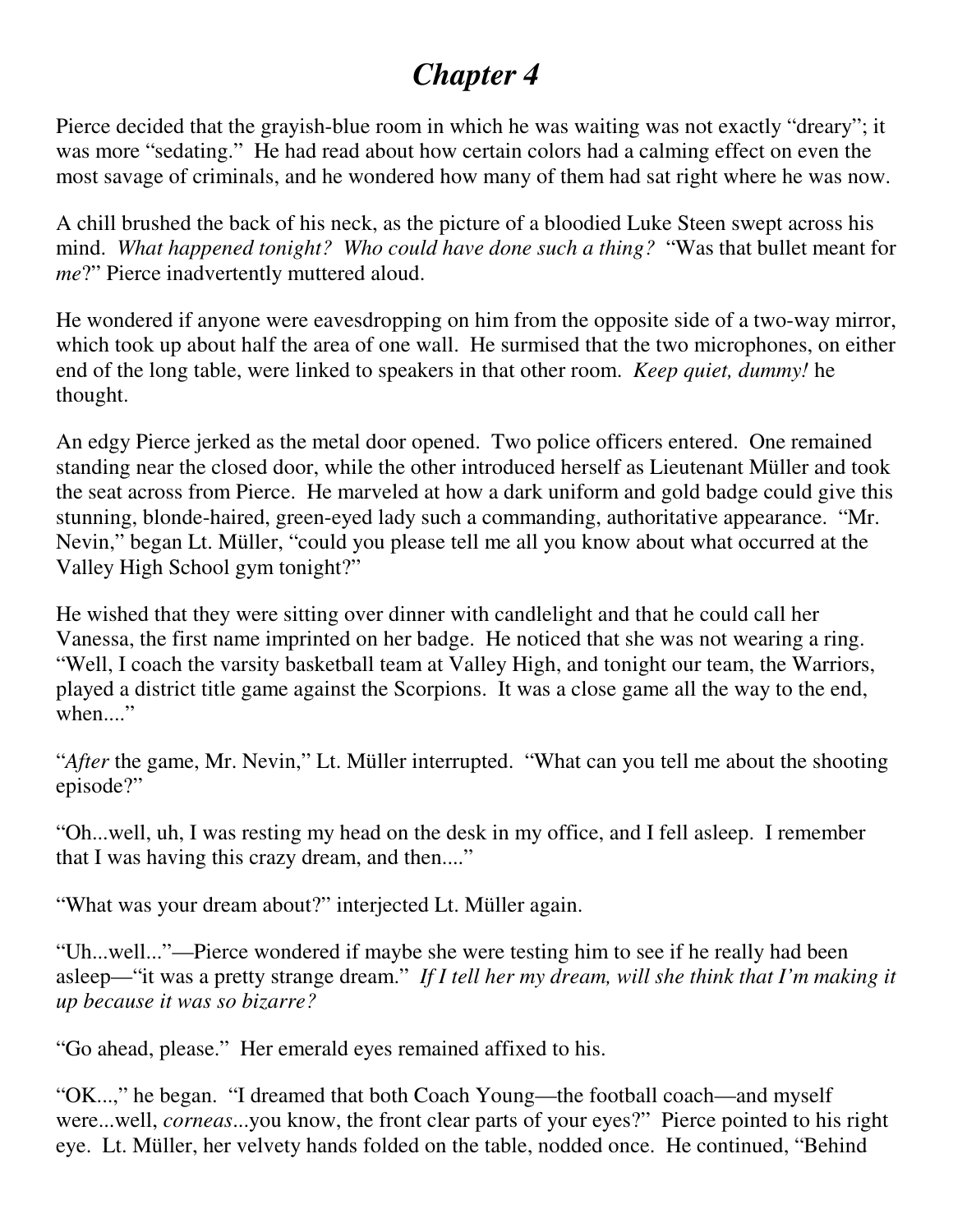# *Chapter 4*

Pierce decided that the grayish-blue room in which he was waiting was not exactly "dreary"; it was more "sedating." He had read about how certain colors had a calming effect on even the most savage of criminals, and he wondered how many of them had sat right where he was now.

A chill brushed the back of his neck, as the picture of a bloodied Luke Steen swept across his mind. *What happened tonight? Who could have done such a thing?* "Was that bullet meant for *me*?" Pierce inadvertently muttered aloud.

He wondered if anyone were eavesdropping on him from the opposite side of a two-way mirror, which took up about half the area of one wall. He surmised that the two microphones, on either end of the long table, were linked to speakers in that other room. *Keep quiet, dummy!* he thought.

An edgy Pierce jerked as the metal door opened. Two police officers entered. One remained standing near the closed door, while the other introduced herself as Lieutenant Müller and took the seat across from Pierce. He marveled at how a dark uniform and gold badge could give this stunning, blonde-haired, green-eyed lady such a commanding, authoritative appearance. "Mr. Nevin," began Lt. Müller, "could you please tell me all you know about what occurred at the Valley High School gym tonight?"

He wished that they were sitting over dinner with candlelight and that he could call her Vanessa, the first name imprinted on her badge. He noticed that she was not wearing a ring. "Well, I coach the varsity basketball team at Valley High, and tonight our team, the Warriors, played a district title game against the Scorpions. It was a close game all the way to the end, when...."

"*After* the game, Mr. Nevin," Lt. Müller interrupted. "What can you tell me about the shooting episode?"

"Oh...well, uh, I was resting my head on the desk in my office, and I fell asleep. I remember that I was having this crazy dream, and then...."

"What was your dream about?" interjected Lt. Müller again.

"Uh...well..."—Pierce wondered if maybe she were testing him to see if he really had been asleep—"it was a pretty strange dream." *If I tell her my dream, will she think that I'm making it up because it was so bizarre?*

"Go ahead, please." Her emerald eyes remained affixed to his.

"OK...," he began. "I dreamed that both Coach Young—the football coach—and myself were...well, *corneas*...you know, the front clear parts of your eyes?" Pierce pointed to his right eye. Lt. Müller, her velvety hands folded on the table, nodded once. He continued, "Behind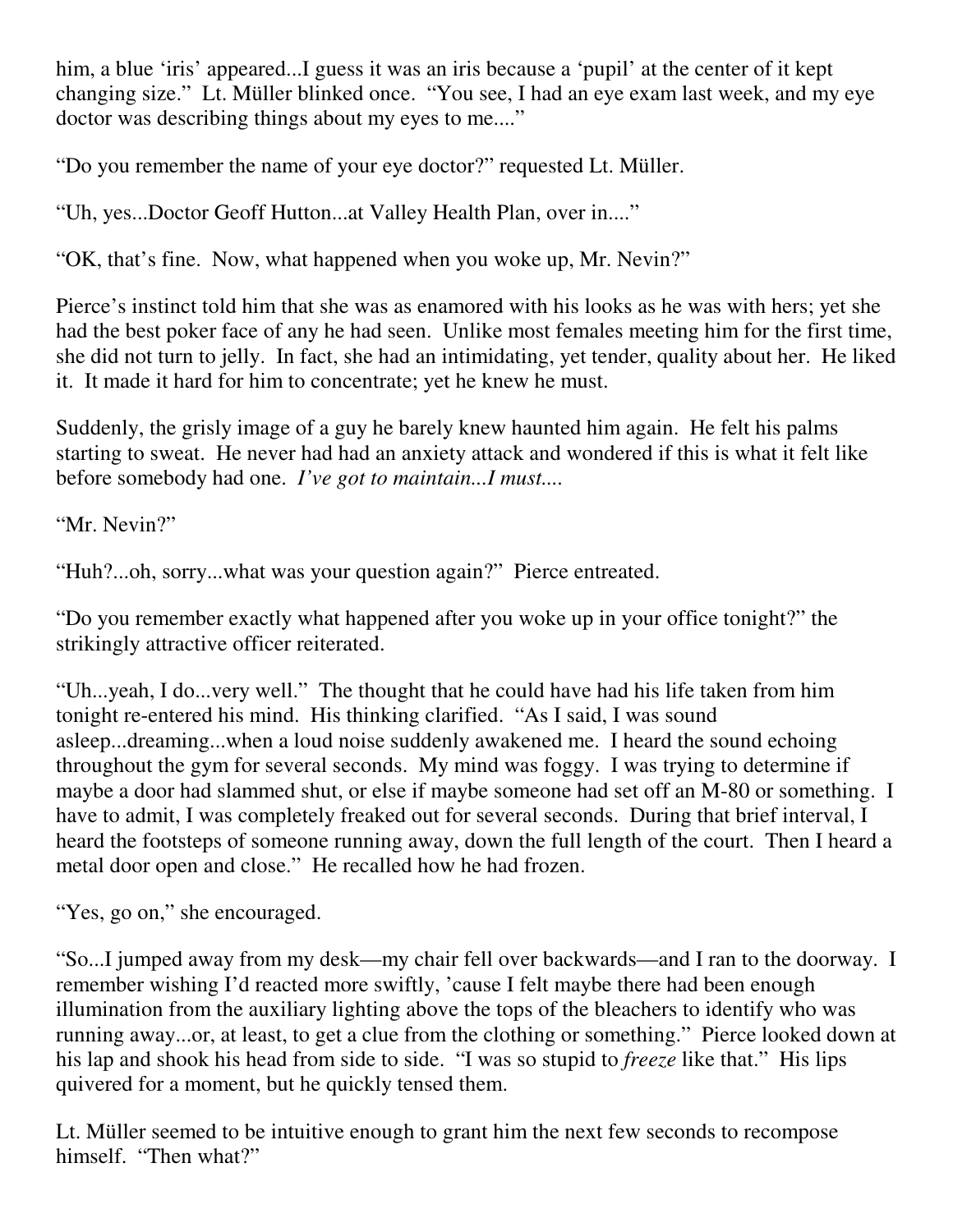him, a blue 'iris' appeared...I guess it was an iris because a 'pupil' at the center of it kept changing size." Lt. Müller blinked once. "You see, I had an eye exam last week, and my eye doctor was describing things about my eyes to me...."

"Do you remember the name of your eye doctor?" requested Lt. Müller.

"Uh, yes...Doctor Geoff Hutton...at Valley Health Plan, over in...."

"OK, that's fine. Now, what happened when you woke up, Mr. Nevin?"

Pierce's instinct told him that she was as enamored with his looks as he was with hers; yet she had the best poker face of any he had seen. Unlike most females meeting him for the first time, she did not turn to jelly. In fact, she had an intimidating, yet tender, quality about her. He liked it. It made it hard for him to concentrate; yet he knew he must.

Suddenly, the grisly image of a guy he barely knew haunted him again. He felt his palms starting to sweat. He never had had an anxiety attack and wondered if this is what it felt like before somebody had one. *I've got to maintain...I must....*

"Mr. Nevin?"

"Huh?...oh, sorry...what was your question again?" Pierce entreated.

"Do you remember exactly what happened after you woke up in your office tonight?" the strikingly attractive officer reiterated.

"Uh...yeah, I do...very well." The thought that he could have had his life taken from him tonight re-entered his mind. His thinking clarified. "As I said, I was sound asleep...dreaming...when a loud noise suddenly awakened me. I heard the sound echoing throughout the gym for several seconds. My mind was foggy. I was trying to determine if maybe a door had slammed shut, or else if maybe someone had set off an M-80 or something. I have to admit, I was completely freaked out for several seconds. During that brief interval, I heard the footsteps of someone running away, down the full length of the court. Then I heard a metal door open and close." He recalled how he had frozen.

"Yes, go on," she encouraged.

"So...I jumped away from my desk—my chair fell over backwards—and I ran to the doorway. I remember wishing I'd reacted more swiftly, 'cause I felt maybe there had been enough illumination from the auxiliary lighting above the tops of the bleachers to identify who was running away...or, at least, to get a clue from the clothing or something." Pierce looked down at his lap and shook his head from side to side. "I was so stupid to *freeze* like that." His lips quivered for a moment, but he quickly tensed them.

Lt. Müller seemed to be intuitive enough to grant him the next few seconds to recompose himself. "Then what?"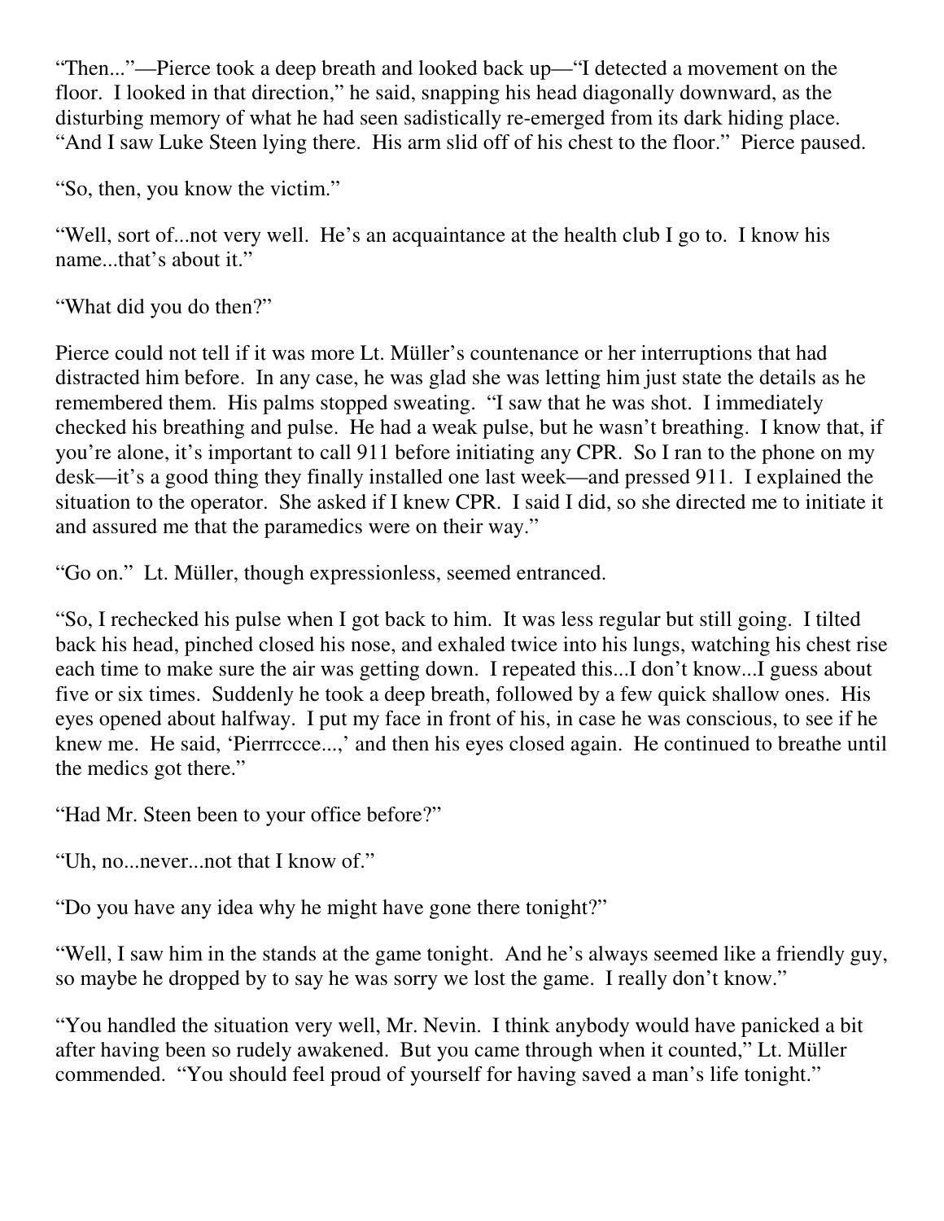"Then..."—Pierce took a deep breath and looked back up—"I detected a movement on the floor. I looked in that direction," he said, snapping his head diagonally downward, as the disturbing memory of what he had seen sadistically re-emerged from its dark hiding place. "And I saw Luke Steen lying there. His arm slid off of his chest to the floor." Pierce paused.

"So, then, you know the victim."

"Well, sort of...not very well. He's an acquaintance at the health club I go to. I know his name...that's about it."

"What did you do then?"

Pierce could not tell if it was more Lt. Müller's countenance or her interruptions that had distracted him before. In any case, he was glad she was letting him just state the details as he remembered them. His palms stopped sweating. "I saw that he was shot. I immediately checked his breathing and pulse. He had a weak pulse, but he wasn't breathing. I know that, if you're alone, it's important to call 911 before initiating any CPR. So I ran to the phone on my desk—it's a good thing they finally installed one last week—and pressed 911. I explained the situation to the operator. She asked if I knew CPR. I said I did, so she directed me to initiate it and assured me that the paramedics were on their way."

"Go on." Lt. Müller, though expressionless, seemed entranced.

"So, I rechecked his pulse when I got back to him. It was less regular but still going. I tilted back his head, pinched closed his nose, and exhaled twice into his lungs, watching his chest rise each time to make sure the air was getting down. I repeated this...I don't know...I guess about five or six times. Suddenly he took a deep breath, followed by a few quick shallow ones. His eyes opened about halfway. I put my face in front of his, in case he was conscious, to see if he knew me. He said, 'Pierrrccce...,' and then his eyes closed again. He continued to breathe until the medics got there."

"Had Mr. Steen been to your office before?"

"Uh, no...never...not that I know of."

"Do you have any idea why he might have gone there tonight?"

"Well, I saw him in the stands at the game tonight. And he's always seemed like a friendly guy, so maybe he dropped by to say he was sorry we lost the game. I really don't know."

"You handled the situation very well, Mr. Nevin. I think anybody would have panicked a bit after having been so rudely awakened. But you came through when it counted," Lt. Müller commended. "You should feel proud of yourself for having saved a man's life tonight."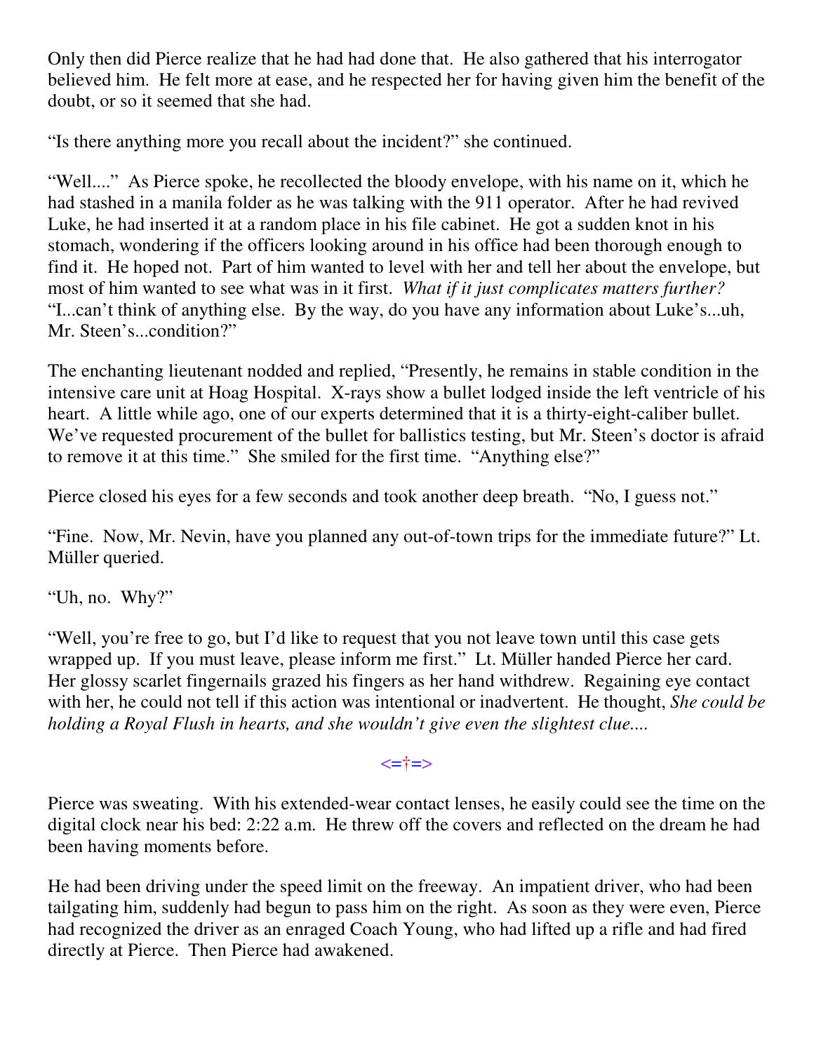Only then did Pierce realize that he had had done that. He also gathered that his interrogator believed him. He felt more at ease, and he respected her for having given him the benefit of the doubt, or so it seemed that she had.

"Is there anything more you recall about the incident?" she continued.

"Well...." As Pierce spoke, he recollected the bloody envelope, with his name on it, which he had stashed in a manila folder as he was talking with the 911 operator. After he had revived Luke, he had inserted it at a random place in his file cabinet. He got a sudden knot in his stomach, wondering if the officers looking around in his office had been thorough enough to find it. He hoped not. Part of him wanted to level with her and tell her about the envelope, but most of him wanted to see what was in it first. *What if it just complicates matters further?* "I...can't think of anything else. By the way, do you have any information about Luke's...uh, Mr. Steen's...condition?"

The enchanting lieutenant nodded and replied, "Presently, he remains in stable condition in the intensive care unit at Hoag Hospital. X-rays show a bullet lodged inside the left ventricle of his heart. A little while ago, one of our experts determined that it is a thirty-eight-caliber bullet. We've requested procurement of the bullet for ballistics testing, but Mr. Steen's doctor is afraid to remove it at this time." She smiled for the first time. "Anything else?"

Pierce closed his eyes for a few seconds and took another deep breath. "No, I guess not."

"Fine. Now, Mr. Nevin, have you planned any out-of-town trips for the immediate future?" Lt. Müller queried.

"Uh, no. Why?"

"Well, you're free to go, but I'd like to request that you not leave town until this case gets wrapped up. If you must leave, please inform me first." Lt. Müller handed Pierce her card. Her glossy scarlet fingernails grazed his fingers as her hand withdrew. Regaining eye contact with her, he could not tell if this action was intentional or inadvertent. He thought, *She could be holding a Royal Flush in hearts, and she wouldn't give even the slightest clue....*

<=†=>

Pierce was sweating. With his extended-wear contact lenses, he easily could see the time on the digital clock near his bed: 2:22 a.m. He threw off the covers and reflected on the dream he had been having moments before.

He had been driving under the speed limit on the freeway. An impatient driver, who had been tailgating him, suddenly had begun to pass him on the right. As soon as they were even, Pierce had recognized the driver as an enraged Coach Young, who had lifted up a rifle and had fired directly at Pierce. Then Pierce had awakened.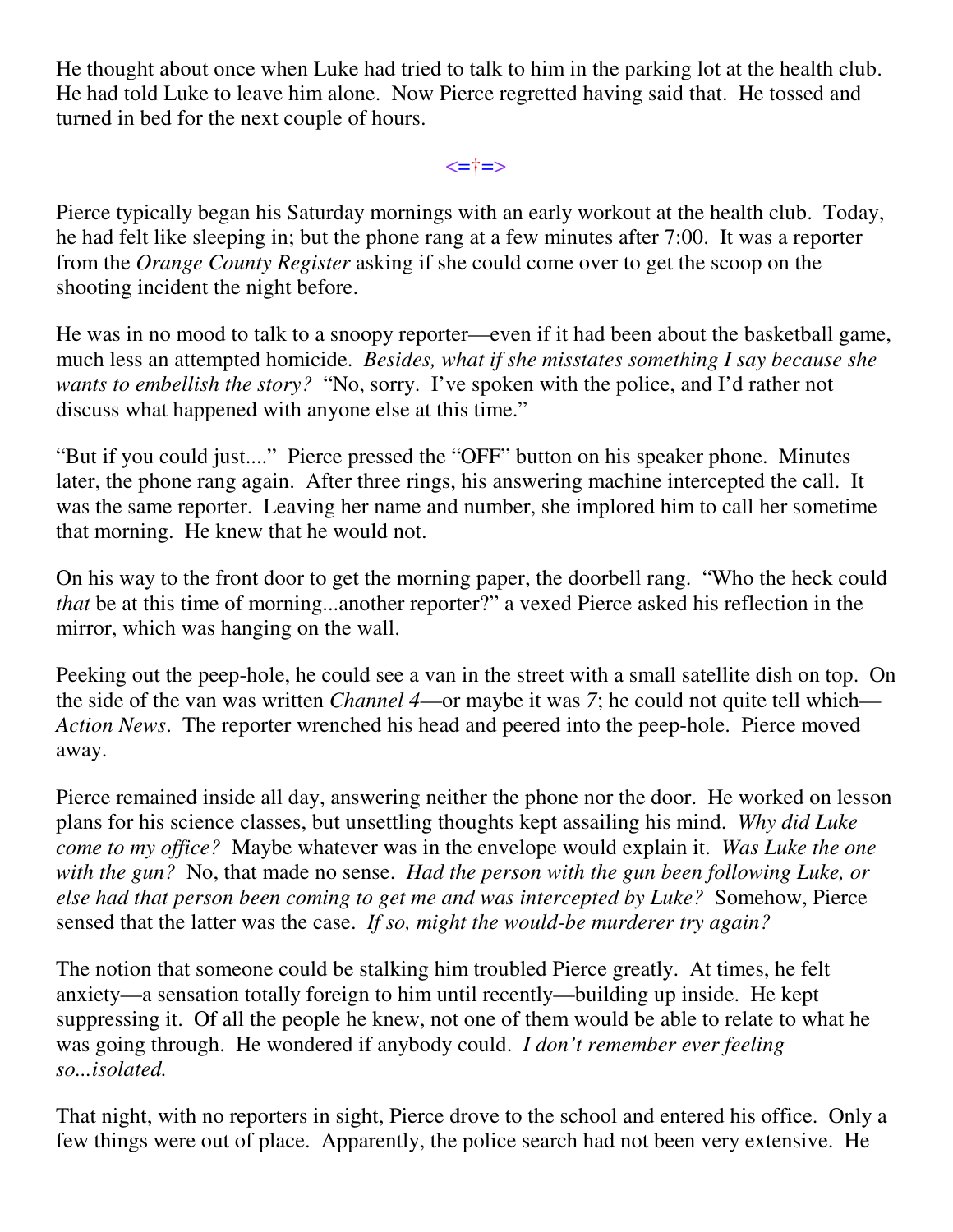He thought about once when Luke had tried to talk to him in the parking lot at the health club. He had told Luke to leave him alone. Now Pierce regretted having said that. He tossed and turned in bed for the next couple of hours.

<=†=>

Pierce typically began his Saturday mornings with an early workout at the health club. Today, he had felt like sleeping in; but the phone rang at a few minutes after 7:00. It was a reporter from the *Orange County Register* asking if she could come over to get the scoop on the shooting incident the night before.

He was in no mood to talk to a snoopy reporter—even if it had been about the basketball game, much less an attempted homicide. *Besides, what if she misstates something I say because she wants to embellish the story?* "No, sorry. I've spoken with the police, and I'd rather not discuss what happened with anyone else at this time."

"But if you could just...." Pierce pressed the "OFF" button on his speaker phone. Minutes later, the phone rang again. After three rings, his answering machine intercepted the call. It was the same reporter. Leaving her name and number, she implored him to call her sometime that morning. He knew that he would not.

On his way to the front door to get the morning paper, the doorbell rang. "Who the heck could *that* be at this time of morning...another reporter?" a vexed Pierce asked his reflection in the mirror, which was hanging on the wall.

Peeking out the peep-hole, he could see a van in the street with a small satellite dish on top. On the side of the van was written *Channel 4*—or maybe it was *7*; he could not quite tell which—*Action News*. The reporter wrenched his head and peered into the peep-hole. Pierce moved away.

Pierce remained inside all day, answering neither the phone nor the door. He worked on lesson plans for his science classes, but unsettling thoughts kept assailing his mind. *Why did Luke come to my office?* Maybe whatever was in the envelope would explain it. *Was Luke the one with the gun?* No, that made no sense. *Had the person with the gun been following Luke, or else had that person been coming to get me and was intercepted by Luke?* Somehow, Pierce sensed that the latter was the case. *If so, might the would-be murderer try again?*

The notion that someone could be stalking him troubled Pierce greatly. At times, he felt anxiety—a sensation totally foreign to him until recently—building up inside. He kept suppressing it. Of all the people he knew, not one of them would be able to relate to what he was going through. He wondered if anybody could. *I don't remember ever feeling so...isolated.*

That night, with no reporters in sight, Pierce drove to the school and entered his office. Only a few things were out of place. Apparently, the police search had not been very extensive. He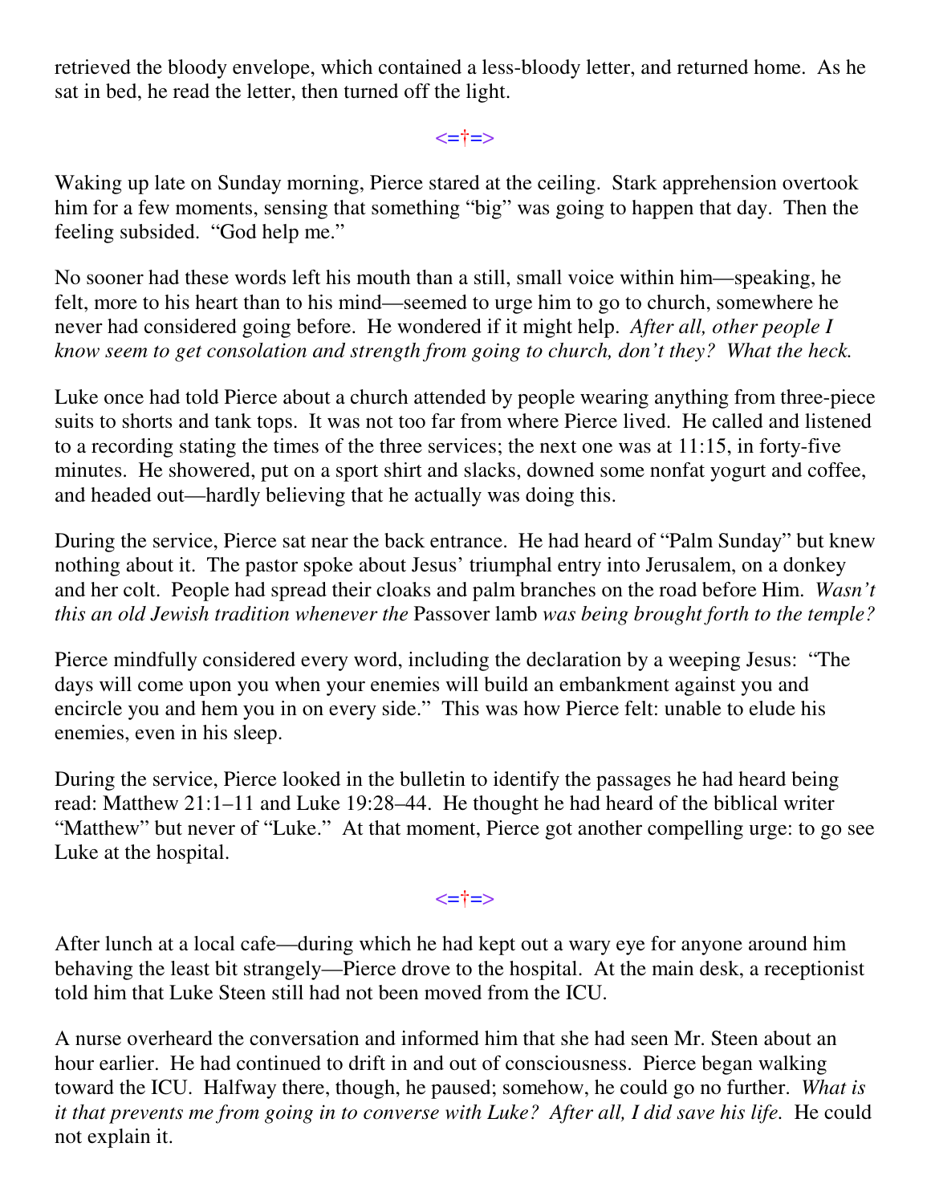retrieved the bloody envelope, which contained a less-bloody letter, and returned home. As he sat in bed, he read the letter, then turned off the light.

<=†=>

Waking up late on Sunday morning, Pierce stared at the ceiling. Stark apprehension overtook him for a few moments, sensing that something "big" was going to happen that day. Then the feeling subsided. "God help me."

No sooner had these words left his mouth than a still, small voice within him—speaking, he felt, more to his heart than to his mind—seemed to urge him to go to church, somewhere he never had considered going before. He wondered if it might help. *After all, other people I know seem to get consolation and strength from going to church, don't they? What the heck.*

Luke once had told Pierce about a church attended by people wearing anything from three-piece suits to shorts and tank tops. It was not too far from where Pierce lived. He called and listened to a recording stating the times of the three services; the next one was at 11:15, in forty-five minutes. He showered, put on a sport shirt and slacks, downed some nonfat yogurt and coffee, and headed out—hardly believing that he actually was doing this.

During the service, Pierce sat near the back entrance. He had heard of "Palm Sunday" but knew nothing about it. The pastor spoke about Jesus' triumphal entry into Jerusalem, on a donkey and her colt. People had spread their cloaks and palm branches on the road before Him. *Wasn't this an old Jewish tradition whenever the* Passover lamb *was being brought forth to the temple?*

Pierce mindfully considered every word, including the declaration by a weeping Jesus: "The days will come upon you when your enemies will build an embankment against you and encircle you and hem you in on every side." This was how Pierce felt: unable to elude his enemies, even in his sleep.

During the service, Pierce looked in the bulletin to identify the passages he had heard being read: Matthew 21:1–11 and Luke 19:28–44. He thought he had heard of the biblical writer "Matthew" but never of "Luke." At that moment, Pierce got another compelling urge: to go see Luke at the hospital.

<=†=>

After lunch at a local cafe—during which he had kept out a wary eye for anyone around him behaving the least bit strangely—Pierce drove to the hospital. At the main desk, a receptionist told him that Luke Steen still had not been moved from the ICU.

A nurse overheard the conversation and informed him that she had seen Mr. Steen about an hour earlier. He had continued to drift in and out of consciousness. Pierce began walking toward the ICU. Halfway there, though, he paused; somehow, he could go no further. *What is it that prevents me from going in to converse with Luke? After all, I did save his life.* He could not explain it.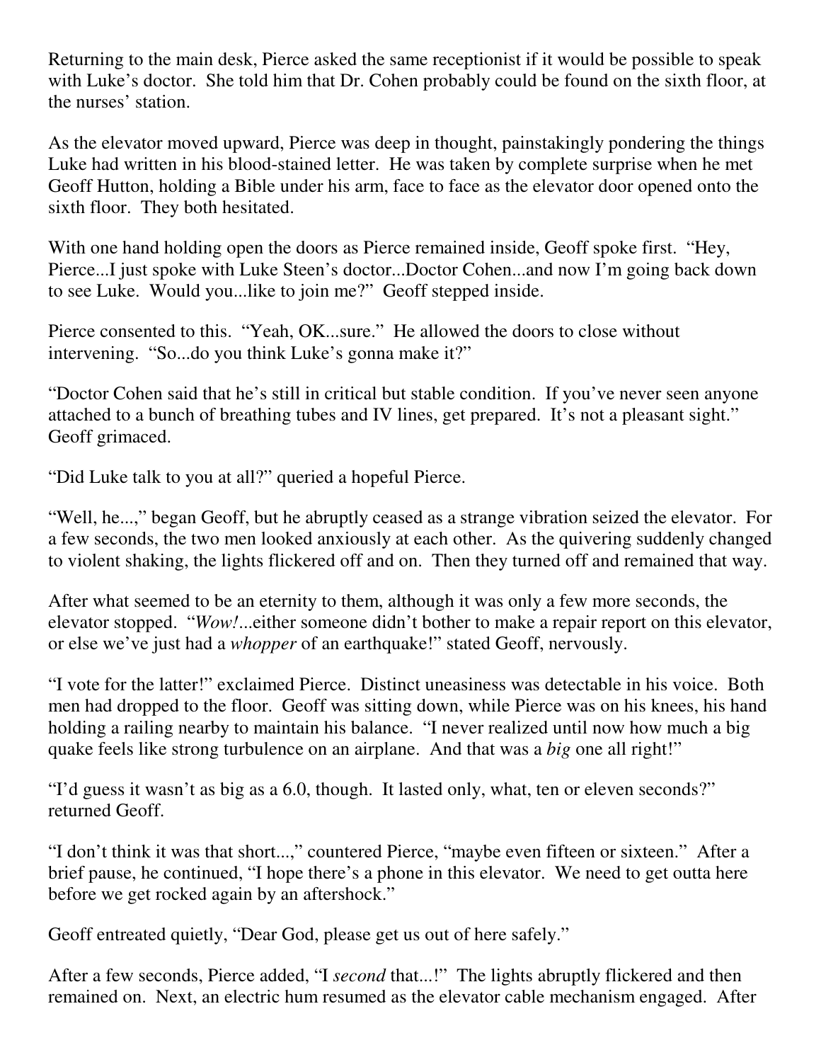Returning to the main desk, Pierce asked the same receptionist if it would be possible to speak with Luke's doctor. She told him that Dr. Cohen probably could be found on the sixth floor, at the nurses' station.

As the elevator moved upward, Pierce was deep in thought, painstakingly pondering the things Luke had written in his blood-stained letter. He was taken by complete surprise when he met Geoff Hutton, holding a Bible under his arm, face to face as the elevator door opened onto the sixth floor. They both hesitated.

With one hand holding open the doors as Pierce remained inside, Geoff spoke first. "Hey, Pierce...I just spoke with Luke Steen's doctor...Doctor Cohen...and now I'm going back down to see Luke. Would you...like to join me?" Geoff stepped inside.

Pierce consented to this. "Yeah, OK...sure." He allowed the doors to close without intervening. "So...do you think Luke's gonna make it?"

"Doctor Cohen said that he's still in critical but stable condition. If you've never seen anyone attached to a bunch of breathing tubes and IV lines, get prepared. It's not a pleasant sight." Geoff grimaced.

"Did Luke talk to you at all?" queried a hopeful Pierce.

"Well, he...," began Geoff, but he abruptly ceased as a strange vibration seized the elevator. For a few seconds, the two men looked anxiously at each other. As the quivering suddenly changed to violent shaking, the lights flickered off and on. Then they turned off and remained that way.

After what seemed to be an eternity to them, although it was only a few more seconds, the elevator stopped. "*Wow!*...either someone didn't bother to make a repair report on this elevator, or else we've just had a *whopper* of an earthquake!" stated Geoff, nervously.

"I vote for the latter!" exclaimed Pierce. Distinct uneasiness was detectable in his voice. Both men had dropped to the floor. Geoff was sitting down, while Pierce was on his knees, his hand holding a railing nearby to maintain his balance. "I never realized until now how much a big quake feels like strong turbulence on an airplane. And that was a *big* one all right!"

"I'd guess it wasn't as big as a 6.0, though. It lasted only, what, ten or eleven seconds?" returned Geoff.

"I don't think it was that short...," countered Pierce, "maybe even fifteen or sixteen." After a brief pause, he continued, "I hope there's a phone in this elevator. We need to get outta here before we get rocked again by an aftershock."

Geoff entreated quietly, "Dear God, please get us out of here safely."

After a few seconds, Pierce added, "I *second* that...!" The lights abruptly flickered and then remained on. Next, an electric hum resumed as the elevator cable mechanism engaged. After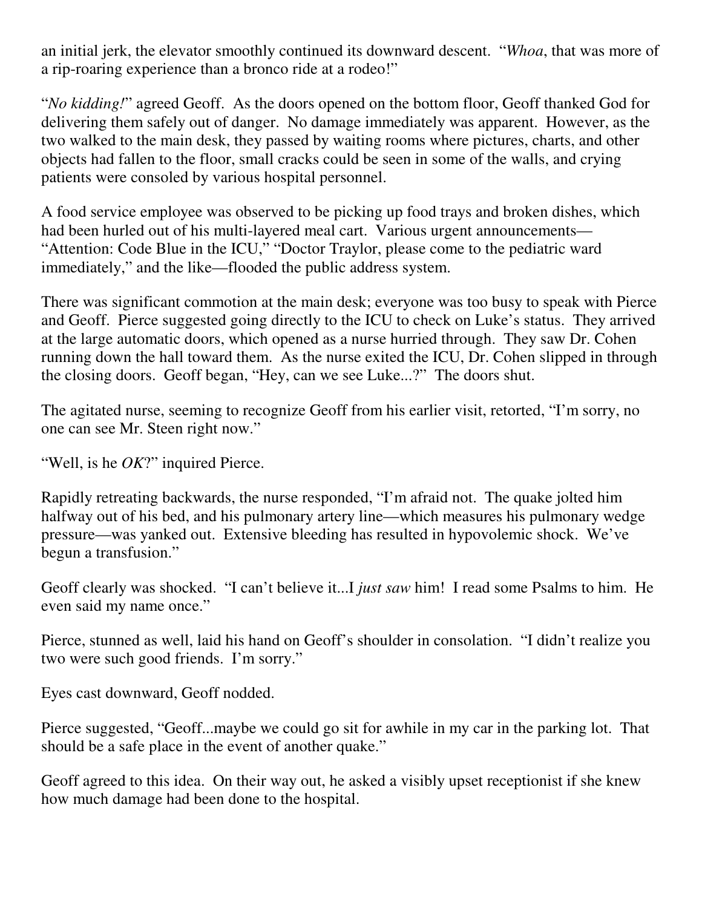an initial jerk, the elevator smoothly continued its downward descent. "*Whoa*, that was more of a rip-roaring experience than a bronco ride at a rodeo!"

"*No kidding!*" agreed Geoff. As the doors opened on the bottom floor, Geoff thanked God for delivering them safely out of danger. No damage immediately was apparent. However, as the two walked to the main desk, they passed by waiting rooms where pictures, charts, and other objects had fallen to the floor, small cracks could be seen in some of the walls, and crying patients were consoled by various hospital personnel.

A food service employee was observed to be picking up food trays and broken dishes, which had been hurled out of his multi-layered meal cart. Various urgent announcements—"Attention: Code Blue in the ICU," "Doctor Traylor, please come to the pediatric ward immediately," and the like—flooded the public address system.

There was significant commotion at the main desk; everyone was too busy to speak with Pierce and Geoff. Pierce suggested going directly to the ICU to check on Luke's status. They arrived at the large automatic doors, which opened as a nurse hurried through. They saw Dr. Cohen running down the hall toward them. As the nurse exited the ICU, Dr. Cohen slipped in through the closing doors. Geoff began, "Hey, can we see Luke...?" The doors shut.

The agitated nurse, seeming to recognize Geoff from his earlier visit, retorted, "I'm sorry, no one can see Mr. Steen right now."

"Well, is he *OK*?" inquired Pierce.

Rapidly retreating backwards, the nurse responded, "I'm afraid not. The quake jolted him halfway out of his bed, and his pulmonary artery line—which measures his pulmonary wedge pressure—was yanked out. Extensive bleeding has resulted in hypovolemic shock. We've begun a transfusion."

Geoff clearly was shocked. "I can't believe it...I *just saw* him! I read some Psalms to him. He even said my name once."

Pierce, stunned as well, laid his hand on Geoff's shoulder in consolation. "I didn't realize you two were such good friends. I'm sorry."

Eyes cast downward, Geoff nodded.

Pierce suggested, "Geoff...maybe we could go sit for awhile in my car in the parking lot. That should be a safe place in the event of another quake."

Geoff agreed to this idea. On their way out, he asked a visibly upset receptionist if she knew how much damage had been done to the hospital.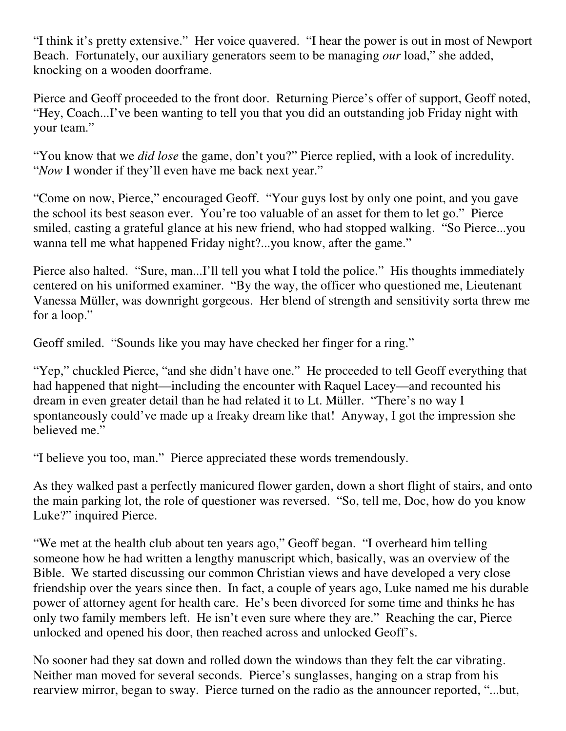"I think it's pretty extensive." Her voice quavered. "I hear the power is out in most of Newport Beach. Fortunately, our auxiliary generators seem to be managing *our* load," she added, knocking on a wooden doorframe.

Pierce and Geoff proceeded to the front door. Returning Pierce's offer of support, Geoff noted, "Hey, Coach...I've been wanting to tell you that you did an outstanding job Friday night with your team."

"You know that we *did lose* the game, don't you?" Pierce replied, with a look of incredulity. "*Now* I wonder if they'll even have me back next year."

"Come on now, Pierce," encouraged Geoff. "Your guys lost by only one point, and you gave the school its best season ever. You're too valuable of an asset for them to let go." Pierce smiled, casting a grateful glance at his new friend, who had stopped walking. "So Pierce...you wanna tell me what happened Friday night?...you know, after the game."

Pierce also halted. "Sure, man...I'll tell you what I told the police." His thoughts immediately centered on his uniformed examiner. "By the way, the officer who questioned me, Lieutenant Vanessa Müller, was downright gorgeous. Her blend of strength and sensitivity sorta threw me for a loop."

Geoff smiled. "Sounds like you may have checked her finger for a ring."

"Yep," chuckled Pierce, "and she didn't have one." He proceeded to tell Geoff everything that had happened that night—including the encounter with Raquel Lacey—and recounted his dream in even greater detail than he had related it to Lt. Müller. "There's no way I spontaneously could've made up a freaky dream like that! Anyway, I got the impression she believed me."

"I believe you too, man." Pierce appreciated these words tremendously.

As they walked past a perfectly manicured flower garden, down a short flight of stairs, and onto the main parking lot, the role of questioner was reversed. "So, tell me, Doc, how do you know Luke?" inquired Pierce.

"We met at the health club about ten years ago," Geoff began. "I overheard him telling someone how he had written a lengthy manuscript which, basically, was an overview of the Bible. We started discussing our common Christian views and have developed a very close friendship over the years since then. In fact, a couple of years ago, Luke named me his durable power of attorney agent for health care. He's been divorced for some time and thinks he has only two family members left. He isn't even sure where they are." Reaching the car, Pierce unlocked and opened his door, then reached across and unlocked Geoff's.

No sooner had they sat down and rolled down the windows than they felt the car vibrating. Neither man moved for several seconds. Pierce's sunglasses, hanging on a strap from his rearview mirror, began to sway. Pierce turned on the radio as the announcer reported, "...but,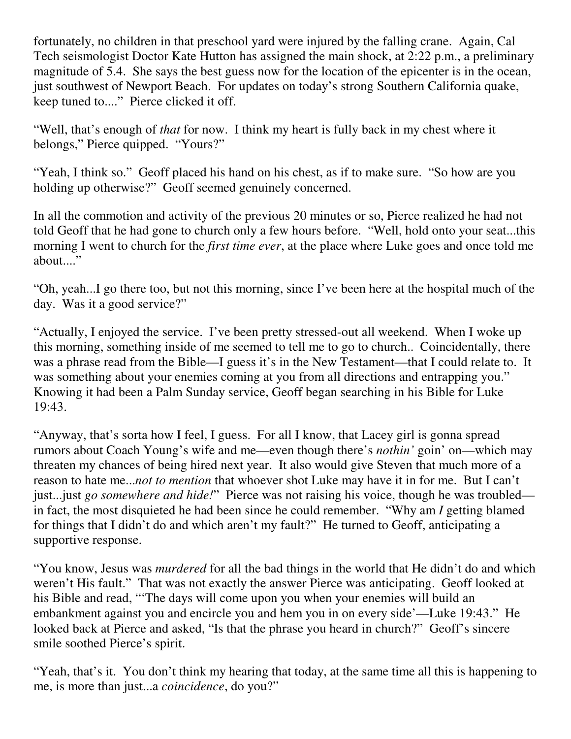fortunately, no children in that preschool yard were injured by the falling crane. Again, Cal Tech seismologist Doctor Kate Hutton has assigned the main shock, at 2:22 p.m., a preliminary magnitude of 5.4. She says the best guess now for the location of the epicenter is in the ocean, just southwest of Newport Beach. For updates on today's strong Southern California quake, keep tuned to...." Pierce clicked it off.

"Well, that's enough of *that* for now. I think my heart is fully back in my chest where it belongs," Pierce quipped. "Yours?"

"Yeah, I think so." Geoff placed his hand on his chest, as if to make sure. "So how are you holding up otherwise?" Geoff seemed genuinely concerned.

In all the commotion and activity of the previous 20 minutes or so, Pierce realized he had not told Geoff that he had gone to church only a few hours before. "Well, hold onto your seat...this morning I went to church for the *first time ever*, at the place where Luke goes and once told me about...."

"Oh, yeah...I go there too, but not this morning, since I've been here at the hospital much of the day. Was it a good service?"

"Actually, I enjoyed the service. I've been pretty stressed-out all weekend. When I woke up this morning, something inside of me seemed to tell me to go to church.. Coincidentally, there was a phrase read from the Bible—I guess it's in the New Testament—that I could relate to. It was something about your enemies coming at you from all directions and entrapping you." Knowing it had been a Palm Sunday service, Geoff began searching in his Bible for Luke 19:43.

"Anyway, that's sorta how I feel, I guess. For all I know, that Lacey girl is gonna spread rumors about Coach Young's wife and me—even though there's *nothin'* goin' on—which may threaten my chances of being hired next year. It also would give Steven that much more of a reason to hate me...*not to mention* that whoever shot Luke may have it in for me. But I can't just...just *go somewhere and hide!*" Pierce was not raising his voice, though he was troubled—in fact, the most disquieted he had been since he could remember. "Why am ***I*** getting blamed for things that I didn't do and which aren't my fault?" He turned to Geoff, anticipating a supportive response.

"You know, Jesus was *murdered* for all the bad things in the world that He didn't do and which weren't His fault." That was not exactly the answer Pierce was anticipating. Geoff looked at his Bible and read, "'The days will come upon you when your enemies will build an embankment against you and encircle you and hem you in on every side'—Luke 19:43." He looked back at Pierce and asked, "Is that the phrase you heard in church?" Geoff's sincere smile soothed Pierce's spirit.

"Yeah, that's it. You don't think my hearing that today, at the same time all this is happening to me, is more than just...a *coincidence*, do you?"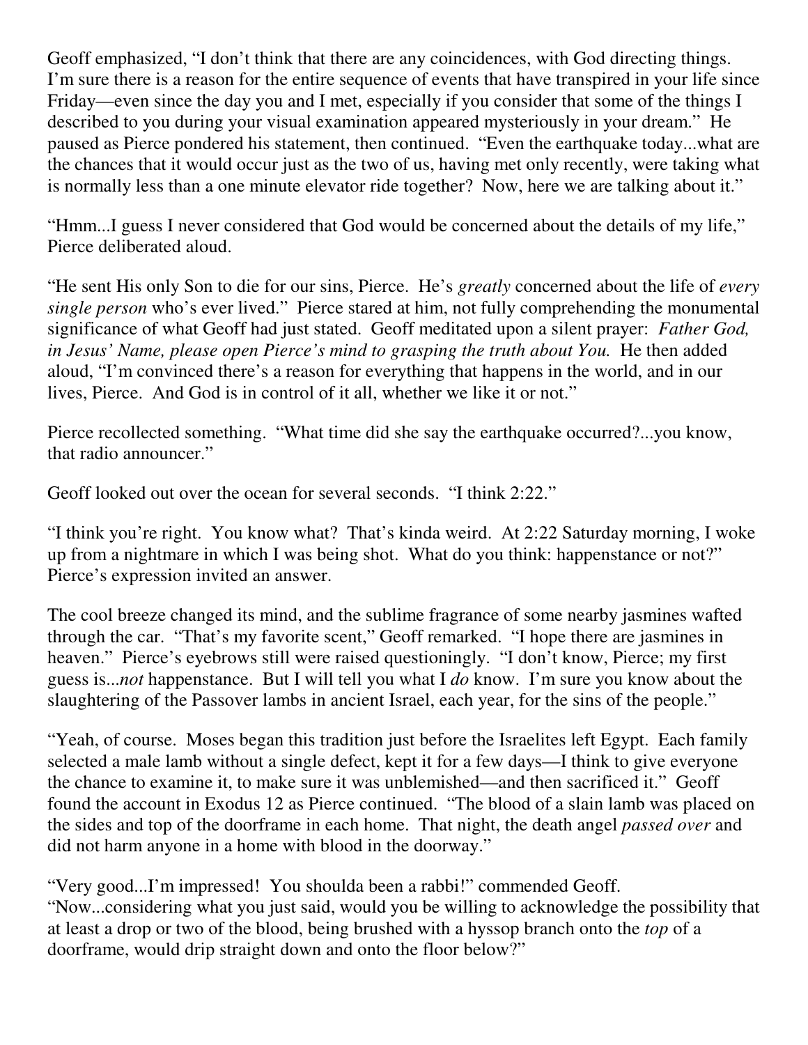Geoff emphasized, "I don't think that there are any coincidences, with God directing things. I'm sure there is a reason for the entire sequence of events that have transpired in your life since Friday—even since the day you and I met, especially if you consider that some of the things I described to you during your visual examination appeared mysteriously in your dream." He paused as Pierce pondered his statement, then continued. "Even the earthquake today...what are the chances that it would occur just as the two of us, having met only recently, were taking what is normally less than a one minute elevator ride together? Now, here we are talking about it."

"Hmm...I guess I never considered that God would be concerned about the details of my life," Pierce deliberated aloud.

"He sent His only Son to die for our sins, Pierce. He's *greatly* concerned about the life of *every single person* who's ever lived." Pierce stared at him, not fully comprehending the monumental significance of what Geoff had just stated. Geoff meditated upon a silent prayer: *Father God, in Jesus' Name, please open Pierce's mind to grasping the truth about You.* He then added aloud, "I'm convinced there's a reason for everything that happens in the world, and in our lives, Pierce. And God is in control of it all, whether we like it or not."

Pierce recollected something. "What time did she say the earthquake occurred?...you know, that radio announcer."

Geoff looked out over the ocean for several seconds. "I think 2:22."

"I think you're right. You know what? That's kinda weird. At 2:22 Saturday morning, I woke up from a nightmare in which I was being shot. What do you think: happenstance or not?" Pierce's expression invited an answer.

The cool breeze changed its mind, and the sublime fragrance of some nearby jasmines wafted through the car. "That's my favorite scent," Geoff remarked. "I hope there are jasmines in heaven." Pierce's eyebrows still were raised questioningly. "I don't know, Pierce; my first guess is...*not* happenstance. But I will tell you what I *do* know. I'm sure you know about the slaughtering of the Passover lambs in ancient Israel, each year, for the sins of the people."

"Yeah, of course. Moses began this tradition just before the Israelites left Egypt. Each family selected a male lamb without a single defect, kept it for a few days—I think to give everyone the chance to examine it, to make sure it was unblemished—and then sacrificed it." Geoff found the account in Exodus 12 as Pierce continued. "The blood of a slain lamb was placed on the sides and top of the doorframe in each home. That night, the death angel *passed over* and did not harm anyone in a home with blood in the doorway."

"Very good...I'm impressed! You shoulda been a rabbi!" commended Geoff. "Now...considering what you just said, would you be willing to acknowledge the possibility that at least a drop or two of the blood, being brushed with a hyssop branch onto the *top* of a doorframe, would drip straight down and onto the floor below?"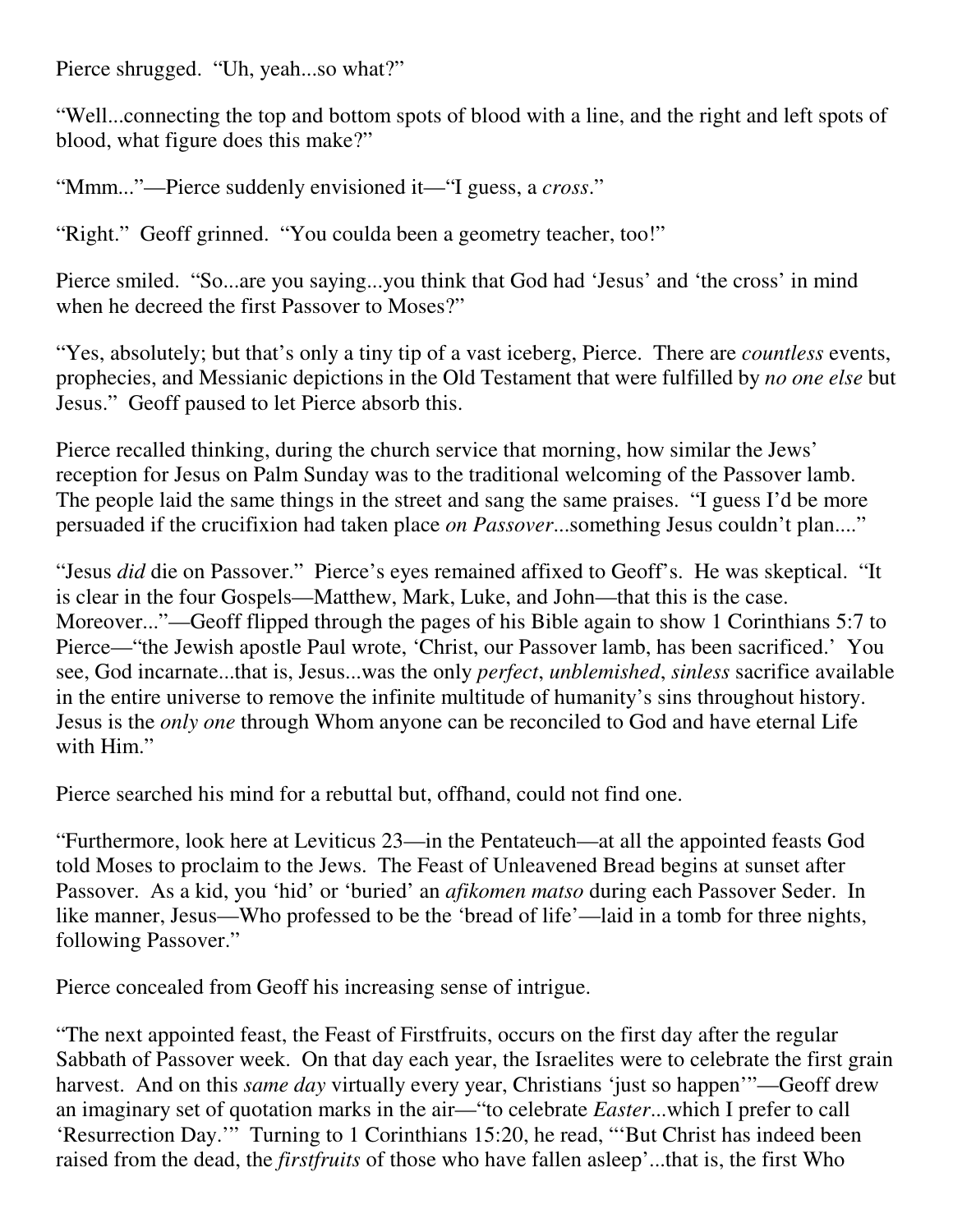Pierce shrugged. "Uh, yeah...so what?"

"Well...connecting the top and bottom spots of blood with a line, and the right and left spots of blood, what figure does this make?"

"Mmm..."—Pierce suddenly envisioned it—"I guess, a *cross*."

"Right." Geoff grinned. "You coulda been a geometry teacher, too!"

Pierce smiled. "So...are you saying...you think that God had 'Jesus' and 'the cross' in mind when he decreed the first Passover to Moses?"

"Yes, absolutely; but that's only a tiny tip of a vast iceberg, Pierce. There are *countless* events, prophecies, and Messianic depictions in the Old Testament that were fulfilled by *no one else* but Jesus." Geoff paused to let Pierce absorb this.

Pierce recalled thinking, during the church service that morning, how similar the Jews' reception for Jesus on Palm Sunday was to the traditional welcoming of the Passover lamb. The people laid the same things in the street and sang the same praises. "I guess I'd be more persuaded if the crucifixion had taken place *on Passover*...something Jesus couldn't plan...."

"Jesus *did* die on Passover." Pierce's eyes remained affixed to Geoff's. He was skeptical. "It is clear in the four Gospels—Matthew, Mark, Luke, and John—that this is the case. Moreover..."—Geoff flipped through the pages of his Bible again to show 1 Corinthians 5:7 to Pierce—"the Jewish apostle Paul wrote, 'Christ, our Passover lamb, has been sacrificed.' You see, God incarnate...that is, Jesus...was the only *perfect*, *unblemished*, *sinless* sacrifice available in the entire universe to remove the infinite multitude of humanity's sins throughout history. Jesus is the *only one* through Whom anyone can be reconciled to God and have eternal Life with Him."

Pierce searched his mind for a rebuttal but, offhand, could not find one.

"Furthermore, look here at Leviticus 23—in the Pentateuch—at all the appointed feasts God told Moses to proclaim to the Jews. The Feast of Unleavened Bread begins at sunset after Passover. As a kid, you 'hid' or 'buried' an *afikomen matso* during each Passover Seder. In like manner, Jesus—Who professed to be the 'bread of life'—laid in a tomb for three nights, following Passover."

Pierce concealed from Geoff his increasing sense of intrigue.

"The next appointed feast, the Feast of Firstfruits, occurs on the first day after the regular Sabbath of Passover week. On that day each year, the Israelites were to celebrate the first grain harvest. And on this *same day* virtually every year, Christians 'just so happen'"—Geoff drew an imaginary set of quotation marks in the air—"to celebrate *Easter*...which I prefer to call 'Resurrection Day.'" Turning to 1 Corinthians 15:20, he read, "'But Christ has indeed been raised from the dead, the *firstfruits* of those who have fallen asleep'...that is, the first Who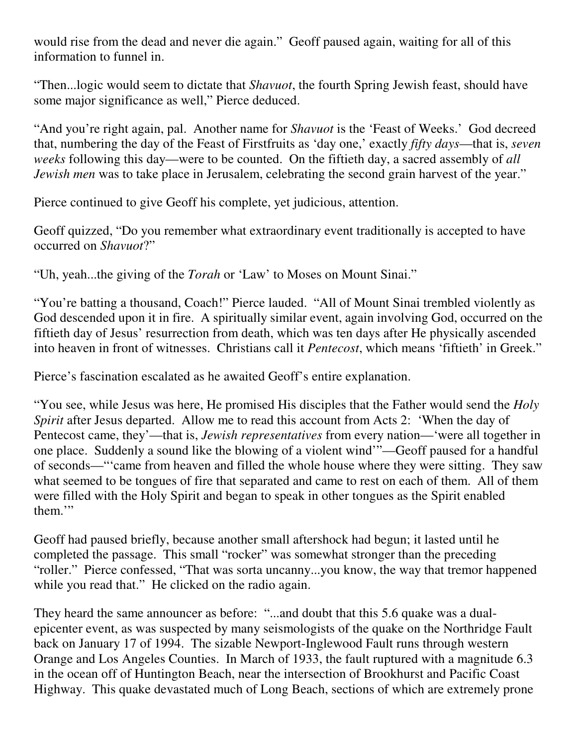would rise from the dead and never die again." Geoff paused again, waiting for all of this information to funnel in.

"Then...logic would seem to dictate that *Shavuot*, the fourth Spring Jewish feast, should have some major significance as well," Pierce deduced.

"And you're right again, pal. Another name for *Shavuot* is the 'Feast of Weeks.' God decreed that, numbering the day of the Feast of Firstfruits as 'day one,' exactly *fifty days*—that is, *seven weeks* following this day—were to be counted. On the fiftieth day, a sacred assembly of *all Jewish men* was to take place in Jerusalem, celebrating the second grain harvest of the year."

Pierce continued to give Geoff his complete, yet judicious, attention.

Geoff quizzed, "Do you remember what extraordinary event traditionally is accepted to have occurred on *Shavuot*?"

"Uh, yeah...the giving of the *Torah* or 'Law' to Moses on Mount Sinai."

"You're batting a thousand, Coach!" Pierce lauded. "All of Mount Sinai trembled violently as God descended upon it in fire. A spiritually similar event, again involving God, occurred on the fiftieth day of Jesus' resurrection from death, which was ten days after He physically ascended into heaven in front of witnesses. Christians call it *Pentecost*, which means 'fiftieth' in Greek."

Pierce's fascination escalated as he awaited Geoff's entire explanation.

"You see, while Jesus was here, He promised His disciples that the Father would send the *Holy Spirit* after Jesus departed. Allow me to read this account from Acts 2: 'When the day of Pentecost came, they'—that is, *Jewish representatives* from every nation—'were all together in one place. Suddenly a sound like the blowing of a violent wind'"—Geoff paused for a handful of seconds—"'came from heaven and filled the whole house where they were sitting. They saw what seemed to be tongues of fire that separated and came to rest on each of them. All of them were filled with the Holy Spirit and began to speak in other tongues as the Spirit enabled them.'"

Geoff had paused briefly, because another small aftershock had begun; it lasted until he completed the passage. This small "rocker" was somewhat stronger than the preceding "roller." Pierce confessed, "That was sorta uncanny...you know, the way that tremor happened while you read that." He clicked on the radio again.

They heard the same announcer as before: "...and doubt that this 5.6 quake was a dual-epicenter event, as was suspected by many seismologists of the quake on the Northridge Fault back on January 17 of 1994. The sizable Newport-Inglewood Fault runs through western Orange and Los Angeles Counties. In March of 1933, the fault ruptured with a magnitude 6.3 in the ocean off of Huntington Beach, near the intersection of Brookhurst and Pacific Coast Highway. This quake devastated much of Long Beach, sections of which are extremely prone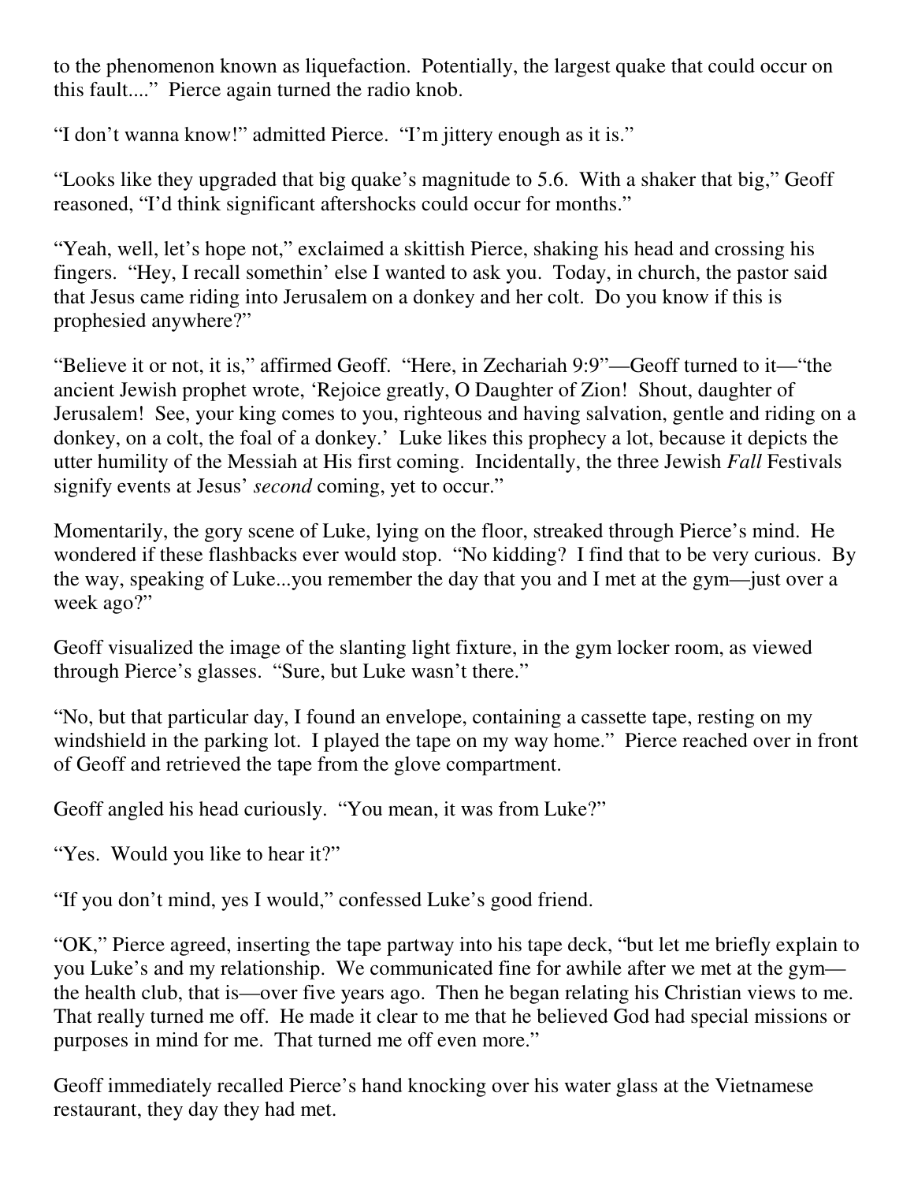to the phenomenon known as liquefaction. Potentially, the largest quake that could occur on this fault...." Pierce again turned the radio knob.

"I don't wanna know!" admitted Pierce. "I'm jittery enough as it is."

"Looks like they upgraded that big quake's magnitude to 5.6. With a shaker that big," Geoff reasoned, "I'd think significant aftershocks could occur for months."

"Yeah, well, let's hope not," exclaimed a skittish Pierce, shaking his head and crossing his fingers. "Hey, I recall somethin' else I wanted to ask you. Today, in church, the pastor said that Jesus came riding into Jerusalem on a donkey and her colt. Do you know if this is prophesied anywhere?"

"Believe it or not, it is," affirmed Geoff. "Here, in Zechariah 9:9"—Geoff turned to it—"the ancient Jewish prophet wrote, 'Rejoice greatly, O Daughter of Zion! Shout, daughter of Jerusalem! See, your king comes to you, righteous and having salvation, gentle and riding on a donkey, on a colt, the foal of a donkey.' Luke likes this prophecy a lot, because it depicts the utter humility of the Messiah at His first coming. Incidentally, the three Jewish *Fall* Festivals signify events at Jesus' *second* coming, yet to occur."

Momentarily, the gory scene of Luke, lying on the floor, streaked through Pierce's mind. He wondered if these flashbacks ever would stop. "No kidding? I find that to be very curious. By the way, speaking of Luke...you remember the day that you and I met at the gym—just over a week ago?"

Geoff visualized the image of the slanting light fixture, in the gym locker room, as viewed through Pierce's glasses. "Sure, but Luke wasn't there."

"No, but that particular day, I found an envelope, containing a cassette tape, resting on my windshield in the parking lot. I played the tape on my way home." Pierce reached over in front of Geoff and retrieved the tape from the glove compartment.

Geoff angled his head curiously. "You mean, it was from Luke?"

"Yes. Would you like to hear it?"

"If you don't mind, yes I would," confessed Luke's good friend.

"OK," Pierce agreed, inserting the tape partway into his tape deck, "but let me briefly explain to you Luke's and my relationship. We communicated fine for awhile after we met at the gym—the health club, that is—over five years ago. Then he began relating his Christian views to me. That really turned me off. He made it clear to me that he believed God had special missions or purposes in mind for me. That turned me off even more."

Geoff immediately recalled Pierce's hand knocking over his water glass at the Vietnamese restaurant, they day they had met.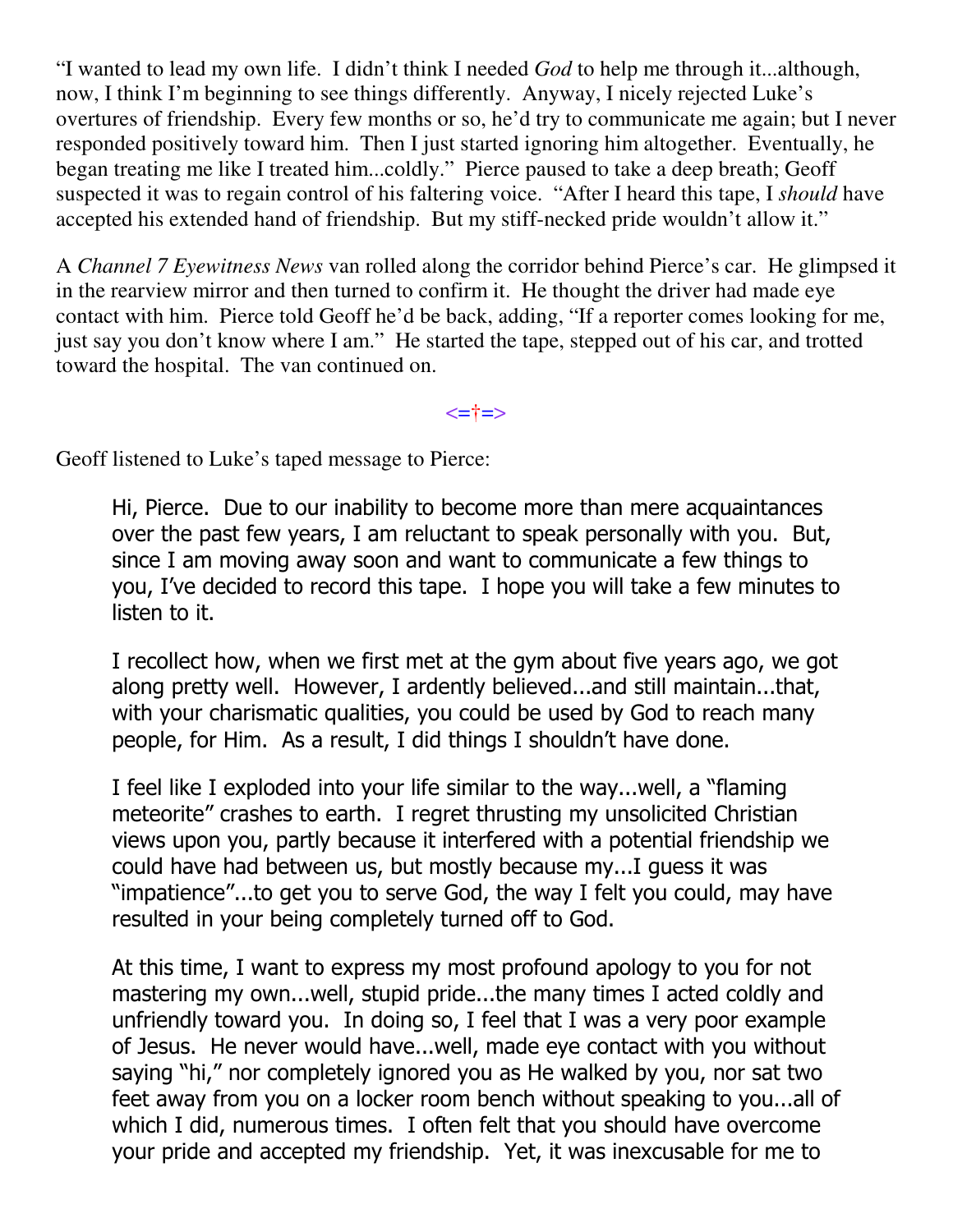"I wanted to lead my own life. I didn't think I needed *God* to help me through it...although, now, I think I'm beginning to see things differently. Anyway, I nicely rejected Luke's overtures of friendship. Every few months or so, he'd try to communicate me again; but I never responded positively toward him. Then I just started ignoring him altogether. Eventually, he began treating me like I treated him...coldly." Pierce paused to take a deep breath; Geoff suspected it was to regain control of his faltering voice. "After I heard this tape, I *should* have accepted his extended hand of friendship. But my stiff-necked pride wouldn't allow it."

A *Channel 7 Eyewitness News* van rolled along the corridor behind Pierce's car. He glimpsed it in the rearview mirror and then turned to confirm it. He thought the driver had made eye contact with him. Pierce told Geoff he'd be back, adding, "If a reporter comes looking for me, just say you don't know where I am." He started the tape, stepped out of his car, and trotted toward the hospital. The van continued on.

<=†=>

Geoff listened to Luke's taped message to Pierce:

> Hi, Pierce. Due to our inability to become more than mere acquaintances over the past few years, I am reluctant to speak personally with you. But, since I am moving away soon and want to communicate a few things to you, I've decided to record this tape. I hope you will take a few minutes to listen to it.
>
> I recollect how, when we first met at the gym about five years ago, we got along pretty well. However, I ardently believed...and still maintain...that, with your charismatic qualities, you could be used by God to reach many people, for Him. As a result, I did things I shouldn't have done.
>
> I feel like I exploded into your life similar to the way...well, a "flaming meteorite" crashes to earth. I regret thrusting my unsolicited Christian views upon you, partly because it interfered with a potential friendship we could have had between us, but mostly because my...I guess it was "impatience"...to get you to serve God, the way I felt you could, may have resulted in your being completely turned off to God.
>
> At this time, I want to express my most profound apology to you for not mastering my own...well, stupid pride...the many times I acted coldly and unfriendly toward you. In doing so, I feel that I was a very poor example of Jesus. He never would have...well, made eye contact with you without saying "hi," nor completely ignored you as He walked by you, nor sat two feet away from you on a locker room bench without speaking to you...all of which I did, numerous times. I often felt that you should have overcome your pride and accepted my friendship. Yet, it was inexcusable for me to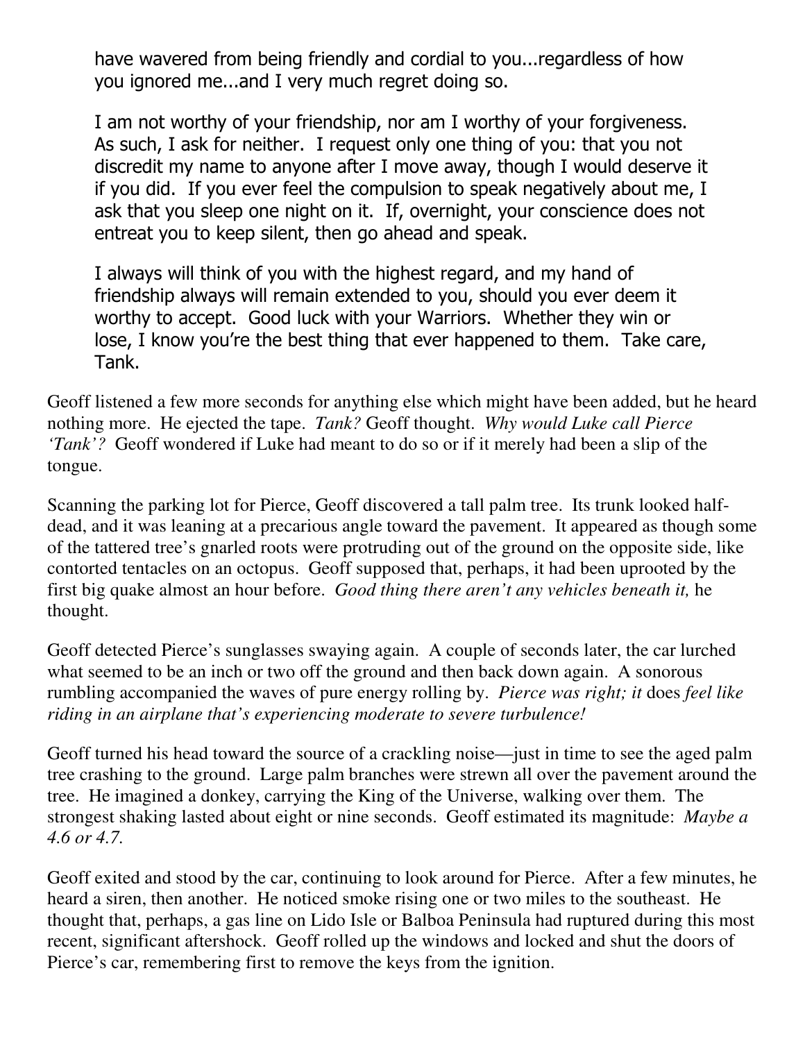> have wavered from being friendly and cordial to you...regardless of how you ignored me...and I very much regret doing so.
>
> I am not worthy of your friendship, nor am I worthy of your forgiveness. As such, I ask for neither. I request only one thing of you: that you not discredit my name to anyone after I move away, though I would deserve it if you did. If you ever feel the compulsion to speak negatively about me, I ask that you sleep one night on it. If, overnight, your conscience does not entreat you to keep silent, then go ahead and speak.
>
> I always will think of you with the highest regard, and my hand of friendship always will remain extended to you, should you ever deem it worthy to accept. Good luck with your Warriors. Whether they win or lose, I know you're the best thing that ever happened to them. Take care, Tank.

Geoff listened a few more seconds for anything else which might have been added, but he heard nothing more. He ejected the tape. *Tank?* Geoff thought. *Why would Luke call Pierce 'Tank'?* Geoff wondered if Luke had meant to do so or if it merely had been a slip of the tongue.

Scanning the parking lot for Pierce, Geoff discovered a tall palm tree. Its trunk looked half-dead, and it was leaning at a precarious angle toward the pavement. It appeared as though some of the tattered tree's gnarled roots were protruding out of the ground on the opposite side, like contorted tentacles on an octopus. Geoff supposed that, perhaps, it had been uprooted by the first big quake almost an hour before. *Good thing there aren't any vehicles beneath it,* he thought.

Geoff detected Pierce's sunglasses swaying again. A couple of seconds later, the car lurched what seemed to be an inch or two off the ground and then back down again. A sonorous rumbling accompanied the waves of pure energy rolling by. *Pierce was right; it* does *feel like riding in an airplane that's experiencing moderate to severe turbulence!*

Geoff turned his head toward the source of a crackling noise—just in time to see the aged palm tree crashing to the ground. Large palm branches were strewn all over the pavement around the tree. He imagined a donkey, carrying the King of the Universe, walking over them. The strongest shaking lasted about eight or nine seconds. Geoff estimated its magnitude: *Maybe a 4.6 or 4.7.*

Geoff exited and stood by the car, continuing to look around for Pierce. After a few minutes, he heard a siren, then another. He noticed smoke rising one or two miles to the southeast. He thought that, perhaps, a gas line on Lido Isle or Balboa Peninsula had ruptured during this most recent, significant aftershock. Geoff rolled up the windows and locked and shut the doors of Pierce's car, remembering first to remove the keys from the ignition.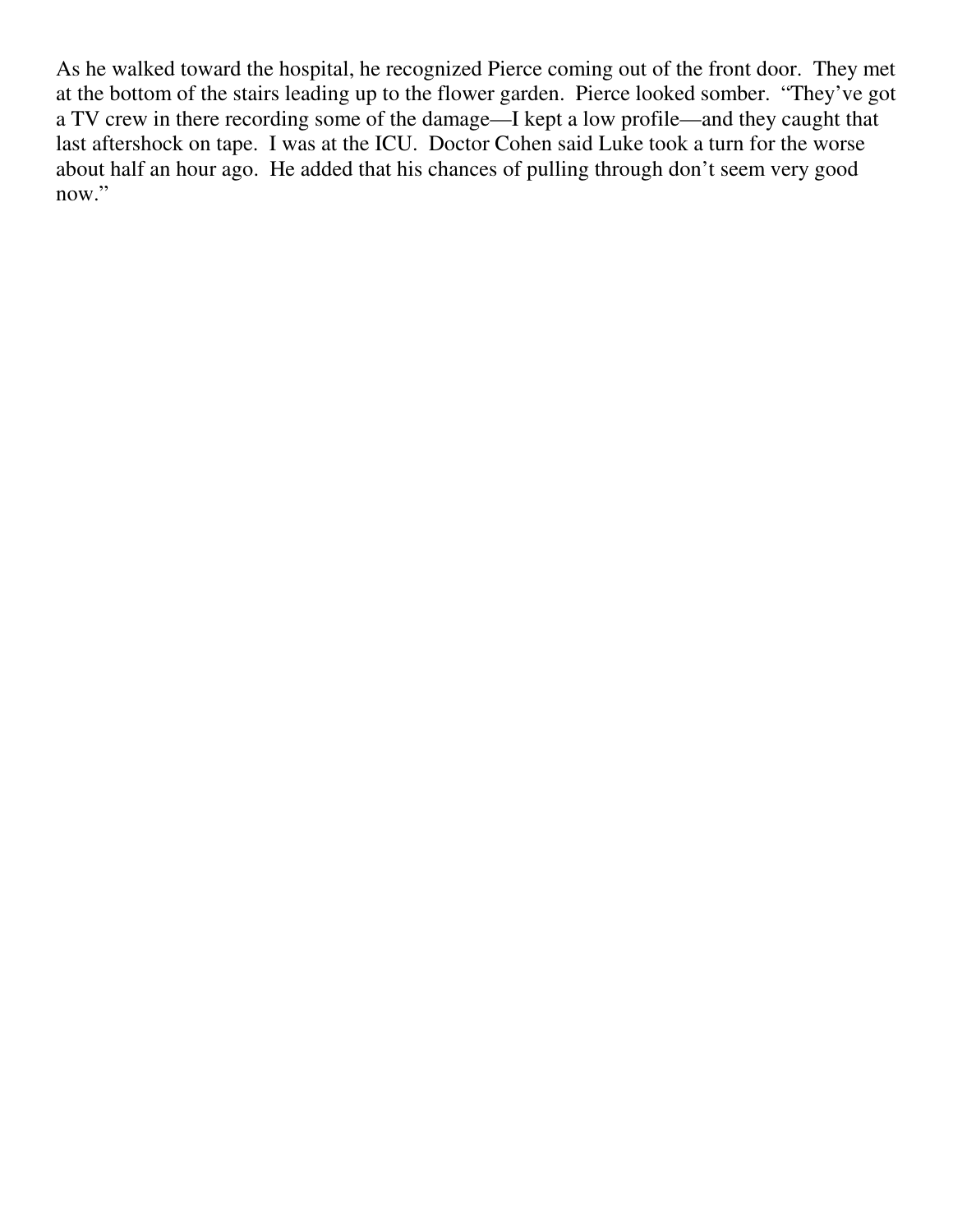As he walked toward the hospital, he recognized Pierce coming out of the front door. They met at the bottom of the stairs leading up to the flower garden. Pierce looked somber. "They've got a TV crew in there recording some of the damage—I kept a low profile—and they caught that last aftershock on tape. I was at the ICU. Doctor Cohen said Luke took a turn for the worse about half an hour ago. He added that his chances of pulling through don't seem very good now."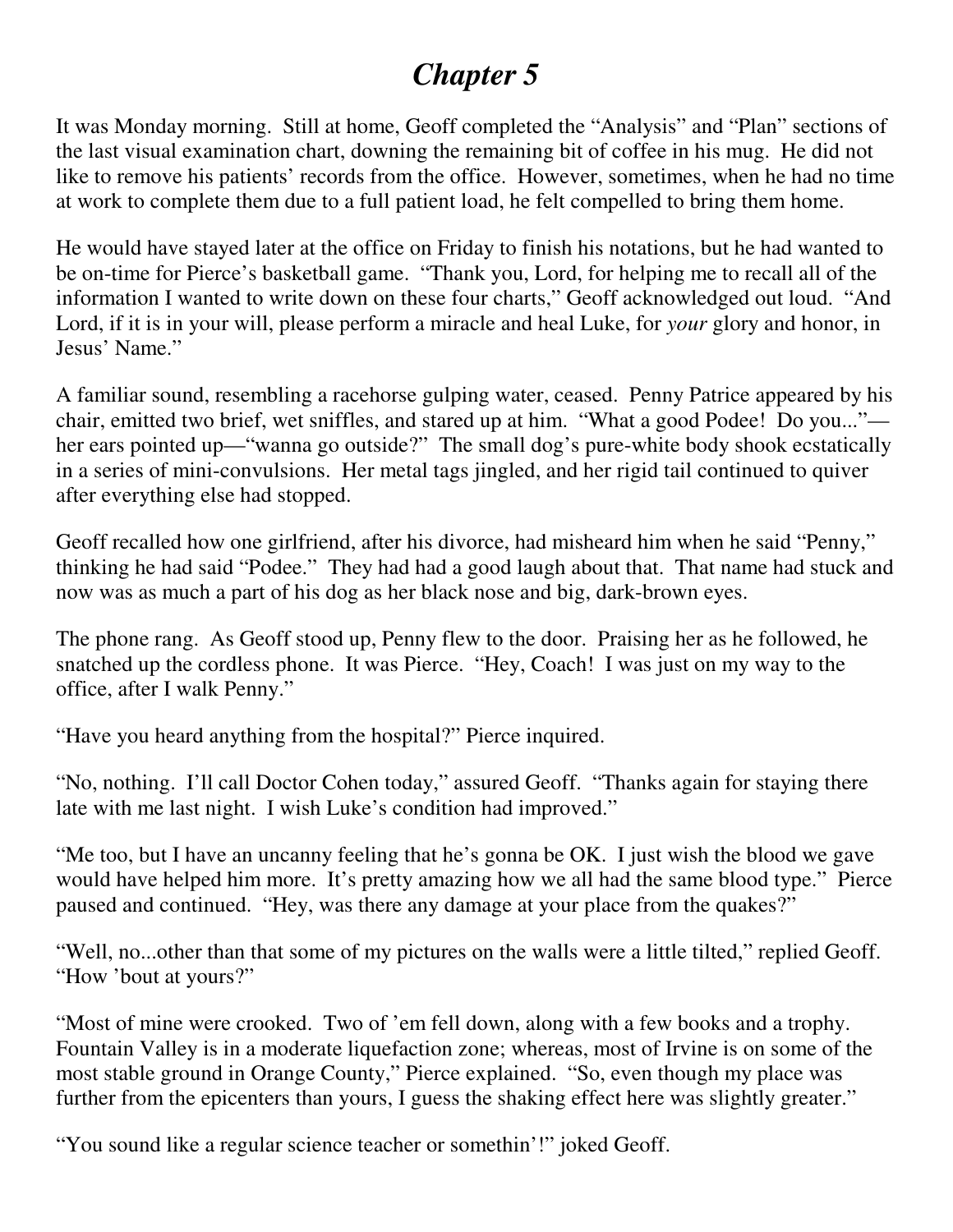# *Chapter 5*

It was Monday morning. Still at home, Geoff completed the "Analysis" and "Plan" sections of the last visual examination chart, downing the remaining bit of coffee in his mug. He did not like to remove his patients' records from the office. However, sometimes, when he had no time at work to complete them due to a full patient load, he felt compelled to bring them home.

He would have stayed later at the office on Friday to finish his notations, but he had wanted to be on-time for Pierce's basketball game. "Thank you, Lord, for helping me to recall all of the information I wanted to write down on these four charts," Geoff acknowledged out loud. "And Lord, if it is in your will, please perform a miracle and heal Luke, for *your* glory and honor, in Jesus' Name."

A familiar sound, resembling a racehorse gulping water, ceased. Penny Patrice appeared by his chair, emitted two brief, wet sniffles, and stared up at him. "What a good Podee! Do you..."—her ears pointed up—"wanna go outside?" The small dog's pure-white body shook ecstatically in a series of mini-convulsions. Her metal tags jingled, and her rigid tail continued to quiver after everything else had stopped.

Geoff recalled how one girlfriend, after his divorce, had misheard him when he said "Penny," thinking he had said "Podee." They had had a good laugh about that. That name had stuck and now was as much a part of his dog as her black nose and big, dark-brown eyes.

The phone rang. As Geoff stood up, Penny flew to the door. Praising her as he followed, he snatched up the cordless phone. It was Pierce. "Hey, Coach! I was just on my way to the office, after I walk Penny."

"Have you heard anything from the hospital?" Pierce inquired.

"No, nothing. I'll call Doctor Cohen today," assured Geoff. "Thanks again for staying there late with me last night. I wish Luke's condition had improved."

"Me too, but I have an uncanny feeling that he's gonna be OK. I just wish the blood we gave would have helped him more. It's pretty amazing how we all had the same blood type." Pierce paused and continued. "Hey, was there any damage at your place from the quakes?"

"Well, no...other than that some of my pictures on the walls were a little tilted," replied Geoff. "How 'bout at yours?"

"Most of mine were crooked. Two of 'em fell down, along with a few books and a trophy. Fountain Valley is in a moderate liquefaction zone; whereas, most of Irvine is on some of the most stable ground in Orange County," Pierce explained. "So, even though my place was further from the epicenters than yours, I guess the shaking effect here was slightly greater."

"You sound like a regular science teacher or somethin'!" joked Geoff.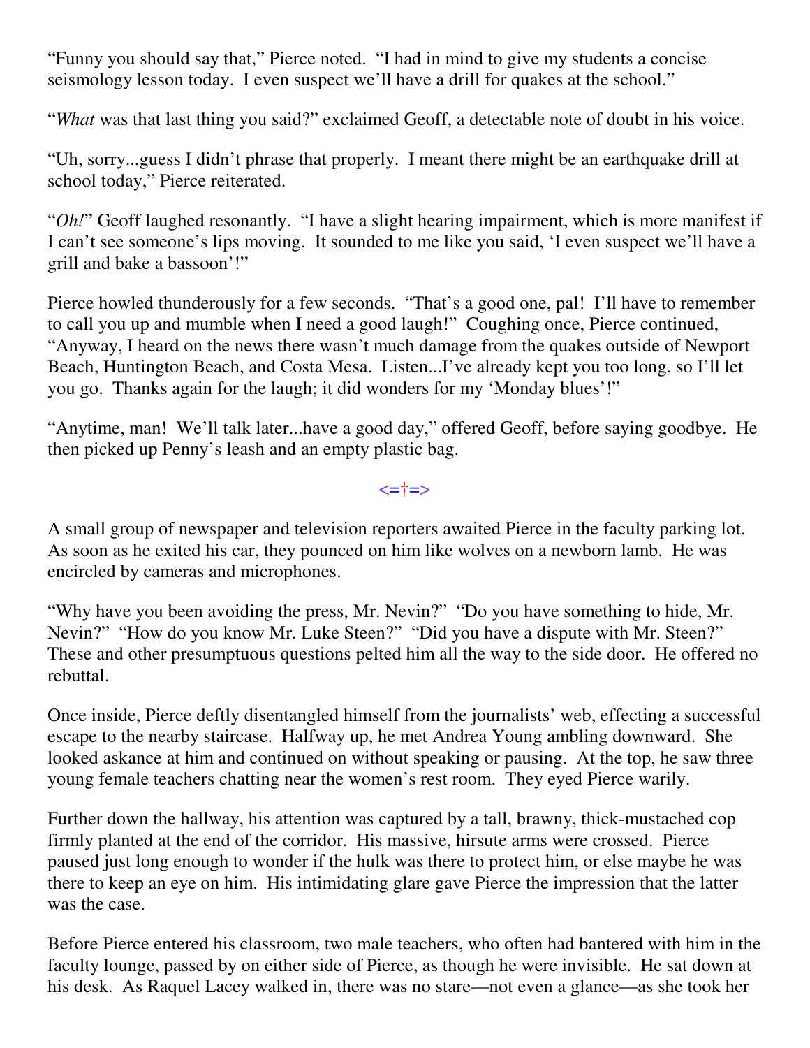"Funny you should say that," Pierce noted. "I had in mind to give my students a concise seismology lesson today. I even suspect we'll have a drill for quakes at the school."

"*What* was that last thing you said?" exclaimed Geoff, a detectable note of doubt in his voice.

"Uh, sorry...guess I didn't phrase that properly. I meant there might be an earthquake drill at school today," Pierce reiterated.

"*Oh!*" Geoff laughed resonantly. "I have a slight hearing impairment, which is more manifest if I can't see someone's lips moving. It sounded to me like you said, 'I even suspect we'll have a grill and bake a bassoon'!"

Pierce howled thunderously for a few seconds. "That's a good one, pal! I'll have to remember to call you up and mumble when I need a good laugh!" Coughing once, Pierce continued, "Anyway, I heard on the news there wasn't much damage from the quakes outside of Newport Beach, Huntington Beach, and Costa Mesa. Listen...I've already kept you too long, so I'll let you go. Thanks again for the laugh; it did wonders for my 'Monday blues'!"

"Anytime, man! We'll talk later...have a good day," offered Geoff, before saying goodbye. He then picked up Penny's leash and an empty plastic bag.

<=†=>

A small group of newspaper and television reporters awaited Pierce in the faculty parking lot. As soon as he exited his car, they pounced on him like wolves on a newborn lamb. He was encircled by cameras and microphones.

"Why have you been avoiding the press, Mr. Nevin?" "Do you have something to hide, Mr. Nevin?" "How do you know Mr. Luke Steen?" "Did you have a dispute with Mr. Steen?" These and other presumptuous questions pelted him all the way to the side door. He offered no rebuttal.

Once inside, Pierce deftly disentangled himself from the journalists' web, effecting a successful escape to the nearby staircase. Halfway up, he met Andrea Young ambling downward. She looked askance at him and continued on without speaking or pausing. At the top, he saw three young female teachers chatting near the women's rest room. They eyed Pierce warily.

Further down the hallway, his attention was captured by a tall, brawny, thick-mustached cop firmly planted at the end of the corridor. His massive, hirsute arms were crossed. Pierce paused just long enough to wonder if the hulk was there to protect him, or else maybe he was there to keep an eye on him. His intimidating glare gave Pierce the impression that the latter was the case.

Before Pierce entered his classroom, two male teachers, who often had bantered with him in the faculty lounge, passed by on either side of Pierce, as though he were invisible. He sat down at his desk. As Raquel Lacey walked in, there was no stare—not even a glance—as she took her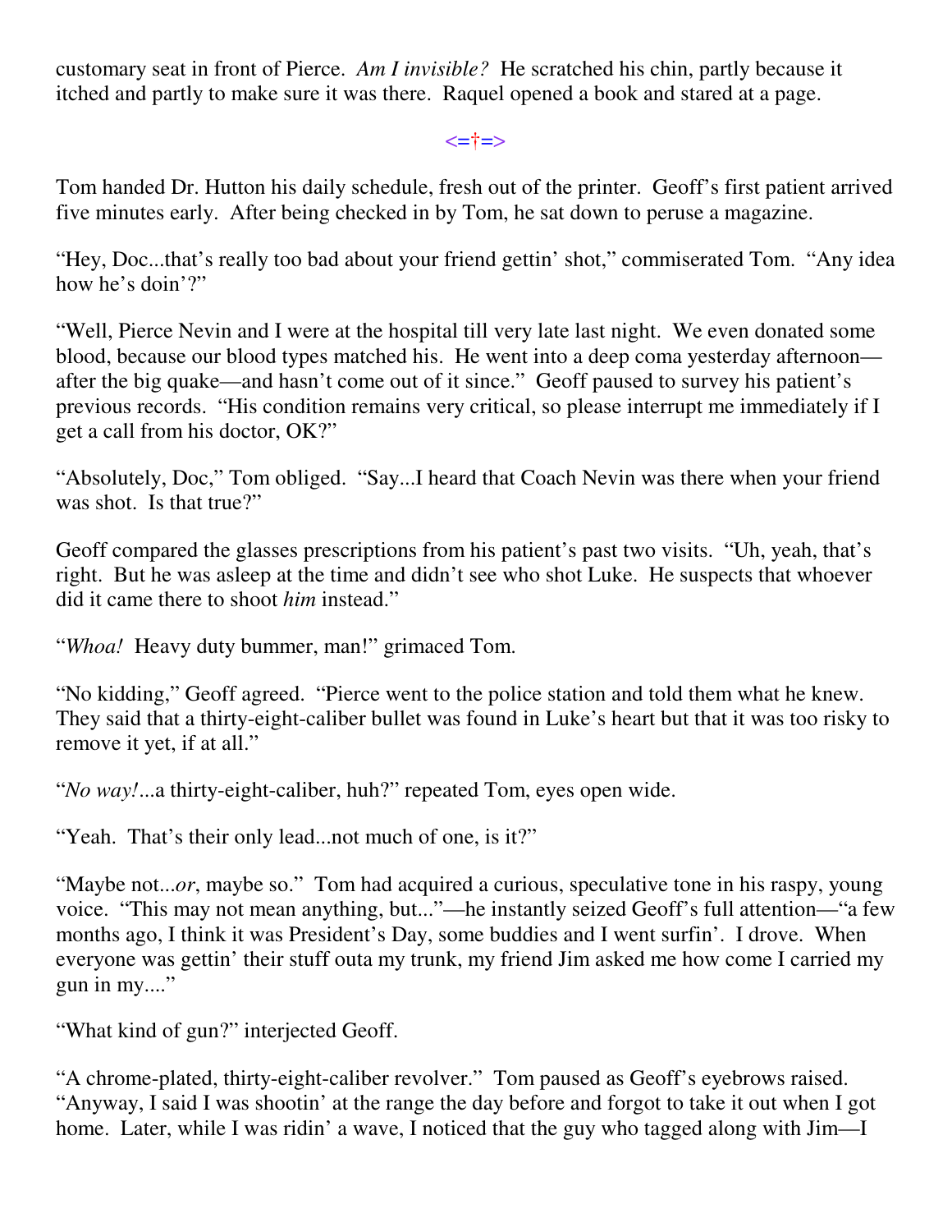customary seat in front of Pierce. *Am I invisible?* He scratched his chin, partly because it itched and partly to make sure it was there. Raquel opened a book and stared at a page.

<=†=>

Tom handed Dr. Hutton his daily schedule, fresh out of the printer. Geoff's first patient arrived five minutes early. After being checked in by Tom, he sat down to peruse a magazine.

"Hey, Doc...that's really too bad about your friend gettin' shot," commiserated Tom. "Any idea how he's doin'?"

"Well, Pierce Nevin and I were at the hospital till very late last night. We even donated some blood, because our blood types matched his. He went into a deep coma yesterday afternoon—after the big quake—and hasn't come out of it since." Geoff paused to survey his patient's previous records. "His condition remains very critical, so please interrupt me immediately if I get a call from his doctor, OK?"

"Absolutely, Doc," Tom obliged. "Say...I heard that Coach Nevin was there when your friend was shot. Is that true?"

Geoff compared the glasses prescriptions from his patient's past two visits. "Uh, yeah, that's right. But he was asleep at the time and didn't see who shot Luke. He suspects that whoever did it came there to shoot *him* instead."

"*Whoa!* Heavy duty bummer, man!" grimaced Tom.

"No kidding," Geoff agreed. "Pierce went to the police station and told them what he knew. They said that a thirty-eight-caliber bullet was found in Luke's heart but that it was too risky to remove it yet, if at all."

"*No way!*...a thirty-eight-caliber, huh?" repeated Tom, eyes open wide.

"Yeah. That's their only lead...not much of one, is it?"

"Maybe not...*or*, maybe so." Tom had acquired a curious, speculative tone in his raspy, young voice. "This may not mean anything, but..."—he instantly seized Geoff's full attention—"a few months ago, I think it was President's Day, some buddies and I went surfin'. I drove. When everyone was gettin' their stuff outa my trunk, my friend Jim asked me how come I carried my gun in my...."

"What kind of gun?" interjected Geoff.

"A chrome-plated, thirty-eight-caliber revolver." Tom paused as Geoff's eyebrows raised. "Anyway, I said I was shootin' at the range the day before and forgot to take it out when I got home. Later, while I was ridin' a wave, I noticed that the guy who tagged along with Jim—I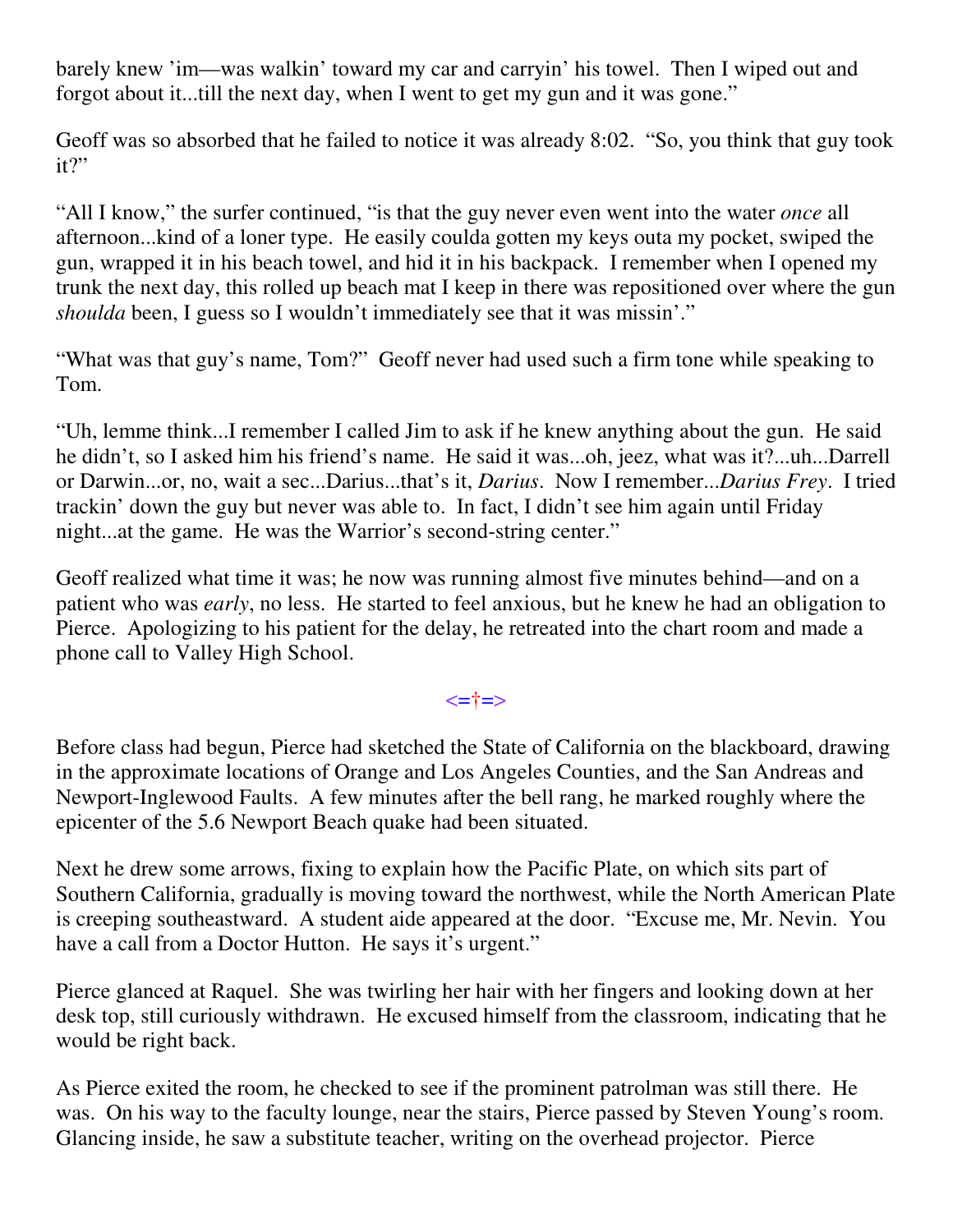barely knew 'im—was walkin' toward my car and carryin' his towel. Then I wiped out and forgot about it...till the next day, when I went to get my gun and it was gone."

Geoff was so absorbed that he failed to notice it was already 8:02. "So, you think that guy took it?"

"All I know," the surfer continued, "is that the guy never even went into the water *once* all afternoon...kind of a loner type. He easily coulda gotten my keys outa my pocket, swiped the gun, wrapped it in his beach towel, and hid it in his backpack. I remember when I opened my trunk the next day, this rolled up beach mat I keep in there was repositioned over where the gun *shoulda* been, I guess so I wouldn't immediately see that it was missin'."

"What was that guy's name, Tom?" Geoff never had used such a firm tone while speaking to Tom.

"Uh, lemme think...I remember I called Jim to ask if he knew anything about the gun. He said he didn't, so I asked him his friend's name. He said it was...oh, jeez, what was it?...uh...Darrell or Darwin...or, no, wait a sec...Darius...that's it, *Darius*. Now I remember...*Darius Frey*. I tried trackin' down the guy but never was able to. In fact, I didn't see him again until Friday night...at the game. He was the Warrior's second-string center."

Geoff realized what time it was; he now was running almost five minutes behind—and on a patient who was *early*, no less. He started to feel anxious, but he knew he had an obligation to Pierce. Apologizing to his patient for the delay, he retreated into the chart room and made a phone call to Valley High School.

<=†=>

Before class had begun, Pierce had sketched the State of California on the blackboard, drawing in the approximate locations of Orange and Los Angeles Counties, and the San Andreas and Newport-Inglewood Faults. A few minutes after the bell rang, he marked roughly where the epicenter of the 5.6 Newport Beach quake had been situated.

Next he drew some arrows, fixing to explain how the Pacific Plate, on which sits part of Southern California, gradually is moving toward the northwest, while the North American Plate is creeping southeastward. A student aide appeared at the door. "Excuse me, Mr. Nevin. You have a call from a Doctor Hutton. He says it's urgent."

Pierce glanced at Raquel. She was twirling her hair with her fingers and looking down at her desk top, still curiously withdrawn. He excused himself from the classroom, indicating that he would be right back.

As Pierce exited the room, he checked to see if the prominent patrolman was still there. He was. On his way to the faculty lounge, near the stairs, Pierce passed by Steven Young's room. Glancing inside, he saw a substitute teacher, writing on the overhead projector. Pierce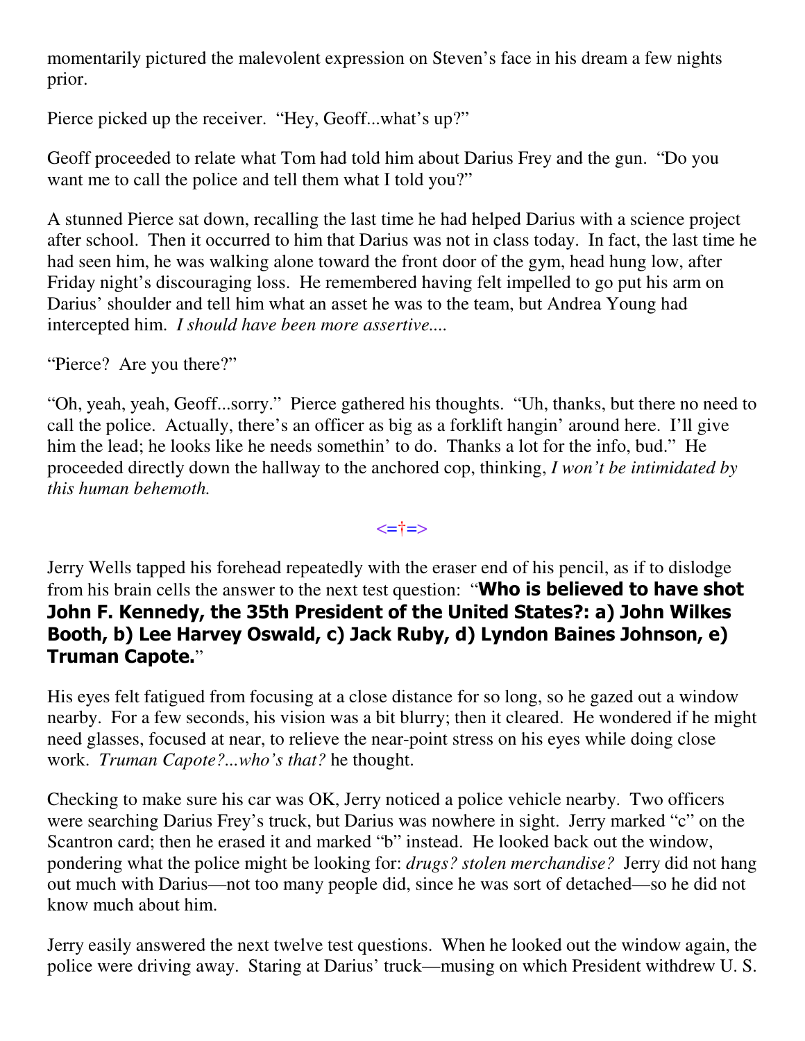momentarily pictured the malevolent expression on Steven's face in his dream a few nights prior.

Pierce picked up the receiver. "Hey, Geoff...what's up?"

Geoff proceeded to relate what Tom had told him about Darius Frey and the gun. "Do you want me to call the police and tell them what I told you?"

A stunned Pierce sat down, recalling the last time he had helped Darius with a science project after school. Then it occurred to him that Darius was not in class today. In fact, the last time he had seen him, he was walking alone toward the front door of the gym, head hung low, after Friday night's discouraging loss. He remembered having felt impelled to go put his arm on Darius' shoulder and tell him what an asset he was to the team, but Andrea Young had intercepted him. *I should have been more assertive....*

"Pierce? Are you there?"

"Oh, yeah, yeah, Geoff...sorry." Pierce gathered his thoughts. "Uh, thanks, but there no need to call the police. Actually, there's an officer as big as a forklift hangin' around here. I'll give him the lead; he looks like he needs somethin' to do. Thanks a lot for the info, bud." He proceeded directly down the hallway to the anchored cop, thinking, *I won't be intimidated by this human behemoth.*

<=†=>

Jerry Wells tapped his forehead repeatedly with the eraser end of his pencil, as if to dislodge from his brain cells the answer to the next test question: "**Who is believed to have shot John F. Kennedy, the 35th President of the United States?: a) John Wilkes Booth, b) Lee Harvey Oswald, c) Jack Ruby, d) Lyndon Baines Johnson, e) Truman Capote.**"

His eyes felt fatigued from focusing at a close distance for so long, so he gazed out a window nearby. For a few seconds, his vision was a bit blurry; then it cleared. He wondered if he might need glasses, focused at near, to relieve the near-point stress on his eyes while doing close work. *Truman Capote?...who's that?* he thought.

Checking to make sure his car was OK, Jerry noticed a police vehicle nearby. Two officers were searching Darius Frey's truck, but Darius was nowhere in sight. Jerry marked "c" on the Scantron card; then he erased it and marked "b" instead. He looked back out the window, pondering what the police might be looking for: *drugs? stolen merchandise?* Jerry did not hang out much with Darius—not too many people did, since he was sort of detached—so he did not know much about him.

Jerry easily answered the next twelve test questions. When he looked out the window again, the police were driving away. Staring at Darius' truck—musing on which President withdrew U. S.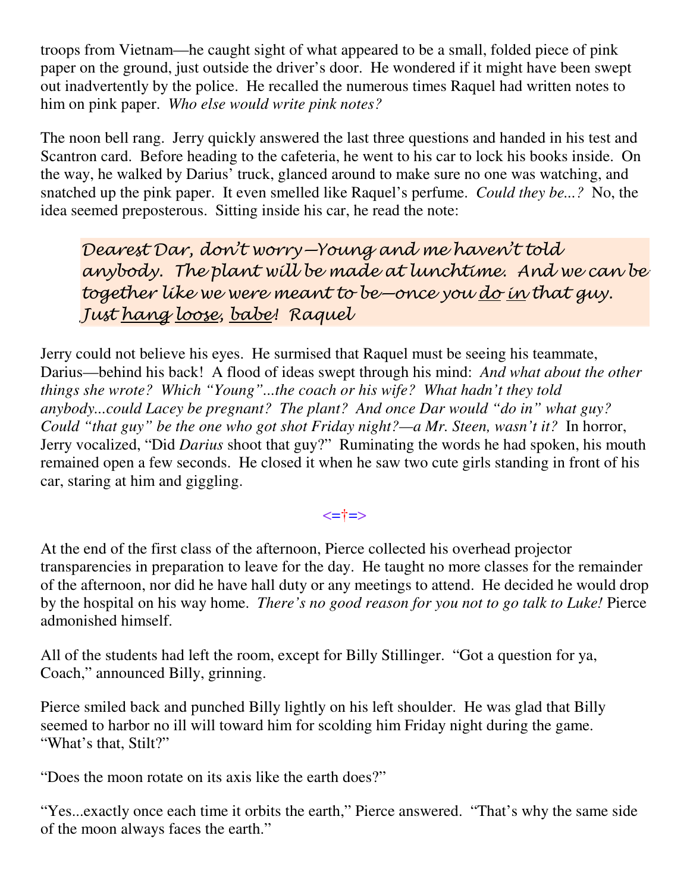troops from Vietnam—he caught sight of what appeared to be a small, folded piece of pink paper on the ground, just outside the driver's door. He wondered if it might have been swept out inadvertently by the police. He recalled the numerous times Raquel had written notes to him on pink paper. *Who else would write pink notes?*

The noon bell rang. Jerry quickly answered the last three questions and handed in his test and Scantron card. Before heading to the cafeteria, he went to his car to lock his books inside. On the way, he walked by Darius' truck, glanced around to make sure no one was watching, and snatched up the pink paper. It even smelled like Raquel's perfume. *Could they be...?* No, the idea seemed preposterous. Sitting inside his car, he read the note:

> *Dearest Dar, don't worry—Young and me haven't told anybody. The plant will be made at lunchtime. And we can be together like we were meant to be—once you <u>do</u> <u>in</u> that guy. Just <u>hang</u> <u>loose</u>, <u>babe</u>! Raquel*

Jerry could not believe his eyes. He surmised that Raquel must be seeing his teammate, Darius—behind his back! A flood of ideas swept through his mind: *And what about the other things she wrote? Which "Young"...the coach or his wife? What hadn't they told anybody...could Lacey be pregnant? The plant? And once Dar would "do in" what guy? Could "that guy" be the one who got shot Friday night?—a Mr. Steen, wasn't it?* In horror, Jerry vocalized, "Did *Darius* shoot that guy?" Ruminating the words he had spoken, his mouth remained open a few seconds. He closed it when he saw two cute girls standing in front of his car, staring at him and giggling.

<=†=>

At the end of the first class of the afternoon, Pierce collected his overhead projector transparencies in preparation to leave for the day. He taught no more classes for the remainder of the afternoon, nor did he have hall duty or any meetings to attend. He decided he would drop by the hospital on his way home. *There's no good reason for you not to go talk to Luke!* Pierce admonished himself.

All of the students had left the room, except for Billy Stillinger. "Got a question for ya, Coach," announced Billy, grinning.

Pierce smiled back and punched Billy lightly on his left shoulder. He was glad that Billy seemed to harbor no ill will toward him for scolding him Friday night during the game. "What's that, Stilt?"

"Does the moon rotate on its axis like the earth does?"

"Yes...exactly once each time it orbits the earth," Pierce answered. "That's why the same side of the moon always faces the earth."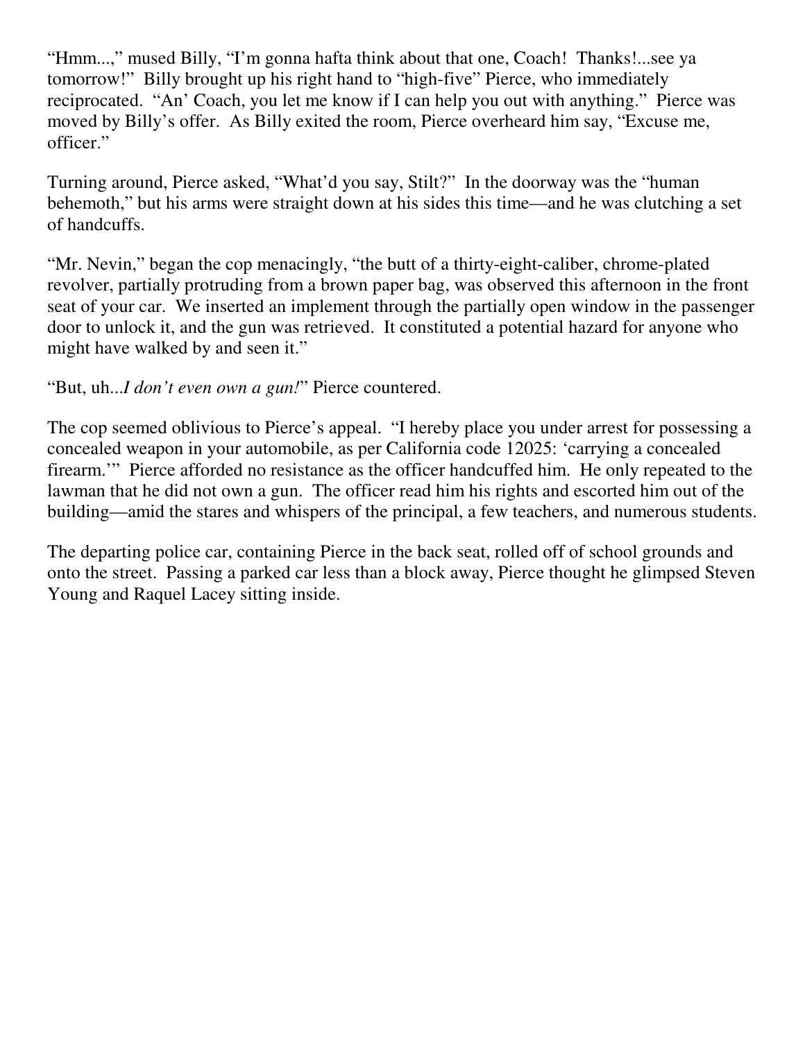"Hmm...," mused Billy, "I'm gonna hafta think about that one, Coach! Thanks!...see ya tomorrow!" Billy brought up his right hand to "high-five" Pierce, who immediately reciprocated. "An' Coach, you let me know if I can help you out with anything." Pierce was moved by Billy's offer. As Billy exited the room, Pierce overheard him say, "Excuse me, officer."

Turning around, Pierce asked, "What'd you say, Stilt?" In the doorway was the "human behemoth," but his arms were straight down at his sides this time—and he was clutching a set of handcuffs.

"Mr. Nevin," began the cop menacingly, "the butt of a thirty-eight-caliber, chrome-plated revolver, partially protruding from a brown paper bag, was observed this afternoon in the front seat of your car. We inserted an implement through the partially open window in the passenger door to unlock it, and the gun was retrieved. It constituted a potential hazard for anyone who might have walked by and seen it."

"But, uh...*I don't even own a gun!*" Pierce countered.

The cop seemed oblivious to Pierce's appeal. "I hereby place you under arrest for possessing a concealed weapon in your automobile, as per California code 12025: 'carrying a concealed firearm.'" Pierce afforded no resistance as the officer handcuffed him. He only repeated to the lawman that he did not own a gun. The officer read him his rights and escorted him out of the building—amid the stares and whispers of the principal, a few teachers, and numerous students.

The departing police car, containing Pierce in the back seat, rolled off of school grounds and onto the street. Passing a parked car less than a block away, Pierce thought he glimpsed Steven Young and Raquel Lacey sitting inside.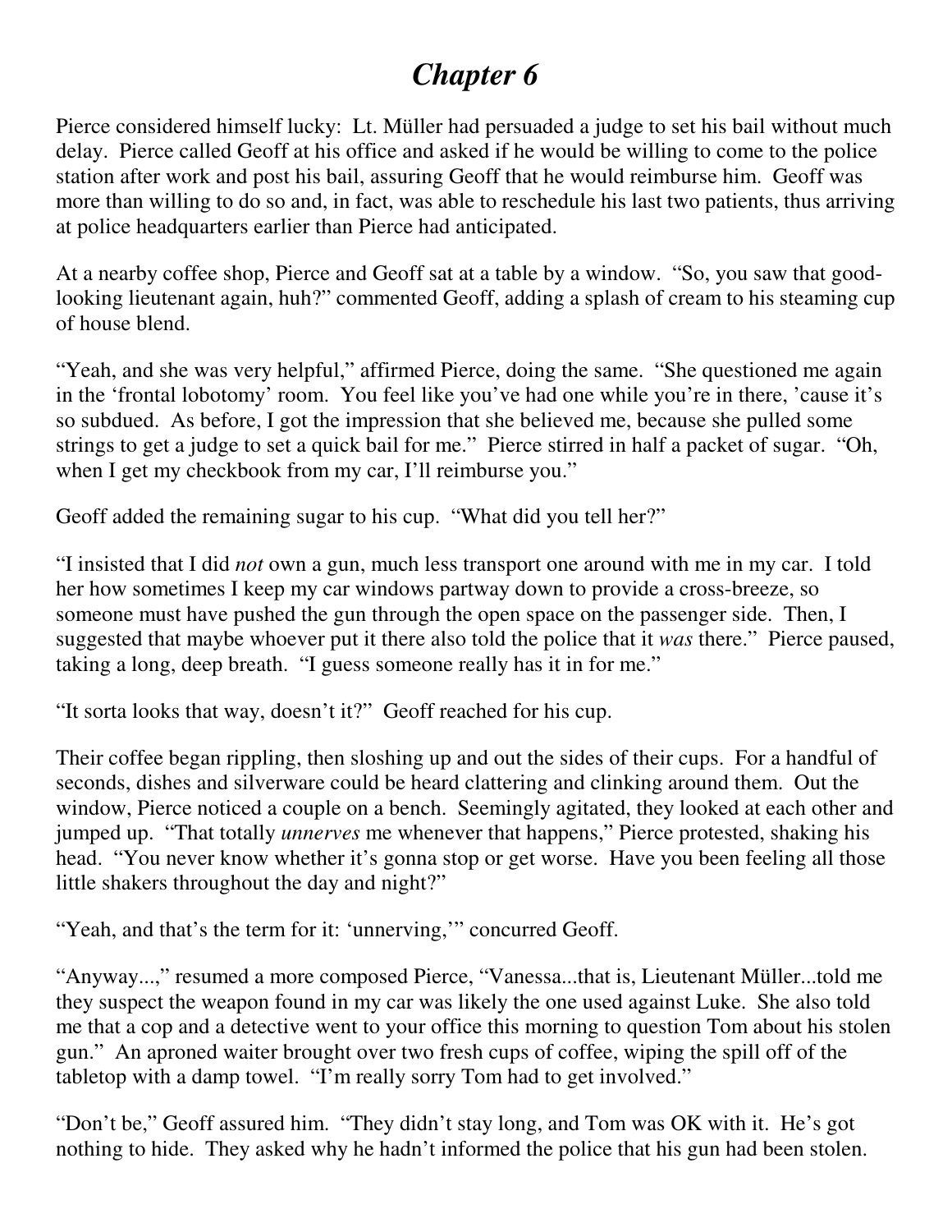# *Chapter 6*

Pierce considered himself lucky: Lt. Müller had persuaded a judge to set his bail without much delay. Pierce called Geoff at his office and asked if he would be willing to come to the police station after work and post his bail, assuring Geoff that he would reimburse him. Geoff was more than willing to do so and, in fact, was able to reschedule his last two patients, thus arriving at police headquarters earlier than Pierce had anticipated.

At a nearby coffee shop, Pierce and Geoff sat at a table by a window. "So, you saw that good-looking lieutenant again, huh?" commented Geoff, adding a splash of cream to his steaming cup of house blend.

"Yeah, and she was very helpful," affirmed Pierce, doing the same. "She questioned me again in the 'frontal lobotomy' room. You feel like you've had one while you're in there, 'cause it's so subdued. As before, I got the impression that she believed me, because she pulled some strings to get a judge to set a quick bail for me." Pierce stirred in half a packet of sugar. "Oh, when I get my checkbook from my car, I'll reimburse you."

Geoff added the remaining sugar to his cup. "What did you tell her?"

"I insisted that I did *not* own a gun, much less transport one around with me in my car. I told her how sometimes I keep my car windows partway down to provide a cross-breeze, so someone must have pushed the gun through the open space on the passenger side. Then, I suggested that maybe whoever put it there also told the police that it *was* there." Pierce paused, taking a long, deep breath. "I guess someone really has it in for me."

"It sorta looks that way, doesn't it?" Geoff reached for his cup.

Their coffee began rippling, then sloshing up and out the sides of their cups. For a handful of seconds, dishes and silverware could be heard clattering and clinking around them. Out the window, Pierce noticed a couple on a bench. Seemingly agitated, they looked at each other and jumped up. "That totally *unnerves* me whenever that happens," Pierce protested, shaking his head. "You never know whether it's gonna stop or get worse. Have you been feeling all those little shakers throughout the day and night?"

"Yeah, and that's the term for it: 'unnerving,'" concurred Geoff.

"Anyway...," resumed a more composed Pierce, "Vanessa...that is, Lieutenant Müller...told me they suspect the weapon found in my car was likely the one used against Luke. She also told me that a cop and a detective went to your office this morning to question Tom about his stolen gun." An aproned waiter brought over two fresh cups of coffee, wiping the spill off of the tabletop with a damp towel. "I'm really sorry Tom had to get involved."

"Don't be," Geoff assured him. "They didn't stay long, and Tom was OK with it. He's got nothing to hide. They asked why he hadn't informed the police that his gun had been stolen.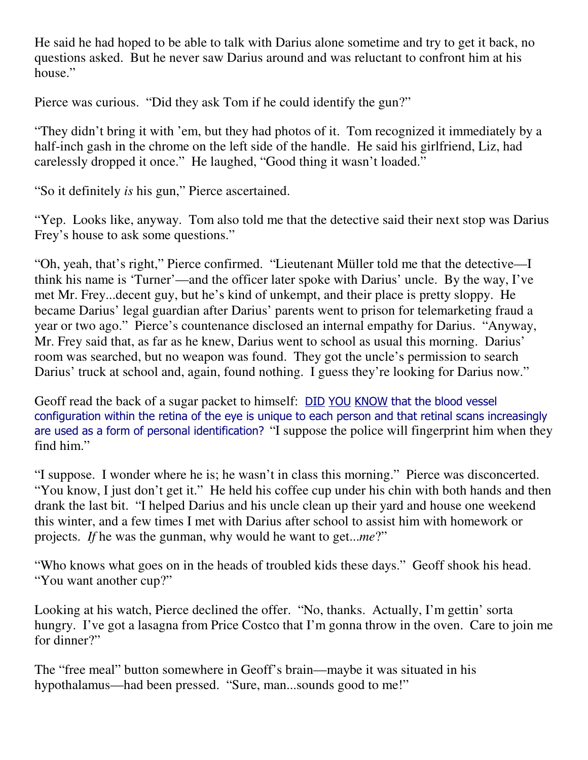He said he had hoped to be able to talk with Darius alone sometime and try to get it back, no questions asked. But he never saw Darius around and was reluctant to confront him at his house."

Pierce was curious. "Did they ask Tom if he could identify the gun?"

"They didn't bring it with 'em, but they had photos of it. Tom recognized it immediately by a half-inch gash in the chrome on the left side of the handle. He said his girlfriend, Liz, had carelessly dropped it once." He laughed, "Good thing it wasn't loaded."

"So it definitely *is* his gun," Pierce ascertained.

"Yep. Looks like, anyway. Tom also told me that the detective said their next stop was Darius Frey's house to ask some questions."

"Oh, yeah, that's right," Pierce confirmed. "Lieutenant Müller told me that the detective—I think his name is 'Turner'—and the officer later spoke with Darius' uncle. By the way, I've met Mr. Frey...decent guy, but he's kind of unkempt, and their place is pretty sloppy. He became Darius' legal guardian after Darius' parents went to prison for telemarketing fraud a year or two ago." Pierce's countenance disclosed an internal empathy for Darius. "Anyway, Mr. Frey said that, as far as he knew, Darius went to school as usual this morning. Darius' room was searched, but no weapon was found. They got the uncle's permission to search Darius' truck at school and, again, found nothing. I guess they're looking for Darius now."

Geoff read the back of a sugar packet to himself: DID YOU KNOW that the blood vessel configuration within the retina of the eye is unique to each person and that retinal scans increasingly are used as a form of personal identification? "I suppose the police will fingerprint him when they find him."

"I suppose. I wonder where he is; he wasn't in class this morning." Pierce was disconcerted. "You know, I just don't get it." He held his coffee cup under his chin with both hands and then drank the last bit. "I helped Darius and his uncle clean up their yard and house one weekend this winter, and a few times I met with Darius after school to assist him with homework or projects. *If* he was the gunman, why would he want to get...*me*?"

"Who knows what goes on in the heads of troubled kids these days." Geoff shook his head. "You want another cup?"

Looking at his watch, Pierce declined the offer. "No, thanks. Actually, I'm gettin' sorta hungry. I've got a lasagna from Price Costco that I'm gonna throw in the oven. Care to join me for dinner?"

The "free meal" button somewhere in Geoff's brain—maybe it was situated in his hypothalamus—had been pressed. "Sure, man...sounds good to me!"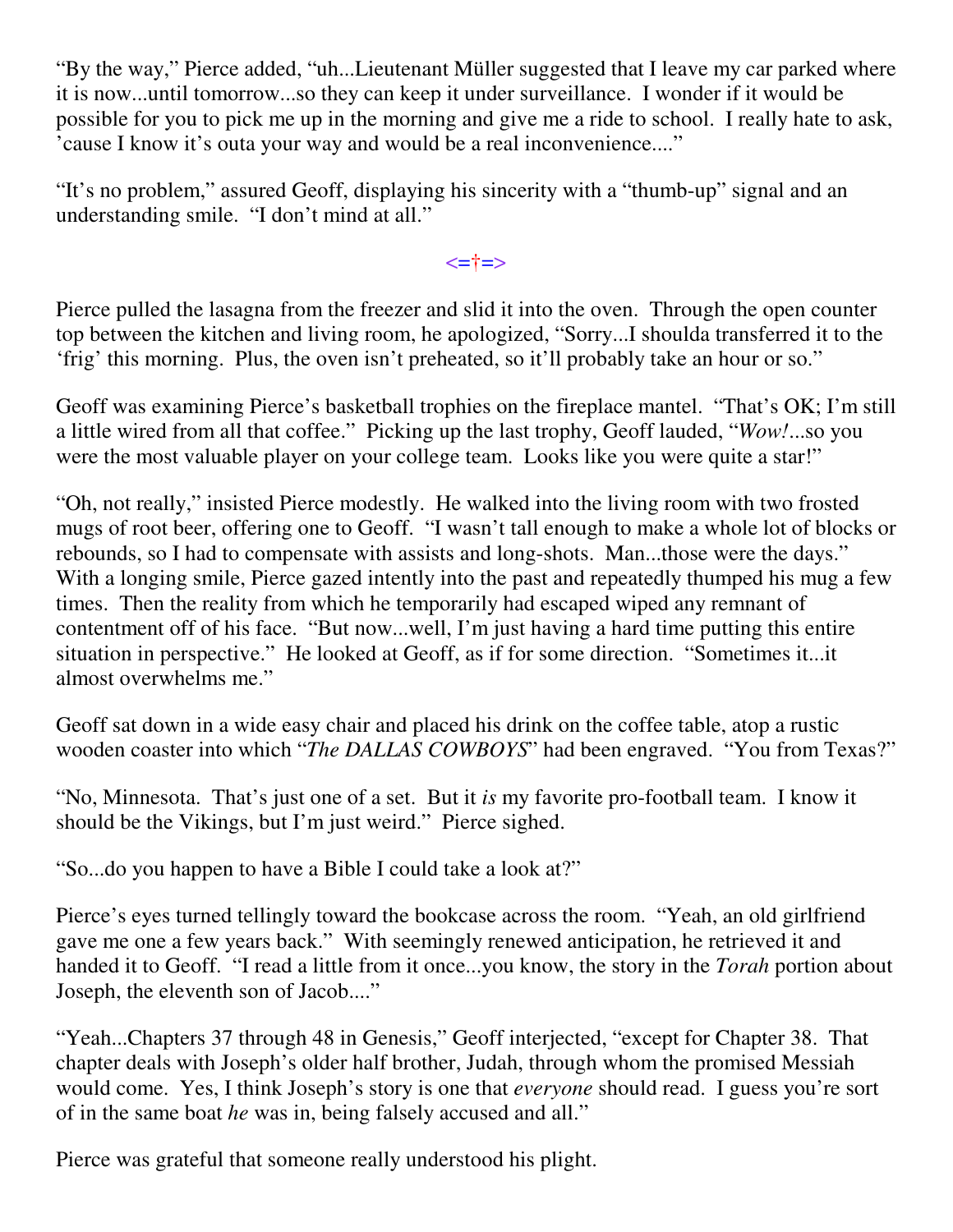"By the way," Pierce added, "uh...Lieutenant Müller suggested that I leave my car parked where it is now...until tomorrow...so they can keep it under surveillance. I wonder if it would be possible for you to pick me up in the morning and give me a ride to school. I really hate to ask, 'cause I know it's outa your way and would be a real inconvenience...."

"It's no problem," assured Geoff, displaying his sincerity with a "thumb-up" signal and an understanding smile. "I don't mind at all."

<=†=>

Pierce pulled the lasagna from the freezer and slid it into the oven. Through the open counter top between the kitchen and living room, he apologized, "Sorry...I shoulda transferred it to the 'frig' this morning. Plus, the oven isn't preheated, so it'll probably take an hour or so."

Geoff was examining Pierce's basketball trophies on the fireplace mantel. "That's OK; I'm still a little wired from all that coffee." Picking up the last trophy, Geoff lauded, "*Wow!*...so you were the most valuable player on your college team. Looks like you were quite a star!"

"Oh, not really," insisted Pierce modestly. He walked into the living room with two frosted mugs of root beer, offering one to Geoff. "I wasn't tall enough to make a whole lot of blocks or rebounds, so I had to compensate with assists and long-shots. Man...those were the days." With a longing smile, Pierce gazed intently into the past and repeatedly thumped his mug a few times. Then the reality from which he temporarily had escaped wiped any remnant of contentment off of his face. "But now...well, I'm just having a hard time putting this entire situation in perspective." He looked at Geoff, as if for some direction. "Sometimes it...it almost overwhelms me."

Geoff sat down in a wide easy chair and placed his drink on the coffee table, atop a rustic wooden coaster into which "*The DALLAS COWBOYS*" had been engraved. "You from Texas?"

"No, Minnesota. That's just one of a set. But it *is* my favorite pro-football team. I know it should be the Vikings, but I'm just weird." Pierce sighed.

"So...do you happen to have a Bible I could take a look at?"

Pierce's eyes turned tellingly toward the bookcase across the room. "Yeah, an old girlfriend gave me one a few years back." With seemingly renewed anticipation, he retrieved it and handed it to Geoff. "I read a little from it once...you know, the story in the *Torah* portion about Joseph, the eleventh son of Jacob...."

"Yeah...Chapters 37 through 48 in Genesis," Geoff interjected, "except for Chapter 38. That chapter deals with Joseph's older half brother, Judah, through whom the promised Messiah would come. Yes, I think Joseph's story is one that *everyone* should read. I guess you're sort of in the same boat *he* was in, being falsely accused and all."

Pierce was grateful that someone really understood his plight.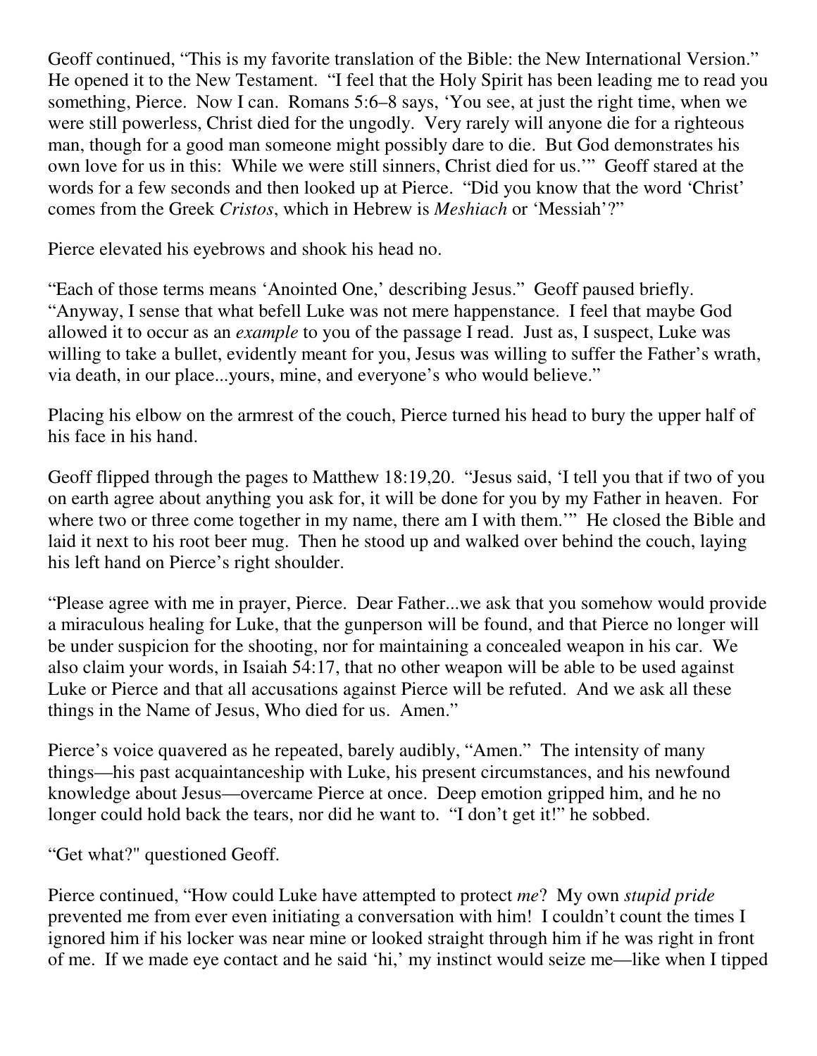Geoff continued, “This is my favorite translation of the Bible: the New International Version.” He opened it to the New Testament. “I feel that the Holy Spirit has been leading me to read you something, Pierce. Now I can. Romans 5:6–8 says, ‘You see, at just the right time, when we were still powerless, Christ died for the ungodly. Very rarely will anyone die for a righteous man, though for a good man someone might possibly dare to die. But God demonstrates his own love for us in this: While we were still sinners, Christ died for us.’” Geoff stared at the words for a few seconds and then looked up at Pierce. “Did you know that the word ‘Christ’ comes from the Greek *Cristos*, which in Hebrew is *Meshiach* or ‘Messiah’?”

Pierce elevated his eyebrows and shook his head no.

“Each of those terms means ‘Anointed One,’ describing Jesus.” Geoff paused briefly. “Anyway, I sense that what befell Luke was not mere happenstance. I feel that maybe God allowed it to occur as an *example* to you of the passage I read. Just as, I suspect, Luke was willing to take a bullet, evidently meant for you, Jesus was willing to suffer the Father’s wrath, via death, in our place...yours, mine, and everyone’s who would believe.”

Placing his elbow on the armrest of the couch, Pierce turned his head to bury the upper half of his face in his hand.

Geoff flipped through the pages to Matthew 18:19,20. “Jesus said, ‘I tell you that if two of you on earth agree about anything you ask for, it will be done for you by my Father in heaven. For where two or three come together in my name, there am I with them.’” He closed the Bible and laid it next to his root beer mug. Then he stood up and walked over behind the couch, laying his left hand on Pierce’s right shoulder.

“Please agree with me in prayer, Pierce. Dear Father...we ask that you somehow would provide a miraculous healing for Luke, that the gunperson will be found, and that Pierce no longer will be under suspicion for the shooting, nor for maintaining a concealed weapon in his car. We also claim your words, in Isaiah 54:17, that no other weapon will be able to be used against Luke or Pierce and that all accusations against Pierce will be refuted. And we ask all these things in the Name of Jesus, Who died for us. Amen.”

Pierce’s voice quavered as he repeated, barely audibly, “Amen.” The intensity of many things—his past acquaintanceship with Luke, his present circumstances, and his newfound knowledge about Jesus—overcame Pierce at once. Deep emotion gripped him, and he no longer could hold back the tears, nor did he want to. “I don’t get it!” he sobbed.

“Get what?" questioned Geoff.

Pierce continued, “How could Luke have attempted to protect *me*? My own *stupid pride* prevented me from ever even initiating a conversation with him! I couldn’t count the times I ignored him if his locker was near mine or looked straight through him if he was right in front of me. If we made eye contact and he said ‘hi,’ my instinct would seize me—like when I tipped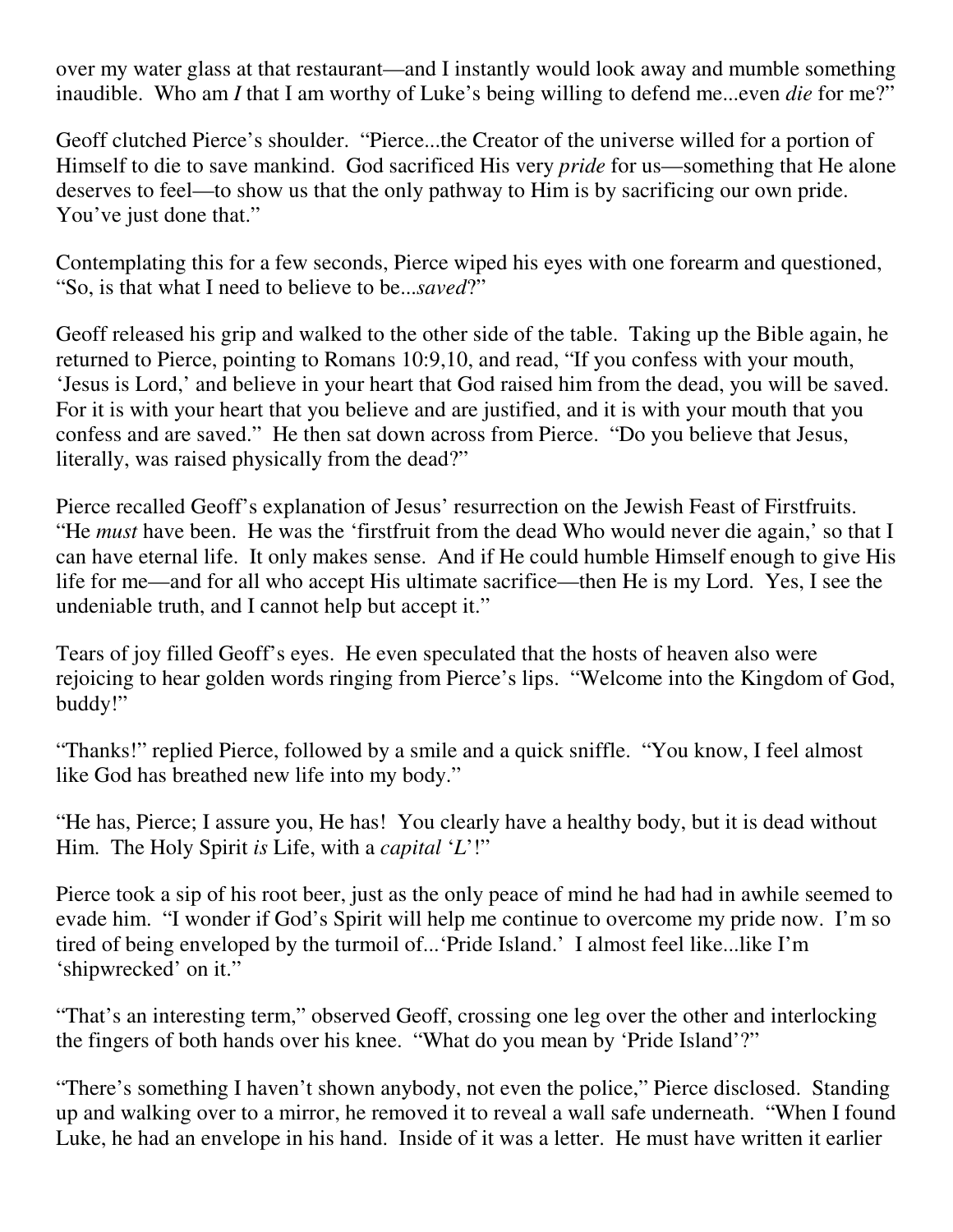over my water glass at that restaurant—and I instantly would look away and mumble something inaudible. Who am *I* that I am worthy of Luke's being willing to defend me...even *die* for me?"

Geoff clutched Pierce's shoulder. "Pierce...the Creator of the universe willed for a portion of Himself to die to save mankind. God sacrificed His very *pride* for us—something that He alone deserves to feel—to show us that the only pathway to Him is by sacrificing our own pride. You've just done that."

Contemplating this for a few seconds, Pierce wiped his eyes with one forearm and questioned, "So, is that what I need to believe to be...*saved*?"

Geoff released his grip and walked to the other side of the table. Taking up the Bible again, he returned to Pierce, pointing to Romans 10:9,10, and read, "If you confess with your mouth, 'Jesus is Lord,' and believe in your heart that God raised him from the dead, you will be saved. For it is with your heart that you believe and are justified, and it is with your mouth that you confess and are saved." He then sat down across from Pierce. "Do you believe that Jesus, literally, was raised physically from the dead?"

Pierce recalled Geoff's explanation of Jesus' resurrection on the Jewish Feast of Firstfruits. "He *must* have been. He was the 'firstfruit from the dead Who would never die again,' so that I can have eternal life. It only makes sense. And if He could humble Himself enough to give His life for me—and for all who accept His ultimate sacrifice—then He is my Lord. Yes, I see the undeniable truth, and I cannot help but accept it."

Tears of joy filled Geoff's eyes. He even speculated that the hosts of heaven also were rejoicing to hear golden words ringing from Pierce's lips. "Welcome into the Kingdom of God, buddy!"

"Thanks!" replied Pierce, followed by a smile and a quick sniffle. "You know, I feel almost like God has breathed new life into my body."

"He has, Pierce; I assure you, He has! You clearly have a healthy body, but it is dead without Him. The Holy Spirit *is* Life, with a *capital 'L'*!"

Pierce took a sip of his root beer, just as the only peace of mind he had had in awhile seemed to evade him. "I wonder if God's Spirit will help me continue to overcome my pride now. I'm so tired of being enveloped by the turmoil of...'Pride Island.' I almost feel like...like I'm 'shipwrecked' on it."

"That's an interesting term," observed Geoff, crossing one leg over the other and interlocking the fingers of both hands over his knee. "What do you mean by 'Pride Island'?"

"There's something I haven't shown anybody, not even the police," Pierce disclosed. Standing up and walking over to a mirror, he removed it to reveal a wall safe underneath. "When I found Luke, he had an envelope in his hand. Inside of it was a letter. He must have written it earlier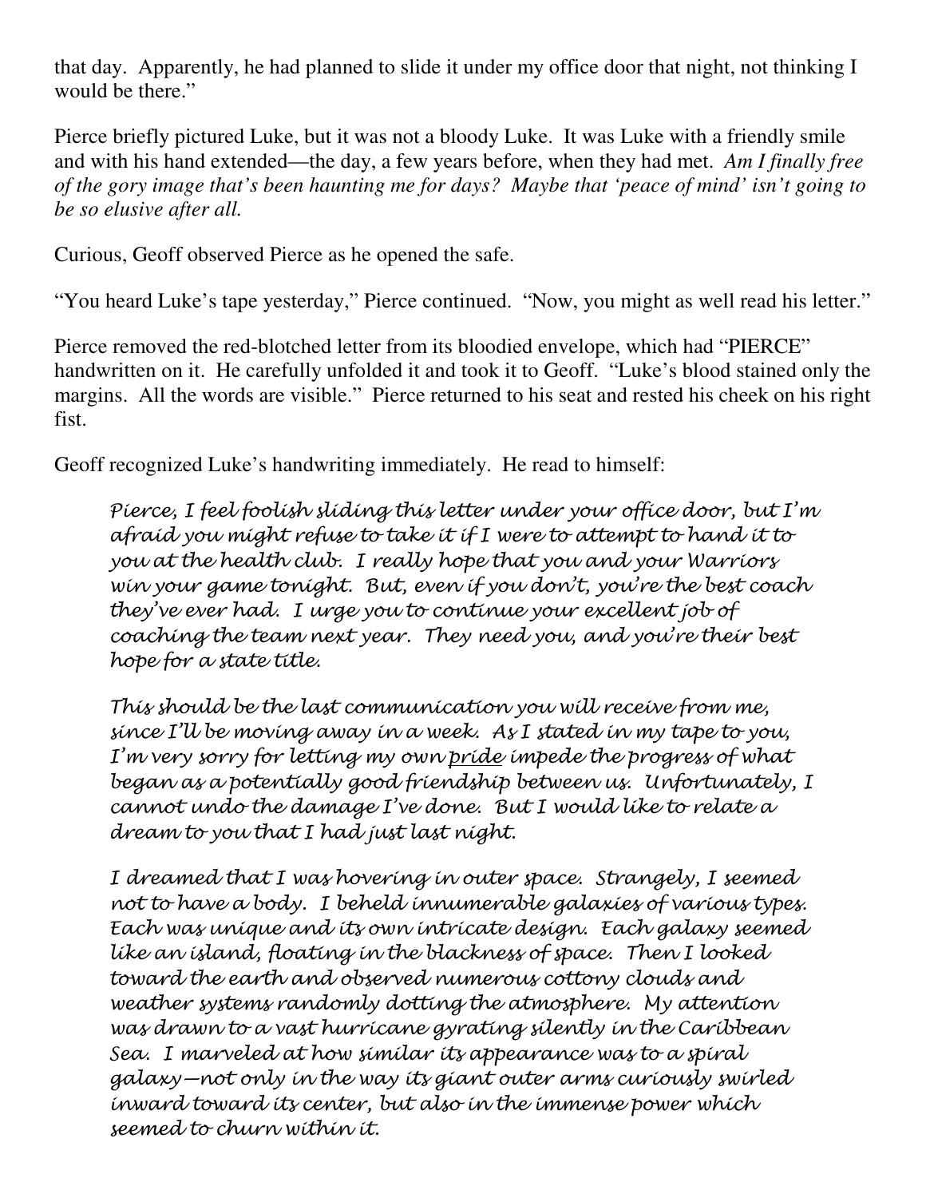that day. Apparently, he had planned to slide it under my office door that night, not thinking I would be there."

Pierce briefly pictured Luke, but it was not a bloody Luke. It was Luke with a friendly smile and with his hand extended—the day, a few years before, when they had met. *Am I finally free of the gory image that's been haunting me for days? Maybe that 'peace of mind' isn't going to be so elusive after all.*

Curious, Geoff observed Pierce as he opened the safe.

"You heard Luke's tape yesterday," Pierce continued. "Now, you might as well read his letter."

Pierce removed the red-blotched letter from its bloodied envelope, which had "PIERCE" handwritten on it. He carefully unfolded it and took it to Geoff. "Luke's blood stained only the margins. All the words are visible." Pierce returned to his seat and rested his cheek on his right fist.

Geoff recognized Luke's handwriting immediately. He read to himself:

> *Pierce, I feel foolish sliding this letter under your office door, but I'm afraid you might refuse to take it if I were to attempt to hand it to you at the health club. I really hope that you and your Warriors win your game tonight. But, even if you don't, you're the best coach they've ever had. I urge you to continue your excellent job of coaching the team next year. They need you, and you're their best hope for a state title.*
>
> *This should be the last communication you will receive from me, since I'll be moving away in a week. As I stated in my tape to you, I'm very sorry for letting my own <u>pride</u> impede the progress of what began as a potentially good friendship between us. Unfortunately, I cannot undo the damage I've done. But I would like to relate a dream to you that I had just last night.*
>
> *I dreamed that I was hovering in outer space. Strangely, I seemed not to have a body. I beheld innumerable galaxies of various types. Each was unique and its own intricate design. Each galaxy seemed like an island, floating in the blackness of space. Then I looked toward the earth and observed numerous cottony clouds and weather systems randomly dotting the atmosphere. My attention was drawn to a vast hurricane gyrating silently in the Caribbean Sea. I marveled at how similar its appearance was to a spiral galaxy—not only in the way its giant outer arms curiously swirled inward toward its center, but also in the immense power which seemed to churn within it.*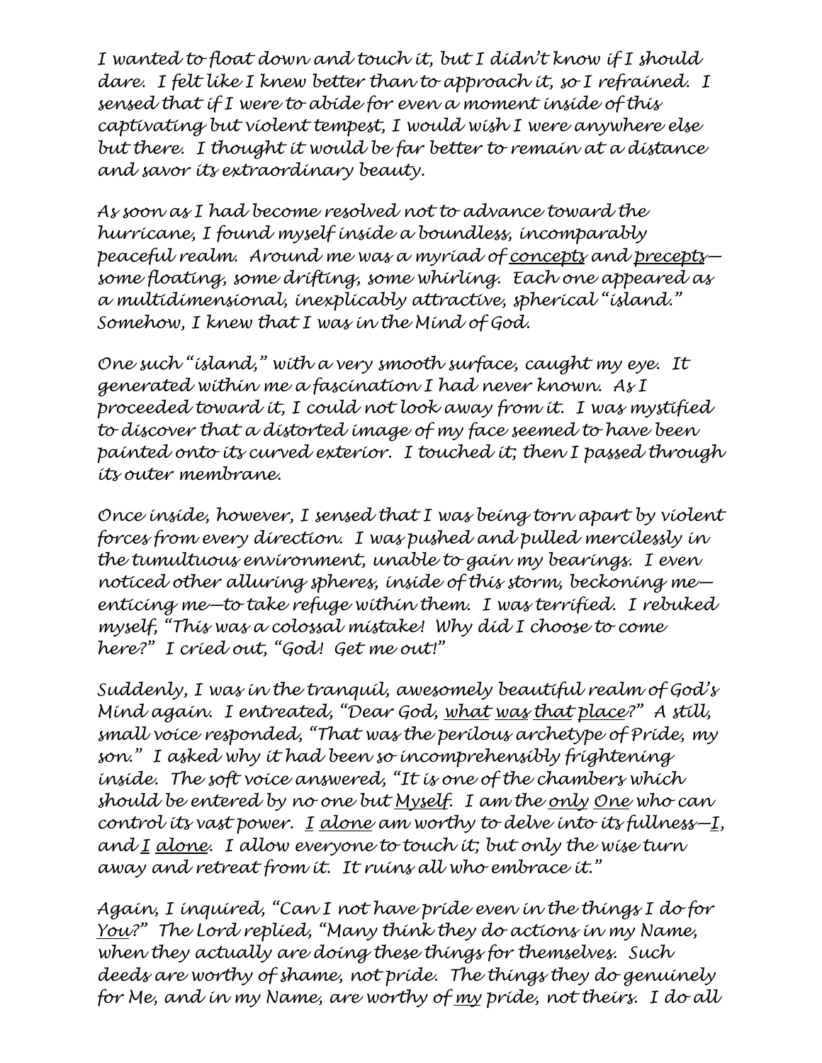*I wanted to float down and touch it, but I didn't know if I should dare. I felt like I knew better than to approach it, so I refrained. I sensed that if I were to abide for even a moment inside of this captivating but violent tempest, I would wish I were anywhere else but there. I thought it would be far better to remain at a distance and savor its extraordinary beauty.*

*As soon as I had become resolved not to advance toward the hurricane, I found myself inside a boundless, incomparably peaceful realm. Around me was a myriad of <u>concepts</u> and <u>precepts</u>—some floating, some drifting, some whirling. Each one appeared as a multidimensional, inexplicably attractive, spherical "island." Somehow, I knew that I was in the Mind of God.*

*One such "island," with a very smooth surface, caught my eye. It generated within me a fascination I had never known. As I proceeded toward it, I could not look away from it. I was mystified to discover that a distorted image of my face seemed to have been painted onto its curved exterior. I touched it; then I passed through its outer membrane.*

*Once inside, however, I sensed that I was being torn apart by violent forces from every direction. I was pushed and pulled mercilessly in the tumultuous environment, unable to gain my bearings. I even noticed other alluring spheres, inside of this storm, beckoning me—enticing me—to take refuge within them. I was terrified. I rebuked myself, "This was a colossal mistake! Why did I choose to come here?" I cried out, "God! Get me out!"*

*Suddenly, I was in the tranquil, awesomely beautiful realm of God's Mind again. I entreated, "Dear God, <u>what</u> <u>was</u> <u>that</u> <u>place</u>?" A still, small voice responded, "That was the perilous archetype of Pride, my son." I asked why it had been so incomprehensibly frightening inside. The soft voice answered, "It is one of the chambers which should be entered by no one but <u>Myself</u>. I am the <u>only</u> <u>One</u> who can control its vast power. <u>I</u> <u>alone</u> am worthy to delve into its fullness—<u>I</u>, and <u>I</u> <u>alone</u>. I allow everyone to touch it; but only the wise turn away and retreat from it. It ruins all who embrace it."*

*Again, I inquired, "Can I not have pride even in the things I do for <u>You</u>?" The Lord replied, "Many think they do actions in my Name, when they actually are doing these things for themselves. Such deeds are worthy of shame, not pride. The things they do genuinely for Me, and in my Name, are worthy of <u>my</u> pride, not theirs. I do all*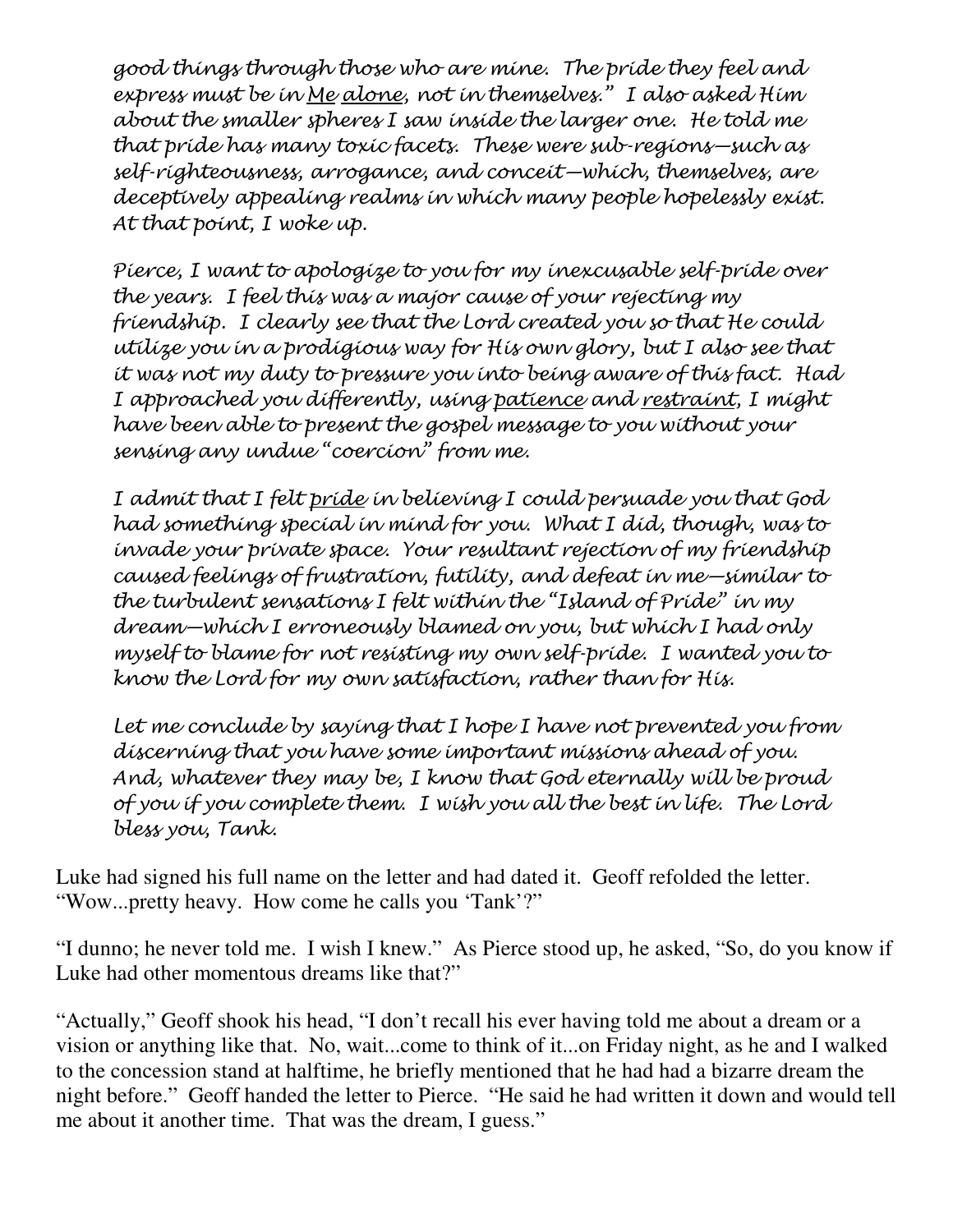*good things through those who are mine. The pride they feel and express must be in* *<u>Me</u>* *<u>alone</u>*, *not in themselves." I also asked Him about the smaller spheres I saw inside the larger one. He told me that pride has many toxic facets. These were sub-regions—such as self-righteousness, arrogance, and conceit—which, themselves, are deceptively appealing realms in which many people hopelessly exist. At that point, I woke up.*

*Pierce, I want to apologize to you for my inexcusable self-pride over the years. I feel this was a major cause of your rejecting my friendship. I clearly see that the Lord created you so that He could utilize you in a prodigious way for His own glory, but I also see that it was not my duty to pressure you into being aware of this fact. Had I approached you differently, using* *<u>patience</u>* *and* *<u>restraint</u>*, *I might have been able to present the gospel message to you without your sensing any undue "coercion" from me.*

*I admit that I felt* *<u>pride</u>* *in believing I could persuade you that God had something special in mind for you. What I did, though, was to invade your private space. Your resultant rejection of my friendship caused feelings of frustration, futility, and defeat in me—similar to the turbulent sensations I felt within the "Island of Pride" in my dream—which I erroneously blamed on you, but which I had only myself to blame for not resisting my own self-pride. I wanted you to know the Lord for my own satisfaction, rather than for His.*

*Let me conclude by saying that I hope I have not prevented you from discerning that you have some important missions ahead of you. And, whatever they may be, I know that God eternally will be proud of you if you complete them. I wish you all the best in life. The Lord bless you, Tank.*

Luke had signed his full name on the letter and had dated it. Geoff refolded the letter. "Wow...pretty heavy. How come he calls you 'Tank'?"

"I dunno; he never told me. I wish I knew." As Pierce stood up, he asked, "So, do you know if Luke had other momentous dreams like that?"

"Actually," Geoff shook his head, "I don't recall his ever having told me about a dream or a vision or anything like that. No, wait...come to think of it...on Friday night, as he and I walked to the concession stand at halftime, he briefly mentioned that he had had a bizarre dream the night before." Geoff handed the letter to Pierce. "He said he had written it down and would tell me about it another time. That was the dream, I guess."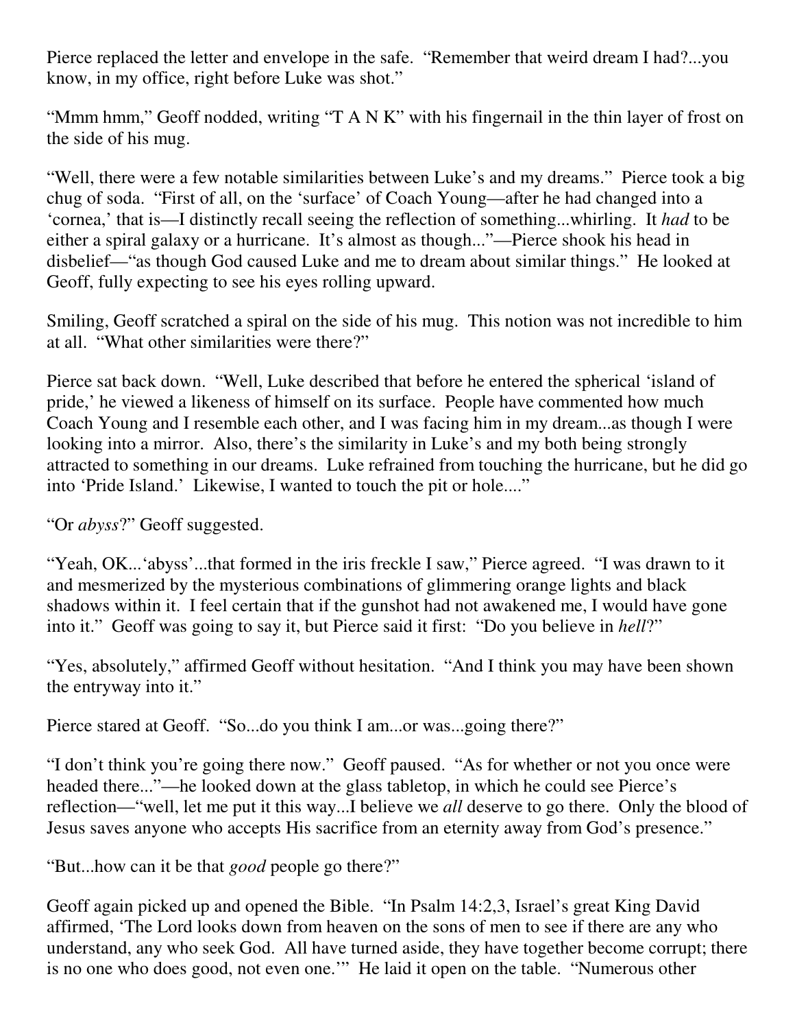Pierce replaced the letter and envelope in the safe. "Remember that weird dream I had?...you know, in my office, right before Luke was shot."

"Mmm hmm," Geoff nodded, writing "T A N K" with his fingernail in the thin layer of frost on the side of his mug.

"Well, there were a few notable similarities between Luke's and my dreams." Pierce took a big chug of soda. "First of all, on the 'surface' of Coach Young—after he had changed into a 'cornea,' that is—I distinctly recall seeing the reflection of something...whirling. It *had* to be either a spiral galaxy or a hurricane. It's almost as though..."—Pierce shook his head in disbelief—"as though God caused Luke and me to dream about similar things." He looked at Geoff, fully expecting to see his eyes rolling upward.

Smiling, Geoff scratched a spiral on the side of his mug. This notion was not incredible to him at all. "What other similarities were there?"

Pierce sat back down. "Well, Luke described that before he entered the spherical 'island of pride,' he viewed a likeness of himself on its surface. People have commented how much Coach Young and I resemble each other, and I was facing him in my dream...as though I were looking into a mirror. Also, there's the similarity in Luke's and my both being strongly attracted to something in our dreams. Luke refrained from touching the hurricane, but he did go into 'Pride Island.' Likewise, I wanted to touch the pit or hole...."

"Or *abyss*?" Geoff suggested.

"Yeah, OK...'abyss'...that formed in the iris freckle I saw," Pierce agreed. "I was drawn to it and mesmerized by the mysterious combinations of glimmering orange lights and black shadows within it. I feel certain that if the gunshot had not awakened me, I would have gone into it." Geoff was going to say it, but Pierce said it first: "Do you believe in *hell*?"

"Yes, absolutely," affirmed Geoff without hesitation. "And I think you may have been shown the entryway into it."

Pierce stared at Geoff. "So...do you think I am...or was...going there?"

"I don't think you're going there now." Geoff paused. "As for whether or not you once were headed there..."—he looked down at the glass tabletop, in which he could see Pierce's reflection—"well, let me put it this way...I believe we *all* deserve to go there. Only the blood of Jesus saves anyone who accepts His sacrifice from an eternity away from God's presence."

"But...how can it be that *good* people go there?"

Geoff again picked up and opened the Bible. "In Psalm 14:2,3, Israel's great King David affirmed, 'The Lord looks down from heaven on the sons of men to see if there are any who understand, any who seek God. All have turned aside, they have together become corrupt; there is no one who does good, not even one.'" He laid it open on the table. "Numerous other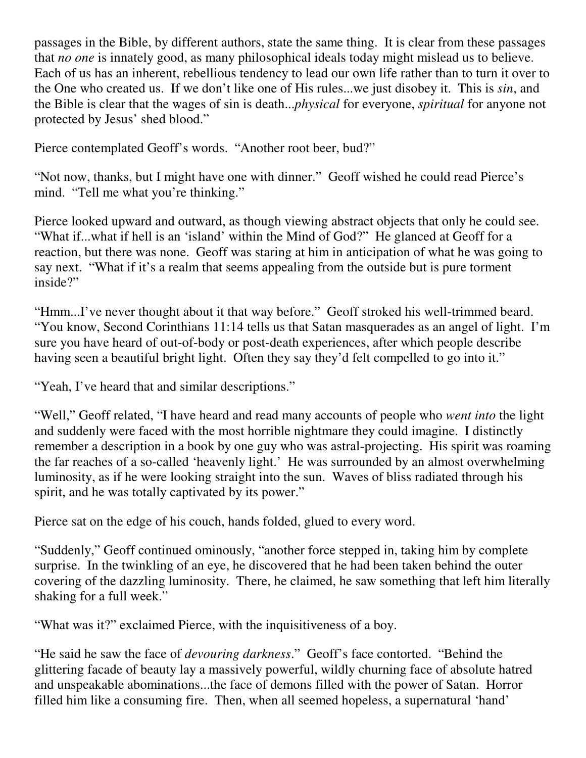passages in the Bible, by different authors, state the same thing. It is clear from these passages that *no one* is innately good, as many philosophical ideals today might mislead us to believe. Each of us has an inherent, rebellious tendency to lead our own life rather than to turn it over to the One who created us. If we don't like one of His rules...we just disobey it. This is *sin*, and the Bible is clear that the wages of sin is death...*physical* for everyone, *spiritual* for anyone not protected by Jesus' shed blood."

Pierce contemplated Geoff's words. "Another root beer, bud?"

"Not now, thanks, but I might have one with dinner." Geoff wished he could read Pierce's mind. "Tell me what you're thinking."

Pierce looked upward and outward, as though viewing abstract objects that only he could see. "What if...what if hell is an 'island' within the Mind of God?" He glanced at Geoff for a reaction, but there was none. Geoff was staring at him in anticipation of what he was going to say next. "What if it's a realm that seems appealing from the outside but is pure torment inside?"

"Hmm...I've never thought about it that way before." Geoff stroked his well-trimmed beard. "You know, Second Corinthians 11:14 tells us that Satan masquerades as an angel of light. I'm sure you have heard of out-of-body or post-death experiences, after which people describe having seen a beautiful bright light. Often they say they'd felt compelled to go into it."

"Yeah, I've heard that and similar descriptions."

"Well," Geoff related, "I have heard and read many accounts of people who *went into* the light and suddenly were faced with the most horrible nightmare they could imagine. I distinctly remember a description in a book by one guy who was astral-projecting. His spirit was roaming the far reaches of a so-called 'heavenly light.' He was surrounded by an almost overwhelming luminosity, as if he were looking straight into the sun. Waves of bliss radiated through his spirit, and he was totally captivated by its power."

Pierce sat on the edge of his couch, hands folded, glued to every word.

"Suddenly," Geoff continued ominously, "another force stepped in, taking him by complete surprise. In the twinkling of an eye, he discovered that he had been taken behind the outer covering of the dazzling luminosity. There, he claimed, he saw something that left him literally shaking for a full week."

"What was it?" exclaimed Pierce, with the inquisitiveness of a boy.

"He said he saw the face of *devouring darkness*." Geoff's face contorted. "Behind the glittering facade of beauty lay a massively powerful, wildly churning face of absolute hatred and unspeakable abominations...the face of demons filled with the power of Satan. Horror filled him like a consuming fire. Then, when all seemed hopeless, a supernatural 'hand'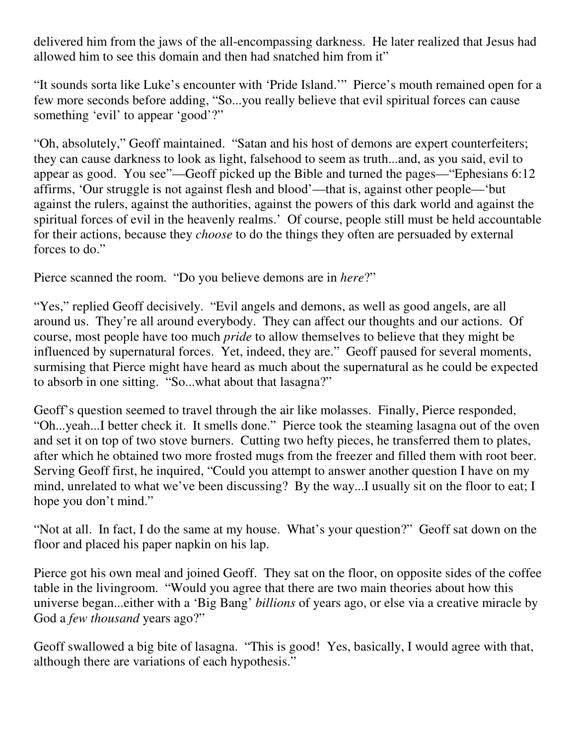delivered him from the jaws of the all-encompassing darkness. He later realized that Jesus had allowed him to see this domain and then had snatched him from it"

"It sounds sorta like Luke's encounter with 'Pride Island.'" Pierce's mouth remained open for a few more seconds before adding, "So...you really believe that evil spiritual forces can cause something 'evil' to appear 'good'?"

"Oh, absolutely," Geoff maintained. "Satan and his host of demons are expert counterfeiters; they can cause darkness to look as light, falsehood to seem as truth...and, as you said, evil to appear as good. You see"—Geoff picked up the Bible and turned the pages—"Ephesians 6:12 affirms, 'Our struggle is not against flesh and blood'—that is, against other people—'but against the rulers, against the authorities, against the powers of this dark world and against the spiritual forces of evil in the heavenly realms.' Of course, people still must be held accountable for their actions, because they *choose* to do the things they often are persuaded by external forces to do."

Pierce scanned the room. "Do you believe demons are in *here*?"

"Yes," replied Geoff decisively. "Evil angels and demons, as well as good angels, are all around us. They're all around everybody. They can affect our thoughts and our actions. Of course, most people have too much *pride* to allow themselves to believe that they might be influenced by supernatural forces. Yet, indeed, they are." Geoff paused for several moments, surmising that Pierce might have heard as much about the supernatural as he could be expected to absorb in one sitting. "So...what about that lasagna?"

Geoff's question seemed to travel through the air like molasses. Finally, Pierce responded, "Oh...yeah...I better check it. It smells done." Pierce took the steaming lasagna out of the oven and set it on top of two stove burners. Cutting two hefty pieces, he transferred them to plates, after which he obtained two more frosted mugs from the freezer and filled them with root beer. Serving Geoff first, he inquired, "Could you attempt to answer another question I have on my mind, unrelated to what we've been discussing? By the way...I usually sit on the floor to eat; I hope you don't mind."

"Not at all. In fact, I do the same at my house. What's your question?" Geoff sat down on the floor and placed his paper napkin on his lap.

Pierce got his own meal and joined Geoff. They sat on the floor, on opposite sides of the coffee table in the livingroom. "Would you agree that there are two main theories about how this universe began...either with a 'Big Bang' *billions* of years ago, or else via a creative miracle by God a *few thousand* years ago?"

Geoff swallowed a big bite of lasagna. "This is good! Yes, basically, I would agree with that, although there are variations of each hypothesis."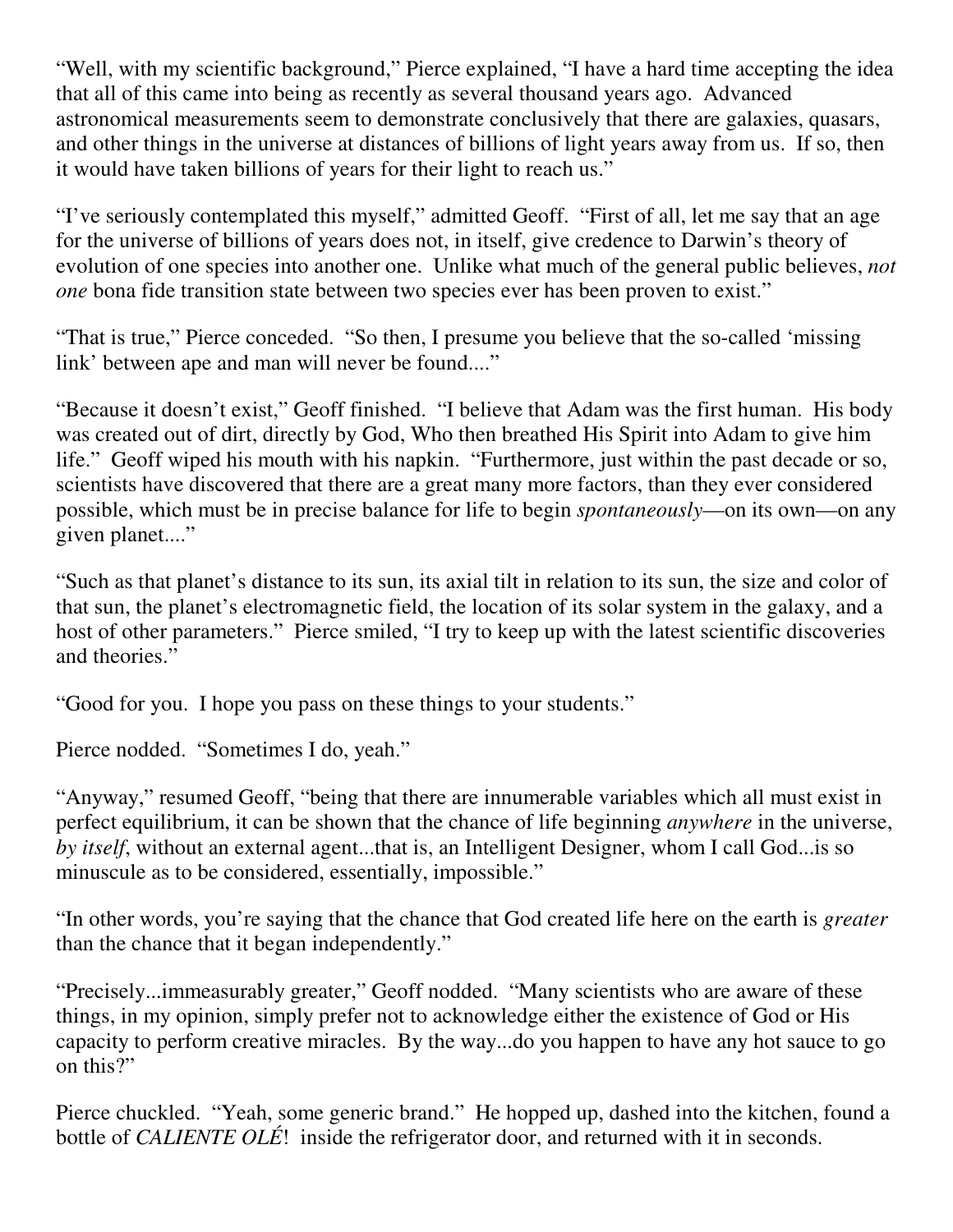"Well, with my scientific background," Pierce explained, "I have a hard time accepting the idea that all of this came into being as recently as several thousand years ago. Advanced astronomical measurements seem to demonstrate conclusively that there are galaxies, quasars, and other things in the universe at distances of billions of light years away from us. If so, then it would have taken billions of years for their light to reach us."

"I've seriously contemplated this myself," admitted Geoff. "First of all, let me say that an age for the universe of billions of years does not, in itself, give credence to Darwin's theory of evolution of one species into another one. Unlike what much of the general public believes, *not one* bona fide transition state between two species ever has been proven to exist."

"That is true," Pierce conceded. "So then, I presume you believe that the so-called 'missing link' between ape and man will never be found...."

"Because it doesn't exist," Geoff finished. "I believe that Adam was the first human. His body was created out of dirt, directly by God, Who then breathed His Spirit into Adam to give him life." Geoff wiped his mouth with his napkin. "Furthermore, just within the past decade or so, scientists have discovered that there are a great many more factors, than they ever considered possible, which must be in precise balance for life to begin *spontaneously*—on its own—on any given planet...."

"Such as that planet's distance to its sun, its axial tilt in relation to its sun, the size and color of that sun, the planet's electromagnetic field, the location of its solar system in the galaxy, and a host of other parameters." Pierce smiled, "I try to keep up with the latest scientific discoveries and theories."

"Good for you. I hope you pass on these things to your students."

Pierce nodded. "Sometimes I do, yeah."

"Anyway," resumed Geoff, "being that there are innumerable variables which all must exist in perfect equilibrium, it can be shown that the chance of life beginning *anywhere* in the universe, *by itself*, without an external agent...that is, an Intelligent Designer, whom I call God...is so minuscule as to be considered, essentially, impossible."

"In other words, you're saying that the chance that God created life here on the earth is *greater* than the chance that it began independently."

"Precisely...immeasurably greater," Geoff nodded. "Many scientists who are aware of these things, in my opinion, simply prefer not to acknowledge either the existence of God or His capacity to perform creative miracles. By the way...do you happen to have any hot sauce to go on this?"

Pierce chuckled. "Yeah, some generic brand." He hopped up, dashed into the kitchen, found a bottle of *CALIENTE OLÉ*! inside the refrigerator door, and returned with it in seconds.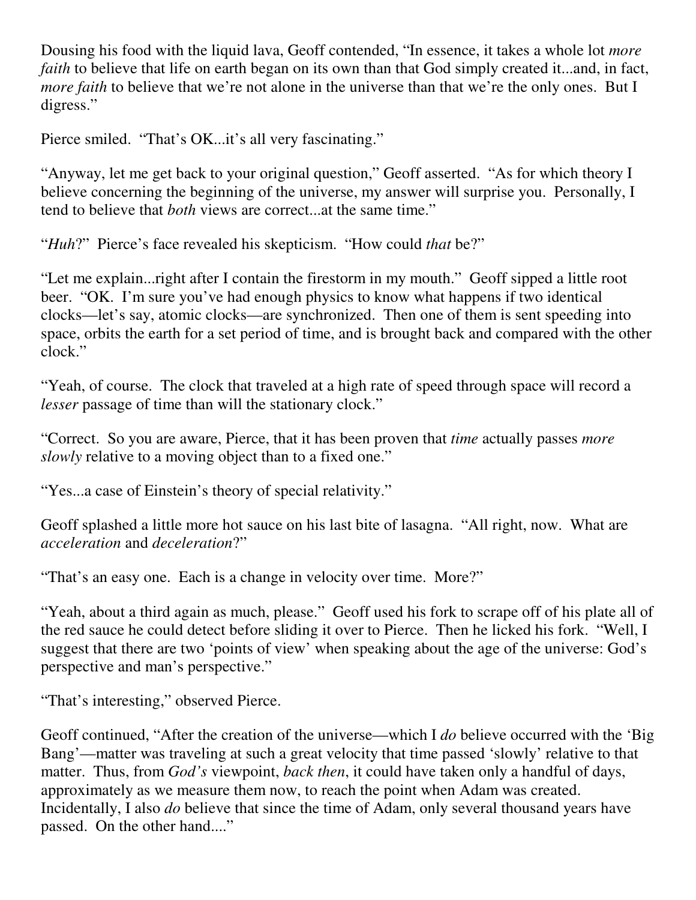Dousing his food with the liquid lava, Geoff contended, "In essence, it takes a whole lot *more faith* to believe that life on earth began on its own than that God simply created it...and, in fact, *more faith* to believe that we're not alone in the universe than that we're the only ones. But I digress."

Pierce smiled. "That's OK...it's all very fascinating."

"Anyway, let me get back to your original question," Geoff asserted. "As for which theory I believe concerning the beginning of the universe, my answer will surprise you. Personally, I tend to believe that *both* views are correct...at the same time."

"*Huh*?" Pierce's face revealed his skepticism. "How could *that* be?"

"Let me explain...right after I contain the firestorm in my mouth." Geoff sipped a little root beer. "OK. I'm sure you've had enough physics to know what happens if two identical clocks—let's say, atomic clocks—are synchronized. Then one of them is sent speeding into space, orbits the earth for a set period of time, and is brought back and compared with the other clock."

"Yeah, of course. The clock that traveled at a high rate of speed through space will record a *lesser* passage of time than will the stationary clock."

"Correct. So you are aware, Pierce, that it has been proven that *time* actually passes *more slowly* relative to a moving object than to a fixed one."

"Yes...a case of Einstein's theory of special relativity."

Geoff splashed a little more hot sauce on his last bite of lasagna. "All right, now. What are *acceleration* and *deceleration*?"

"That's an easy one. Each is a change in velocity over time. More?"

"Yeah, about a third again as much, please." Geoff used his fork to scrape off of his plate all of the red sauce he could detect before sliding it over to Pierce. Then he licked his fork. "Well, I suggest that there are two 'points of view' when speaking about the age of the universe: God's perspective and man's perspective."

"That's interesting," observed Pierce.

Geoff continued, "After the creation of the universe—which I *do* believe occurred with the 'Big Bang'—matter was traveling at such a great velocity that time passed 'slowly' relative to that matter. Thus, from *God's* viewpoint, *back then*, it could have taken only a handful of days, approximately as we measure them now, to reach the point when Adam was created. Incidentally, I also *do* believe that since the time of Adam, only several thousand years have passed. On the other hand...."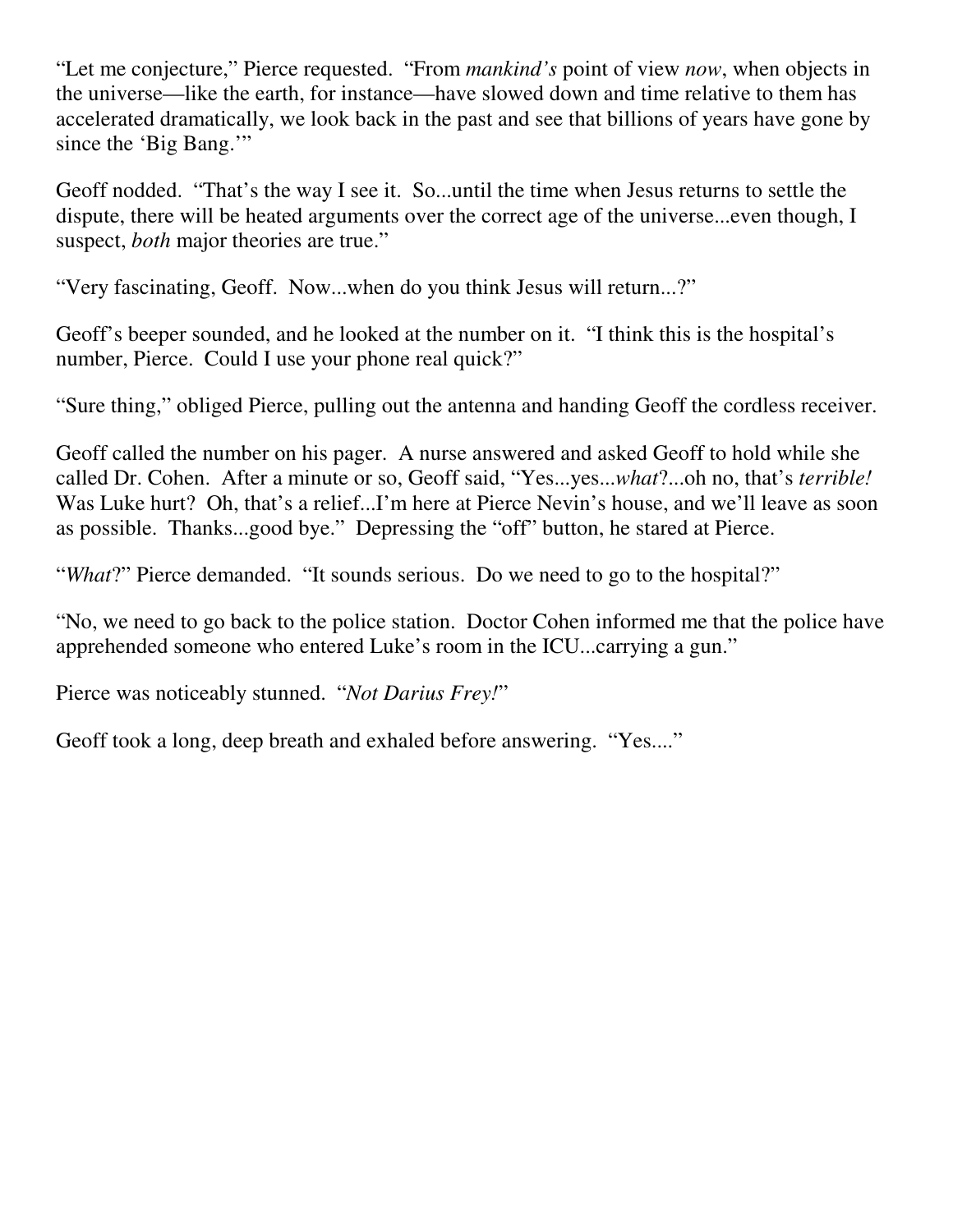"Let me conjecture," Pierce requested. "From *mankind's* point of view *now*, when objects in the universe—like the earth, for instance—have slowed down and time relative to them has accelerated dramatically, we look back in the past and see that billions of years have gone by since the 'Big Bang.'"

Geoff nodded. "That's the way I see it. So...until the time when Jesus returns to settle the dispute, there will be heated arguments over the correct age of the universe...even though, I suspect, *both* major theories are true."

"Very fascinating, Geoff. Now...when do you think Jesus will return...?"

Geoff's beeper sounded, and he looked at the number on it. "I think this is the hospital's number, Pierce. Could I use your phone real quick?"

"Sure thing," obliged Pierce, pulling out the antenna and handing Geoff the cordless receiver.

Geoff called the number on his pager. A nurse answered and asked Geoff to hold while she called Dr. Cohen. After a minute or so, Geoff said, "Yes...yes...*what*?...oh no, that's *terrible!* Was Luke hurt? Oh, that's a relief...I'm here at Pierce Nevin's house, and we'll leave as soon as possible. Thanks...good bye." Depressing the "off" button, he stared at Pierce.

"*What*?" Pierce demanded. "It sounds serious. Do we need to go to the hospital?"

"No, we need to go back to the police station. Doctor Cohen informed me that the police have apprehended someone who entered Luke's room in the ICU...carrying a gun."

Pierce was noticeably stunned. "*Not Darius Frey!*"

Geoff took a long, deep breath and exhaled before answering. "Yes...."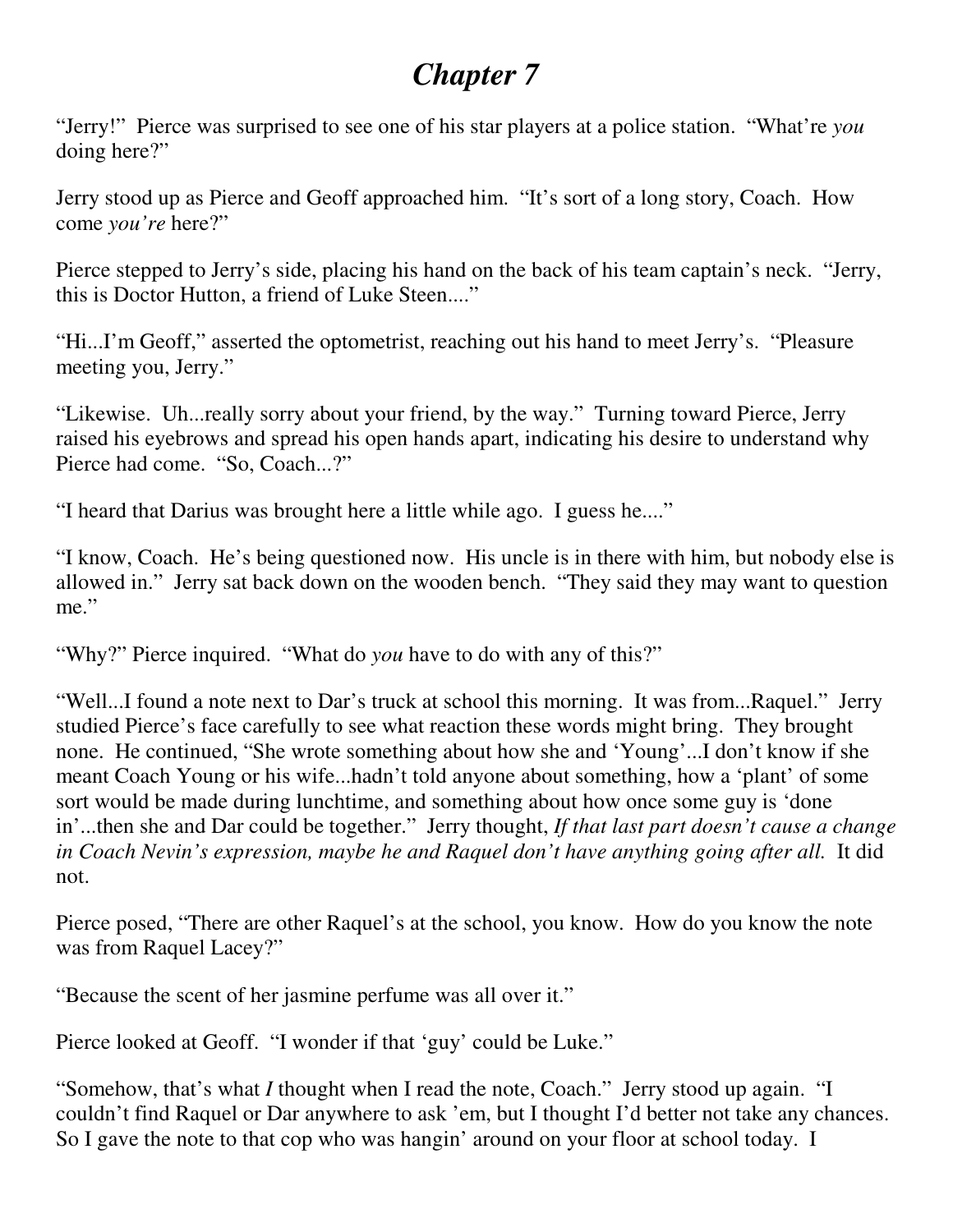# *Chapter 7*

"Jerry!" Pierce was surprised to see one of his star players at a police station. "What're *you* doing here?"

Jerry stood up as Pierce and Geoff approached him. "It's sort of a long story, Coach. How come *you're* here?"

Pierce stepped to Jerry's side, placing his hand on the back of his team captain's neck. "Jerry, this is Doctor Hutton, a friend of Luke Steen...."

"Hi...I'm Geoff," asserted the optometrist, reaching out his hand to meet Jerry's. "Pleasure meeting you, Jerry."

"Likewise. Uh...really sorry about your friend, by the way." Turning toward Pierce, Jerry raised his eyebrows and spread his open hands apart, indicating his desire to understand why Pierce had come. "So, Coach...?"

"I heard that Darius was brought here a little while ago. I guess he...."

"I know, Coach. He's being questioned now. His uncle is in there with him, but nobody else is allowed in." Jerry sat back down on the wooden bench. "They said they may want to question me."

"Why?" Pierce inquired. "What do *you* have to do with any of this?"

"Well...I found a note next to Dar's truck at school this morning. It was from...Raquel." Jerry studied Pierce's face carefully to see what reaction these words might bring. They brought none. He continued, "She wrote something about how she and 'Young'...I don't know if she meant Coach Young or his wife...hadn't told anyone about something, how a 'plant' of some sort would be made during lunchtime, and something about how once some guy is 'done in'...then she and Dar could be together." Jerry thought, *If that last part doesn't cause a change in Coach Nevin's expression, maybe he and Raquel don't have anything going after all.* It did not.

Pierce posed, "There are other Raquel's at the school, you know. How do you know the note was from Raquel Lacey?"

"Because the scent of her jasmine perfume was all over it."

Pierce looked at Geoff. "I wonder if that 'guy' could be Luke."

"Somehow, that's what *I* thought when I read the note, Coach." Jerry stood up again. "I couldn't find Raquel or Dar anywhere to ask 'em, but I thought I'd better not take any chances. So I gave the note to that cop who was hangin' around on your floor at school today. I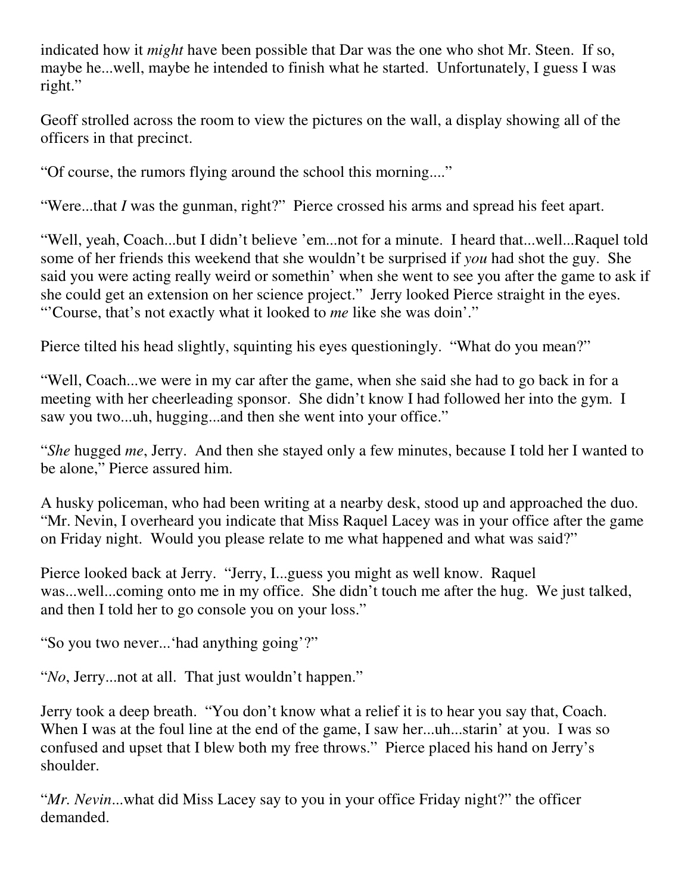indicated how it *might* have been possible that Dar was the one who shot Mr. Steen. If so, maybe he...well, maybe he intended to finish what he started. Unfortunately, I guess I was right."

Geoff strolled across the room to view the pictures on the wall, a display showing all of the officers in that precinct.

"Of course, the rumors flying around the school this morning...."

"Were...that *I* was the gunman, right?" Pierce crossed his arms and spread his feet apart.

"Well, yeah, Coach...but I didn't believe 'em...not for a minute. I heard that...well...Raquel told some of her friends this weekend that she wouldn't be surprised if *you* had shot the guy. She said you were acting really weird or somethin' when she went to see you after the game to ask if she could get an extension on her science project." Jerry looked Pierce straight in the eyes. "'Course, that's not exactly what it looked to *me* like she was doin'."

Pierce tilted his head slightly, squinting his eyes questioningly. "What do you mean?"

"Well, Coach...we were in my car after the game, when she said she had to go back in for a meeting with her cheerleading sponsor. She didn't know I had followed her into the gym. I saw you two...uh, hugging...and then she went into your office."

"*She* hugged *me*, Jerry. And then she stayed only a few minutes, because I told her I wanted to be alone," Pierce assured him.

A husky policeman, who had been writing at a nearby desk, stood up and approached the duo. "Mr. Nevin, I overheard you indicate that Miss Raquel Lacey was in your office after the game on Friday night. Would you please relate to me what happened and what was said?"

Pierce looked back at Jerry. "Jerry, I...guess you might as well know. Raquel was...well...coming onto me in my office. She didn't touch me after the hug. We just talked, and then I told her to go console you on your loss."

"So you two never...'had anything going'?"

"*No*, Jerry...not at all. That just wouldn't happen."

Jerry took a deep breath. "You don't know what a relief it is to hear you say that, Coach. When I was at the foul line at the end of the game, I saw her...uh...starin' at you. I was so confused and upset that I blew both my free throws." Pierce placed his hand on Jerry's shoulder.

"*Mr. Nevin*...what did Miss Lacey say to you in your office Friday night?" the officer demanded.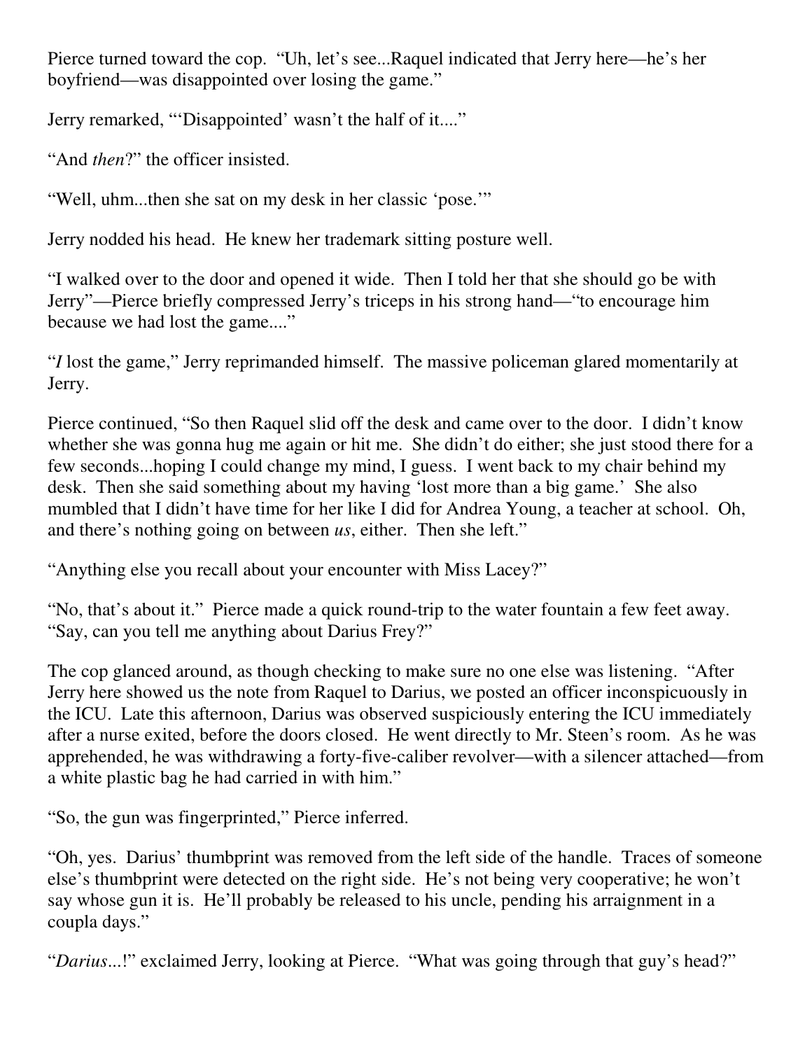Pierce turned toward the cop. "Uh, let's see...Raquel indicated that Jerry here—he's her boyfriend—was disappointed over losing the game."

Jerry remarked, "'Disappointed' wasn't the half of it...."

"And *then*?" the officer insisted.

"Well, uhm...then she sat on my desk in her classic 'pose.'"

Jerry nodded his head. He knew her trademark sitting posture well.

"I walked over to the door and opened it wide. Then I told her that she should go be with Jerry"—Pierce briefly compressed Jerry's triceps in his strong hand—"to encourage him because we had lost the game...."

"*I* lost the game," Jerry reprimanded himself. The massive policeman glared momentarily at Jerry.

Pierce continued, "So then Raquel slid off the desk and came over to the door. I didn't know whether she was gonna hug me again or hit me. She didn't do either; she just stood there for a few seconds...hoping I could change my mind, I guess. I went back to my chair behind my desk. Then she said something about my having 'lost more than a big game.' She also mumbled that I didn't have time for her like I did for Andrea Young, a teacher at school. Oh, and there's nothing going on between *us*, either. Then she left."

"Anything else you recall about your encounter with Miss Lacey?"

"No, that's about it." Pierce made a quick round-trip to the water fountain a few feet away. "Say, can you tell me anything about Darius Frey?"

The cop glanced around, as though checking to make sure no one else was listening. "After Jerry here showed us the note from Raquel to Darius, we posted an officer inconspicuously in the ICU. Late this afternoon, Darius was observed suspiciously entering the ICU immediately after a nurse exited, before the doors closed. He went directly to Mr. Steen's room. As he was apprehended, he was withdrawing a forty-five-caliber revolver—with a silencer attached—from a white plastic bag he had carried in with him."

"So, the gun was fingerprinted," Pierce inferred.

"Oh, yes. Darius' thumbprint was removed from the left side of the handle. Traces of someone else's thumbprint were detected on the right side. He's not being very cooperative; he won't say whose gun it is. He'll probably be released to his uncle, pending his arraignment in a coupla days."

"*Darius...*!" exclaimed Jerry, looking at Pierce. "What was going through that guy's head?"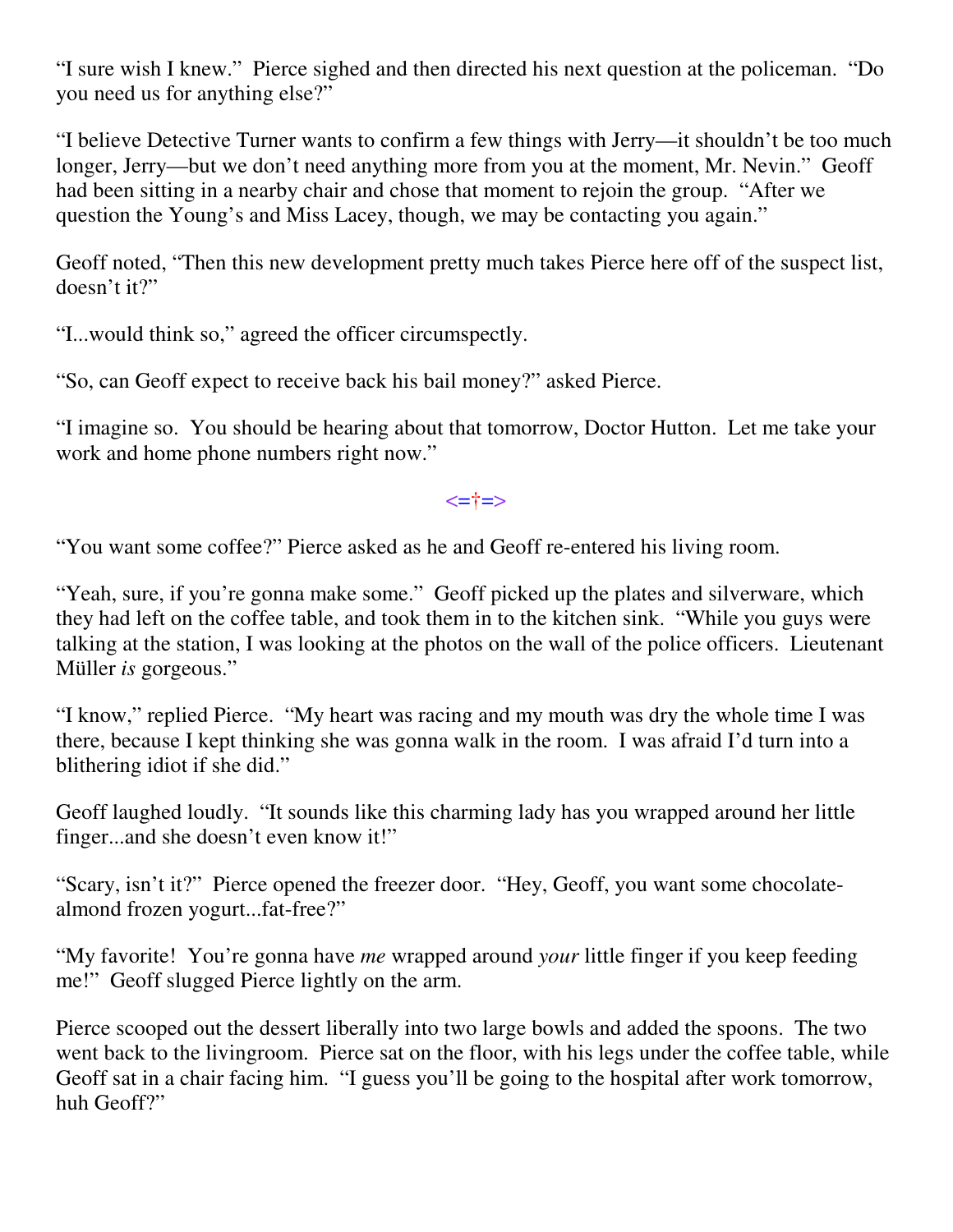"I sure wish I knew." Pierce sighed and then directed his next question at the policeman. "Do you need us for anything else?"

"I believe Detective Turner wants to confirm a few things with Jerry—it shouldn't be too much longer, Jerry—but we don't need anything more from you at the moment, Mr. Nevin." Geoff had been sitting in a nearby chair and chose that moment to rejoin the group. "After we question the Young's and Miss Lacey, though, we may be contacting you again."

Geoff noted, "Then this new development pretty much takes Pierce here off of the suspect list, doesn't it?"

"I...would think so," agreed the officer circumspectly.

"So, can Geoff expect to receive back his bail money?" asked Pierce.

"I imagine so. You should be hearing about that tomorrow, Doctor Hutton. Let me take your work and home phone numbers right now."

<=†=>

"You want some coffee?" Pierce asked as he and Geoff re-entered his living room.

"Yeah, sure, if you're gonna make some." Geoff picked up the plates and silverware, which they had left on the coffee table, and took them in to the kitchen sink. "While you guys were talking at the station, I was looking at the photos on the wall of the police officers. Lieutenant Müller *is* gorgeous."

"I know," replied Pierce. "My heart was racing and my mouth was dry the whole time I was there, because I kept thinking she was gonna walk in the room. I was afraid I'd turn into a blithering idiot if she did."

Geoff laughed loudly. "It sounds like this charming lady has you wrapped around her little finger...and she doesn't even know it!"

"Scary, isn't it?" Pierce opened the freezer door. "Hey, Geoff, you want some chocolate-almond frozen yogurt...fat-free?"

"My favorite! You're gonna have *me* wrapped around *your* little finger if you keep feeding me!" Geoff slugged Pierce lightly on the arm.

Pierce scooped out the dessert liberally into two large bowls and added the spoons. The two went back to the livingroom. Pierce sat on the floor, with his legs under the coffee table, while Geoff sat in a chair facing him. "I guess you'll be going to the hospital after work tomorrow, huh Geoff?"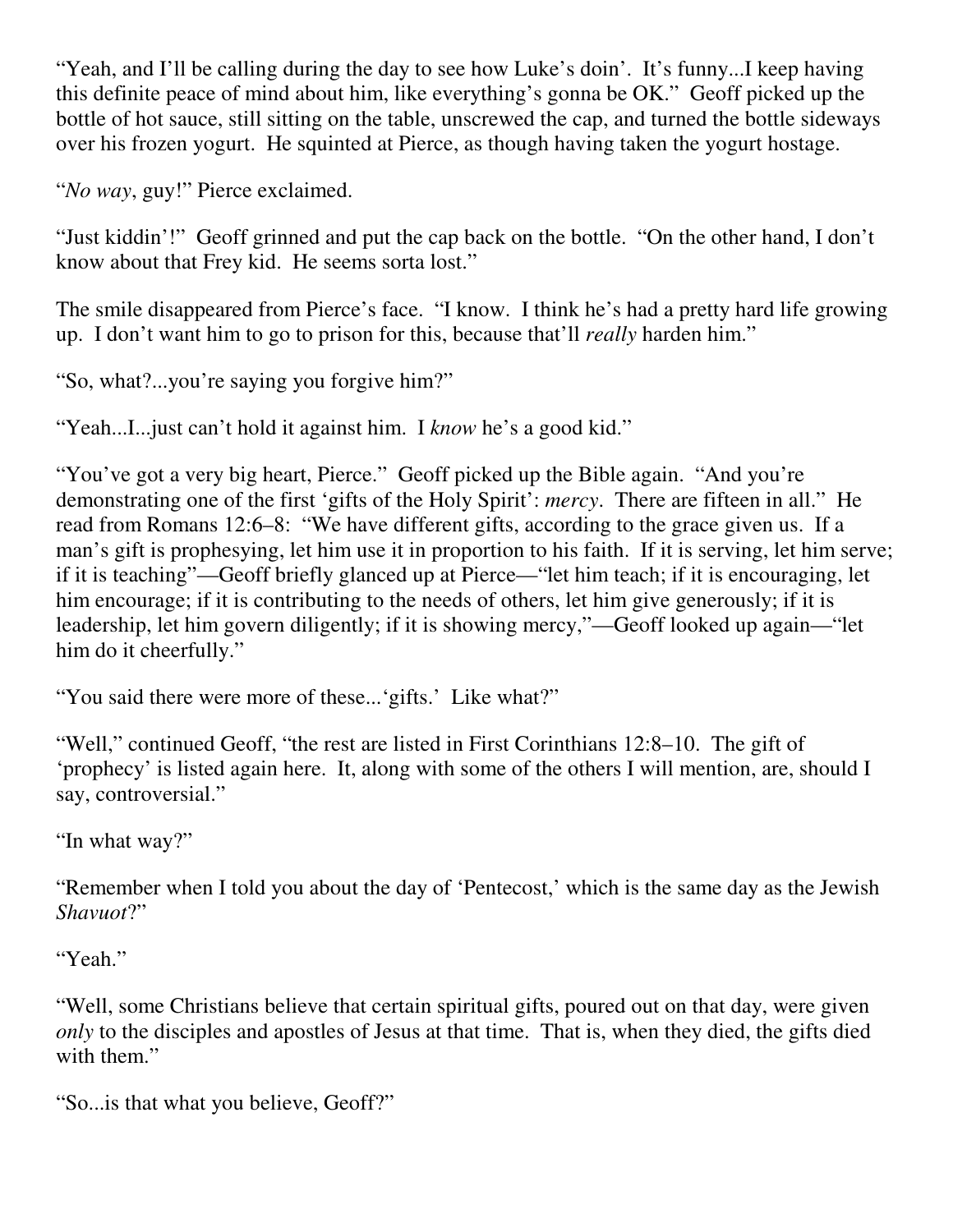"Yeah, and I'll be calling during the day to see how Luke's doin'. It's funny...I keep having this definite peace of mind about him, like everything's gonna be OK." Geoff picked up the bottle of hot sauce, still sitting on the table, unscrewed the cap, and turned the bottle sideways over his frozen yogurt. He squinted at Pierce, as though having taken the yogurt hostage.

"*No way*, guy!" Pierce exclaimed.

"Just kiddin'!" Geoff grinned and put the cap back on the bottle. "On the other hand, I don't know about that Frey kid. He seems sorta lost."

The smile disappeared from Pierce's face. "I know. I think he's had a pretty hard life growing up. I don't want him to go to prison for this, because that'll *really* harden him."

"So, what?...you're saying you forgive him?"

"Yeah...I...just can't hold it against him. I *know* he's a good kid."

"You've got a very big heart, Pierce." Geoff picked up the Bible again. "And you're demonstrating one of the first 'gifts of the Holy Spirit': *mercy*. There are fifteen in all." He read from Romans 12:6–8: "We have different gifts, according to the grace given us. If a man's gift is prophesying, let him use it in proportion to his faith. If it is serving, let him serve; if it is teaching"—Geoff briefly glanced up at Pierce—"let him teach; if it is encouraging, let him encourage; if it is contributing to the needs of others, let him give generously; if it is leadership, let him govern diligently; if it is showing mercy,"—Geoff looked up again—"let him do it cheerfully."

"You said there were more of these...'gifts.' Like what?"

"Well," continued Geoff, "the rest are listed in First Corinthians 12:8–10. The gift of 'prophecy' is listed again here. It, along with some of the others I will mention, are, should I say, controversial."

"In what way?"

"Remember when I told you about the day of 'Pentecost,' which is the same day as the Jewish *Shavuot*?"

"Yeah."

"Well, some Christians believe that certain spiritual gifts, poured out on that day, were given *only* to the disciples and apostles of Jesus at that time. That is, when they died, the gifts died with them."

"So...is that what you believe, Geoff?"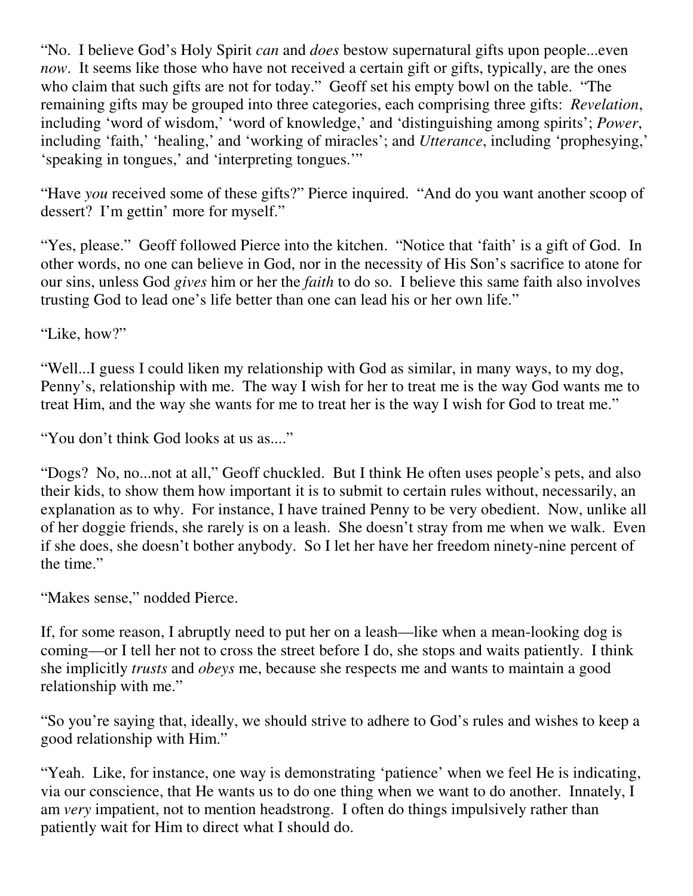"No. I believe God's Holy Spirit *can* and *does* bestow supernatural gifts upon people...even *now*. It seems like those who have not received a certain gift or gifts, typically, are the ones who claim that such gifts are not for today." Geoff set his empty bowl on the table. "The remaining gifts may be grouped into three categories, each comprising three gifts: *Revelation*, including 'word of wisdom,' 'word of knowledge,' and 'distinguishing among spirits'; *Power*, including 'faith,' 'healing,' and 'working of miracles'; and *Utterance*, including 'prophesying,' 'speaking in tongues,' and 'interpreting tongues.'"

"Have *you* received some of these gifts?" Pierce inquired. "And do you want another scoop of dessert? I'm gettin' more for myself."

"Yes, please." Geoff followed Pierce into the kitchen. "Notice that 'faith' is a gift of God. In other words, no one can believe in God, nor in the necessity of His Son's sacrifice to atone for our sins, unless God *gives* him or her the *faith* to do so. I believe this same faith also involves trusting God to lead one's life better than one can lead his or her own life."

"Like, how?"

"Well...I guess I could liken my relationship with God as similar, in many ways, to my dog, Penny's, relationship with me. The way I wish for her to treat me is the way God wants me to treat Him, and the way she wants for me to treat her is the way I wish for God to treat me."

"You don't think God looks at us as...."

"Dogs? No, no...not at all," Geoff chuckled. But I think He often uses people's pets, and also their kids, to show them how important it is to submit to certain rules without, necessarily, an explanation as to why. For instance, I have trained Penny to be very obedient. Now, unlike all of her doggie friends, she rarely is on a leash. She doesn't stray from me when we walk. Even if she does, she doesn't bother anybody. So I let her have her freedom ninety-nine percent of the time."

"Makes sense," nodded Pierce.

If, for some reason, I abruptly need to put her on a leash—like when a mean-looking dog is coming—or I tell her not to cross the street before I do, she stops and waits patiently. I think she implicitly *trusts* and *obeys* me, because she respects me and wants to maintain a good relationship with me."

"So you're saying that, ideally, we should strive to adhere to God's rules and wishes to keep a good relationship with Him."

"Yeah. Like, for instance, one way is demonstrating 'patience' when we feel He is indicating, via our conscience, that He wants us to do one thing when we want to do another. Innately, I am *very* impatient, not to mention headstrong. I often do things impulsively rather than patiently wait for Him to direct what I should do.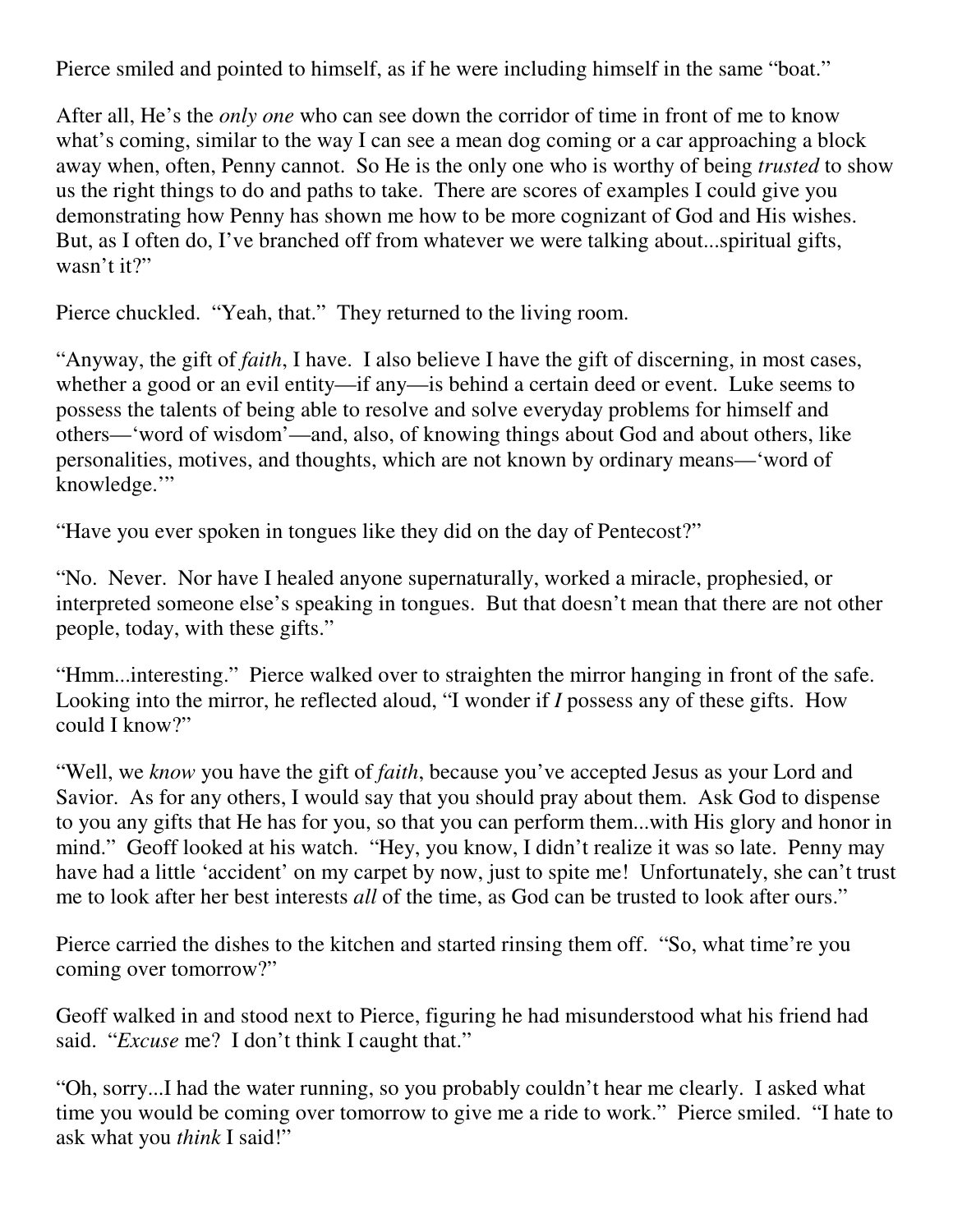Pierce smiled and pointed to himself, as if he were including himself in the same "boat."

After all, He's the *only one* who can see down the corridor of time in front of me to know what's coming, similar to the way I can see a mean dog coming or a car approaching a block away when, often, Penny cannot. So He is the only one who is worthy of being *trusted* to show us the right things to do and paths to take. There are scores of examples I could give you demonstrating how Penny has shown me how to be more cognizant of God and His wishes. But, as I often do, I've branched off from whatever we were talking about...spiritual gifts, wasn't it?"

Pierce chuckled. "Yeah, that." They returned to the living room.

"Anyway, the gift of *faith*, I have. I also believe I have the gift of discerning, in most cases, whether a good or an evil entity—if any—is behind a certain deed or event. Luke seems to possess the talents of being able to resolve and solve everyday problems for himself and others—'word of wisdom'—and, also, of knowing things about God and about others, like personalities, motives, and thoughts, which are not known by ordinary means—'word of knowledge.'"

"Have you ever spoken in tongues like they did on the day of Pentecost?"

"No. Never. Nor have I healed anyone supernaturally, worked a miracle, prophesied, or interpreted someone else's speaking in tongues. But that doesn't mean that there are not other people, today, with these gifts."

"Hmm...interesting." Pierce walked over to straighten the mirror hanging in front of the safe. Looking into the mirror, he reflected aloud, "I wonder if *I* possess any of these gifts. How could I know?"

"Well, we *know* you have the gift of *faith*, because you've accepted Jesus as your Lord and Savior. As for any others, I would say that you should pray about them. Ask God to dispense to you any gifts that He has for you, so that you can perform them...with His glory and honor in mind." Geoff looked at his watch. "Hey, you know, I didn't realize it was so late. Penny may have had a little 'accident' on my carpet by now, just to spite me! Unfortunately, she can't trust me to look after her best interests *all* of the time, as God can be trusted to look after ours."

Pierce carried the dishes to the kitchen and started rinsing them off. "So, what time're you coming over tomorrow?"

Geoff walked in and stood next to Pierce, figuring he had misunderstood what his friend had said. "*Excuse* me? I don't think I caught that."

"Oh, sorry...I had the water running, so you probably couldn't hear me clearly. I asked what time you would be coming over tomorrow to give me a ride to work." Pierce smiled. "I hate to ask what you *think* I said!"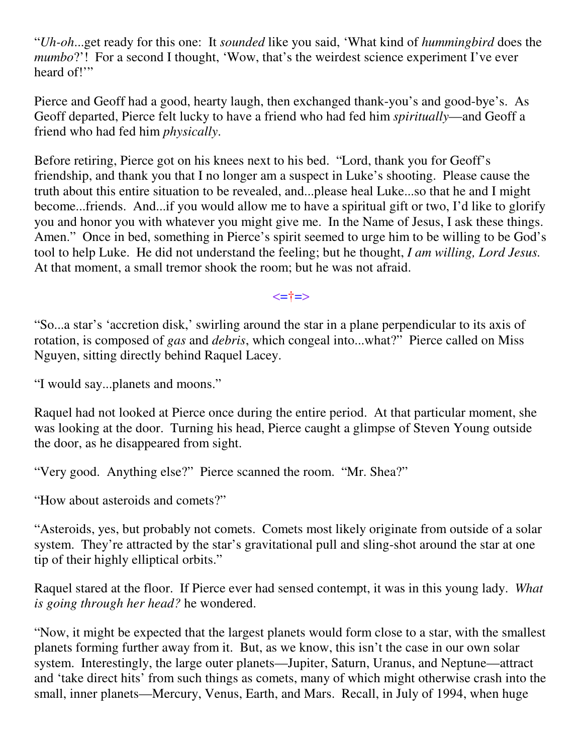"*Uh-oh*...get ready for this one: It *sounded* like you said, 'What kind of *hummingbird* does the *mumbo*?'! For a second I thought, 'Wow, that's the weirdest science experiment I've ever heard of!'"

Pierce and Geoff had a good, hearty laugh, then exchanged thank-you's and good-bye's. As Geoff departed, Pierce felt lucky to have a friend who had fed him *spiritually*—and Geoff a friend who had fed him *physically*.

Before retiring, Pierce got on his knees next to his bed. "Lord, thank you for Geoff's friendship, and thank you that I no longer am a suspect in Luke's shooting. Please cause the truth about this entire situation to be revealed, and...please heal Luke...so that he and I might become...friends. And...if you would allow me to have a spiritual gift or two, I'd like to glorify you and honor you with whatever you might give me. In the Name of Jesus, I ask these things. Amen." Once in bed, something in Pierce's spirit seemed to urge him to be willing to be God's tool to help Luke. He did not understand the feeling; but he thought, *I am willing, Lord Jesus.* At that moment, a small tremor shook the room; but he was not afraid.

<=†=>

"So...a star's 'accretion disk,' swirling around the star in a plane perpendicular to its axis of rotation, is composed of *gas* and *debris*, which congeal into...what?" Pierce called on Miss Nguyen, sitting directly behind Raquel Lacey.

"I would say...planets and moons."

Raquel had not looked at Pierce once during the entire period. At that particular moment, she was looking at the door. Turning his head, Pierce caught a glimpse of Steven Young outside the door, as he disappeared from sight.

"Very good. Anything else?" Pierce scanned the room. "Mr. Shea?"

"How about asteroids and comets?"

"Asteroids, yes, but probably not comets. Comets most likely originate from outside of a solar system. They're attracted by the star's gravitational pull and sling-shot around the star at one tip of their highly elliptical orbits."

Raquel stared at the floor. If Pierce ever had sensed contempt, it was in this young lady. *What is going through her head?* he wondered.

"Now, it might be expected that the largest planets would form close to a star, with the smallest planets forming further away from it. But, as we know, this isn't the case in our own solar system. Interestingly, the large outer planets—Jupiter, Saturn, Uranus, and Neptune—attract and 'take direct hits' from such things as comets, many of which might otherwise crash into the small, inner planets—Mercury, Venus, Earth, and Mars. Recall, in July of 1994, when huge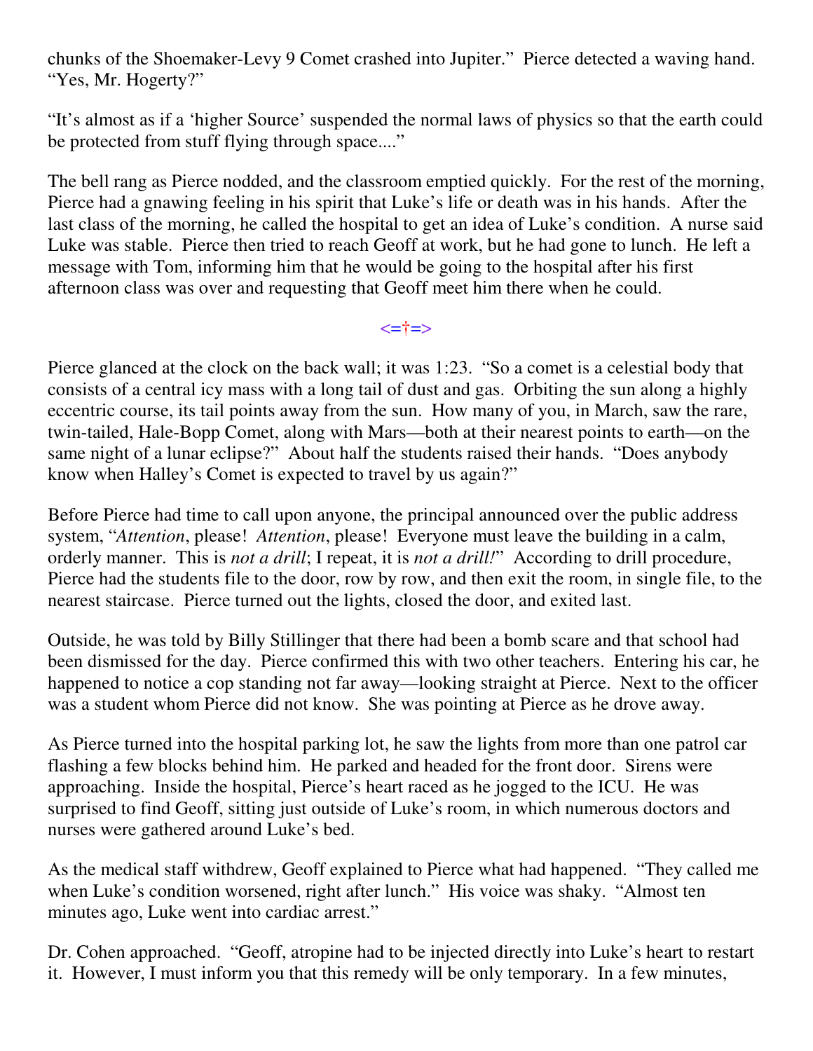chunks of the Shoemaker-Levy 9 Comet crashed into Jupiter." Pierce detected a waving hand. "Yes, Mr. Hogerty?"

"It's almost as if a 'higher Source' suspended the normal laws of physics so that the earth could be protected from stuff flying through space...."

The bell rang as Pierce nodded, and the classroom emptied quickly. For the rest of the morning, Pierce had a gnawing feeling in his spirit that Luke's life or death was in his hands. After the last class of the morning, he called the hospital to get an idea of Luke's condition. A nurse said Luke was stable. Pierce then tried to reach Geoff at work, but he had gone to lunch. He left a message with Tom, informing him that he would be going to the hospital after his first afternoon class was over and requesting that Geoff meet him there when he could.

<=†=>

Pierce glanced at the clock on the back wall; it was 1:23. "So a comet is a celestial body that consists of a central icy mass with a long tail of dust and gas. Orbiting the sun along a highly eccentric course, its tail points away from the sun. How many of you, in March, saw the rare, twin-tailed, Hale-Bopp Comet, along with Mars—both at their nearest points to earth—on the same night of a lunar eclipse?" About half the students raised their hands. "Does anybody know when Halley's Comet is expected to travel by us again?"

Before Pierce had time to call upon anyone, the principal announced over the public address system, "*Attention*, please! *Attention*, please! Everyone must leave the building in a calm, orderly manner. This is *not a drill*; I repeat, it is *not a drill!*" According to drill procedure, Pierce had the students file to the door, row by row, and then exit the room, in single file, to the nearest staircase. Pierce turned out the lights, closed the door, and exited last.

Outside, he was told by Billy Stillinger that there had been a bomb scare and that school had been dismissed for the day. Pierce confirmed this with two other teachers. Entering his car, he happened to notice a cop standing not far away—looking straight at Pierce. Next to the officer was a student whom Pierce did not know. She was pointing at Pierce as he drove away.

As Pierce turned into the hospital parking lot, he saw the lights from more than one patrol car flashing a few blocks behind him. He parked and headed for the front door. Sirens were approaching. Inside the hospital, Pierce's heart raced as he jogged to the ICU. He was surprised to find Geoff, sitting just outside of Luke's room, in which numerous doctors and nurses were gathered around Luke's bed.

As the medical staff withdrew, Geoff explained to Pierce what had happened. "They called me when Luke's condition worsened, right after lunch." His voice was shaky. "Almost ten minutes ago, Luke went into cardiac arrest."

Dr. Cohen approached. "Geoff, atropine had to be injected directly into Luke's heart to restart it. However, I must inform you that this remedy will be only temporary. In a few minutes,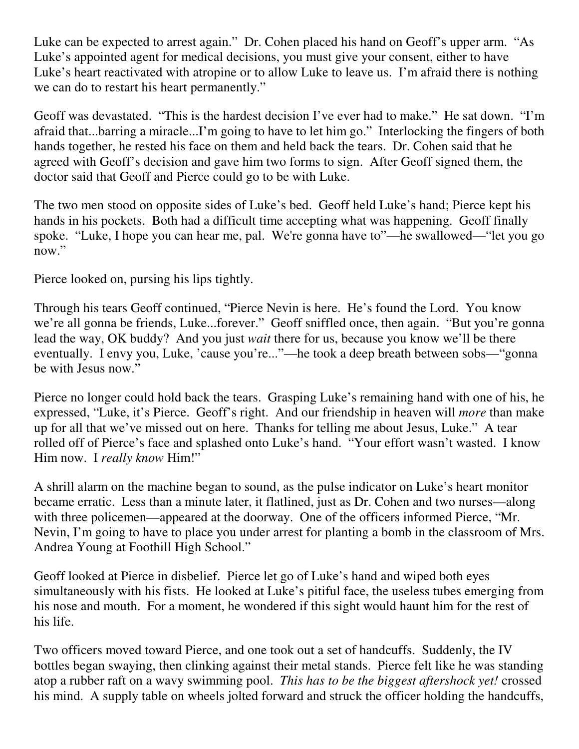Luke can be expected to arrest again." Dr. Cohen placed his hand on Geoff's upper arm. "As Luke's appointed agent for medical decisions, you must give your consent, either to have Luke's heart reactivated with atropine or to allow Luke to leave us. I'm afraid there is nothing we can do to restart his heart permanently."

Geoff was devastated. "This is the hardest decision I've ever had to make." He sat down. "I'm afraid that...barring a miracle...I'm going to have to let him go." Interlocking the fingers of both hands together, he rested his face on them and held back the tears. Dr. Cohen said that he agreed with Geoff's decision and gave him two forms to sign. After Geoff signed them, the doctor said that Geoff and Pierce could go to be with Luke.

The two men stood on opposite sides of Luke's bed. Geoff held Luke's hand; Pierce kept his hands in his pockets. Both had a difficult time accepting what was happening. Geoff finally spoke. "Luke, I hope you can hear me, pal. We're gonna have to"—he swallowed—"let you go now."

Pierce looked on, pursing his lips tightly.

Through his tears Geoff continued, "Pierce Nevin is here. He's found the Lord. You know we're all gonna be friends, Luke...forever." Geoff sniffled once, then again. "But you're gonna lead the way, OK buddy? And you just *wait* there for us, because you know we'll be there eventually. I envy you, Luke, 'cause you're..."—he took a deep breath between sobs—"gonna be with Jesus now."

Pierce no longer could hold back the tears. Grasping Luke's remaining hand with one of his, he expressed, "Luke, it's Pierce. Geoff's right. And our friendship in heaven will *more* than make up for all that we've missed out on here. Thanks for telling me about Jesus, Luke." A tear rolled off of Pierce's face and splashed onto Luke's hand. "Your effort wasn't wasted. I know Him now. I *really know* Him!"

A shrill alarm on the machine began to sound, as the pulse indicator on Luke's heart monitor became erratic. Less than a minute later, it flatlined, just as Dr. Cohen and two nurses—along with three policemen—appeared at the doorway. One of the officers informed Pierce, "Mr. Nevin, I'm going to have to place you under arrest for planting a bomb in the classroom of Mrs. Andrea Young at Foothill High School."

Geoff looked at Pierce in disbelief. Pierce let go of Luke's hand and wiped both eyes simultaneously with his fists. He looked at Luke's pitiful face, the useless tubes emerging from his nose and mouth. For a moment, he wondered if this sight would haunt him for the rest of his life.

Two officers moved toward Pierce, and one took out a set of handcuffs. Suddenly, the IV bottles began swaying, then clinking against their metal stands. Pierce felt like he was standing atop a rubber raft on a wavy swimming pool. *This has to be the biggest aftershock yet!* crossed his mind. A supply table on wheels jolted forward and struck the officer holding the handcuffs,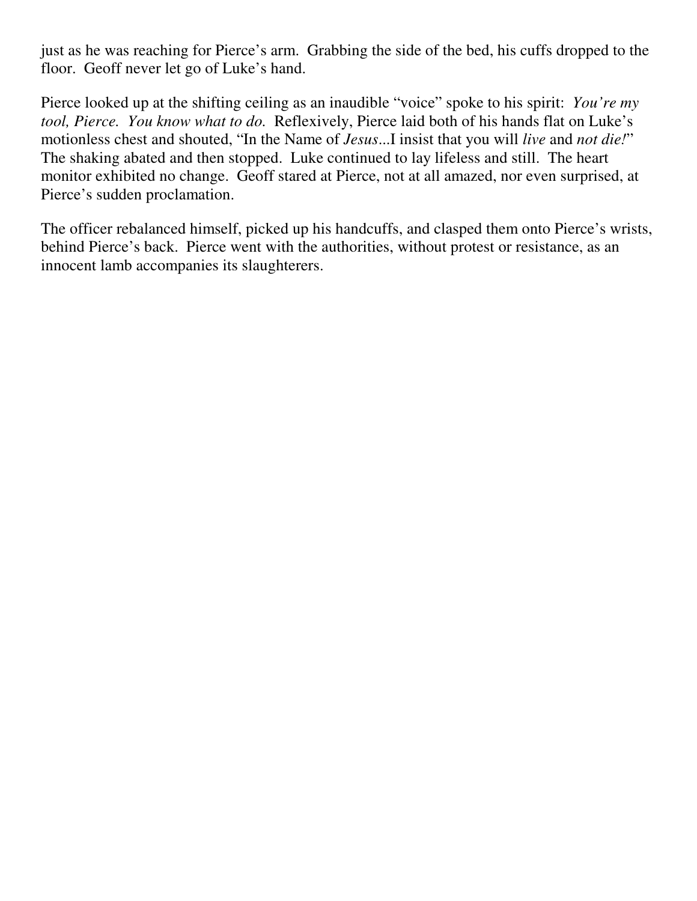just as he was reaching for Pierce's arm. Grabbing the side of the bed, his cuffs dropped to the floor. Geoff never let go of Luke's hand.

Pierce looked up at the shifting ceiling as an inaudible "voice" spoke to his spirit: *You're my tool, Pierce. You know what to do.* Reflexively, Pierce laid both of his hands flat on Luke's motionless chest and shouted, "In the Name of *Jesus*...I insist that you will *live* and *not die!*" The shaking abated and then stopped. Luke continued to lay lifeless and still. The heart monitor exhibited no change. Geoff stared at Pierce, not at all amazed, nor even surprised, at Pierce's sudden proclamation.

The officer rebalanced himself, picked up his handcuffs, and clasped them onto Pierce's wrists, behind Pierce's back. Pierce went with the authorities, without protest or resistance, as an innocent lamb accompanies its slaughterers.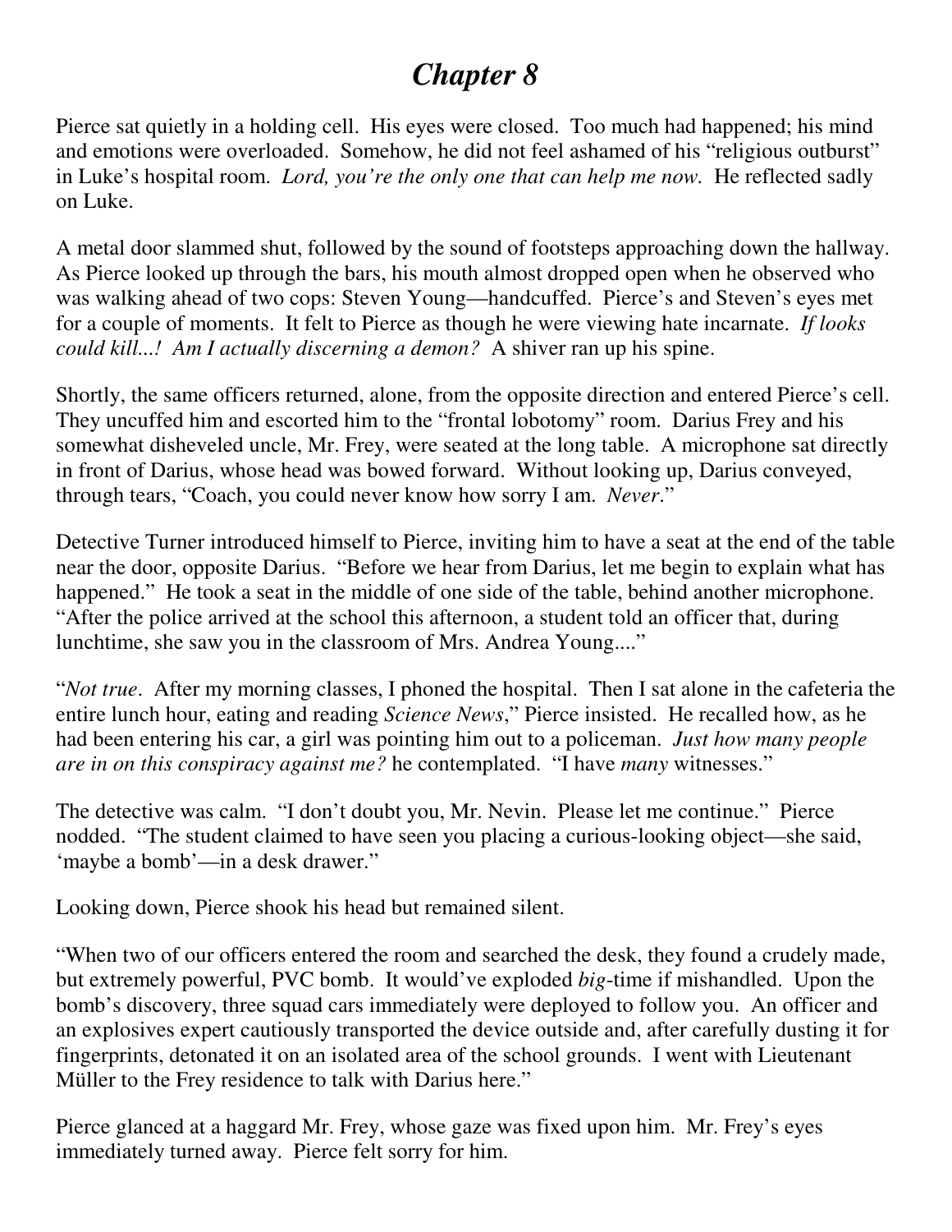# *Chapter 8*

Pierce sat quietly in a holding cell. His eyes were closed. Too much had happened; his mind and emotions were overloaded. Somehow, he did not feel ashamed of his "religious outburst" in Luke's hospital room. *Lord, you're the only one that can help me now.* He reflected sadly on Luke.

A metal door slammed shut, followed by the sound of footsteps approaching down the hallway. As Pierce looked up through the bars, his mouth almost dropped open when he observed who was walking ahead of two cops: Steven Young—handcuffed. Pierce's and Steven's eyes met for a couple of moments. It felt to Pierce as though he were viewing hate incarnate. *If looks could kill...! Am I actually discerning a demon?* A shiver ran up his spine.

Shortly, the same officers returned, alone, from the opposite direction and entered Pierce's cell. They uncuffed him and escorted him to the "frontal lobotomy" room. Darius Frey and his somewhat disheveled uncle, Mr. Frey, were seated at the long table. A microphone sat directly in front of Darius, whose head was bowed forward. Without looking up, Darius conveyed, through tears, "Coach, you could never know how sorry I am. *Never*."

Detective Turner introduced himself to Pierce, inviting him to have a seat at the end of the table near the door, opposite Darius. "Before we hear from Darius, let me begin to explain what has happened." He took a seat in the middle of one side of the table, behind another microphone. "After the police arrived at the school this afternoon, a student told an officer that, during lunchtime, she saw you in the classroom of Mrs. Andrea Young...."

"*Not true*. After my morning classes, I phoned the hospital. Then I sat alone in the cafeteria the entire lunch hour, eating and reading *Science News*," Pierce insisted. He recalled how, as he had been entering his car, a girl was pointing him out to a policeman. *Just how many people are in on this conspiracy against me?* he contemplated. "I have *many* witnesses."

The detective was calm. "I don't doubt you, Mr. Nevin. Please let me continue." Pierce nodded. "The student claimed to have seen you placing a curious-looking object—she said, 'maybe a bomb'—in a desk drawer."

Looking down, Pierce shook his head but remained silent.

"When two of our officers entered the room and searched the desk, they found a crudely made, but extremely powerful, PVC bomb. It would've exploded *big*-time if mishandled. Upon the bomb's discovery, three squad cars immediately were deployed to follow you. An officer and an explosives expert cautiously transported the device outside and, after carefully dusting it for fingerprints, detonated it on an isolated area of the school grounds. I went with Lieutenant Müller to the Frey residence to talk with Darius here."

Pierce glanced at a haggard Mr. Frey, whose gaze was fixed upon him. Mr. Frey's eyes immediately turned away. Pierce felt sorry for him.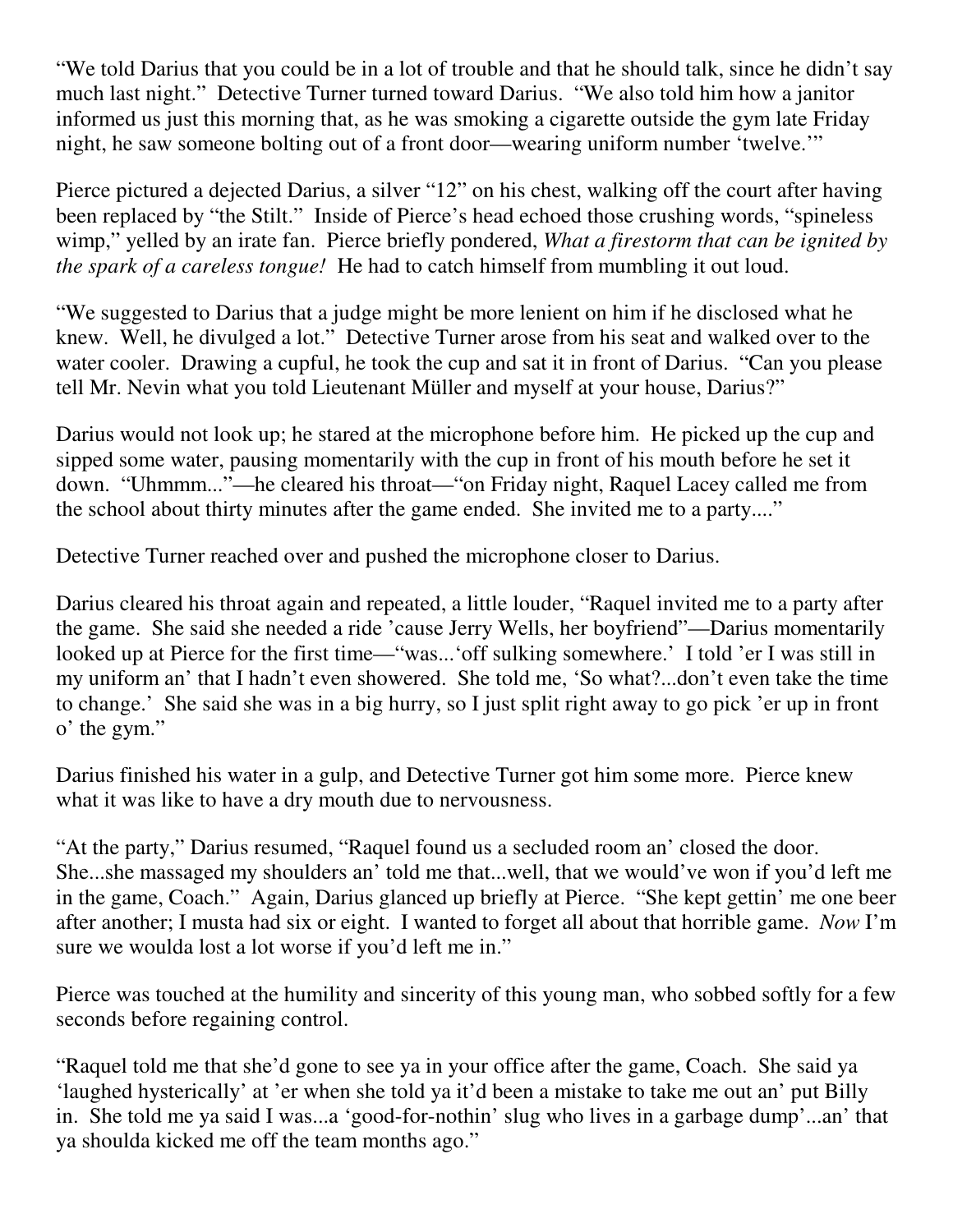"We told Darius that you could be in a lot of trouble and that he should talk, since he didn't say much last night." Detective Turner turned toward Darius. "We also told him how a janitor informed us just this morning that, as he was smoking a cigarette outside the gym late Friday night, he saw someone bolting out of a front door—wearing uniform number 'twelve.'"

Pierce pictured a dejected Darius, a silver "12" on his chest, walking off the court after having been replaced by "the Stilt." Inside of Pierce's head echoed those crushing words, "spineless wimp," yelled by an irate fan. Pierce briefly pondered, *What a firestorm that can be ignited by the spark of a careless tongue!* He had to catch himself from mumbling it out loud.

"We suggested to Darius that a judge might be more lenient on him if he disclosed what he knew. Well, he divulged a lot." Detective Turner arose from his seat and walked over to the water cooler. Drawing a cupful, he took the cup and sat it in front of Darius. "Can you please tell Mr. Nevin what you told Lieutenant Müller and myself at your house, Darius?"

Darius would not look up; he stared at the microphone before him. He picked up the cup and sipped some water, pausing momentarily with the cup in front of his mouth before he set it down. "Uhmmm..."—he cleared his throat—"on Friday night, Raquel Lacey called me from the school about thirty minutes after the game ended. She invited me to a party...."

Detective Turner reached over and pushed the microphone closer to Darius.

Darius cleared his throat again and repeated, a little louder, "Raquel invited me to a party after the game. She said she needed a ride 'cause Jerry Wells, her boyfriend"—Darius momentarily looked up at Pierce for the first time—"was...'off sulking somewhere.' I told 'er I was still in my uniform an' that I hadn't even showered. She told me, 'So what?...don't even take the time to change.' She said she was in a big hurry, so I just split right away to go pick 'er up in front o' the gym."

Darius finished his water in a gulp, and Detective Turner got him some more. Pierce knew what it was like to have a dry mouth due to nervousness.

"At the party," Darius resumed, "Raquel found us a secluded room an' closed the door. She...she massaged my shoulders an' told me that...well, that we would've won if you'd left me in the game, Coach." Again, Darius glanced up briefly at Pierce. "She kept gettin' me one beer after another; I musta had six or eight. I wanted to forget all about that horrible game. *Now* I'm sure we woulda lost a lot worse if you'd left me in."

Pierce was touched at the humility and sincerity of this young man, who sobbed softly for a few seconds before regaining control.

"Raquel told me that she'd gone to see ya in your office after the game, Coach. She said ya 'laughed hysterically' at 'er when she told ya it'd been a mistake to take me out an' put Billy in. She told me ya said I was...a 'good-for-nothin' slug who lives in a garbage dump'...an' that ya shoulda kicked me off the team months ago."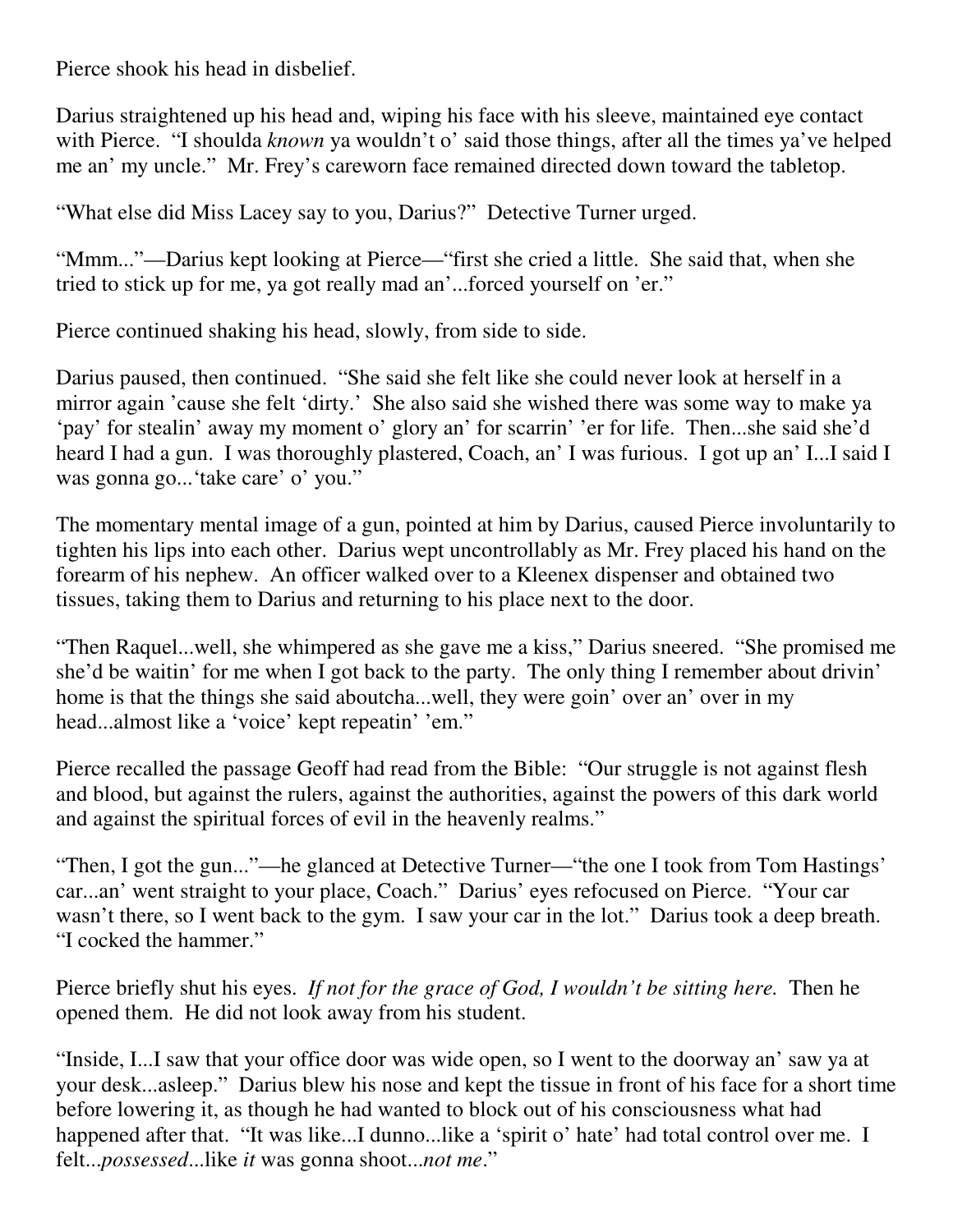Pierce shook his head in disbelief.

Darius straightened up his head and, wiping his face with his sleeve, maintained eye contact with Pierce. "I shoulda *known* ya wouldn't o' said those things, after all the times ya've helped me an' my uncle." Mr. Frey's careworn face remained directed down toward the tabletop.

"What else did Miss Lacey say to you, Darius?" Detective Turner urged.

"Mmm..."—Darius kept looking at Pierce—"first she cried a little. She said that, when she tried to stick up for me, ya got really mad an'...forced yourself on 'er."

Pierce continued shaking his head, slowly, from side to side.

Darius paused, then continued. "She said she felt like she could never look at herself in a mirror again 'cause she felt 'dirty.' She also said she wished there was some way to make ya 'pay' for stealin' away my moment o' glory an' for scarrin' 'er for life. Then...she said she'd heard I had a gun. I was thoroughly plastered, Coach, an' I was furious. I got up an' I...I said I was gonna go...'take care' o' you."

The momentary mental image of a gun, pointed at him by Darius, caused Pierce involuntarily to tighten his lips into each other. Darius wept uncontrollably as Mr. Frey placed his hand on the forearm of his nephew. An officer walked over to a Kleenex dispenser and obtained two tissues, taking them to Darius and returning to his place next to the door.

"Then Raquel...well, she whimpered as she gave me a kiss," Darius sneered. "She promised me she'd be waitin' for me when I got back to the party. The only thing I remember about drivin' home is that the things she said aboutcha...well, they were goin' over an' over in my head...almost like a 'voice' kept repeatin' 'em."

Pierce recalled the passage Geoff had read from the Bible: "Our struggle is not against flesh and blood, but against the rulers, against the authorities, against the powers of this dark world and against the spiritual forces of evil in the heavenly realms."

"Then, I got the gun..."—he glanced at Detective Turner—"the one I took from Tom Hastings' car...an' went straight to your place, Coach." Darius' eyes refocused on Pierce. "Your car wasn't there, so I went back to the gym. I saw your car in the lot." Darius took a deep breath. "I cocked the hammer."

Pierce briefly shut his eyes. *If not for the grace of God, I wouldn't be sitting here.* Then he opened them. He did not look away from his student.

"Inside, I...I saw that your office door was wide open, so I went to the doorway an' saw ya at your desk...asleep." Darius blew his nose and kept the tissue in front of his face for a short time before lowering it, as though he had wanted to block out of his consciousness what had happened after that. "It was like...I dunno...like a 'spirit o' hate' had total control over me. I felt...*possessed*...like *it* was gonna shoot...*not me*."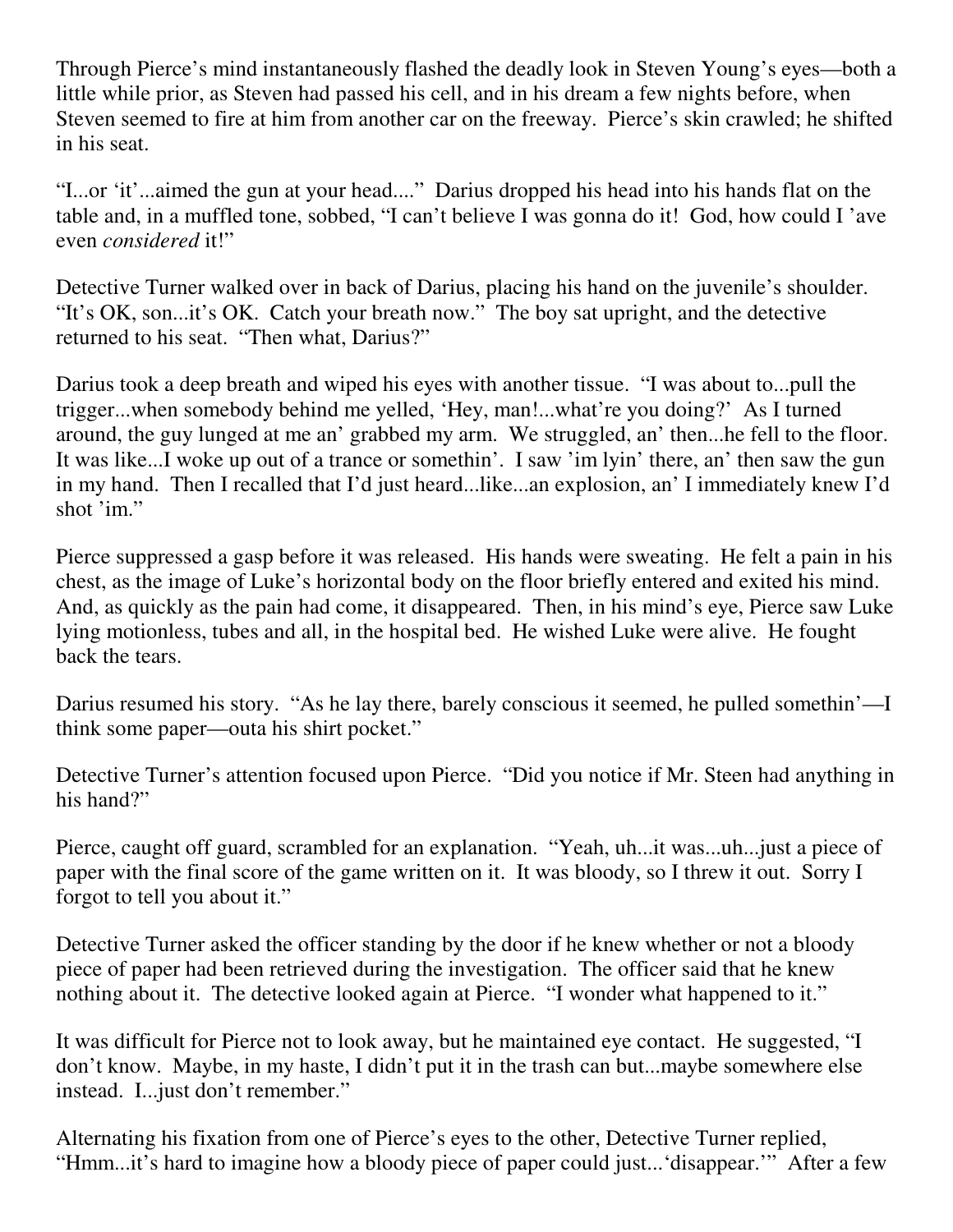Through Pierce's mind instantaneously flashed the deadly look in Steven Young's eyes—both a little while prior, as Steven had passed his cell, and in his dream a few nights before, when Steven seemed to fire at him from another car on the freeway. Pierce's skin crawled; he shifted in his seat.

"I...or 'it'...aimed the gun at your head...." Darius dropped his head into his hands flat on the table and, in a muffled tone, sobbed, "I can't believe I was gonna do it! God, how could I 'ave even *considered* it!"

Detective Turner walked over in back of Darius, placing his hand on the juvenile's shoulder. "It's OK, son...it's OK. Catch your breath now." The boy sat upright, and the detective returned to his seat. "Then what, Darius?"

Darius took a deep breath and wiped his eyes with another tissue. "I was about to...pull the trigger...when somebody behind me yelled, 'Hey, man!...what're you doing?' As I turned around, the guy lunged at me an' grabbed my arm. We struggled, an' then...he fell to the floor. It was like...I woke up out of a trance or somethin'. I saw 'im lyin' there, an' then saw the gun in my hand. Then I recalled that I'd just heard...like...an explosion, an' I immediately knew I'd shot 'im."

Pierce suppressed a gasp before it was released. His hands were sweating. He felt a pain in his chest, as the image of Luke's horizontal body on the floor briefly entered and exited his mind. And, as quickly as the pain had come, it disappeared. Then, in his mind's eye, Pierce saw Luke lying motionless, tubes and all, in the hospital bed. He wished Luke were alive. He fought back the tears.

Darius resumed his story. "As he lay there, barely conscious it seemed, he pulled somethin'—I think some paper—outa his shirt pocket."

Detective Turner's attention focused upon Pierce. "Did you notice if Mr. Steen had anything in his hand?"

Pierce, caught off guard, scrambled for an explanation. "Yeah, uh...it was...uh...just a piece of paper with the final score of the game written on it. It was bloody, so I threw it out. Sorry I forgot to tell you about it."

Detective Turner asked the officer standing by the door if he knew whether or not a bloody piece of paper had been retrieved during the investigation. The officer said that he knew nothing about it. The detective looked again at Pierce. "I wonder what happened to it."

It was difficult for Pierce not to look away, but he maintained eye contact. He suggested, "I don't know. Maybe, in my haste, I didn't put it in the trash can but...maybe somewhere else instead. I...just don't remember."

Alternating his fixation from one of Pierce's eyes to the other, Detective Turner replied, "Hmm...it's hard to imagine how a bloody piece of paper could just...'disappear.'" After a few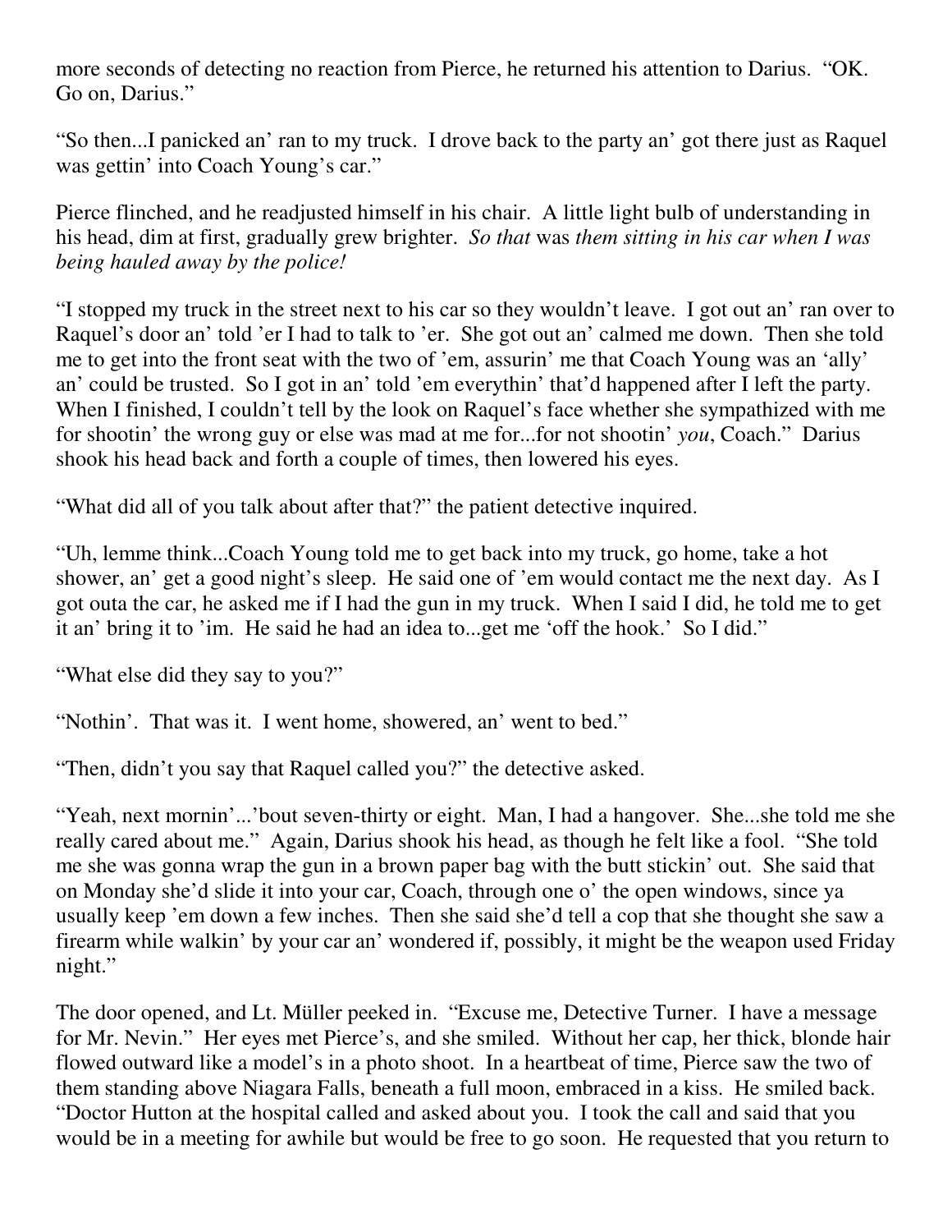more seconds of detecting no reaction from Pierce, he returned his attention to Darius. "OK. Go on, Darius."

"So then...I panicked an' ran to my truck. I drove back to the party an' got there just as Raquel was gettin' into Coach Young's car."

Pierce flinched, and he readjusted himself in his chair. A little light bulb of understanding in his head, dim at first, gradually grew brighter. *So that* was *them sitting in his car when I was being hauled away by the police!*

"I stopped my truck in the street next to his car so they wouldn't leave. I got out an' ran over to Raquel's door an' told 'er I had to talk to 'er. She got out an' calmed me down. Then she told me to get into the front seat with the two of 'em, assurin' me that Coach Young was an 'ally' an' could be trusted. So I got in an' told 'em everythin' that'd happened after I left the party. When I finished, I couldn't tell by the look on Raquel's face whether she sympathized with me for shootin' the wrong guy or else was mad at me for...for not shootin' *you*, Coach." Darius shook his head back and forth a couple of times, then lowered his eyes.

"What did all of you talk about after that?" the patient detective inquired.

"Uh, lemme think...Coach Young told me to get back into my truck, go home, take a hot shower, an' get a good night's sleep. He said one of 'em would contact me the next day. As I got outa the car, he asked me if I had the gun in my truck. When I said I did, he told me to get it an' bring it to 'im. He said he had an idea to...get me 'off the hook.' So I did."

"What else did they say to you?"

"Nothin'. That was it. I went home, showered, an' went to bed."

"Then, didn't you say that Raquel called you?" the detective asked.

"Yeah, next mornin'...'bout seven-thirty or eight. Man, I had a hangover. She...she told me she really cared about me." Again, Darius shook his head, as though he felt like a fool. "She told me she was gonna wrap the gun in a brown paper bag with the butt stickin' out. She said that on Monday she'd slide it into your car, Coach, through one o' the open windows, since ya usually keep 'em down a few inches. Then she said she'd tell a cop that she thought she saw a firearm while walkin' by your car an' wondered if, possibly, it might be the weapon used Friday night."

The door opened, and Lt. Müller peeked in. "Excuse me, Detective Turner. I have a message for Mr. Nevin." Her eyes met Pierce's, and she smiled. Without her cap, her thick, blonde hair flowed outward like a model's in a photo shoot. In a heartbeat of time, Pierce saw the two of them standing above Niagara Falls, beneath a full moon, embraced in a kiss. He smiled back. "Doctor Hutton at the hospital called and asked about you. I took the call and said that you would be in a meeting for awhile but would be free to go soon. He requested that you return to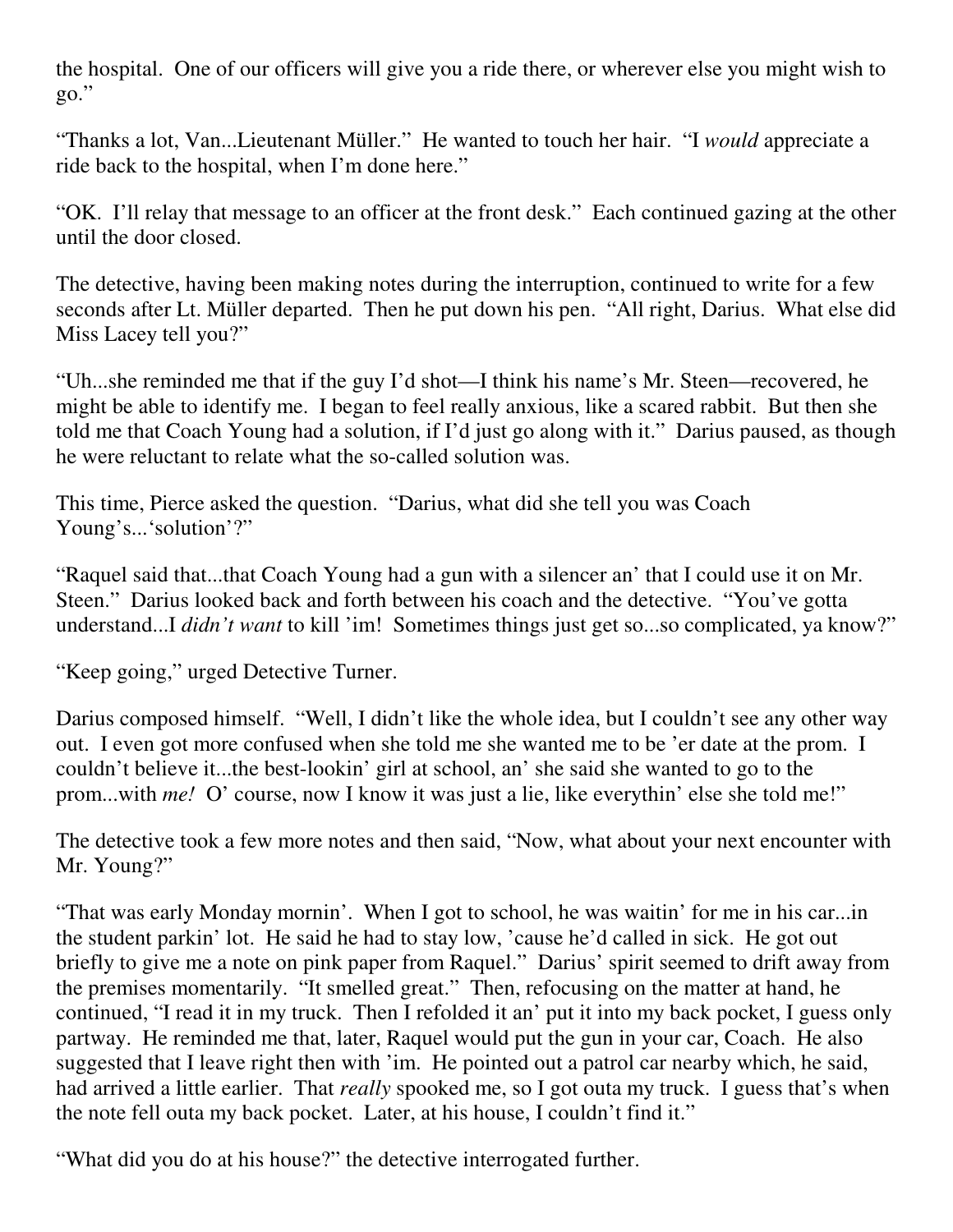the hospital. One of our officers will give you a ride there, or wherever else you might wish to go."

"Thanks a lot, Van...Lieutenant Müller." He wanted to touch her hair. "I *would* appreciate a ride back to the hospital, when I'm done here."

"OK. I'll relay that message to an officer at the front desk." Each continued gazing at the other until the door closed.

The detective, having been making notes during the interruption, continued to write for a few seconds after Lt. Müller departed. Then he put down his pen. "All right, Darius. What else did Miss Lacey tell you?"

"Uh...she reminded me that if the guy I'd shot—I think his name's Mr. Steen—recovered, he might be able to identify me. I began to feel really anxious, like a scared rabbit. But then she told me that Coach Young had a solution, if I'd just go along with it." Darius paused, as though he were reluctant to relate what the so-called solution was.

This time, Pierce asked the question. "Darius, what did she tell you was Coach Young's...'solution'?"

"Raquel said that...that Coach Young had a gun with a silencer an' that I could use it on Mr. Steen." Darius looked back and forth between his coach and the detective. "You've gotta understand...I *didn't want* to kill 'im! Sometimes things just get so...so complicated, ya know?"

"Keep going," urged Detective Turner.

Darius composed himself. "Well, I didn't like the whole idea, but I couldn't see any other way out. I even got more confused when she told me she wanted me to be 'er date at the prom. I couldn't believe it...the best-lookin' girl at school, an' she said she wanted to go to the prom...with *me!* O' course, now I know it was just a lie, like everythin' else she told me!"

The detective took a few more notes and then said, "Now, what about your next encounter with Mr. Young?"

"That was early Monday mornin'. When I got to school, he was waitin' for me in his car...in the student parkin' lot. He said he had to stay low, 'cause he'd called in sick. He got out briefly to give me a note on pink paper from Raquel." Darius' spirit seemed to drift away from the premises momentarily. "It smelled great." Then, refocusing on the matter at hand, he continued, "I read it in my truck. Then I refolded it an' put it into my back pocket, I guess only partway. He reminded me that, later, Raquel would put the gun in your car, Coach. He also suggested that I leave right then with 'im. He pointed out a patrol car nearby which, he said, had arrived a little earlier. That *really* spooked me, so I got outa my truck. I guess that's when the note fell outa my back pocket. Later, at his house, I couldn't find it."

"What did you do at his house?" the detective interrogated further.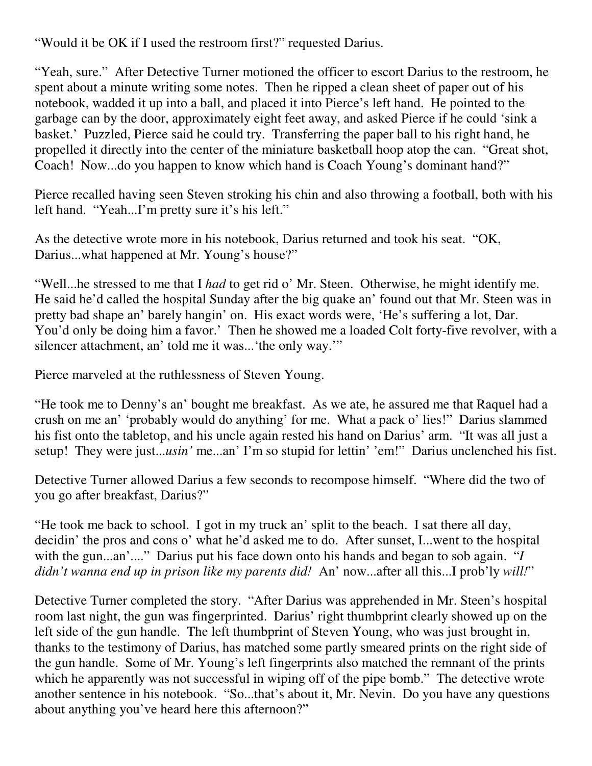“Would it be OK if I used the restroom first?” requested Darius.

“Yeah, sure.” After Detective Turner motioned the officer to escort Darius to the restroom, he spent about a minute writing some notes. Then he ripped a clean sheet of paper out of his notebook, wadded it up into a ball, and placed it into Pierce’s left hand. He pointed to the garbage can by the door, approximately eight feet away, and asked Pierce if he could ‘sink a basket.’ Puzzled, Pierce said he could try. Transferring the paper ball to his right hand, he propelled it directly into the center of the miniature basketball hoop atop the can. “Great shot, Coach! Now...do you happen to know which hand is Coach Young’s dominant hand?”

Pierce recalled having seen Steven stroking his chin and also throwing a football, both with his left hand. “Yeah...I’m pretty sure it’s his left.”

As the detective wrote more in his notebook, Darius returned and took his seat. “OK, Darius...what happened at Mr. Young’s house?”

“Well...he stressed to me that I *had* to get rid o’ Mr. Steen. Otherwise, he might identify me. He said he’d called the hospital Sunday after the big quake an’ found out that Mr. Steen was in pretty bad shape an’ barely hangin’ on. His exact words were, ‘He’s suffering a lot, Dar. You’d only be doing him a favor.’ Then he showed me a loaded Colt forty-five revolver, with a silencer attachment, an’ told me it was...‘the only way.’”

Pierce marveled at the ruthlessness of Steven Young.

“He took me to Denny’s an’ bought me breakfast. As we ate, he assured me that Raquel had a crush on me an’ ‘probably would do anything’ for me. What a pack o’ lies!” Darius slammed his fist onto the tabletop, and his uncle again rested his hand on Darius’ arm. “It was all just a setup! They were just...*usin’* me...an’ I’m so stupid for lettin’ ’em!” Darius unclenched his fist.

Detective Turner allowed Darius a few seconds to recompose himself. “Where did the two of you go after breakfast, Darius?”

“He took me back to school. I got in my truck an’ split to the beach. I sat there all day, decidin’ the pros and cons o’ what he’d asked me to do. After sunset, I...went to the hospital with the gun...an’....” Darius put his face down onto his hands and began to sob again. “*I didn’t wanna end up in prison like my parents did!* An’ now...after all this...I prob’ly *will!*”

Detective Turner completed the story. “After Darius was apprehended in Mr. Steen’s hospital room last night, the gun was fingerprinted. Darius’ right thumbprint clearly showed up on the left side of the gun handle. The left thumbprint of Steven Young, who was just brought in, thanks to the testimony of Darius, has matched some partly smeared prints on the right side of the gun handle. Some of Mr. Young’s left fingerprints also matched the remnant of the prints which he apparently was not successful in wiping off of the pipe bomb.” The detective wrote another sentence in his notebook. “So...that’s about it, Mr. Nevin. Do you have any questions about anything you’ve heard here this afternoon?”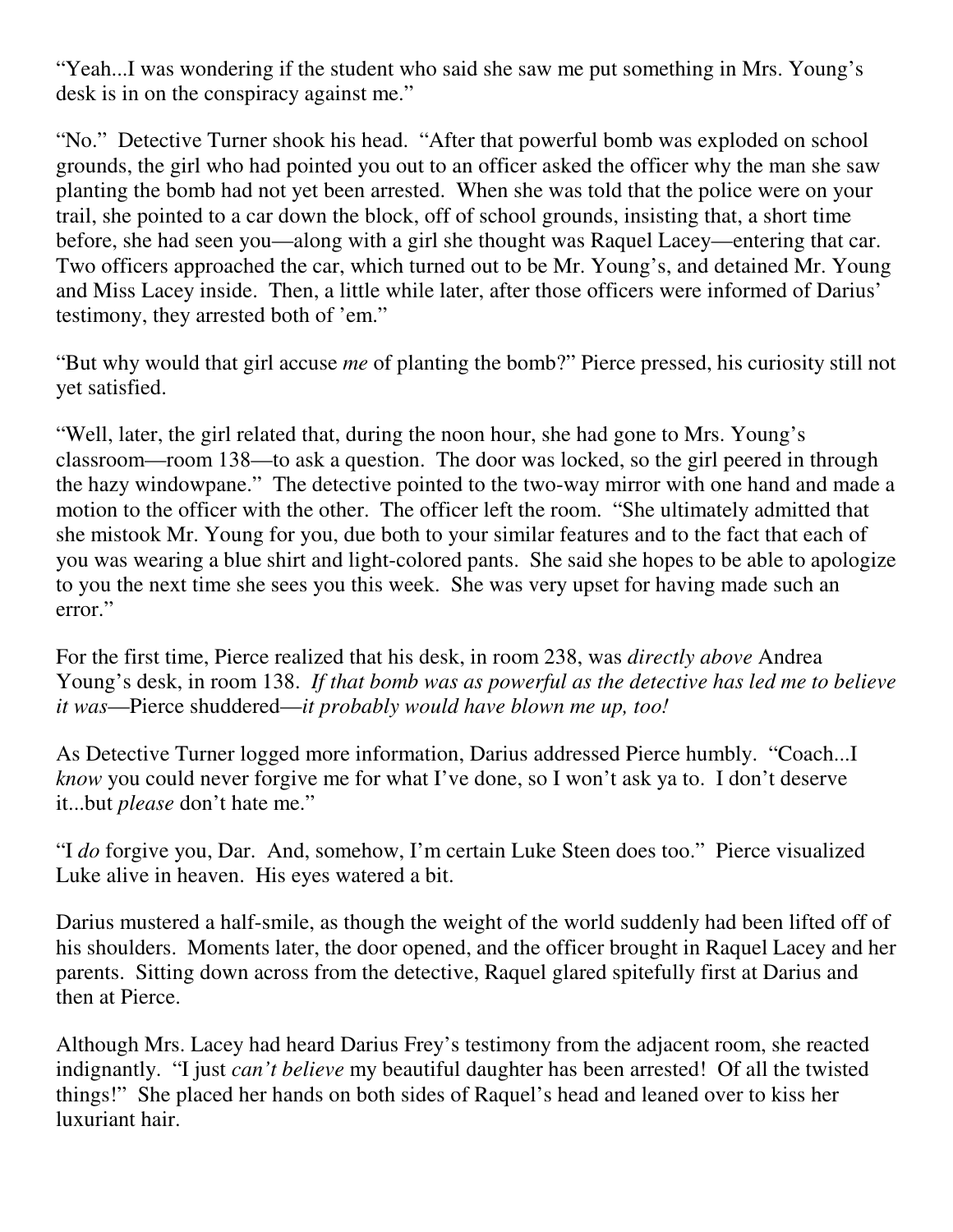"Yeah...I was wondering if the student who said she saw me put something in Mrs. Young's desk is in on the conspiracy against me."

"No." Detective Turner shook his head. "After that powerful bomb was exploded on school grounds, the girl who had pointed you out to an officer asked the officer why the man she saw planting the bomb had not yet been arrested. When she was told that the police were on your trail, she pointed to a car down the block, off of school grounds, insisting that, a short time before, she had seen you—along with a girl she thought was Raquel Lacey—entering that car. Two officers approached the car, which turned out to be Mr. Young's, and detained Mr. Young and Miss Lacey inside. Then, a little while later, after those officers were informed of Darius' testimony, they arrested both of 'em."

"But why would that girl accuse *me* of planting the bomb?" Pierce pressed, his curiosity still not yet satisfied.

"Well, later, the girl related that, during the noon hour, she had gone to Mrs. Young's classroom—room 138—to ask a question. The door was locked, so the girl peered in through the hazy windowpane." The detective pointed to the two-way mirror with one hand and made a motion to the officer with the other. The officer left the room. "She ultimately admitted that she mistook Mr. Young for you, due both to your similar features and to the fact that each of you was wearing a blue shirt and light-colored pants. She said she hopes to be able to apologize to you the next time she sees you this week. She was very upset for having made such an error."

For the first time, Pierce realized that his desk, in room 238, was *directly above* Andrea Young's desk, in room 138. *If that bomb was as powerful as the detective has led me to believe it was*—Pierce shuddered—*it probably would have blown me up, too!*

As Detective Turner logged more information, Darius addressed Pierce humbly. "Coach...I *know* you could never forgive me for what I've done, so I won't ask ya to. I don't deserve it...but *please* don't hate me."

"I *do* forgive you, Dar. And, somehow, I'm certain Luke Steen does too." Pierce visualized Luke alive in heaven. His eyes watered a bit.

Darius mustered a half-smile, as though the weight of the world suddenly had been lifted off of his shoulders. Moments later, the door opened, and the officer brought in Raquel Lacey and her parents. Sitting down across from the detective, Raquel glared spitefully first at Darius and then at Pierce.

Although Mrs. Lacey had heard Darius Frey's testimony from the adjacent room, she reacted indignantly. "I just *can't believe* my beautiful daughter has been arrested! Of all the twisted things!" She placed her hands on both sides of Raquel's head and leaned over to kiss her luxuriant hair.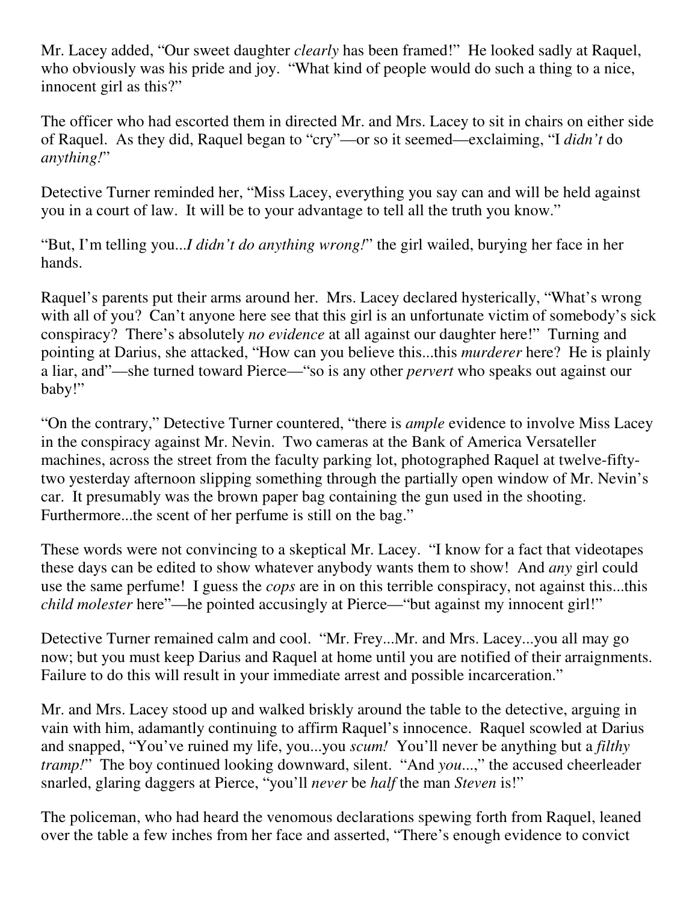Mr. Lacey added, "Our sweet daughter *clearly* has been framed!" He looked sadly at Raquel, who obviously was his pride and joy. "What kind of people would do such a thing to a nice, innocent girl as this?"

The officer who had escorted them in directed Mr. and Mrs. Lacey to sit in chairs on either side of Raquel. As they did, Raquel began to "cry"—or so it seemed—exclaiming, "I *didn't* do *anything!*"

Detective Turner reminded her, "Miss Lacey, everything you say can and will be held against you in a court of law. It will be to your advantage to tell all the truth you know."

"But, I'm telling you...*I didn't do anything wrong!*" the girl wailed, burying her face in her hands.

Raquel's parents put their arms around her. Mrs. Lacey declared hysterically, "What's wrong with all of you? Can't anyone here see that this girl is an unfortunate victim of somebody's sick conspiracy? There's absolutely *no evidence* at all against our daughter here!" Turning and pointing at Darius, she attacked, "How can you believe this...this *murderer* here? He is plainly a liar, and"—she turned toward Pierce—"so is any other *pervert* who speaks out against our baby!"

"On the contrary," Detective Turner countered, "there is *ample* evidence to involve Miss Lacey in the conspiracy against Mr. Nevin. Two cameras at the Bank of America Versateller machines, across the street from the faculty parking lot, photographed Raquel at twelve-fifty-two yesterday afternoon slipping something through the partially open window of Mr. Nevin's car. It presumably was the brown paper bag containing the gun used in the shooting. Furthermore...the scent of her perfume is still on the bag."

These words were not convincing to a skeptical Mr. Lacey. "I know for a fact that videotapes these days can be edited to show whatever anybody wants them to show! And *any* girl could use the same perfume! I guess the *cops* are in on this terrible conspiracy, not against this...this *child molester* here"—he pointed accusingly at Pierce—"but against my innocent girl!"

Detective Turner remained calm and cool. "Mr. Frey...Mr. and Mrs. Lacey...you all may go now; but you must keep Darius and Raquel at home until you are notified of their arraignments. Failure to do this will result in your immediate arrest and possible incarceration."

Mr. and Mrs. Lacey stood up and walked briskly around the table to the detective, arguing in vain with him, adamantly continuing to affirm Raquel's innocence. Raquel scowled at Darius and snapped, "You've ruined my life, you...you *scum!* You'll never be anything but a *filthy tramp!*" The boy continued looking downward, silent. "And *you*...," the accused cheerleader snarled, glaring daggers at Pierce, "you'll *never* be *half* the man *Steven* is!"

The policeman, who had heard the venomous declarations spewing forth from Raquel, leaned over the table a few inches from her face and asserted, "There's enough evidence to convict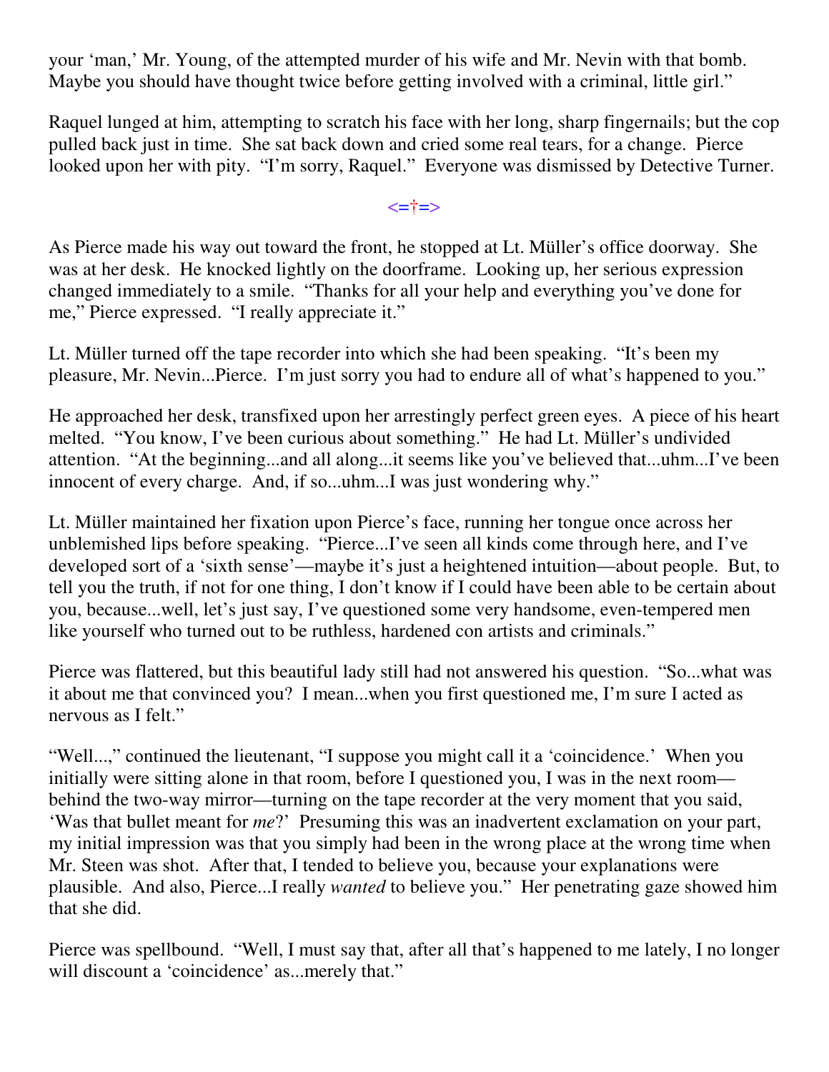your 'man,' Mr. Young, of the attempted murder of his wife and Mr. Nevin with that bomb. Maybe you should have thought twice before getting involved with a criminal, little girl."

Raquel lunged at him, attempting to scratch his face with her long, sharp fingernails; but the cop pulled back just in time. She sat back down and cried some real tears, for a change. Pierce looked upon her with pity. "I'm sorry, Raquel." Everyone was dismissed by Detective Turner.

<=†=>

As Pierce made his way out toward the front, he stopped at Lt. Müller's office doorway. She was at her desk. He knocked lightly on the doorframe. Looking up, her serious expression changed immediately to a smile. "Thanks for all your help and everything you've done for me," Pierce expressed. "I really appreciate it."

Lt. Müller turned off the tape recorder into which she had been speaking. "It's been my pleasure, Mr. Nevin...Pierce. I'm just sorry you had to endure all of what's happened to you."

He approached her desk, transfixed upon her arrestingly perfect green eyes. A piece of his heart melted. "You know, I've been curious about something." He had Lt. Müller's undivided attention. "At the beginning...and all along...it seems like you've believed that...uhm...I've been innocent of every charge. And, if so...uhm...I was just wondering why."

Lt. Müller maintained her fixation upon Pierce's face, running her tongue once across her unblemished lips before speaking. "Pierce...I've seen all kinds come through here, and I've developed sort of a 'sixth sense'—maybe it's just a heightened intuition—about people. But, to tell you the truth, if not for one thing, I don't know if I could have been able to be certain about you, because...well, let's just say, I've questioned some very handsome, even-tempered men like yourself who turned out to be ruthless, hardened con artists and criminals."

Pierce was flattered, but this beautiful lady still had not answered his question. "So...what was it about me that convinced you? I mean...when you first questioned me, I'm sure I acted as nervous as I felt."

"Well...," continued the lieutenant, "I suppose you might call it a 'coincidence.' When you initially were sitting alone in that room, before I questioned you, I was in the next room—behind the two-way mirror—turning on the tape recorder at the very moment that you said, 'Was that bullet meant for *me*?' Presuming this was an inadvertent exclamation on your part, my initial impression was that you simply had been in the wrong place at the wrong time when Mr. Steen was shot. After that, I tended to believe you, because your explanations were plausible. And also, Pierce...I really *wanted* to believe you." Her penetrating gaze showed him that she did.

Pierce was spellbound. "Well, I must say that, after all that's happened to me lately, I no longer will discount a 'coincidence' as...merely that."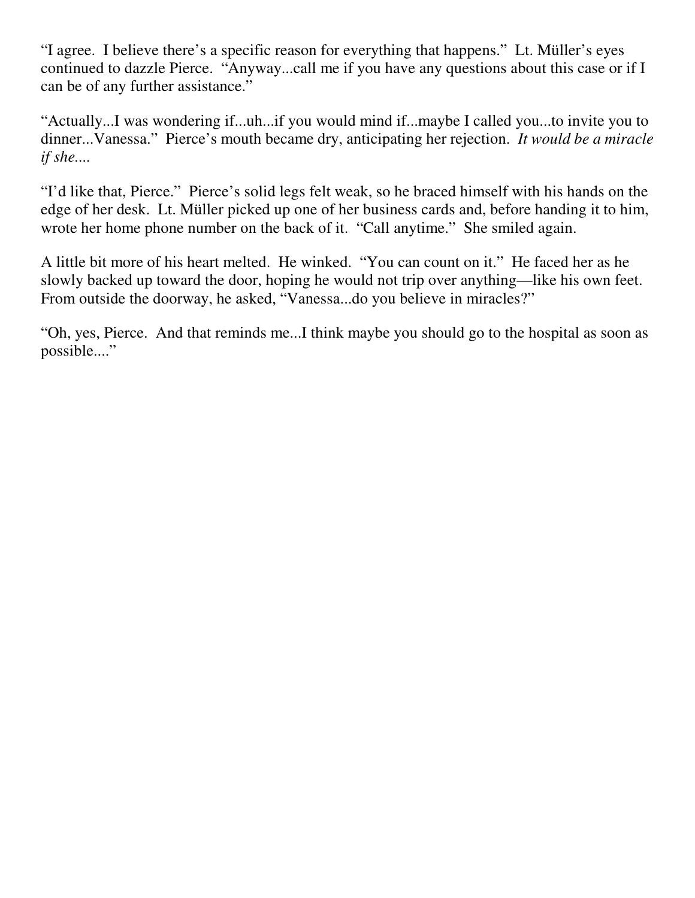"I agree. I believe there's a specific reason for everything that happens." Lt. Müller's eyes continued to dazzle Pierce. "Anyway...call me if you have any questions about this case or if I can be of any further assistance."

"Actually...I was wondering if...uh...if you would mind if...maybe I called you...to invite you to dinner...Vanessa." Pierce's mouth became dry, anticipating her rejection. *It would be a miracle if she....*

"I'd like that, Pierce." Pierce's solid legs felt weak, so he braced himself with his hands on the edge of her desk. Lt. Müller picked up one of her business cards and, before handing it to him, wrote her home phone number on the back of it. "Call anytime." She smiled again.

A little bit more of his heart melted. He winked. "You can count on it." He faced her as he slowly backed up toward the door, hoping he would not trip over anything—like his own feet. From outside the doorway, he asked, "Vanessa...do you believe in miracles?"

"Oh, yes, Pierce. And that reminds me...I think maybe you should go to the hospital as soon as possible...."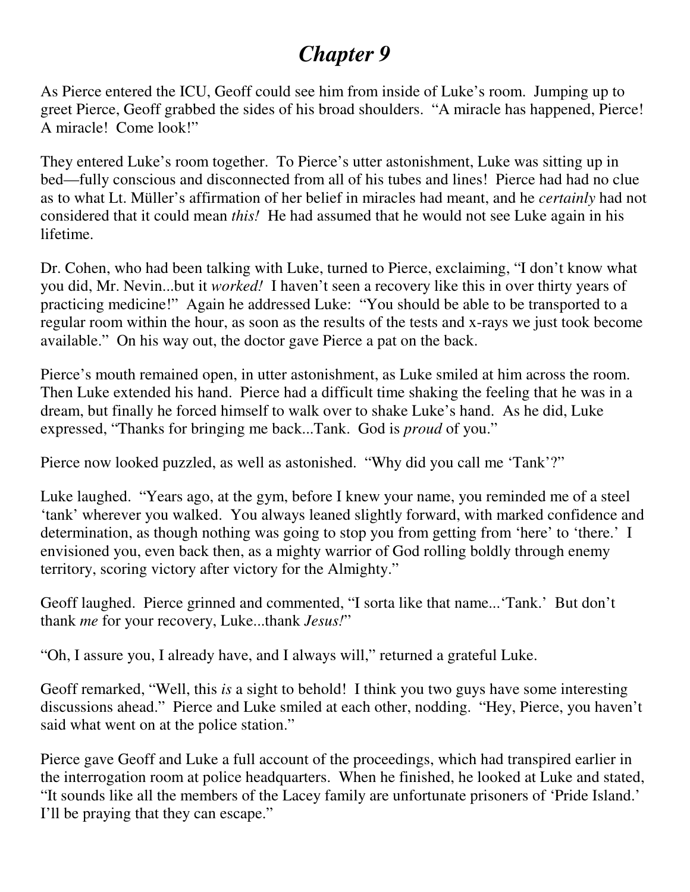# *Chapter 9*

As Pierce entered the ICU, Geoff could see him from inside of Luke's room. Jumping up to greet Pierce, Geoff grabbed the sides of his broad shoulders. "A miracle has happened, Pierce! A miracle! Come look!"

They entered Luke's room together. To Pierce's utter astonishment, Luke was sitting up in bed—fully conscious and disconnected from all of his tubes and lines! Pierce had had no clue as to what Lt. Müller's affirmation of her belief in miracles had meant, and he *certainly* had not considered that it could mean *this!* He had assumed that he would not see Luke again in his lifetime.

Dr. Cohen, who had been talking with Luke, turned to Pierce, exclaiming, "I don't know what you did, Mr. Nevin...but it *worked!* I haven't seen a recovery like this in over thirty years of practicing medicine!" Again he addressed Luke: "You should be able to be transported to a regular room within the hour, as soon as the results of the tests and x-rays we just took become available." On his way out, the doctor gave Pierce a pat on the back.

Pierce's mouth remained open, in utter astonishment, as Luke smiled at him across the room. Then Luke extended his hand. Pierce had a difficult time shaking the feeling that he was in a dream, but finally he forced himself to walk over to shake Luke's hand. As he did, Luke expressed, "Thanks for bringing me back...Tank. God is *proud* of you."

Pierce now looked puzzled, as well as astonished. "Why did you call me 'Tank'?"

Luke laughed. "Years ago, at the gym, before I knew your name, you reminded me of a steel 'tank' wherever you walked. You always leaned slightly forward, with marked confidence and determination, as though nothing was going to stop you from getting from 'here' to 'there.' I envisioned you, even back then, as a mighty warrior of God rolling boldly through enemy territory, scoring victory after victory for the Almighty."

Geoff laughed. Pierce grinned and commented, "I sorta like that name...'Tank.' But don't thank *me* for your recovery, Luke...thank *Jesus!*"

"Oh, I assure you, I already have, and I always will," returned a grateful Luke.

Geoff remarked, "Well, this *is* a sight to behold! I think you two guys have some interesting discussions ahead." Pierce and Luke smiled at each other, nodding. "Hey, Pierce, you haven't said what went on at the police station."

Pierce gave Geoff and Luke a full account of the proceedings, which had transpired earlier in the interrogation room at police headquarters. When he finished, he looked at Luke and stated, "It sounds like all the members of the Lacey family are unfortunate prisoners of 'Pride Island.' I'll be praying that they can escape."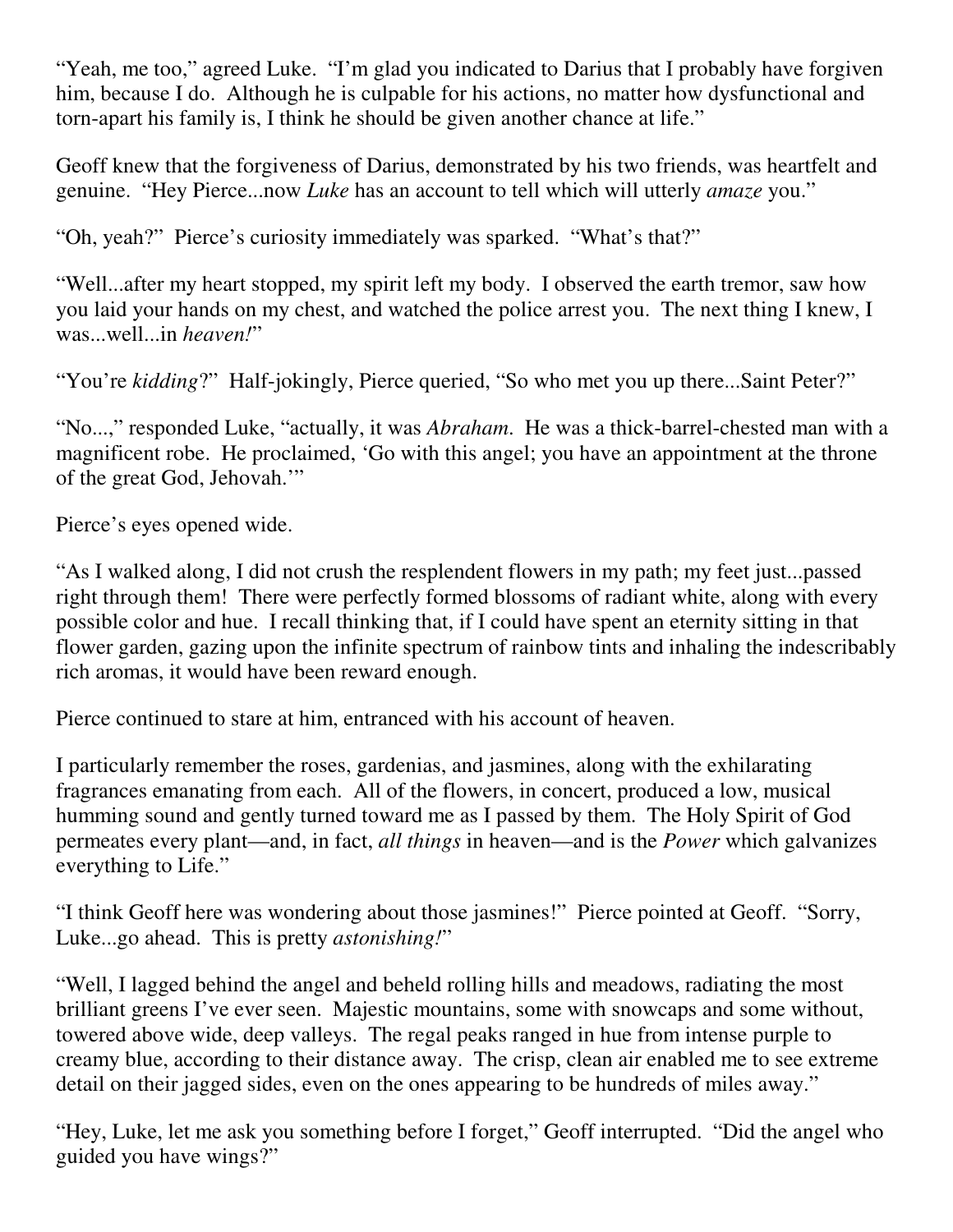"Yeah, me too," agreed Luke. "I'm glad you indicated to Darius that I probably have forgiven him, because I do. Although he is culpable for his actions, no matter how dysfunctional and torn-apart his family is, I think he should be given another chance at life."

Geoff knew that the forgiveness of Darius, demonstrated by his two friends, was heartfelt and genuine. "Hey Pierce...now *Luke* has an account to tell which will utterly *amaze* you."

"Oh, yeah?" Pierce's curiosity immediately was sparked. "What's that?"

"Well...after my heart stopped, my spirit left my body. I observed the earth tremor, saw how you laid your hands on my chest, and watched the police arrest you. The next thing I knew, I was...well...in *heaven!*"

"You're *kidding*?" Half-jokingly, Pierce queried, "So who met you up there...Saint Peter?"

"No...," responded Luke, "actually, it was *Abraham*. He was a thick-barrel-chested man with a magnificent robe. He proclaimed, 'Go with this angel; you have an appointment at the throne of the great God, Jehovah.'"

Pierce's eyes opened wide.

"As I walked along, I did not crush the resplendent flowers in my path; my feet just...passed right through them! There were perfectly formed blossoms of radiant white, along with every possible color and hue. I recall thinking that, if I could have spent an eternity sitting in that flower garden, gazing upon the infinite spectrum of rainbow tints and inhaling the indescribably rich aromas, it would have been reward enough.

Pierce continued to stare at him, entranced with his account of heaven.

I particularly remember the roses, gardenias, and jasmines, along with the exhilarating fragrances emanating from each. All of the flowers, in concert, produced a low, musical humming sound and gently turned toward me as I passed by them. The Holy Spirit of God permeates every plant—and, in fact, *all things* in heaven—and is the *Power* which galvanizes everything to Life."

"I think Geoff here was wondering about those jasmines!" Pierce pointed at Geoff. "Sorry, Luke...go ahead. This is pretty *astonishing!*"

"Well, I lagged behind the angel and beheld rolling hills and meadows, radiating the most brilliant greens I've ever seen. Majestic mountains, some with snowcaps and some without, towered above wide, deep valleys. The regal peaks ranged in hue from intense purple to creamy blue, according to their distance away. The crisp, clean air enabled me to see extreme detail on their jagged sides, even on the ones appearing to be hundreds of miles away."

"Hey, Luke, let me ask you something before I forget," Geoff interrupted. "Did the angel who guided you have wings?"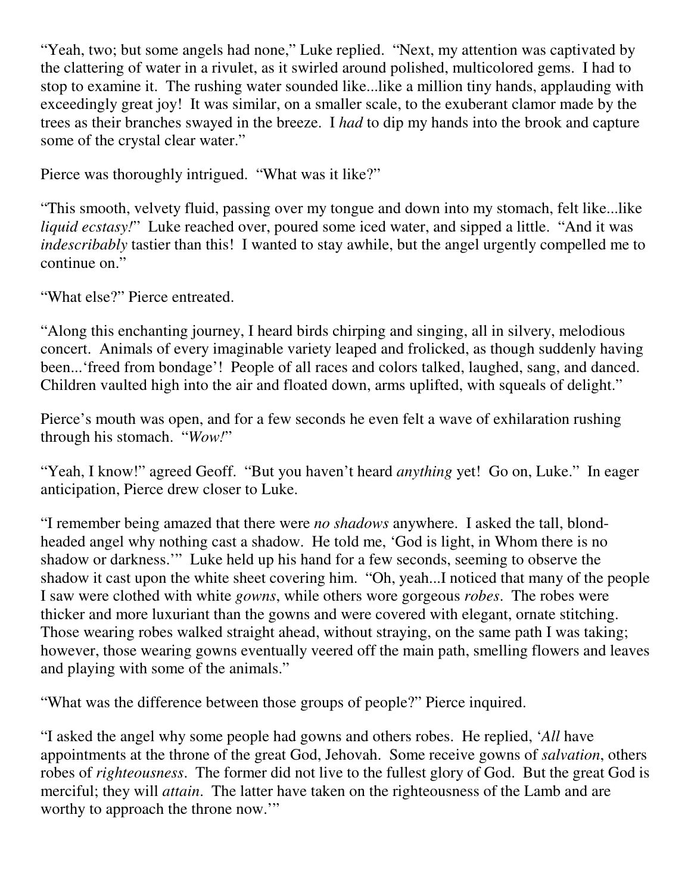"Yeah, two; but some angels had none," Luke replied. "Next, my attention was captivated by the clattering of water in a rivulet, as it swirled around polished, multicolored gems. I had to stop to examine it. The rushing water sounded like...like a million tiny hands, applauding with exceedingly great joy! It was similar, on a smaller scale, to the exuberant clamor made by the trees as their branches swayed in the breeze. I *had* to dip my hands into the brook and capture some of the crystal clear water."

Pierce was thoroughly intrigued. "What was it like?"

"This smooth, velvety fluid, passing over my tongue and down into my stomach, felt like...like *liquid ecstasy!*" Luke reached over, poured some iced water, and sipped a little. "And it was *indescribably* tastier than this! I wanted to stay awhile, but the angel urgently compelled me to continue on."

"What else?" Pierce entreated.

"Along this enchanting journey, I heard birds chirping and singing, all in silvery, melodious concert. Animals of every imaginable variety leaped and frolicked, as though suddenly having been...'freed from bondage'! People of all races and colors talked, laughed, sang, and danced. Children vaulted high into the air and floated down, arms uplifted, with squeals of delight."

Pierce's mouth was open, and for a few seconds he even felt a wave of exhilaration rushing through his stomach. "*Wow!*"

"Yeah, I know!" agreed Geoff. "But you haven't heard *anything* yet! Go on, Luke." In eager anticipation, Pierce drew closer to Luke.

"I remember being amazed that there were *no shadows* anywhere. I asked the tall, blond-headed angel why nothing cast a shadow. He told me, 'God is light, in Whom there is no shadow or darkness.'" Luke held up his hand for a few seconds, seeming to observe the shadow it cast upon the white sheet covering him. "Oh, yeah...I noticed that many of the people I saw were clothed with white *gowns*, while others wore gorgeous *robes*. The robes were thicker and more luxuriant than the gowns and were covered with elegant, ornate stitching. Those wearing robes walked straight ahead, without straying, on the same path I was taking; however, those wearing gowns eventually veered off the main path, smelling flowers and leaves and playing with some of the animals."

"What was the difference between those groups of people?" Pierce inquired.

"I asked the angel why some people had gowns and others robes. He replied, '*All* have appointments at the throne of the great God, Jehovah. Some receive gowns of *salvation*, others robes of *righteousness*. The former did not live to the fullest glory of God. But the great God is merciful; they will *attain*. The latter have taken on the righteousness of the Lamb and are worthy to approach the throne now.'"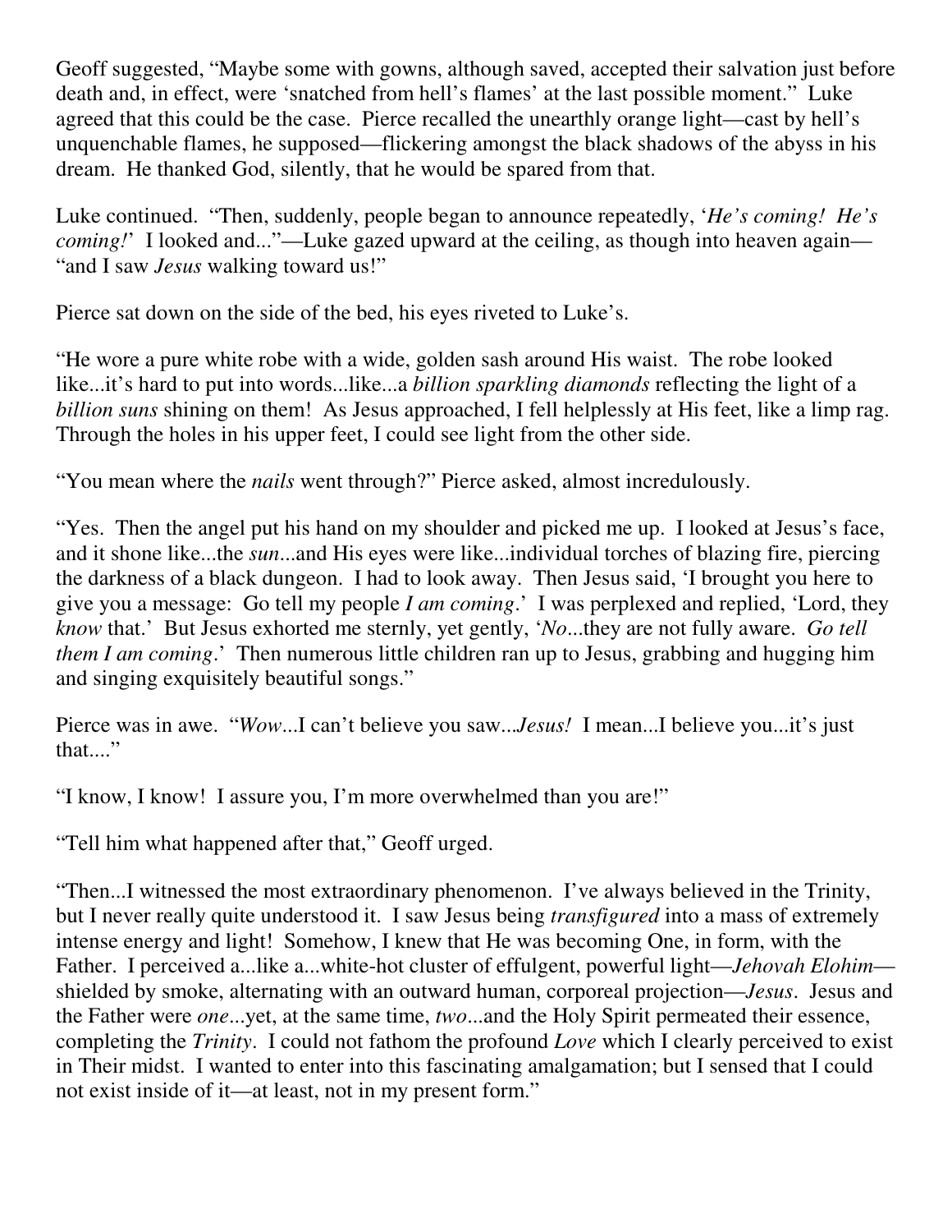Geoff suggested, "Maybe some with gowns, although saved, accepted their salvation just before death and, in effect, were 'snatched from hell's flames' at the last possible moment." Luke agreed that this could be the case. Pierce recalled the unearthly orange light—cast by hell's unquenchable flames, he supposed—flickering amongst the black shadows of the abyss in his dream. He thanked God, silently, that he would be spared from that.

Luke continued. "Then, suddenly, people began to announce repeatedly, '*He's coming! He's coming!*' I looked and..."—Luke gazed upward at the ceiling, as though into heaven again—"and I saw *Jesus* walking toward us!"

Pierce sat down on the side of the bed, his eyes riveted to Luke's.

"He wore a pure white robe with a wide, golden sash around His waist. The robe looked like...it's hard to put into words...like...a *billion sparkling diamonds* reflecting the light of a *billion suns* shining on them! As Jesus approached, I fell helplessly at His feet, like a limp rag. Through the holes in his upper feet, I could see light from the other side.

"You mean where the *nails* went through?" Pierce asked, almost incredulously.

"Yes. Then the angel put his hand on my shoulder and picked me up. I looked at Jesus's face, and it shone like...the *sun*...and His eyes were like...individual torches of blazing fire, piercing the darkness of a black dungeon. I had to look away. Then Jesus said, 'I brought you here to give you a message: Go tell my people *I am coming*.' I was perplexed and replied, 'Lord, they *know* that.' But Jesus exhorted me sternly, yet gently, '*No*...they are not fully aware. *Go tell them I am coming*.' Then numerous little children ran up to Jesus, grabbing and hugging him and singing exquisitely beautiful songs."

Pierce was in awe. "*Wow*...I can't believe you saw...*Jesus!* I mean...I believe you...it's just that...."

"I know, I know! I assure you, I'm more overwhelmed than you are!"

"Tell him what happened after that," Geoff urged.

"Then...I witnessed the most extraordinary phenomenon. I've always believed in the Trinity, but I never really quite understood it. I saw Jesus being *transfigured* into a mass of extremely intense energy and light! Somehow, I knew that He was becoming One, in form, with the Father. I perceived a...like a...white-hot cluster of effulgent, powerful light—*Jehovah Elohim*—shielded by smoke, alternating with an outward human, corporeal projection—*Jesus*. Jesus and the Father were *one*...yet, at the same time, *two*...and the Holy Spirit permeated their essence, completing the *Trinity*. I could not fathom the profound *Love* which I clearly perceived to exist in Their midst. I wanted to enter into this fascinating amalgamation; but I sensed that I could not exist inside of it—at least, not in my present form."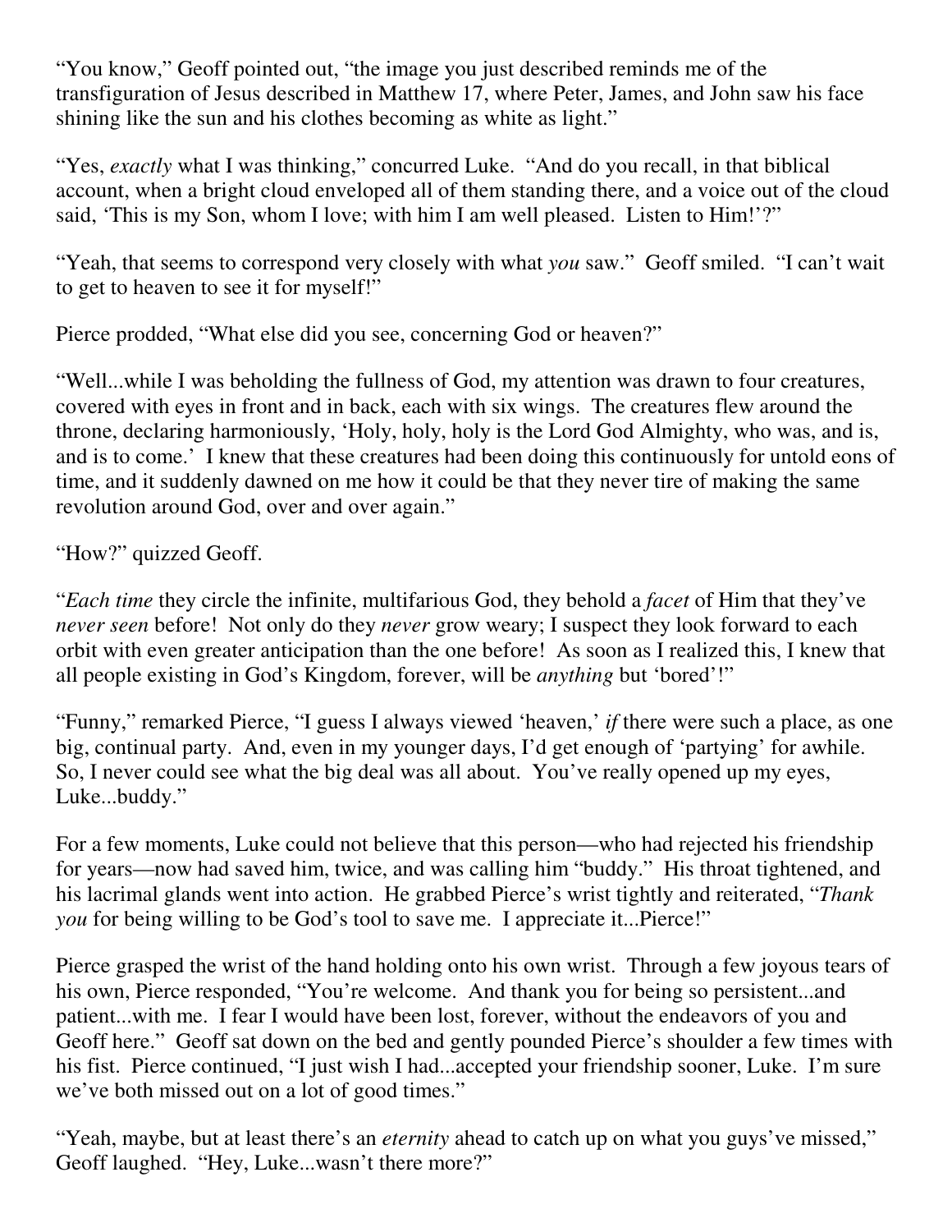"You know," Geoff pointed out, "the image you just described reminds me of the transfiguration of Jesus described in Matthew 17, where Peter, James, and John saw his face shining like the sun and his clothes becoming as white as light."

"Yes, *exactly* what I was thinking," concurred Luke. "And do you recall, in that biblical account, when a bright cloud enveloped all of them standing there, and a voice out of the cloud said, 'This is my Son, whom I love; with him I am well pleased. Listen to Him!'?"

"Yeah, that seems to correspond very closely with what *you* saw." Geoff smiled. "I can't wait to get to heaven to see it for myself!"

Pierce prodded, "What else did you see, concerning God or heaven?"

"Well...while I was beholding the fullness of God, my attention was drawn to four creatures, covered with eyes in front and in back, each with six wings. The creatures flew around the throne, declaring harmoniously, 'Holy, holy, holy is the Lord God Almighty, who was, and is, and is to come.' I knew that these creatures had been doing this continuously for untold eons of time, and it suddenly dawned on me how it could be that they never tire of making the same revolution around God, over and over again."

"How?" quizzed Geoff.

"*Each time* they circle the infinite, multifarious God, they behold a *facet* of Him that they've *never seen* before! Not only do they *never* grow weary; I suspect they look forward to each orbit with even greater anticipation than the one before! As soon as I realized this, I knew that all people existing in God's Kingdom, forever, will be *anything* but 'bored'!"

"Funny," remarked Pierce, "I guess I always viewed 'heaven,' *if* there were such a place, as one big, continual party. And, even in my younger days, I'd get enough of 'partying' for awhile. So, I never could see what the big deal was all about. You've really opened up my eyes, Luke...buddy."

For a few moments, Luke could not believe that this person—who had rejected his friendship for years—now had saved him, twice, and was calling him "buddy." His throat tightened, and his lacrimal glands went into action. He grabbed Pierce's wrist tightly and reiterated, "*Thank you* for being willing to be God's tool to save me. I appreciate it...Pierce!"

Pierce grasped the wrist of the hand holding onto his own wrist. Through a few joyous tears of his own, Pierce responded, "You're welcome. And thank you for being so persistent...and patient...with me. I fear I would have been lost, forever, without the endeavors of you and Geoff here." Geoff sat down on the bed and gently pounded Pierce's shoulder a few times with his fist. Pierce continued, "I just wish I had...accepted your friendship sooner, Luke. I'm sure we've both missed out on a lot of good times."

"Yeah, maybe, but at least there's an *eternity* ahead to catch up on what you guys've missed," Geoff laughed. "Hey, Luke...wasn't there more?"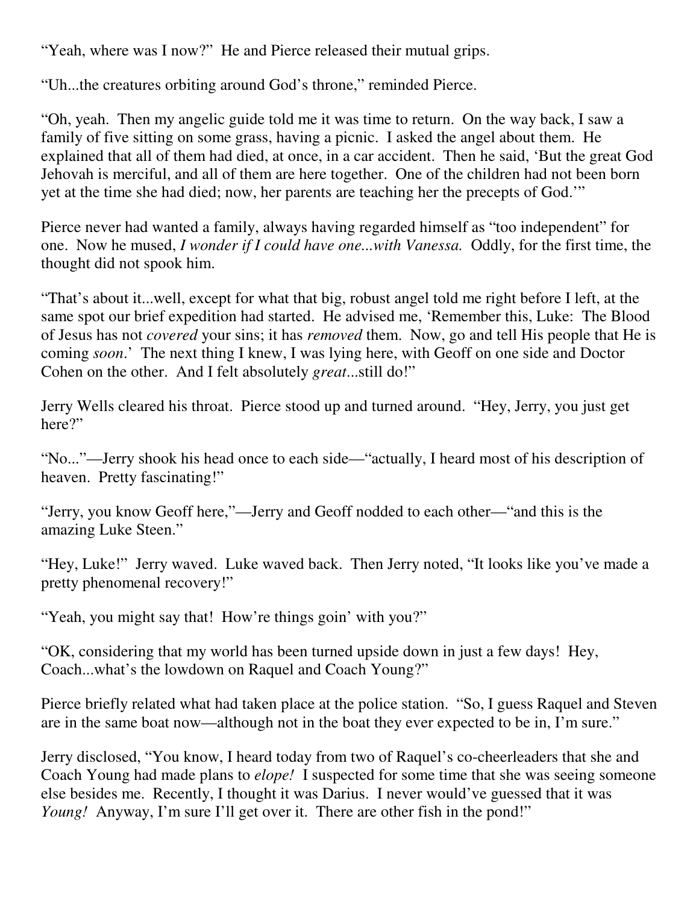"Yeah, where was I now?" He and Pierce released their mutual grips.

"Uh...the creatures orbiting around God's throne," reminded Pierce.

"Oh, yeah. Then my angelic guide told me it was time to return. On the way back, I saw a family of five sitting on some grass, having a picnic. I asked the angel about them. He explained that all of them had died, at once, in a car accident. Then he said, 'But the great God Jehovah is merciful, and all of them are here together. One of the children had not been born yet at the time she had died; now, her parents are teaching her the precepts of God.'"

Pierce never had wanted a family, always having regarded himself as "too independent" for one. Now he mused, *I wonder if I could have one...with Vanessa.* Oddly, for the first time, the thought did not spook him.

"That's about it...well, except for what that big, robust angel told me right before I left, at the same spot our brief expedition had started. He advised me, 'Remember this, Luke: The Blood of Jesus has not *covered* your sins; it has *removed* them. Now, go and tell His people that He is coming *soon*.' The next thing I knew, I was lying here, with Geoff on one side and Doctor Cohen on the other. And I felt absolutely *great*...still do!"

Jerry Wells cleared his throat. Pierce stood up and turned around. "Hey, Jerry, you just get here?"

"No..."—Jerry shook his head once to each side—"actually, I heard most of his description of heaven. Pretty fascinating!"

"Jerry, you know Geoff here,"—Jerry and Geoff nodded to each other—"and this is the amazing Luke Steen."

"Hey, Luke!" Jerry waved. Luke waved back. Then Jerry noted, "It looks like you've made a pretty phenomenal recovery!"

"Yeah, you might say that! How're things goin' with you?"

"OK, considering that my world has been turned upside down in just a few days! Hey, Coach...what's the lowdown on Raquel and Coach Young?"

Pierce briefly related what had taken place at the police station. "So, I guess Raquel and Steven are in the same boat now—although not in the boat they ever expected to be in, I'm sure."

Jerry disclosed, "You know, I heard today from two of Raquel's co-cheerleaders that she and Coach Young had made plans to *elope!* I suspected for some time that she was seeing someone else besides me. Recently, I thought it was Darius. I never would've guessed that it was *Young!* Anyway, I'm sure I'll get over it. There are other fish in the pond!"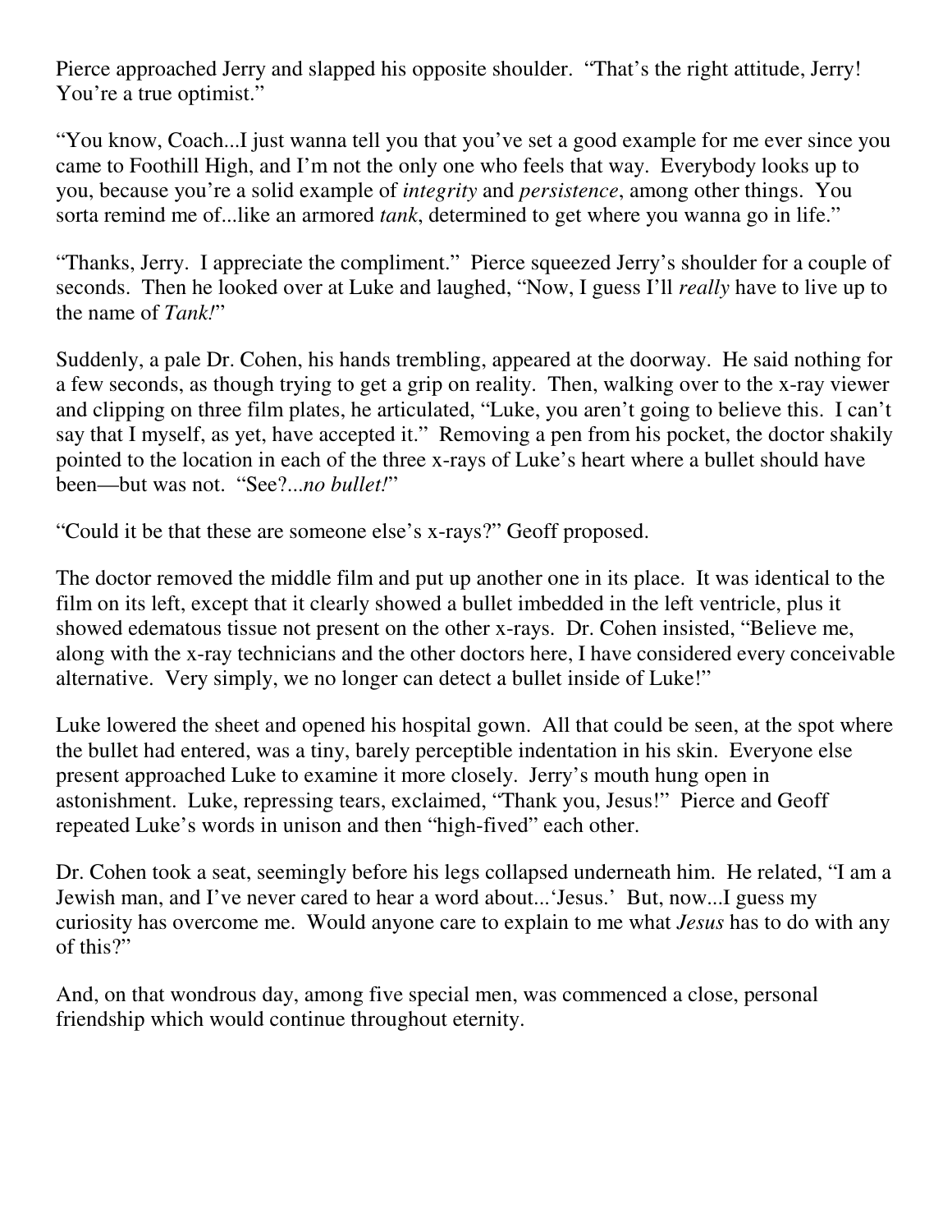Pierce approached Jerry and slapped his opposite shoulder. "That's the right attitude, Jerry! You're a true optimist."

"You know, Coach...I just wanna tell you that you've set a good example for me ever since you came to Foothill High, and I'm not the only one who feels that way. Everybody looks up to you, because you're a solid example of *integrity* and *persistence*, among other things. You sorta remind me of...like an armored *tank*, determined to get where you wanna go in life."

"Thanks, Jerry. I appreciate the compliment." Pierce squeezed Jerry's shoulder for a couple of seconds. Then he looked over at Luke and laughed, "Now, I guess I'll *really* have to live up to the name of *Tank!*"

Suddenly, a pale Dr. Cohen, his hands trembling, appeared at the doorway. He said nothing for a few seconds, as though trying to get a grip on reality. Then, walking over to the x-ray viewer and clipping on three film plates, he articulated, "Luke, you aren't going to believe this. I can't say that I myself, as yet, have accepted it." Removing a pen from his pocket, the doctor shakily pointed to the location in each of the three x-rays of Luke's heart where a bullet should have been—but was not. "See?...*no bullet!*"

"Could it be that these are someone else's x-rays?" Geoff proposed.

The doctor removed the middle film and put up another one in its place. It was identical to the film on its left, except that it clearly showed a bullet imbedded in the left ventricle, plus it showed edematous tissue not present on the other x-rays. Dr. Cohen insisted, "Believe me, along with the x-ray technicians and the other doctors here, I have considered every conceivable alternative. Very simply, we no longer can detect a bullet inside of Luke!"

Luke lowered the sheet and opened his hospital gown. All that could be seen, at the spot where the bullet had entered, was a tiny, barely perceptible indentation in his skin. Everyone else present approached Luke to examine it more closely. Jerry's mouth hung open in astonishment. Luke, repressing tears, exclaimed, "Thank you, Jesus!" Pierce and Geoff repeated Luke's words in unison and then "high-fived" each other.

Dr. Cohen took a seat, seemingly before his legs collapsed underneath him. He related, "I am a Jewish man, and I've never cared to hear a word about...'Jesus.' But, now...I guess my curiosity has overcome me. Would anyone care to explain to me what *Jesus* has to do with any of this?"

And, on that wondrous day, among five special men, was commenced a close, personal friendship which would continue throughout eternity.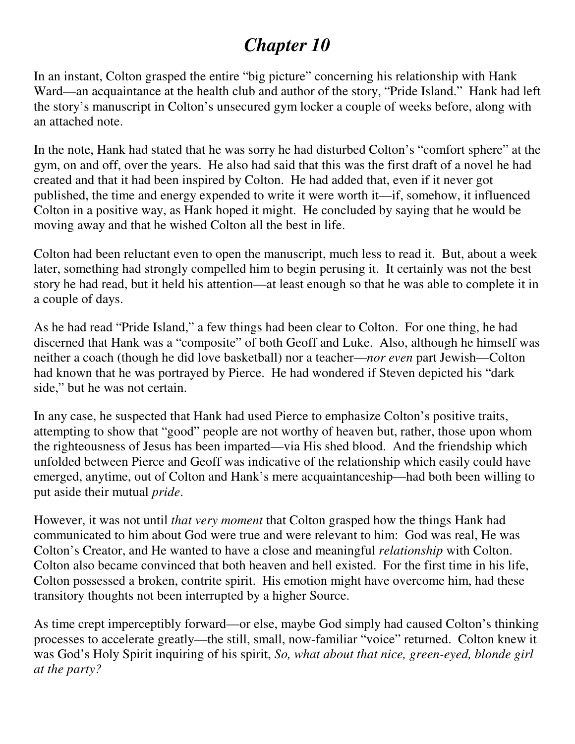# *Chapter 10*

In an instant, Colton grasped the entire "big picture" concerning his relationship with Hank Ward—an acquaintance at the health club and author of the story, "Pride Island." Hank had left the story's manuscript in Colton's unsecured gym locker a couple of weeks before, along with an attached note.

In the note, Hank had stated that he was sorry he had disturbed Colton's "comfort sphere" at the gym, on and off, over the years. He also had said that this was the first draft of a novel he had created and that it had been inspired by Colton. He had added that, even if it never got published, the time and energy expended to write it were worth it—if, somehow, it influenced Colton in a positive way, as Hank hoped it might. He concluded by saying that he would be moving away and that he wished Colton all the best in life.

Colton had been reluctant even to open the manuscript, much less to read it. But, about a week later, something had strongly compelled him to begin perusing it. It certainly was not the best story he had read, but it held his attention—at least enough so that he was able to complete it in a couple of days.

As he had read "Pride Island," a few things had been clear to Colton. For one thing, he had discerned that Hank was a "composite" of both Geoff and Luke. Also, although he himself was neither a coach (though he did love basketball) nor a teacher—*nor even* part Jewish—Colton had known that he was portrayed by Pierce. He had wondered if Steven depicted his "dark side," but he was not certain.

In any case, he suspected that Hank had used Pierce to emphasize Colton's positive traits, attempting to show that "good" people are not worthy of heaven but, rather, those upon whom the righteousness of Jesus has been imparted—via His shed blood. And the friendship which unfolded between Pierce and Geoff was indicative of the relationship which easily could have emerged, anytime, out of Colton and Hank's mere acquaintanceship—had both been willing to put aside their mutual *pride*.

However, it was not until *that very moment* that Colton grasped how the things Hank had communicated to him about God were true and were relevant to him: God was real, He was Colton's Creator, and He wanted to have a close and meaningful *relationship* with Colton. Colton also became convinced that both heaven and hell existed. For the first time in his life, Colton possessed a broken, contrite spirit. His emotion might have overcome him, had these transitory thoughts not been interrupted by a higher Source.

As time crept imperceptibly forward—or else, maybe God simply had caused Colton's thinking processes to accelerate greatly—the still, small, now-familiar "voice" returned. Colton knew it was God's Holy Spirit inquiring of his spirit, *So, what about that nice, green-eyed, blonde girl at the party?*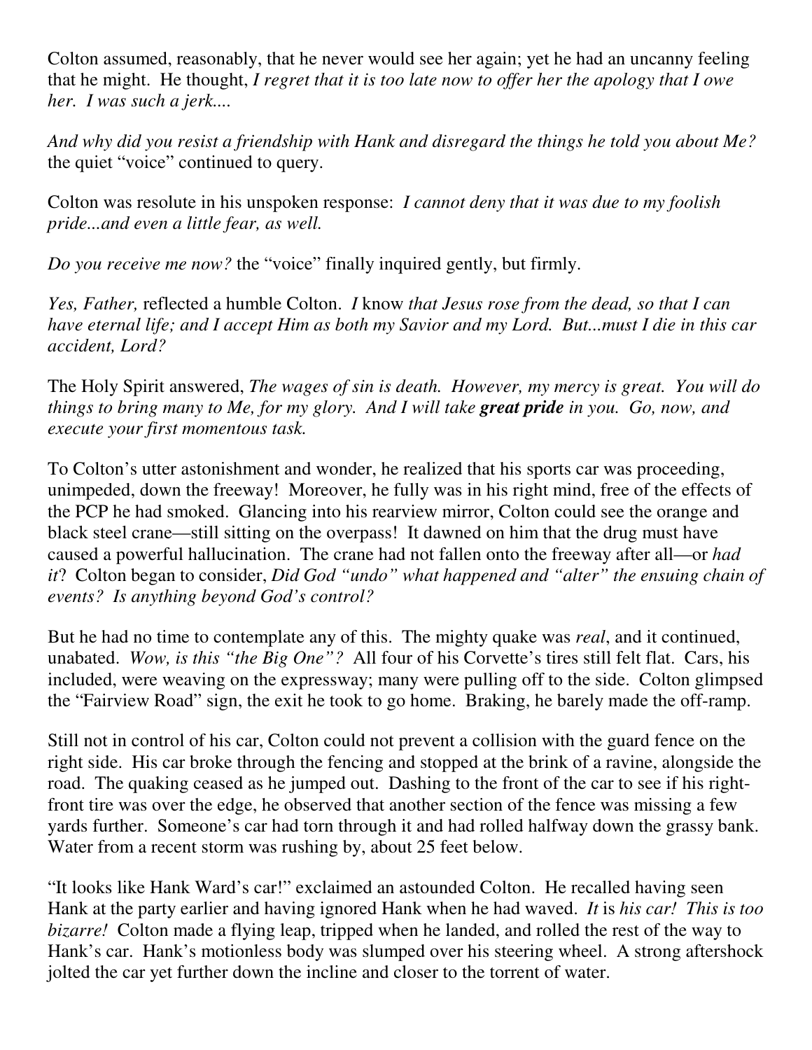Colton assumed, reasonably, that he never would see her again; yet he had an uncanny feeling that he might. He thought, *I regret that it is too late now to offer her the apology that I owe her. I was such a jerk....*

*And why did you resist a friendship with Hank and disregard the things he told you about Me?* the quiet "voice" continued to query.

Colton was resolute in his unspoken response: *I cannot deny that it was due to my foolish pride...and even a little fear, as well.*

*Do you receive me now?* the "voice" finally inquired gently, but firmly.

*Yes, Father,* reflected a humble Colton. *I* know *that Jesus rose from the dead, so that I can have eternal life; and I accept Him as both my Savior and my Lord. But...must I die in this car accident, Lord?*

The Holy Spirit answered, *The wages of sin is death. However, my mercy is great. You will do things to bring many to Me, for my glory. And I will take* ***great pride*** *in you. Go, now, and execute your first momentous task.*

To Colton's utter astonishment and wonder, he realized that his sports car was proceeding, unimpeded, down the freeway! Moreover, he fully was in his right mind, free of the effects of the PCP he had smoked. Glancing into his rearview mirror, Colton could see the orange and black steel crane—still sitting on the overpass! It dawned on him that the drug must have caused a powerful hallucination. The crane had not fallen onto the freeway after all—or *had it*? Colton began to consider, *Did God "undo" what happened and "alter" the ensuing chain of events? Is anything beyond God's control?*

But he had no time to contemplate any of this. The mighty quake was *real*, and it continued, unabated. *Wow, is this "the Big One"?* All four of his Corvette's tires still felt flat. Cars, his included, were weaving on the expressway; many were pulling off to the side. Colton glimpsed the "Fairview Road" sign, the exit he took to go home. Braking, he barely made the off-ramp.

Still not in control of his car, Colton could not prevent a collision with the guard fence on the right side. His car broke through the fencing and stopped at the brink of a ravine, alongside the road. The quaking ceased as he jumped out. Dashing to the front of the car to see if his right-front tire was over the edge, he observed that another section of the fence was missing a few yards further. Someone's car had torn through it and had rolled halfway down the grassy bank. Water from a recent storm was rushing by, about 25 feet below.

"It looks like Hank Ward's car!" exclaimed an astounded Colton. He recalled having seen Hank at the party earlier and having ignored Hank when he had waved. *It* is *his car! This is too bizarre!* Colton made a flying leap, tripped when he landed, and rolled the rest of the way to Hank's car. Hank's motionless body was slumped over his steering wheel. A strong aftershock jolted the car yet further down the incline and closer to the torrent of water.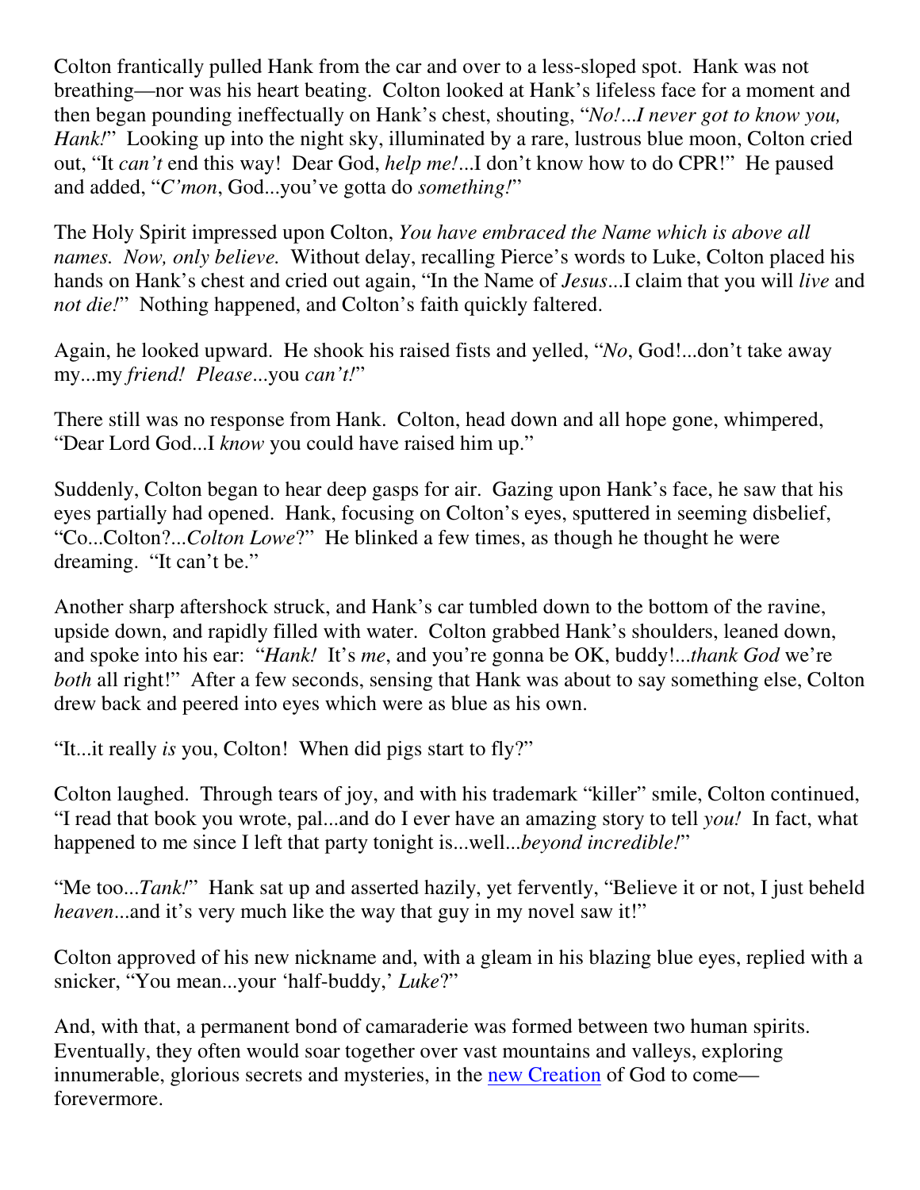Colton frantically pulled Hank from the car and over to a less-sloped spot. Hank was not breathing—nor was his heart beating. Colton looked at Hank's lifeless face for a moment and then began pounding ineffectually on Hank's chest, shouting, "*No!...I never got to know you, Hank!*" Looking up into the night sky, illuminated by a rare, lustrous blue moon, Colton cried out, "It *can't* end this way! Dear God, *help me!*...I don't know how to do CPR!" He paused and added, "*C'mon*, God...you've gotta do *something!*"

The Holy Spirit impressed upon Colton, *You have embraced the Name which is above all names. Now, only believe.* Without delay, recalling Pierce's words to Luke, Colton placed his hands on Hank's chest and cried out again, "In the Name of *Jesus*...I claim that you will *live* and *not die!*" Nothing happened, and Colton's faith quickly faltered.

Again, he looked upward. He shook his raised fists and yelled, "*No*, God!...don't take away my...my *friend! Please*...you *can't!*"

There still was no response from Hank. Colton, head down and all hope gone, whimpered, "Dear Lord God...I *know* you could have raised him up."

Suddenly, Colton began to hear deep gasps for air. Gazing upon Hank's face, he saw that his eyes partially had opened. Hank, focusing on Colton's eyes, sputtered in seeming disbelief, "Co...Colton?...*Colton Lowe*?" He blinked a few times, as though he thought he were dreaming. "It can't be."

Another sharp aftershock struck, and Hank's car tumbled down to the bottom of the ravine, upside down, and rapidly filled with water. Colton grabbed Hank's shoulders, leaned down, and spoke into his ear: "*Hank!* It's *me*, and you're gonna be OK, buddy!...*thank God* we're *both* all right!" After a few seconds, sensing that Hank was about to say something else, Colton drew back and peered into eyes which were as blue as his own.

"It...it really *is* you, Colton! When did pigs start to fly?"

Colton laughed. Through tears of joy, and with his trademark "killer" smile, Colton continued, "I read that book you wrote, pal...and do I ever have an amazing story to tell *you!* In fact, what happened to me since I left that party tonight is...well...*beyond incredible!*"

"Me too...*Tank!*" Hank sat up and asserted hazily, yet fervently, "Believe it or not, I just beheld *heaven*...and it's very much like the way that guy in my novel saw it!"

Colton approved of his new nickname and, with a gleam in his blazing blue eyes, replied with a snicker, "You mean...your 'half-buddy,' *Luke*?"

And, with that, a permanent bond of camaraderie was formed between two human spirits. Eventually, they often would soar together over vast mountains and valleys, exploring innumerable, glorious secrets and mysteries, in the new Creation of God to come—forevermore.